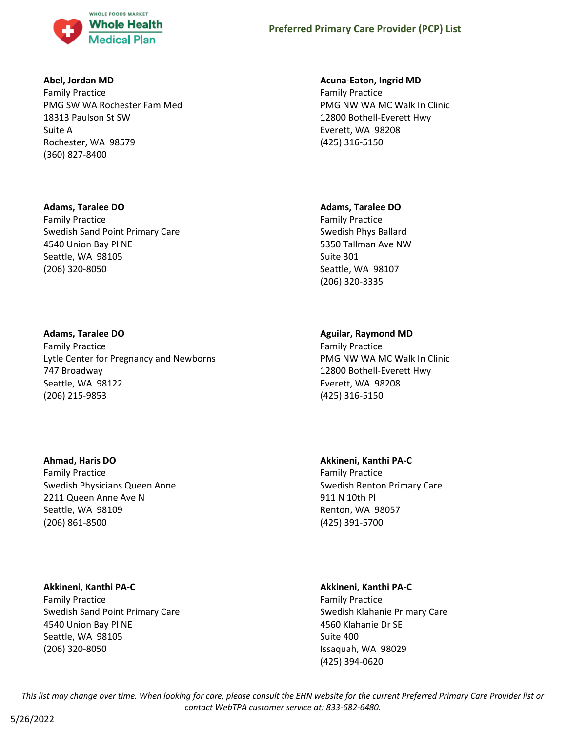# Preferred Primary Care Provider (PCP) List

**Abel, Jordan MD**
Family Practice
PMG SW WA Rochester Fam Med
18313 Paulson St SW
Suite A
Rochester, WA 98579
(360) 827-8400

**Adams, Taralee DO**
Family Practice
Swedish Sand Point Primary Care
4540 Union Bay Pl NE
Seattle, WA 98105
(206) 320-8050

**Adams, Taralee DO**
Family Practice
Lytle Center for Pregnancy and Newborns
747 Broadway
Seattle, WA 98122
(206) 215-9853

**Ahmad, Haris DO**
Family Practice
Swedish Physicians Queen Anne
2211 Queen Anne Ave N
Seattle, WA 98109
(206) 861-8500

**Akkineni, Kanthi PA-C**
Family Practice
Swedish Sand Point Primary Care
4540 Union Bay Pl NE
Seattle, WA 98105
(206) 320-8050

**Acuna-Eaton, Ingrid MD**
Family Practice
PMG NW WA MC Walk In Clinic
12800 Bothell-Everett Hwy
Everett, WA 98208
(425) 316-5150

**Adams, Taralee DO**
Family Practice
Swedish Phys Ballard
5350 Tallman Ave NW
Suite 301
Seattle, WA 98107
(206) 320-3335

**Aguilar, Raymond MD**
Family Practice
PMG NW WA MC Walk In Clinic
12800 Bothell-Everett Hwy
Everett, WA 98208
(425) 316-5150

**Akkineni, Kanthi PA-C**
Family Practice
Swedish Renton Primary Care
911 N 10th Pl
Renton, WA 98057
(425) 391-5700

**Akkineni, Kanthi PA-C**
Family Practice
Swedish Klahanie Primary Care
4560 Klahanie Dr SE
Suite 400
Issaquah, WA 98029
(425) 394-0620

*This list may change over time. When looking for care, please consult the EHN website for the current Preferred Primary Care Provider list or contact WebTPA customer service at: 833-682-6480.*

5/26/2022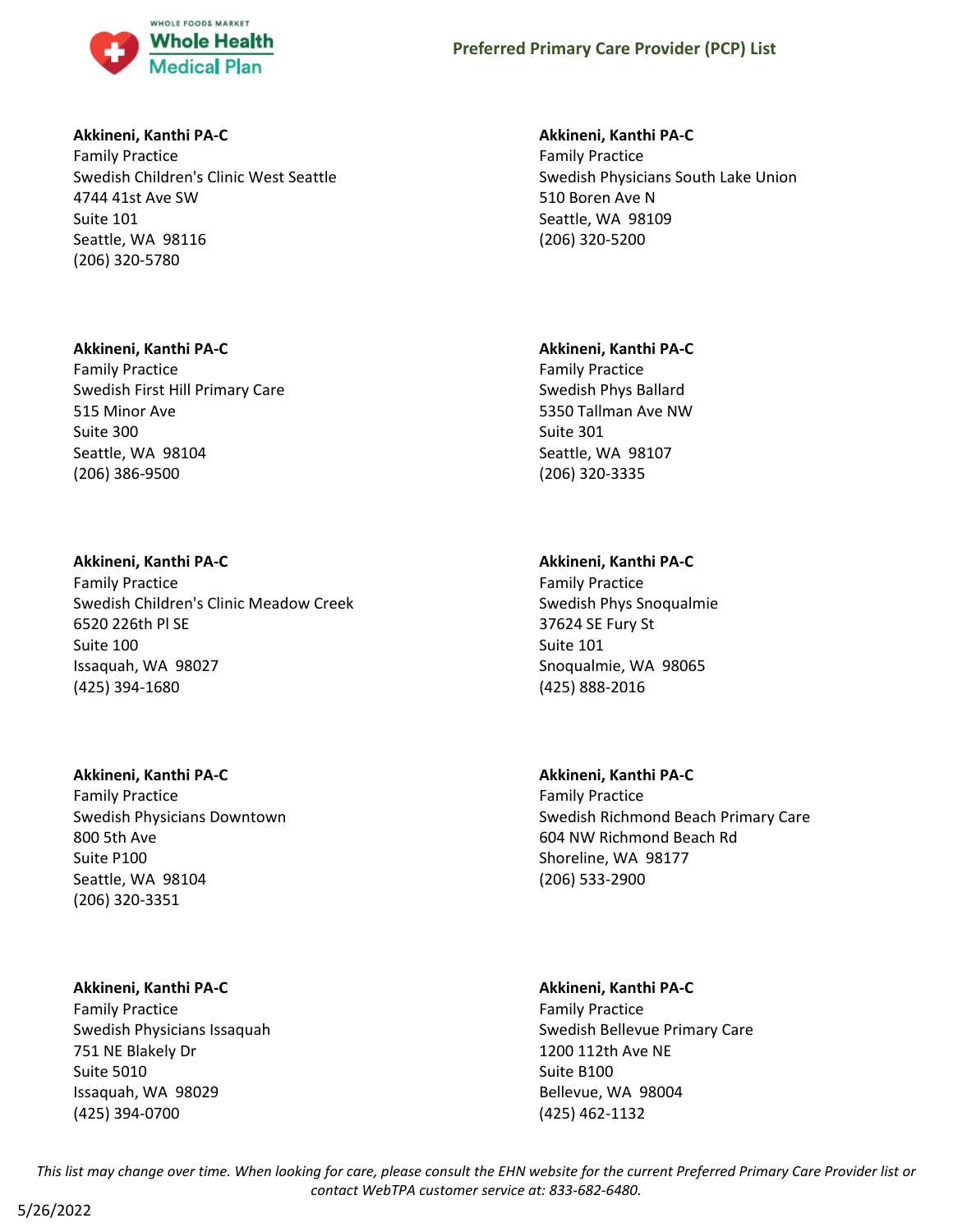**Akkineni, Kanthi PA-C**
Family Practice
Swedish Children's Clinic West Seattle
4744 41st Ave SW
Suite 101
Seattle, WA 98116
(206) 320-5780

**Akkineni, Kanthi PA-C**
Family Practice
Swedish First Hill Primary Care
515 Minor Ave
Suite 300
Seattle, WA 98104
(206) 386-9500

**Akkineni, Kanthi PA-C**
Family Practice
Swedish Children's Clinic Meadow Creek
6520 226th Pl SE
Suite 100
Issaquah, WA 98027
(425) 394-1680

**Akkineni, Kanthi PA-C**
Family Practice
Swedish Physicians Downtown
800 5th Ave
Suite P100
Seattle, WA 98104
(206) 320-3351

**Akkineni, Kanthi PA-C**
Family Practice
Swedish Physicians Issaquah
751 NE Blakely Dr
Suite 5010
Issaquah, WA 98029
(425) 394-0700

**Akkineni, Kanthi PA-C**
Family Practice
Swedish Physicians South Lake Union
510 Boren Ave N
Seattle, WA 98109
(206) 320-5200

**Akkineni, Kanthi PA-C**
Family Practice
Swedish Phys Ballard
5350 Tallman Ave NW
Suite 301
Seattle, WA 98107
(206) 320-3335

**Akkineni, Kanthi PA-C**
Family Practice
Swedish Phys Snoqualmie
37624 SE Fury St
Suite 101
Snoqualmie, WA 98065
(425) 888-2016

**Akkineni, Kanthi PA-C**
Family Practice
Swedish Richmond Beach Primary Care
604 NW Richmond Beach Rd
Shoreline, WA 98177
(206) 533-2900

**Akkineni, Kanthi PA-C**
Family Practice
Swedish Bellevue Primary Care
1200 112th Ave NE
Suite B100
Bellevue, WA 98004
(425) 462-1132

*This list may change over time. When looking for care, please consult the EHN website for the current Preferred Primary Care Provider list or contact WebTPA customer service at: 833-682-6480.*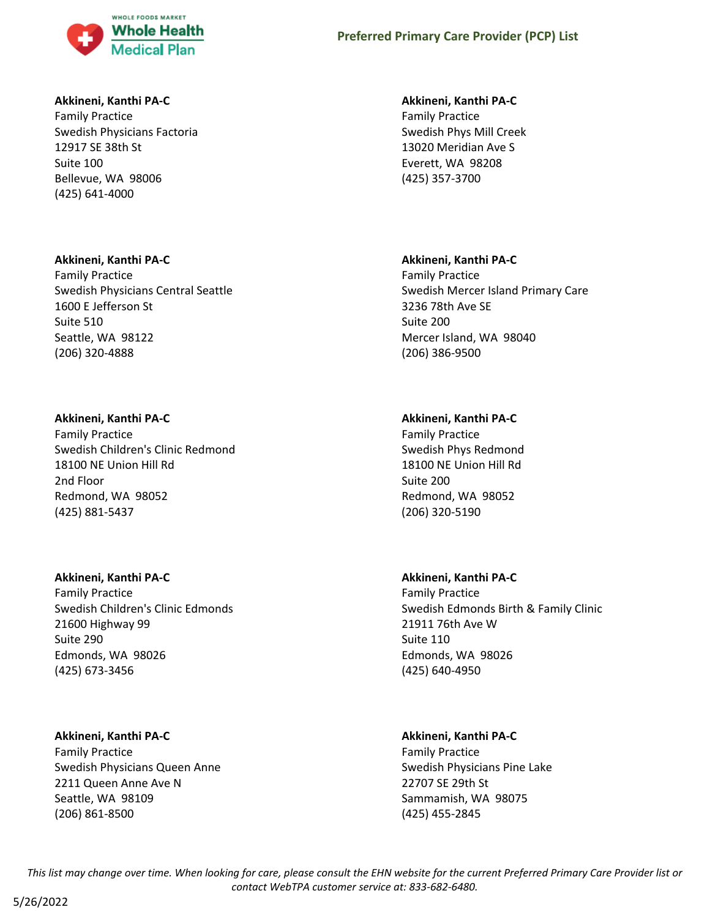**Akkineni, Kanthi PA-C**
Family Practice
Swedish Physicians Factoria
12917 SE 38th St
Suite 100
Bellevue, WA 98006
(425) 641-4000

**Akkineni, Kanthi PA-C**
Family Practice
Swedish Phys Mill Creek
13020 Meridian Ave S
Everett, WA 98208
(425) 357-3700

**Akkineni, Kanthi PA-C**
Family Practice
Swedish Physicians Central Seattle
1600 E Jefferson St
Suite 510
Seattle, WA 98122
(206) 320-4888

**Akkineni, Kanthi PA-C**
Family Practice
Swedish Mercer Island Primary Care
3236 78th Ave SE
Suite 200
Mercer Island, WA 98040
(206) 386-9500

**Akkineni, Kanthi PA-C**
Family Practice
Swedish Children's Clinic Redmond
18100 NE Union Hill Rd
2nd Floor
Redmond, WA 98052
(425) 881-5437

**Akkineni, Kanthi PA-C**
Family Practice
Swedish Phys Redmond
18100 NE Union Hill Rd
Suite 200
Redmond, WA 98052
(206) 320-5190

**Akkineni, Kanthi PA-C**
Family Practice
Swedish Children's Clinic Edmonds
21600 Highway 99
Suite 290
Edmonds, WA 98026
(425) 673-3456

**Akkineni, Kanthi PA-C**
Family Practice
Swedish Edmonds Birth & Family Clinic
21911 76th Ave W
Suite 110
Edmonds, WA 98026
(425) 640-4950

**Akkineni, Kanthi PA-C**
Family Practice
Swedish Physicians Queen Anne
2211 Queen Anne Ave N
Seattle, WA 98109
(206) 861-8500

**Akkineni, Kanthi PA-C**
Family Practice
Swedish Physicians Pine Lake
22707 SE 29th St
Sammamish, WA 98075
(425) 455-2845

*This list may change over time. When looking for care, please consult the EHN website for the current Preferred Primary Care Provider list or contact WebTPA customer service at: 833-682-6480.*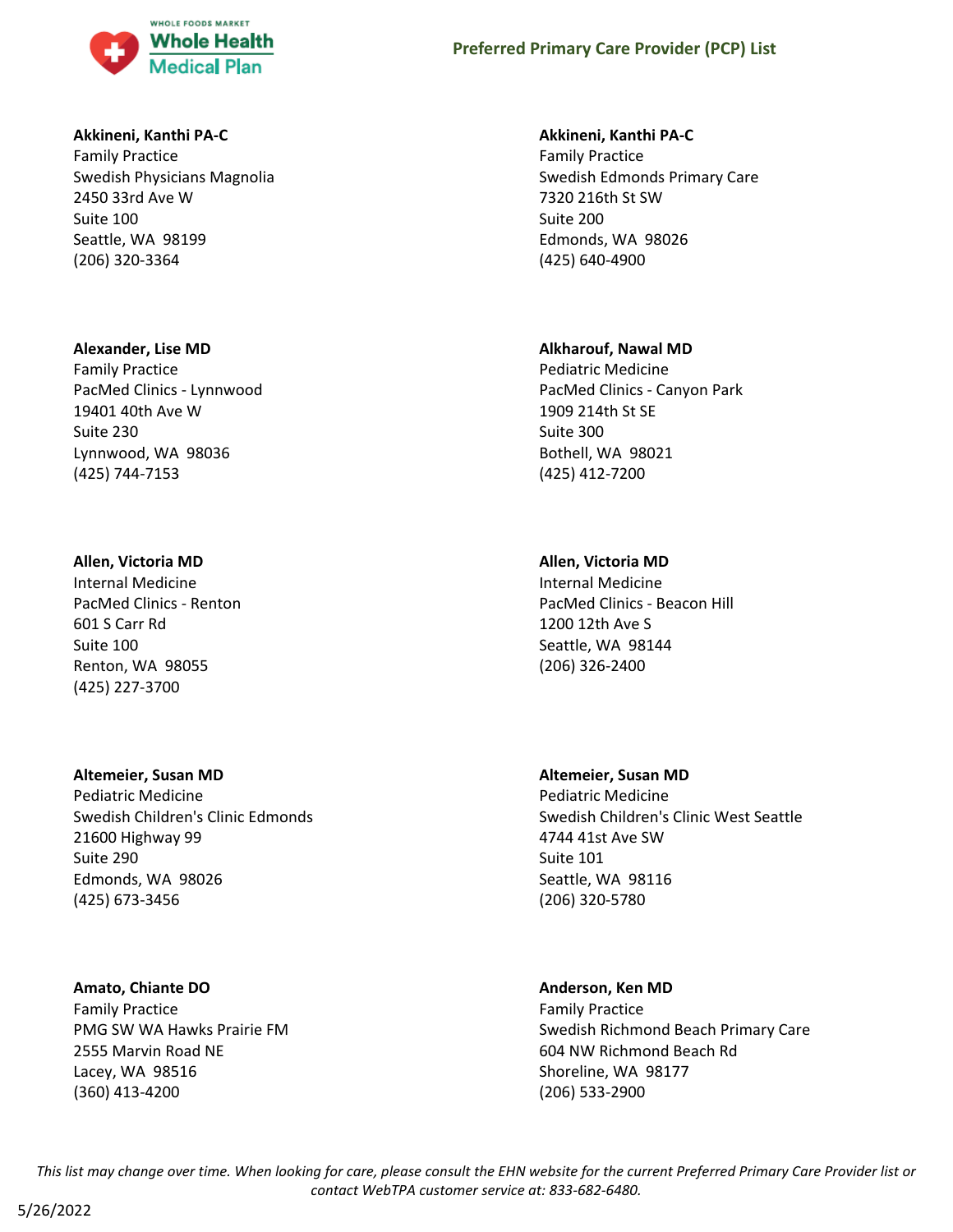**Akkineni, Kanthi PA-C**
Family Practice
Swedish Physicians Magnolia
2450 33rd Ave W
Suite 100
Seattle, WA 98199
(206) 320-3364

**Akkineni, Kanthi PA-C**
Family Practice
Swedish Edmonds Primary Care
7320 216th St SW
Suite 200
Edmonds, WA 98026
(425) 640-4900

**Alexander, Lise MD**
Family Practice
PacMed Clinics - Lynnwood
19401 40th Ave W
Suite 230
Lynnwood, WA 98036
(425) 744-7153

**Alkharouf, Nawal MD**
Pediatric Medicine
PacMed Clinics - Canyon Park
1909 214th St SE
Suite 300
Bothell, WA 98021
(425) 412-7200

**Allen, Victoria MD**
Internal Medicine
PacMed Clinics - Renton
601 S Carr Rd
Suite 100
Renton, WA 98055
(425) 227-3700

**Allen, Victoria MD**
Internal Medicine
PacMed Clinics - Beacon Hill
1200 12th Ave S
Seattle, WA 98144
(206) 326-2400

**Altemeier, Susan MD**
Pediatric Medicine
Swedish Children's Clinic Edmonds
21600 Highway 99
Suite 290
Edmonds, WA 98026
(425) 673-3456

**Altemeier, Susan MD**
Pediatric Medicine
Swedish Children's Clinic West Seattle
4744 41st Ave SW
Suite 101
Seattle, WA 98116
(206) 320-5780

**Amato, Chiante DO**
Family Practice
PMG SW WA Hawks Prairie FM
2555 Marvin Road NE
Lacey, WA 98516
(360) 413-4200

**Anderson, Ken MD**
Family Practice
Swedish Richmond Beach Primary Care
604 NW Richmond Beach Rd
Shoreline, WA 98177
(206) 533-2900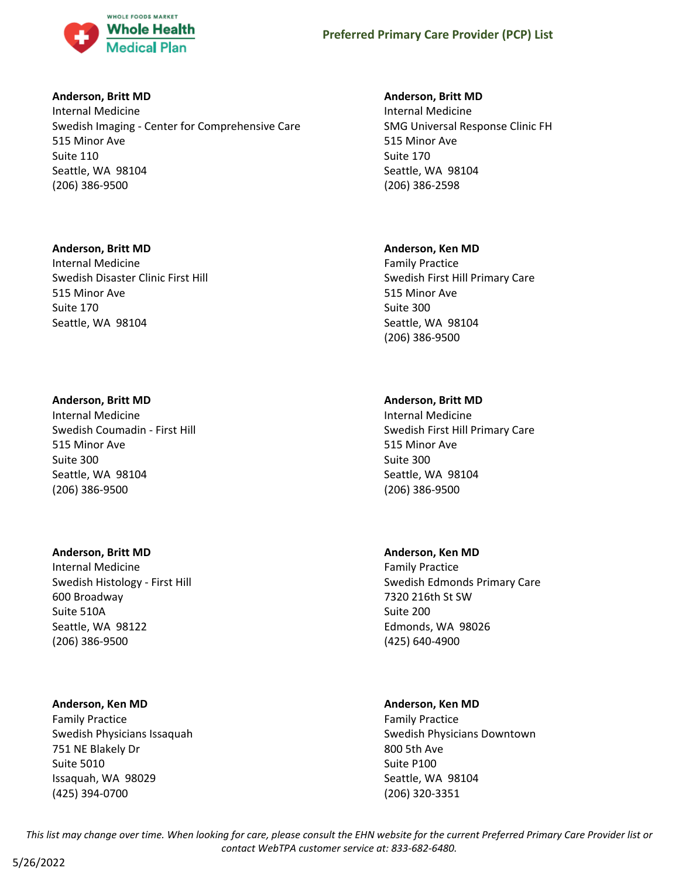**Anderson, Britt MD**
Internal Medicine
Swedish Imaging - Center for Comprehensive Care
515 Minor Ave
Suite 110
Seattle, WA 98104
(206) 386-9500

**Anderson, Britt MD**
Internal Medicine
Swedish Disaster Clinic First Hill
515 Minor Ave
Suite 170
Seattle, WA 98104

**Anderson, Britt MD**
Internal Medicine
Swedish Coumadin - First Hill
515 Minor Ave
Suite 300
Seattle, WA 98104
(206) 386-9500

**Anderson, Britt MD**
Internal Medicine
Swedish Histology - First Hill
600 Broadway
Suite 510A
Seattle, WA 98122
(206) 386-9500

**Anderson, Ken MD**
Family Practice
Swedish Physicians Issaquah
751 NE Blakely Dr
Suite 5010
Issaquah, WA 98029
(425) 394-0700

**Anderson, Britt MD**
Internal Medicine
SMG Universal Response Clinic FH
515 Minor Ave
Suite 170
Seattle, WA 98104
(206) 386-2598

**Anderson, Ken MD**
Family Practice
Swedish First Hill Primary Care
515 Minor Ave
Suite 300
Seattle, WA 98104
(206) 386-9500

**Anderson, Britt MD**
Internal Medicine
Swedish First Hill Primary Care
515 Minor Ave
Suite 300
Seattle, WA 98104
(206) 386-9500

**Anderson, Ken MD**
Family Practice
Swedish Edmonds Primary Care
7320 216th St SW
Suite 200
Edmonds, WA 98026
(425) 640-4900

**Anderson, Ken MD**
Family Practice
Swedish Physicians Downtown
800 5th Ave
Suite P100
Seattle, WA 98104
(206) 320-3351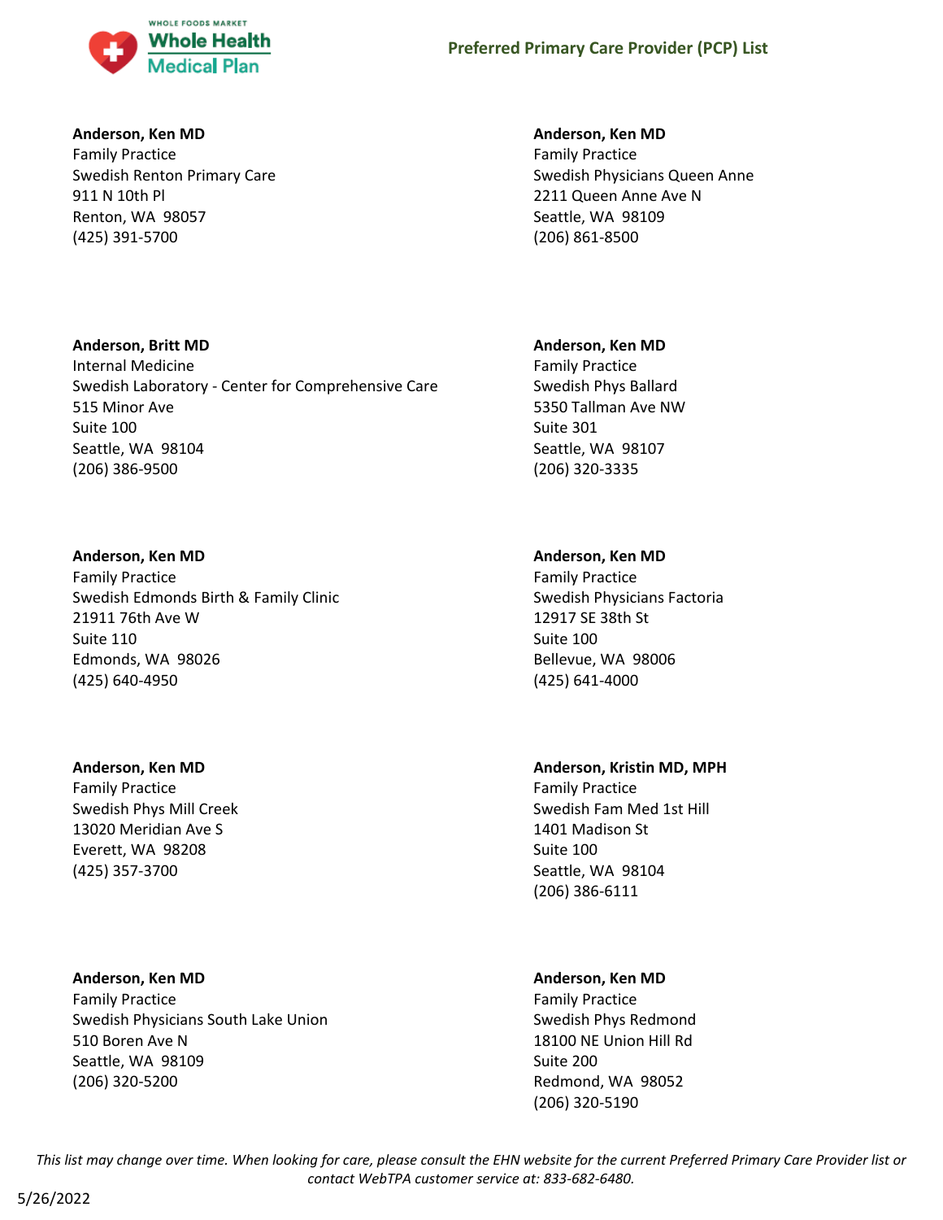**Anderson, Ken MD**
Family Practice
Swedish Renton Primary Care
911 N 10th Pl
Renton, WA 98057
(425) 391-5700

**Anderson, Britt MD**
Internal Medicine
Swedish Laboratory - Center for Comprehensive Care
515 Minor Ave
Suite 100
Seattle, WA 98104
(206) 386-9500

**Anderson, Ken MD**
Family Practice
Swedish Edmonds Birth & Family Clinic
21911 76th Ave W
Suite 110
Edmonds, WA 98026
(425) 640-4950

**Anderson, Ken MD**
Family Practice
Swedish Phys Mill Creek
13020 Meridian Ave S
Everett, WA 98208
(425) 357-3700

**Anderson, Ken MD**
Family Practice
Swedish Physicians South Lake Union
510 Boren Ave N
Seattle, WA 98109
(206) 320-5200

**Anderson, Ken MD**
Family Practice
Swedish Physicians Queen Anne
2211 Queen Anne Ave N
Seattle, WA 98109
(206) 861-8500

**Anderson, Ken MD**
Family Practice
Swedish Phys Ballard
5350 Tallman Ave NW
Suite 301
Seattle, WA 98107
(206) 320-3335

**Anderson, Ken MD**
Family Practice
Swedish Physicians Factoria
12917 SE 38th St
Suite 100
Bellevue, WA 98006
(425) 641-4000

**Anderson, Kristin MD, MPH**
Family Practice
Swedish Fam Med 1st Hill
1401 Madison St
Suite 100
Seattle, WA 98104
(206) 386-6111

**Anderson, Ken MD**
Family Practice
Swedish Phys Redmond
18100 NE Union Hill Rd
Suite 200
Redmond, WA 98052
(206) 320-5190

*This list may change over time. When looking for care, please consult the EHN website for the current Preferred Primary Care Provider list or contact WebTPA customer service at: 833-682-6480.*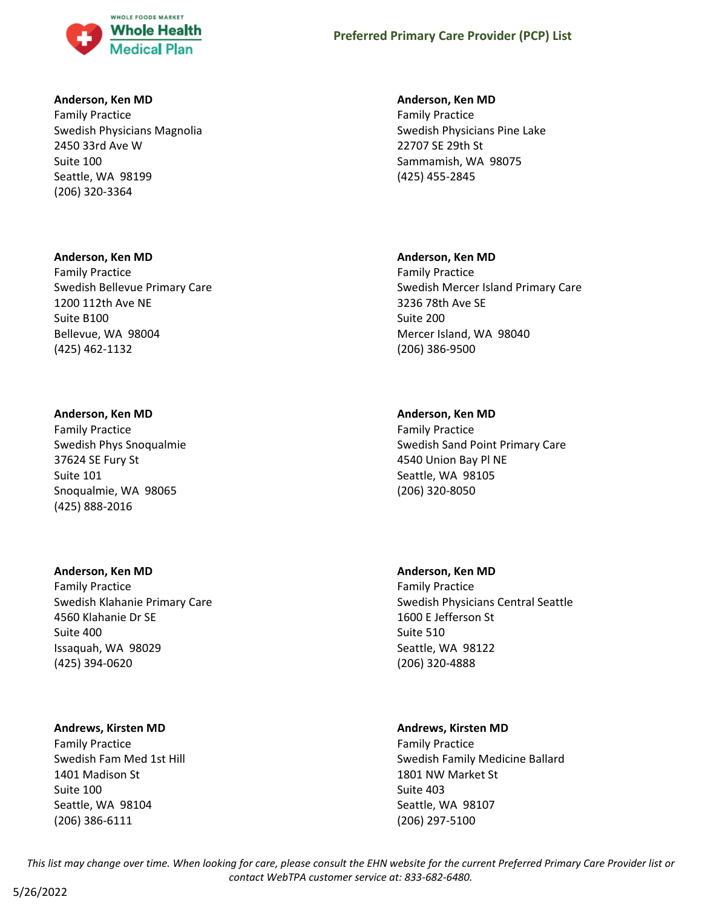**Anderson, Ken MD**
Family Practice
Swedish Physicians Magnolia
2450 33rd Ave W
Suite 100
Seattle, WA 98199
(206) 320-3364

**Anderson, Ken MD**
Family Practice
Swedish Physicians Pine Lake
22707 SE 29th St
Sammamish, WA 98075
(425) 455-2845

**Anderson, Ken MD**
Family Practice
Swedish Bellevue Primary Care
1200 112th Ave NE
Suite B100
Bellevue, WA 98004
(425) 462-1132

**Anderson, Ken MD**
Family Practice
Swedish Mercer Island Primary Care
3236 78th Ave SE
Suite 200
Mercer Island, WA 98040
(206) 386-9500

**Anderson, Ken MD**
Family Practice
Swedish Phys Snoqualmie
37624 SE Fury St
Suite 101
Snoqualmie, WA 98065
(425) 888-2016

**Anderson, Ken MD**
Family Practice
Swedish Sand Point Primary Care
4540 Union Bay Pl NE
Seattle, WA 98105
(206) 320-8050

**Anderson, Ken MD**
Family Practice
Swedish Klahanie Primary Care
4560 Klahanie Dr SE
Suite 400
Issaquah, WA 98029
(425) 394-0620

**Anderson, Ken MD**
Family Practice
Swedish Physicians Central Seattle
1600 E Jefferson St
Suite 510
Seattle, WA 98122
(206) 320-4888

**Andrews, Kirsten MD**
Family Practice
Swedish Fam Med 1st Hill
1401 Madison St
Suite 100
Seattle, WA 98104
(206) 386-6111

**Andrews, Kirsten MD**
Family Practice
Swedish Family Medicine Ballard
1801 NW Market St
Suite 403
Seattle, WA 98107
(206) 297-5100

*This list may change over time. When looking for care, please consult the EHN website for the current Preferred Primary Care Provider list or contact WebTPA customer service at: 833-682-6480.*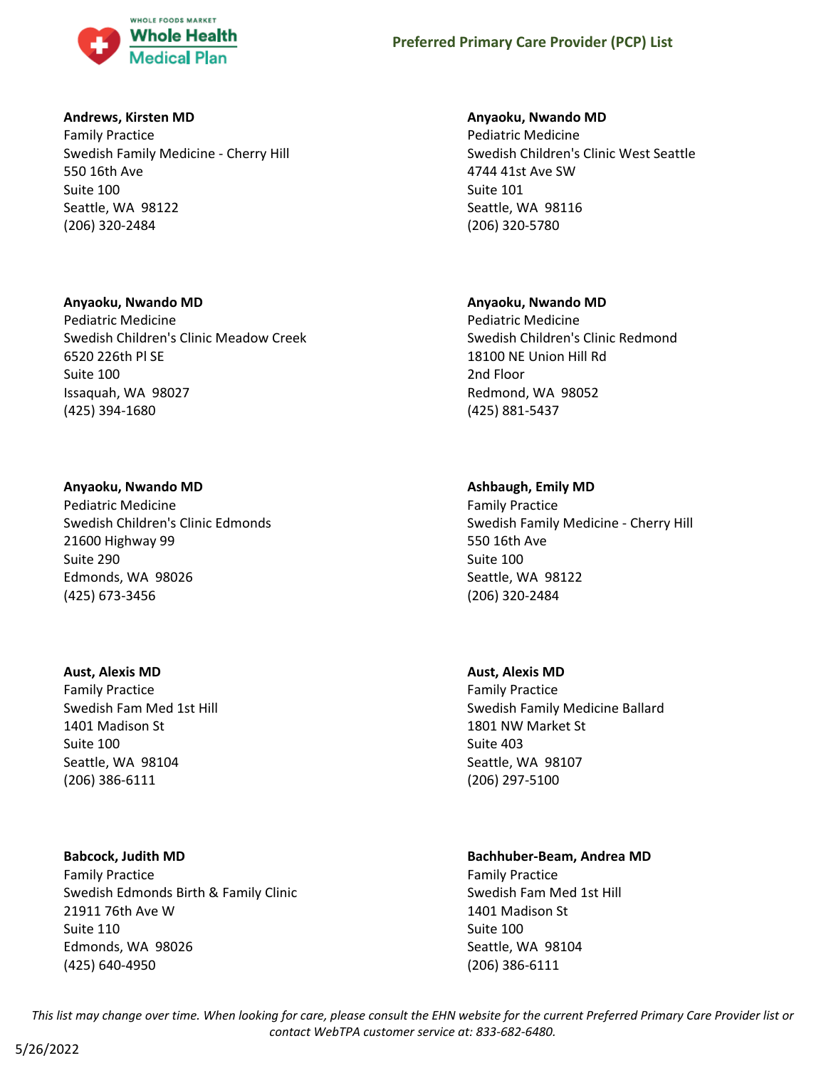**Andrews, Kirsten MD**
Family Practice
Swedish Family Medicine - Cherry Hill
550 16th Ave
Suite 100
Seattle, WA 98122
(206) 320-2484

**Anyaoku, Nwando MD**
Pediatric Medicine
Swedish Children's Clinic West Seattle
4744 41st Ave SW
Suite 101
Seattle, WA 98116
(206) 320-5780

**Anyaoku, Nwando MD**
Pediatric Medicine
Swedish Children's Clinic Meadow Creek
6520 226th Pl SE
Suite 100
Issaquah, WA 98027
(425) 394-1680

**Anyaoku, Nwando MD**
Pediatric Medicine
Swedish Children's Clinic Redmond
18100 NE Union Hill Rd
2nd Floor
Redmond, WA 98052
(425) 881-5437

**Anyaoku, Nwando MD**
Pediatric Medicine
Swedish Children's Clinic Edmonds
21600 Highway 99
Suite 290
Edmonds, WA 98026
(425) 673-3456

**Ashbaugh, Emily MD**
Family Practice
Swedish Family Medicine - Cherry Hill
550 16th Ave
Suite 100
Seattle, WA 98122
(206) 320-2484

**Aust, Alexis MD**
Family Practice
Swedish Fam Med 1st Hill
1401 Madison St
Suite 100
Seattle, WA 98104
(206) 386-6111

**Aust, Alexis MD**
Family Practice
Swedish Family Medicine Ballard
1801 NW Market St
Suite 403
Seattle, WA 98107
(206) 297-5100

**Babcock, Judith MD**
Family Practice
Swedish Edmonds Birth & Family Clinic
21911 76th Ave W
Suite 110
Edmonds, WA 98026
(425) 640-4950

**Bachhuber-Beam, Andrea MD**
Family Practice
Swedish Fam Med 1st Hill
1401 Madison St
Suite 100
Seattle, WA 98104
(206) 386-6111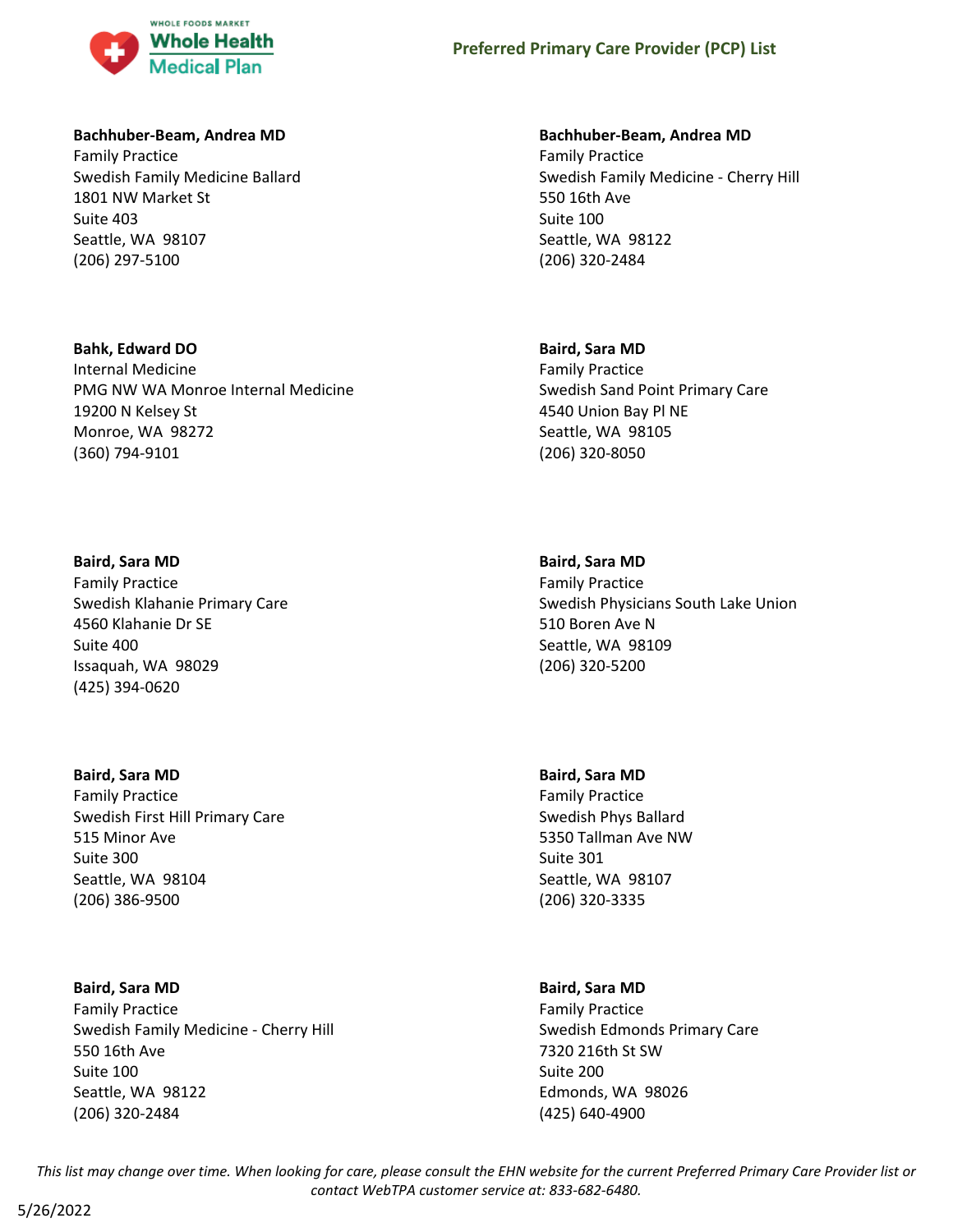**Bachhuber-Beam, Andrea MD**
Family Practice
Swedish Family Medicine Ballard
1801 NW Market St
Suite 403
Seattle, WA 98107
(206) 297-5100

**Bachhuber-Beam, Andrea MD**
Family Practice
Swedish Family Medicine - Cherry Hill
550 16th Ave
Suite 100
Seattle, WA 98122
(206) 320-2484

**Bahk, Edward DO**
Internal Medicine
PMG NW WA Monroe Internal Medicine
19200 N Kelsey St
Monroe, WA 98272
(360) 794-9101

**Baird, Sara MD**
Family Practice
Swedish Sand Point Primary Care
4540 Union Bay Pl NE
Seattle, WA 98105
(206) 320-8050

**Baird, Sara MD**
Family Practice
Swedish Klahanie Primary Care
4560 Klahanie Dr SE
Suite 400
Issaquah, WA 98029
(425) 394-0620

**Baird, Sara MD**
Family Practice
Swedish Physicians South Lake Union
510 Boren Ave N
Seattle, WA 98109
(206) 320-5200

**Baird, Sara MD**
Family Practice
Swedish First Hill Primary Care
515 Minor Ave
Suite 300
Seattle, WA 98104
(206) 386-9500

**Baird, Sara MD**
Family Practice
Swedish Phys Ballard
5350 Tallman Ave NW
Suite 301
Seattle, WA 98107
(206) 320-3335

**Baird, Sara MD**
Family Practice
Swedish Family Medicine - Cherry Hill
550 16th Ave
Suite 100
Seattle, WA 98122
(206) 320-2484

**Baird, Sara MD**
Family Practice
Swedish Edmonds Primary Care
7320 216th St SW
Suite 200
Edmonds, WA 98026
(425) 640-4900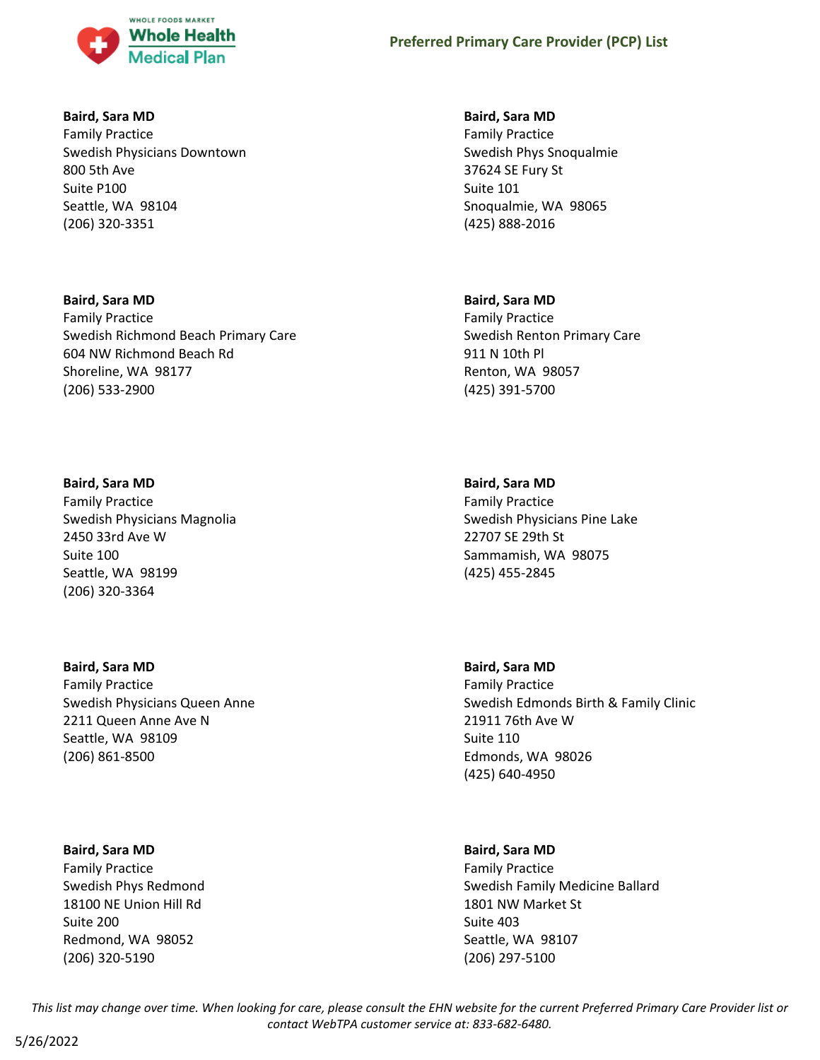**Baird, Sara MD**
Family Practice
Swedish Physicians Downtown
800 5th Ave
Suite P100
Seattle, WA 98104
(206) 320-3351

**Baird, Sara MD**
Family Practice
Swedish Phys Snoqualmie
37624 SE Fury St
Suite 101
Snoqualmie, WA 98065
(425) 888-2016

**Baird, Sara MD**
Family Practice
Swedish Richmond Beach Primary Care
604 NW Richmond Beach Rd
Shoreline, WA 98177
(206) 533-2900

**Baird, Sara MD**
Family Practice
Swedish Renton Primary Care
911 N 10th Pl
Renton, WA 98057
(425) 391-5700

**Baird, Sara MD**
Family Practice
Swedish Physicians Magnolia
2450 33rd Ave W
Suite 100
Seattle, WA 98199
(206) 320-3364

**Baird, Sara MD**
Family Practice
Swedish Physicians Pine Lake
22707 SE 29th St
Sammamish, WA 98075
(425) 455-2845

**Baird, Sara MD**
Family Practice
Swedish Physicians Queen Anne
2211 Queen Anne Ave N
Seattle, WA 98109
(206) 861-8500

**Baird, Sara MD**
Family Practice
Swedish Edmonds Birth & Family Clinic
21911 76th Ave W
Suite 110
Edmonds, WA 98026
(425) 640-4950

**Baird, Sara MD**
Family Practice
Swedish Phys Redmond
18100 NE Union Hill Rd
Suite 200
Redmond, WA 98052
(206) 320-5190

**Baird, Sara MD**
Family Practice
Swedish Family Medicine Ballard
1801 NW Market St
Suite 403
Seattle, WA 98107
(206) 297-5100

*This list may change over time. When looking for care, please consult the EHN website for the current Preferred Primary Care Provider list or contact WebTPA customer service at: 833-682-6480.*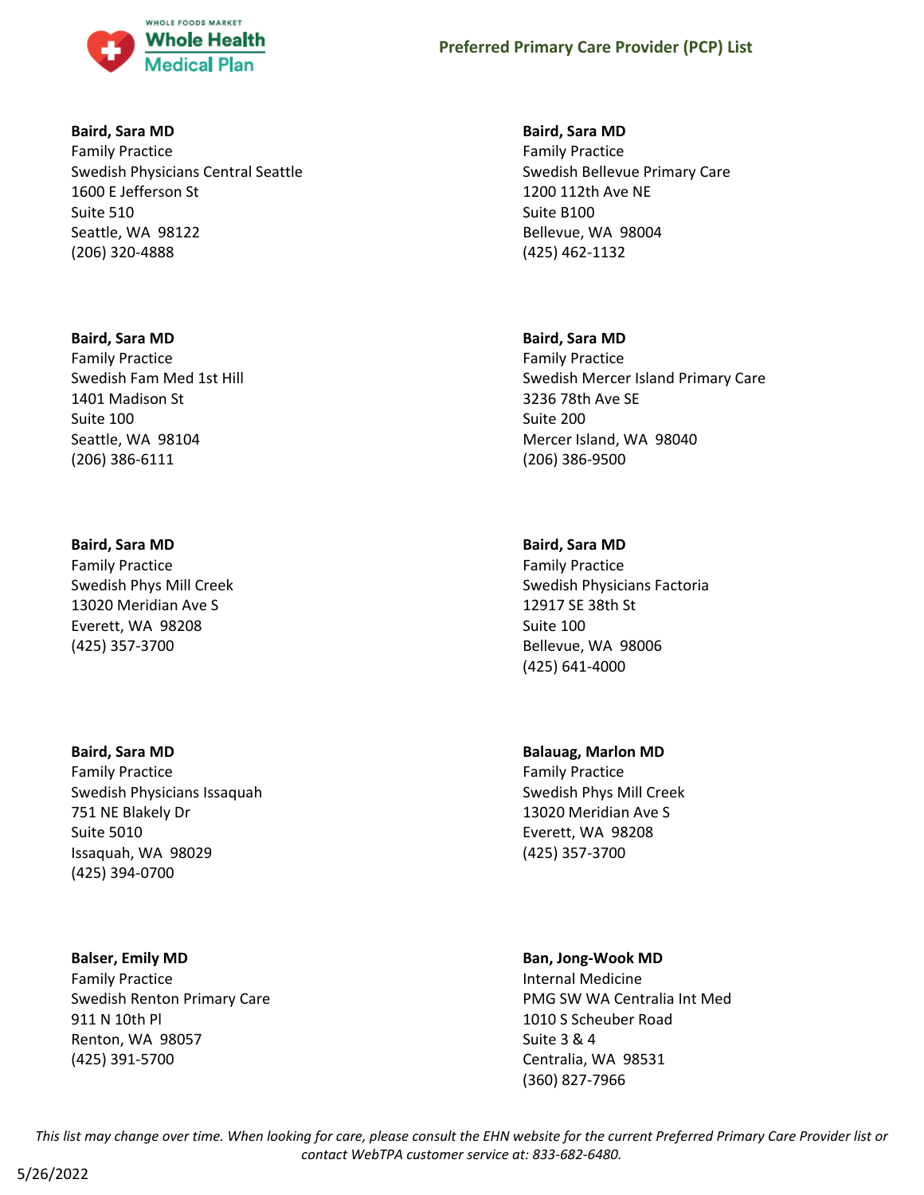**Baird, Sara MD**
Family Practice
Swedish Physicians Central Seattle
1600 E Jefferson St
Suite 510
Seattle, WA 98122
(206) 320-4888

**Baird, Sara MD**
Family Practice
Swedish Fam Med 1st Hill
1401 Madison St
Suite 100
Seattle, WA 98104
(206) 386-6111

**Baird, Sara MD**
Family Practice
Swedish Phys Mill Creek
13020 Meridian Ave S
Everett, WA 98208
(425) 357-3700

**Baird, Sara MD**
Family Practice
Swedish Physicians Issaquah
751 NE Blakely Dr
Suite 5010
Issaquah, WA 98029
(425) 394-0700

**Balser, Emily MD**
Family Practice
Swedish Renton Primary Care
911 N 10th Pl
Renton, WA 98057
(425) 391-5700

**Baird, Sara MD**
Family Practice
Swedish Bellevue Primary Care
1200 112th Ave NE
Suite B100
Bellevue, WA 98004
(425) 462-1132

**Baird, Sara MD**
Family Practice
Swedish Mercer Island Primary Care
3236 78th Ave SE
Suite 200
Mercer Island, WA 98040
(206) 386-9500

**Baird, Sara MD**
Family Practice
Swedish Physicians Factoria
12917 SE 38th St
Suite 100
Bellevue, WA 98006
(425) 641-4000

**Balauag, Marlon MD**
Family Practice
Swedish Phys Mill Creek
13020 Meridian Ave S
Everett, WA 98208
(425) 357-3700

**Ban, Jong-Wook MD**
Internal Medicine
PMG SW WA Centralia Int Med
1010 S Scheuber Road
Suite 3 & 4
Centralia, WA 98531
(360) 827-7966

*This list may change over time. When looking for care, please consult the EHN website for the current Preferred Primary Care Provider list or contact WebTPA customer service at: 833-682-6480.*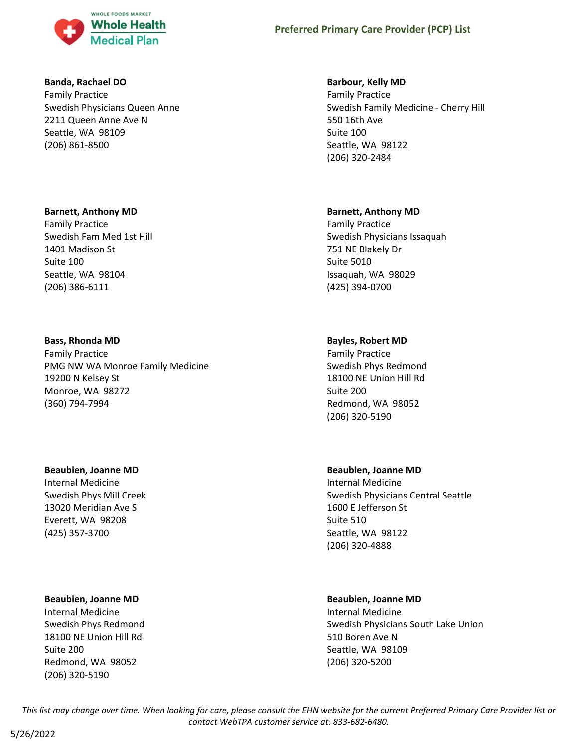**Banda, Rachael DO**
Family Practice
Swedish Physicians Queen Anne
2211 Queen Anne Ave N
Seattle, WA 98109
(206) 861-8500

**Barbour, Kelly MD**
Family Practice
Swedish Family Medicine - Cherry Hill
550 16th Ave
Suite 100
Seattle, WA 98122
(206) 320-2484

**Barnett, Anthony MD**
Family Practice
Swedish Fam Med 1st Hill
1401 Madison St
Suite 100
Seattle, WA 98104
(206) 386-6111

**Barnett, Anthony MD**
Family Practice
Swedish Physicians Issaquah
751 NE Blakely Dr
Suite 5010
Issaquah, WA 98029
(425) 394-0700

**Bass, Rhonda MD**
Family Practice
PMG NW WA Monroe Family Medicine
19200 N Kelsey St
Monroe, WA 98272
(360) 794-7994

**Bayles, Robert MD**
Family Practice
Swedish Phys Redmond
18100 NE Union Hill Rd
Suite 200
Redmond, WA 98052
(206) 320-5190

**Beaubien, Joanne MD**
Internal Medicine
Swedish Phys Mill Creek
13020 Meridian Ave S
Everett, WA 98208
(425) 357-3700

**Beaubien, Joanne MD**
Internal Medicine
Swedish Physicians Central Seattle
1600 E Jefferson St
Suite 510
Seattle, WA 98122
(206) 320-4888

**Beaubien, Joanne MD**
Internal Medicine
Swedish Phys Redmond
18100 NE Union Hill Rd
Suite 200
Redmond, WA 98052
(206) 320-5190

**Beaubien, Joanne MD**
Internal Medicine
Swedish Physicians South Lake Union
510 Boren Ave N
Seattle, WA 98109
(206) 320-5200

*This list may change over time. When looking for care, please consult the EHN website for the current Preferred Primary Care Provider list or contact WebTPA customer service at: 833-682-6480.*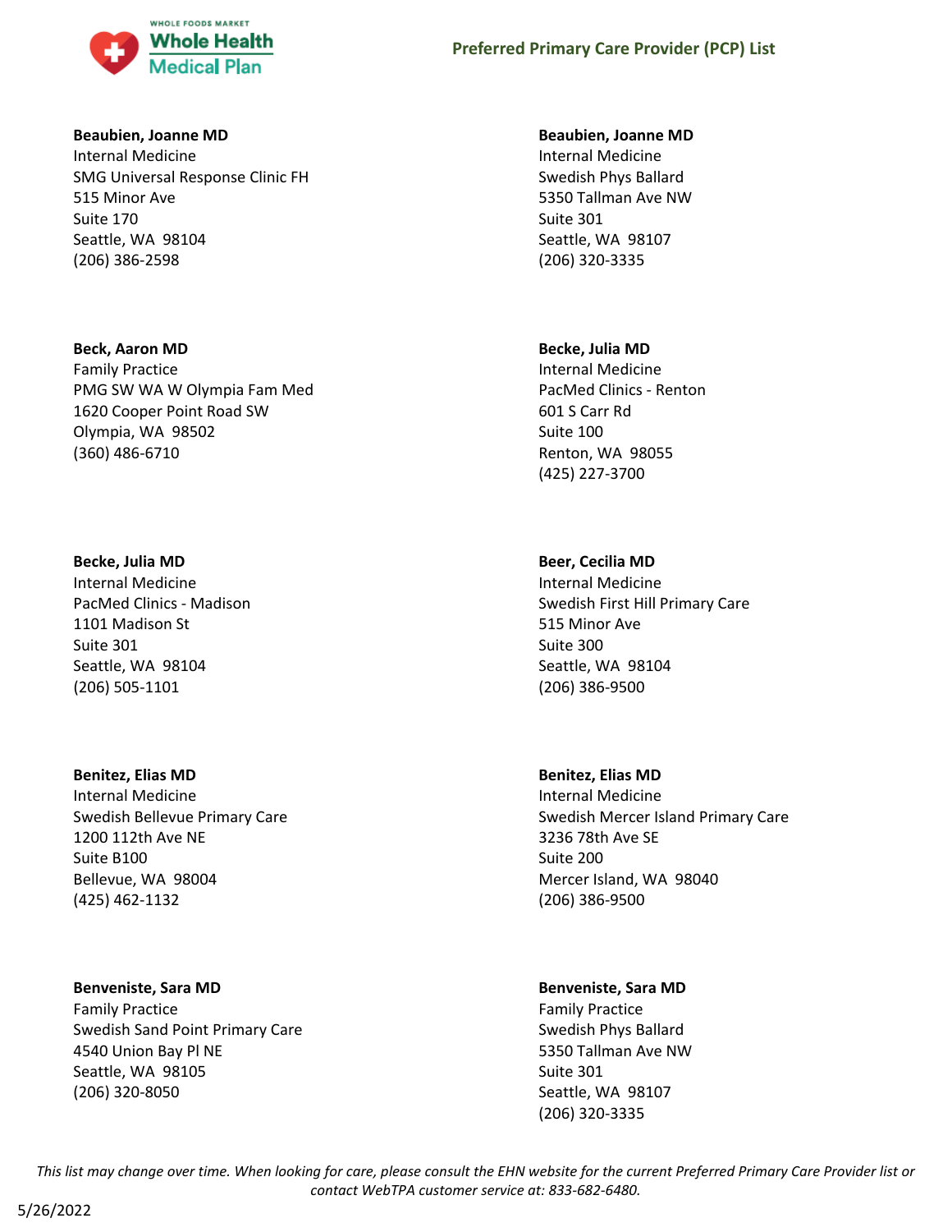**Beaubien, Joanne MD**
Internal Medicine
SMG Universal Response Clinic FH
515 Minor Ave
Suite 170
Seattle, WA 98104
(206) 386-2598

**Beaubien, Joanne MD**
Internal Medicine
Swedish Phys Ballard
5350 Tallman Ave NW
Suite 301
Seattle, WA 98107
(206) 320-3335

**Beck, Aaron MD**
Family Practice
PMG SW WA W Olympia Fam Med
1620 Cooper Point Road SW
Olympia, WA 98502
(360) 486-6710

**Becke, Julia MD**
Internal Medicine
PacMed Clinics - Renton
601 S Carr Rd
Suite 100
Renton, WA 98055
(425) 227-3700

**Becke, Julia MD**
Internal Medicine
PacMed Clinics - Madison
1101 Madison St
Suite 301
Seattle, WA 98104
(206) 505-1101

**Beer, Cecilia MD**
Internal Medicine
Swedish First Hill Primary Care
515 Minor Ave
Suite 300
Seattle, WA 98104
(206) 386-9500

**Benitez, Elias MD**
Internal Medicine
Swedish Bellevue Primary Care
1200 112th Ave NE
Suite B100
Bellevue, WA 98004
(425) 462-1132

**Benitez, Elias MD**
Internal Medicine
Swedish Mercer Island Primary Care
3236 78th Ave SE
Suite 200
Mercer Island, WA 98040
(206) 386-9500

**Benveniste, Sara MD**
Family Practice
Swedish Sand Point Primary Care
4540 Union Bay Pl NE
Seattle, WA 98105
(206) 320-8050

**Benveniste, Sara MD**
Family Practice
Swedish Phys Ballard
5350 Tallman Ave NW
Suite 301
Seattle, WA 98107
(206) 320-3335

*This list may change over time. When looking for care, please consult the EHN website for the current Preferred Primary Care Provider list or contact WebTPA customer service at: 833-682-6480.*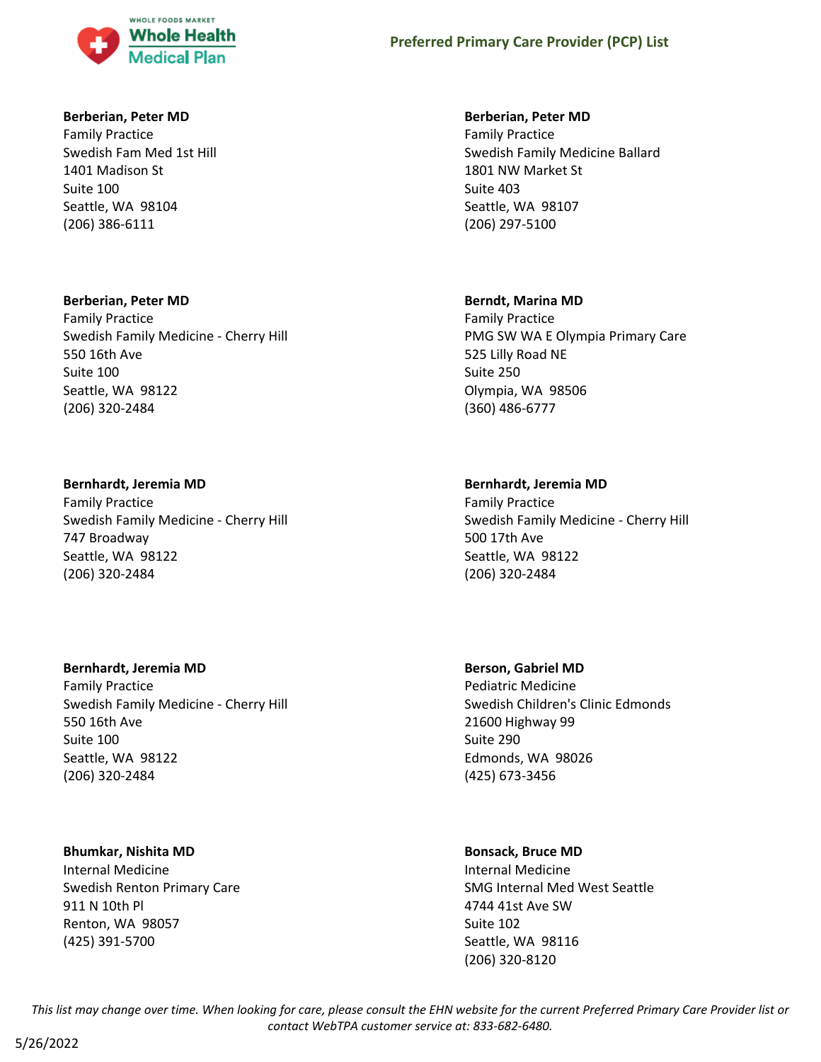**Berberian, Peter MD**
Family Practice
Swedish Fam Med 1st Hill
1401 Madison St
Suite 100
Seattle, WA 98104
(206) 386-6111

**Berberian, Peter MD**
Family Practice
Swedish Family Medicine Ballard
1801 NW Market St
Suite 403
Seattle, WA 98107
(206) 297-5100

**Berberian, Peter MD**
Family Practice
Swedish Family Medicine - Cherry Hill
550 16th Ave
Suite 100
Seattle, WA 98122
(206) 320-2484

**Berndt, Marina MD**
Family Practice
PMG SW WA E Olympia Primary Care
525 Lilly Road NE
Suite 250
Olympia, WA 98506
(360) 486-6777

**Bernhardt, Jeremia MD**
Family Practice
Swedish Family Medicine - Cherry Hill
747 Broadway
Seattle, WA 98122
(206) 320-2484

**Bernhardt, Jeremia MD**
Family Practice
Swedish Family Medicine - Cherry Hill
500 17th Ave
Seattle, WA 98122
(206) 320-2484

**Bernhardt, Jeremia MD**
Family Practice
Swedish Family Medicine - Cherry Hill
550 16th Ave
Suite 100
Seattle, WA 98122
(206) 320-2484

**Berson, Gabriel MD**
Pediatric Medicine
Swedish Children's Clinic Edmonds
21600 Highway 99
Suite 290
Edmonds, WA 98026
(425) 673-3456

**Bhumkar, Nishita MD**
Internal Medicine
Swedish Renton Primary Care
911 N 10th Pl
Renton, WA 98057
(425) 391-5700

**Bonsack, Bruce MD**
Internal Medicine
SMG Internal Med West Seattle
4744 41st Ave SW
Suite 102
Seattle, WA 98116
(206) 320-8120

*This list may change over time. When looking for care, please consult the EHN website for the current Preferred Primary Care Provider list or contact WebTPA customer service at: 833-682-6480.*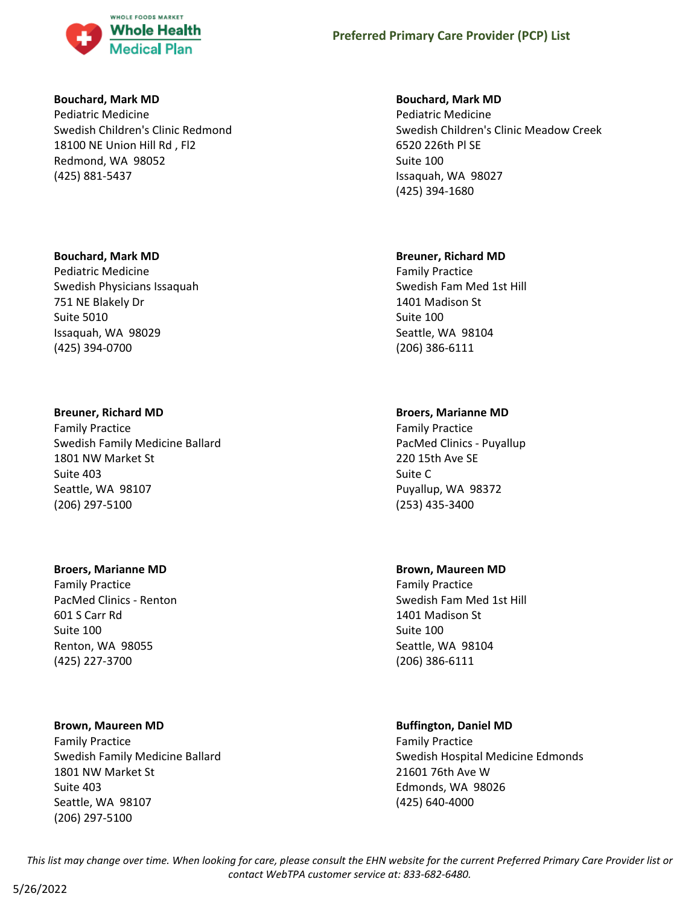**Bouchard, Mark MD**
Pediatric Medicine
Swedish Children's Clinic Redmond
18100 NE Union Hill Rd , Fl2
Redmond, WA 98052
(425) 881-5437

**Bouchard, Mark MD**
Pediatric Medicine
Swedish Children's Clinic Meadow Creek
6520 226th Pl SE
Suite 100
Issaquah, WA 98027
(425) 394-1680

**Bouchard, Mark MD**
Pediatric Medicine
Swedish Physicians Issaquah
751 NE Blakely Dr
Suite 5010
Issaquah, WA 98029
(425) 394-0700

**Breuner, Richard MD**
Family Practice
Swedish Fam Med 1st Hill
1401 Madison St
Suite 100
Seattle, WA 98104
(206) 386-6111

**Breuner, Richard MD**
Family Practice
Swedish Family Medicine Ballard
1801 NW Market St
Suite 403
Seattle, WA 98107
(206) 297-5100

**Broers, Marianne MD**
Family Practice
PacMed Clinics - Puyallup
220 15th Ave SE
Suite C
Puyallup, WA 98372
(253) 435-3400

**Broers, Marianne MD**
Family Practice
PacMed Clinics - Renton
601 S Carr Rd
Suite 100
Renton, WA 98055
(425) 227-3700

**Brown, Maureen MD**
Family Practice
Swedish Fam Med 1st Hill
1401 Madison St
Suite 100
Seattle, WA 98104
(206) 386-6111

**Brown, Maureen MD**
Family Practice
Swedish Family Medicine Ballard
1801 NW Market St
Suite 403
Seattle, WA 98107
(206) 297-5100

**Buffington, Daniel MD**
Family Practice
Swedish Hospital Medicine Edmonds
21601 76th Ave W
Edmonds, WA 98026
(425) 640-4000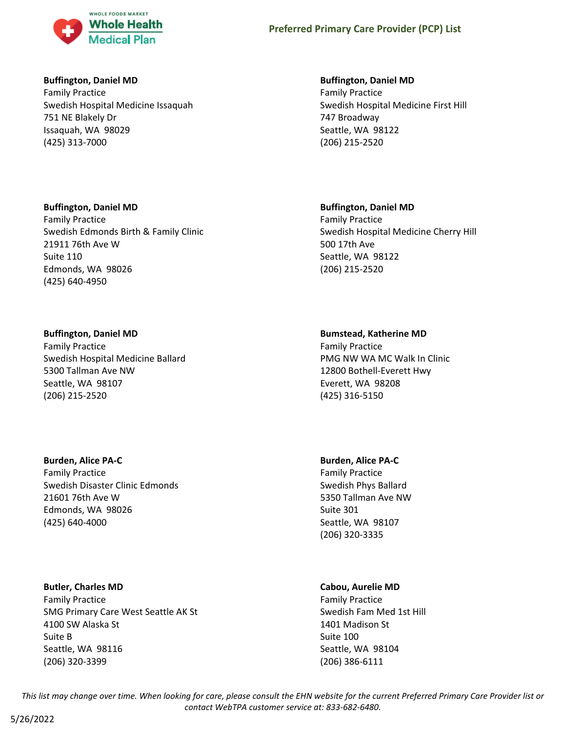**Buffington, Daniel MD**
Family Practice
Swedish Hospital Medicine Issaquah
751 NE Blakely Dr
Issaquah, WA 98029
(425) 313-7000

**Buffington, Daniel MD**
Family Practice
Swedish Hospital Medicine First Hill
747 Broadway
Seattle, WA 98122
(206) 215-2520

**Buffington, Daniel MD**
Family Practice
Swedish Edmonds Birth & Family Clinic
21911 76th Ave W
Suite 110
Edmonds, WA 98026
(425) 640-4950

**Buffington, Daniel MD**
Family Practice
Swedish Hospital Medicine Cherry Hill
500 17th Ave
Seattle, WA 98122
(206) 215-2520

**Buffington, Daniel MD**
Family Practice
Swedish Hospital Medicine Ballard
5300 Tallman Ave NW
Seattle, WA 98107
(206) 215-2520

**Bumstead, Katherine MD**
Family Practice
PMG NW WA MC Walk In Clinic
12800 Bothell-Everett Hwy
Everett, WA 98208
(425) 316-5150

**Burden, Alice PA-C**
Family Practice
Swedish Disaster Clinic Edmonds
21601 76th Ave W
Edmonds, WA 98026
(425) 640-4000

**Burden, Alice PA-C**
Family Practice
Swedish Phys Ballard
5350 Tallman Ave NW
Suite 301
Seattle, WA 98107
(206) 320-3335

**Butler, Charles MD**
Family Practice
SMG Primary Care West Seattle AK St
4100 SW Alaska St
Suite B
Seattle, WA 98116
(206) 320-3399

**Cabou, Aurelie MD**
Family Practice
Swedish Fam Med 1st Hill
1401 Madison St
Suite 100
Seattle, WA 98104
(206) 386-6111

*This list may change over time. When looking for care, please consult the EHN website for the current Preferred Primary Care Provider list or contact WebTPA customer service at: 833-682-6480.*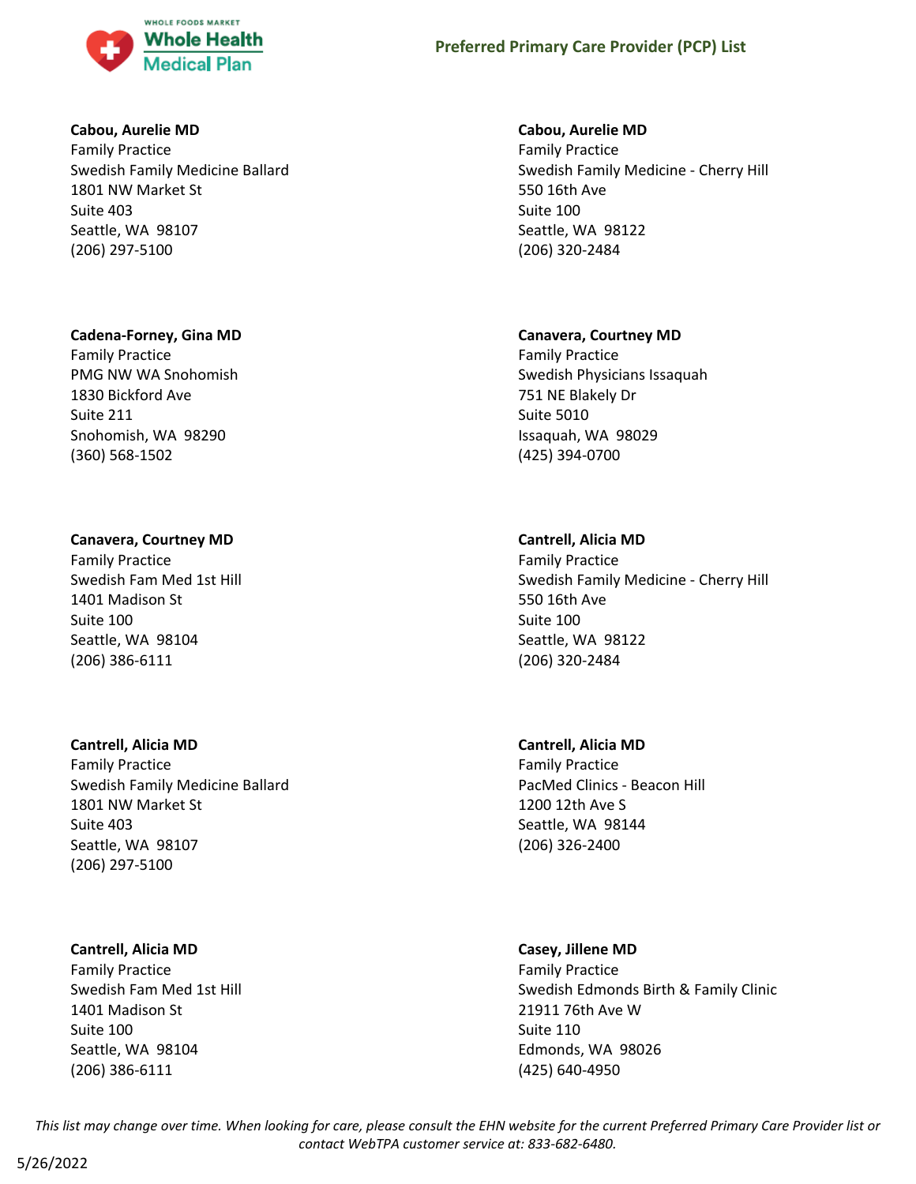**Cabou, Aurelie MD**
Family Practice
Swedish Family Medicine Ballard
1801 NW Market St
Suite 403
Seattle, WA 98107
(206) 297-5100

**Cabou, Aurelie MD**
Family Practice
Swedish Family Medicine - Cherry Hill
550 16th Ave
Suite 100
Seattle, WA 98122
(206) 320-2484

**Cadena-Forney, Gina MD**
Family Practice
PMG NW WA Snohomish
1830 Bickford Ave
Suite 211
Snohomish, WA 98290
(360) 568-1502

**Canavera, Courtney MD**
Family Practice
Swedish Physicians Issaquah
751 NE Blakely Dr
Suite 5010
Issaquah, WA 98029
(425) 394-0700

**Canavera, Courtney MD**
Family Practice
Swedish Fam Med 1st Hill
1401 Madison St
Suite 100
Seattle, WA 98104
(206) 386-6111

**Cantrell, Alicia MD**
Family Practice
Swedish Family Medicine - Cherry Hill
550 16th Ave
Suite 100
Seattle, WA 98122
(206) 320-2484

**Cantrell, Alicia MD**
Family Practice
Swedish Family Medicine Ballard
1801 NW Market St
Suite 403
Seattle, WA 98107
(206) 297-5100

**Cantrell, Alicia MD**
Family Practice
PacMed Clinics - Beacon Hill
1200 12th Ave S
Seattle, WA 98144
(206) 326-2400

**Cantrell, Alicia MD**
Family Practice
Swedish Fam Med 1st Hill
1401 Madison St
Suite 100
Seattle, WA 98104
(206) 386-6111

**Casey, Jillene MD**
Family Practice
Swedish Edmonds Birth & Family Clinic
21911 76th Ave W
Suite 110
Edmonds, WA 98026
(425) 640-4950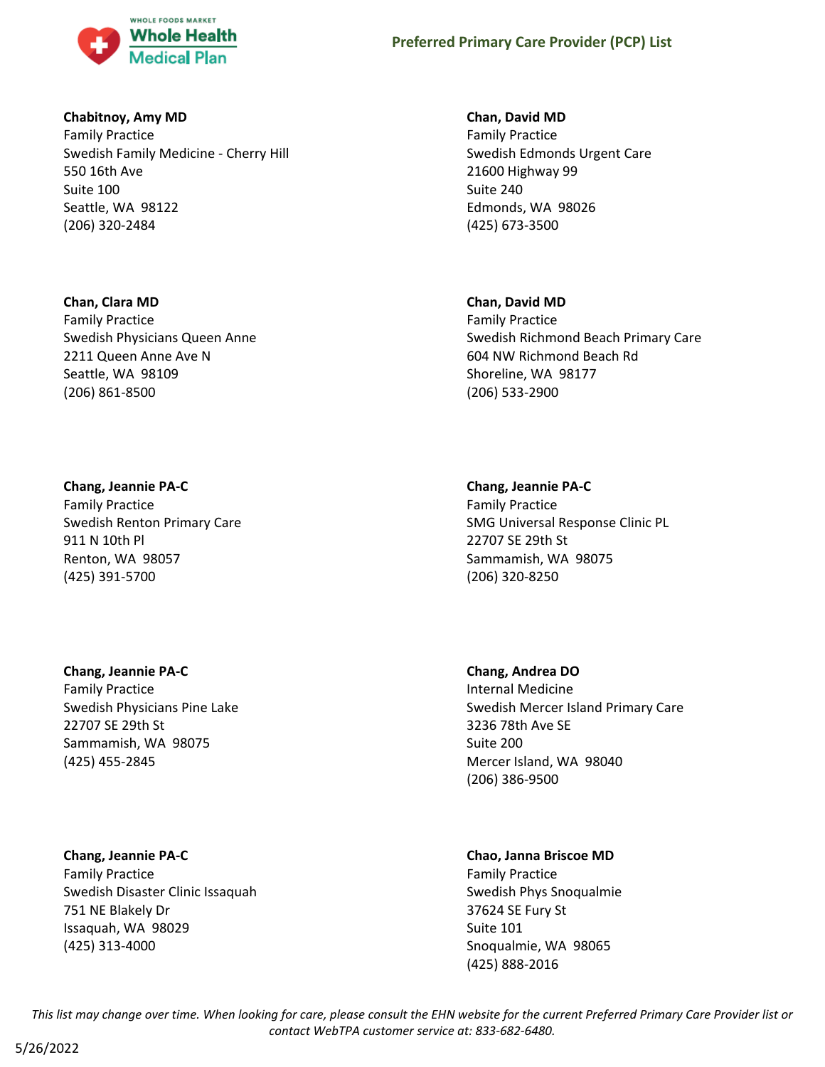**Chabitnoy, Amy MD**
Family Practice
Swedish Family Medicine - Cherry Hill
550 16th Ave
Suite 100
Seattle, WA 98122
(206) 320-2484

**Chan, Clara MD**
Family Practice
Swedish Physicians Queen Anne
2211 Queen Anne Ave N
Seattle, WA 98109
(206) 861-8500

**Chang, Jeannie PA-C**
Family Practice
Swedish Renton Primary Care
911 N 10th Pl
Renton, WA 98057
(425) 391-5700

**Chang, Jeannie PA-C**
Family Practice
Swedish Physicians Pine Lake
22707 SE 29th St
Sammamish, WA 98075
(425) 455-2845

**Chang, Jeannie PA-C**
Family Practice
Swedish Disaster Clinic Issaquah
751 NE Blakely Dr
Issaquah, WA 98029
(425) 313-4000

**Chan, David MD**
Family Practice
Swedish Edmonds Urgent Care
21600 Highway 99
Suite 240
Edmonds, WA 98026
(425) 673-3500

**Chan, David MD**
Family Practice
Swedish Richmond Beach Primary Care
604 NW Richmond Beach Rd
Shoreline, WA 98177
(206) 533-2900

**Chang, Jeannie PA-C**
Family Practice
SMG Universal Response Clinic PL
22707 SE 29th St
Sammamish, WA 98075
(206) 320-8250

**Chang, Andrea DO**
Internal Medicine
Swedish Mercer Island Primary Care
3236 78th Ave SE
Suite 200
Mercer Island, WA 98040
(206) 386-9500

**Chao, Janna Briscoe MD**
Family Practice
Swedish Phys Snoqualmie
37624 SE Fury St
Suite 101
Snoqualmie, WA 98065
(425) 888-2016

*This list may change over time. When looking for care, please consult the EHN website for the current Preferred Primary Care Provider list or contact WebTPA customer service at: 833-682-6480.*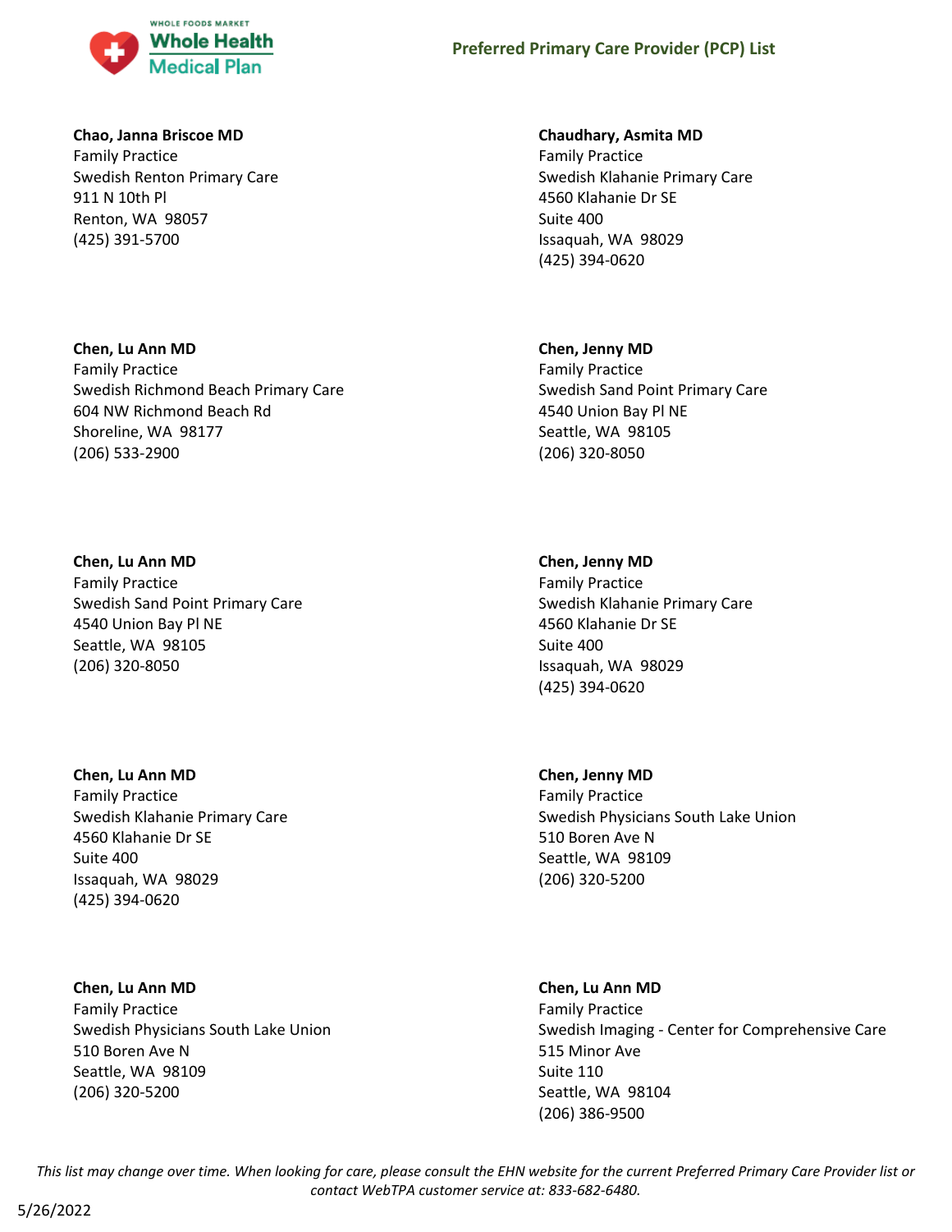**Chao, Janna Briscoe MD**
Family Practice
Swedish Renton Primary Care
911 N 10th Pl
Renton, WA 98057
(425) 391-5700

**Chen, Lu Ann MD**
Family Practice
Swedish Richmond Beach Primary Care
604 NW Richmond Beach Rd
Shoreline, WA 98177
(206) 533-2900

**Chen, Lu Ann MD**
Family Practice
Swedish Sand Point Primary Care
4540 Union Bay Pl NE
Seattle, WA 98105
(206) 320-8050

**Chen, Lu Ann MD**
Family Practice
Swedish Klahanie Primary Care
4560 Klahanie Dr SE
Suite 400
Issaquah, WA 98029
(425) 394-0620

**Chen, Lu Ann MD**
Family Practice
Swedish Physicians South Lake Union
510 Boren Ave N
Seattle, WA 98109
(206) 320-5200

**Chaudhary, Asmita MD**
Family Practice
Swedish Klahanie Primary Care
4560 Klahanie Dr SE
Suite 400
Issaquah, WA 98029
(425) 394-0620

**Chen, Jenny MD**
Family Practice
Swedish Sand Point Primary Care
4540 Union Bay Pl NE
Seattle, WA 98105
(206) 320-8050

**Chen, Jenny MD**
Family Practice
Swedish Klahanie Primary Care
4560 Klahanie Dr SE
Suite 400
Issaquah, WA 98029
(425) 394-0620

**Chen, Jenny MD**
Family Practice
Swedish Physicians South Lake Union
510 Boren Ave N
Seattle, WA 98109
(206) 320-5200

**Chen, Lu Ann MD**
Family Practice
Swedish Imaging - Center for Comprehensive Care
515 Minor Ave
Suite 110
Seattle, WA 98104
(206) 386-9500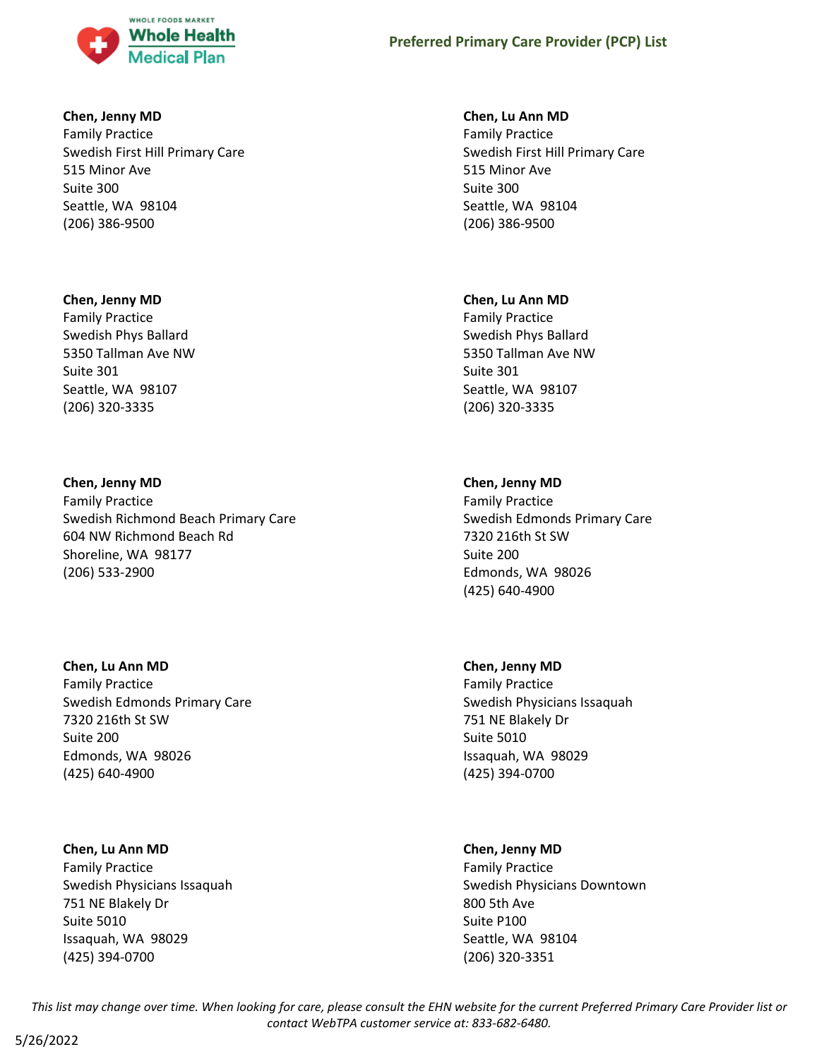**Chen, Jenny MD**
Family Practice
Swedish First Hill Primary Care
515 Minor Ave
Suite 300
Seattle, WA 98104
(206) 386-9500

**Chen, Jenny MD**
Family Practice
Swedish Phys Ballard
5350 Tallman Ave NW
Suite 301
Seattle, WA 98107
(206) 320-3335

**Chen, Jenny MD**
Family Practice
Swedish Richmond Beach Primary Care
604 NW Richmond Beach Rd
Shoreline, WA 98177
(206) 533-2900

**Chen, Lu Ann MD**
Family Practice
Swedish Edmonds Primary Care
7320 216th St SW
Suite 200
Edmonds, WA 98026
(425) 640-4900

**Chen, Lu Ann MD**
Family Practice
Swedish Physicians Issaquah
751 NE Blakely Dr
Suite 5010
Issaquah, WA 98029
(425) 394-0700

**Chen, Lu Ann MD**
Family Practice
Swedish First Hill Primary Care
515 Minor Ave
Suite 300
Seattle, WA 98104
(206) 386-9500

**Chen, Lu Ann MD**
Family Practice
Swedish Phys Ballard
5350 Tallman Ave NW
Suite 301
Seattle, WA 98107
(206) 320-3335

**Chen, Jenny MD**
Family Practice
Swedish Edmonds Primary Care
7320 216th St SW
Suite 200
Edmonds, WA 98026
(425) 640-4900

**Chen, Jenny MD**
Family Practice
Swedish Physicians Issaquah
751 NE Blakely Dr
Suite 5010
Issaquah, WA 98029
(425) 394-0700

**Chen, Jenny MD**
Family Practice
Swedish Physicians Downtown
800 5th Ave
Suite P100
Seattle, WA 98104
(206) 320-3351

*This list may change over time. When looking for care, please consult the EHN website for the current Preferred Primary Care Provider list or contact WebTPA customer service at: 833-682-6480.*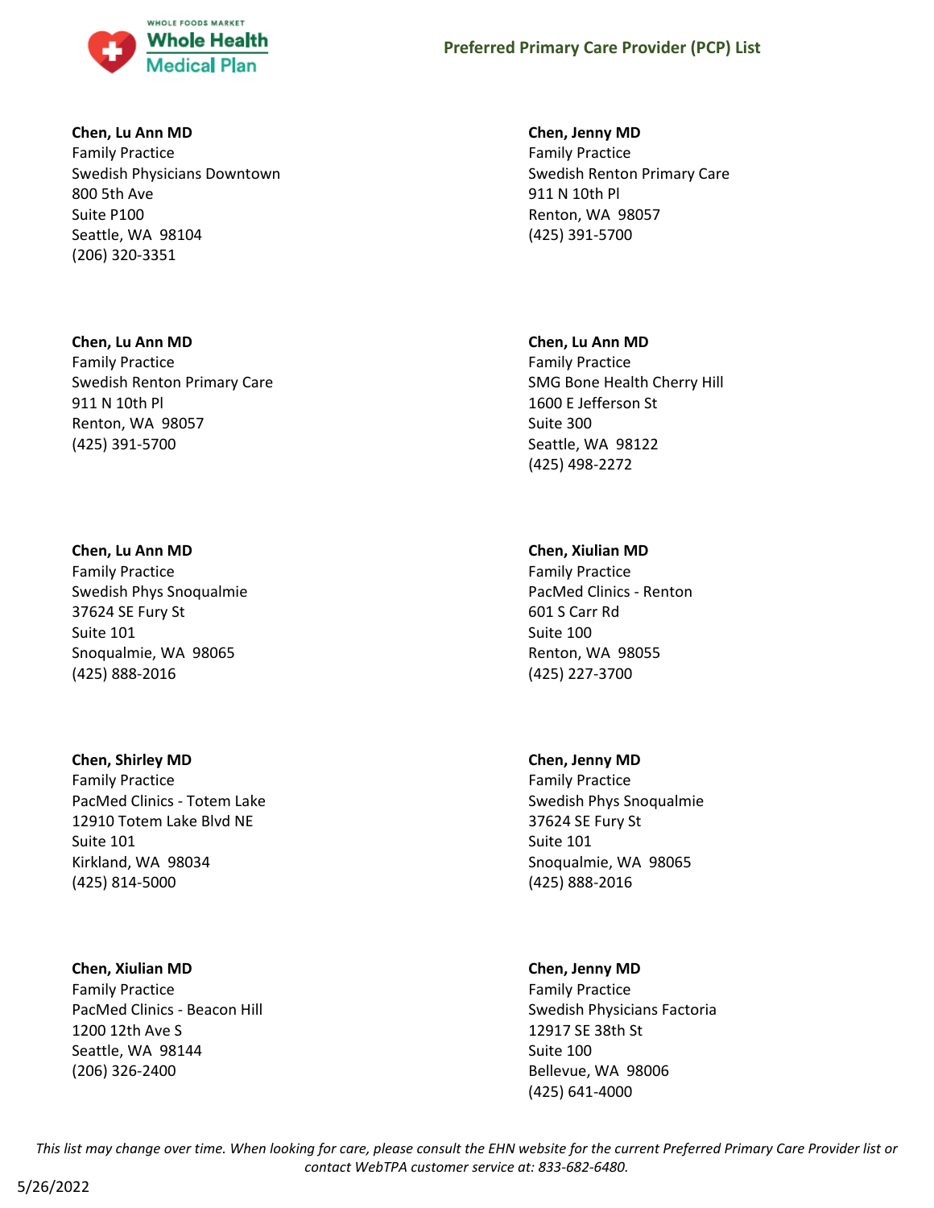**Chen, Lu Ann MD**
Family Practice
Swedish Physicians Downtown
800 5th Ave
Suite P100
Seattle, WA 98104
(206) 320-3351

**Chen, Lu Ann MD**
Family Practice
Swedish Renton Primary Care
911 N 10th Pl
Renton, WA 98057
(425) 391-5700

**Chen, Lu Ann MD**
Family Practice
Swedish Phys Snoqualmie
37624 SE Fury St
Suite 101
Snoqualmie, WA 98065
(425) 888-2016

**Chen, Shirley MD**
Family Practice
PacMed Clinics - Totem Lake
12910 Totem Lake Blvd NE
Suite 101
Kirkland, WA 98034
(425) 814-5000

**Chen, Xiulian MD**
Family Practice
PacMed Clinics - Beacon Hill
1200 12th Ave S
Seattle, WA 98144
(206) 326-2400

**Chen, Jenny MD**
Family Practice
Swedish Renton Primary Care
911 N 10th Pl
Renton, WA 98057
(425) 391-5700

**Chen, Lu Ann MD**
Family Practice
SMG Bone Health Cherry Hill
1600 E Jefferson St
Suite 300
Seattle, WA 98122
(425) 498-2272

**Chen, Xiulian MD**
Family Practice
PacMed Clinics - Renton
601 S Carr Rd
Suite 100
Renton, WA 98055
(425) 227-3700

**Chen, Jenny MD**
Family Practice
Swedish Phys Snoqualmie
37624 SE Fury St
Suite 101
Snoqualmie, WA 98065
(425) 888-2016

**Chen, Jenny MD**
Family Practice
Swedish Physicians Factoria
12917 SE 38th St
Suite 100
Bellevue, WA 98006
(425) 641-4000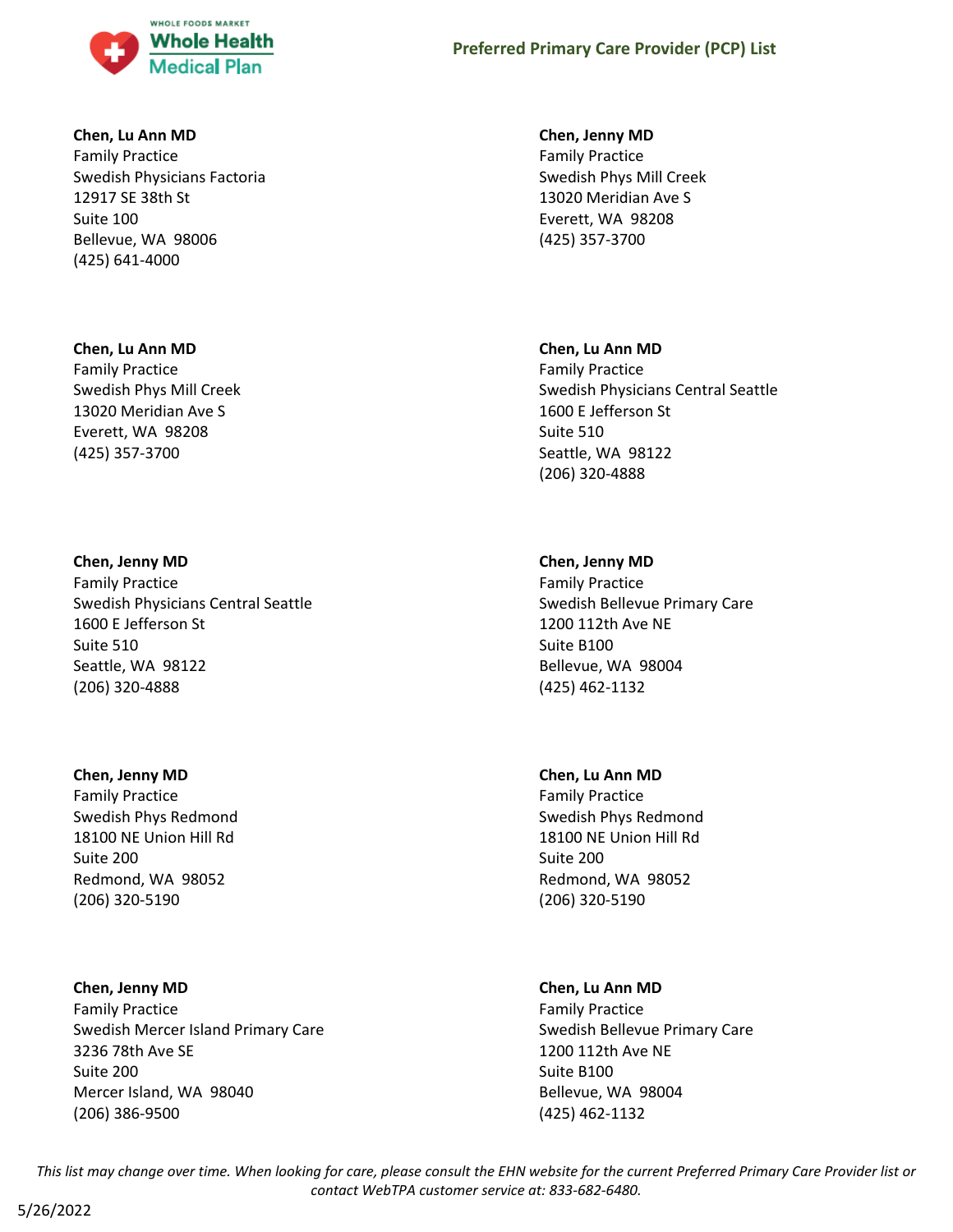**Chen, Lu Ann MD**
Family Practice
Swedish Physicians Factoria
12917 SE 38th St
Suite 100
Bellevue, WA 98006
(425) 641-4000

**Chen, Jenny MD**
Family Practice
Swedish Phys Mill Creek
13020 Meridian Ave S
Everett, WA 98208
(425) 357-3700

**Chen, Lu Ann MD**
Family Practice
Swedish Phys Mill Creek
13020 Meridian Ave S
Everett, WA 98208
(425) 357-3700

**Chen, Lu Ann MD**
Family Practice
Swedish Physicians Central Seattle
1600 E Jefferson St
Suite 510
Seattle, WA 98122
(206) 320-4888

**Chen, Jenny MD**
Family Practice
Swedish Physicians Central Seattle
1600 E Jefferson St
Suite 510
Seattle, WA 98122
(206) 320-4888

**Chen, Jenny MD**
Family Practice
Swedish Bellevue Primary Care
1200 112th Ave NE
Suite B100
Bellevue, WA 98004
(425) 462-1132

**Chen, Jenny MD**
Family Practice
Swedish Phys Redmond
18100 NE Union Hill Rd
Suite 200
Redmond, WA 98052
(206) 320-5190

**Chen, Lu Ann MD**
Family Practice
Swedish Phys Redmond
18100 NE Union Hill Rd
Suite 200
Redmond, WA 98052
(206) 320-5190

**Chen, Jenny MD**
Family Practice
Swedish Mercer Island Primary Care
3236 78th Ave SE
Suite 200
Mercer Island, WA 98040
(206) 386-9500

**Chen, Lu Ann MD**
Family Practice
Swedish Bellevue Primary Care
1200 112th Ave NE
Suite B100
Bellevue, WA 98004
(425) 462-1132

*This list may change over time. When looking for care, please consult the EHN website for the current Preferred Primary Care Provider list or contact WebTPA customer service at: 833-682-6480.*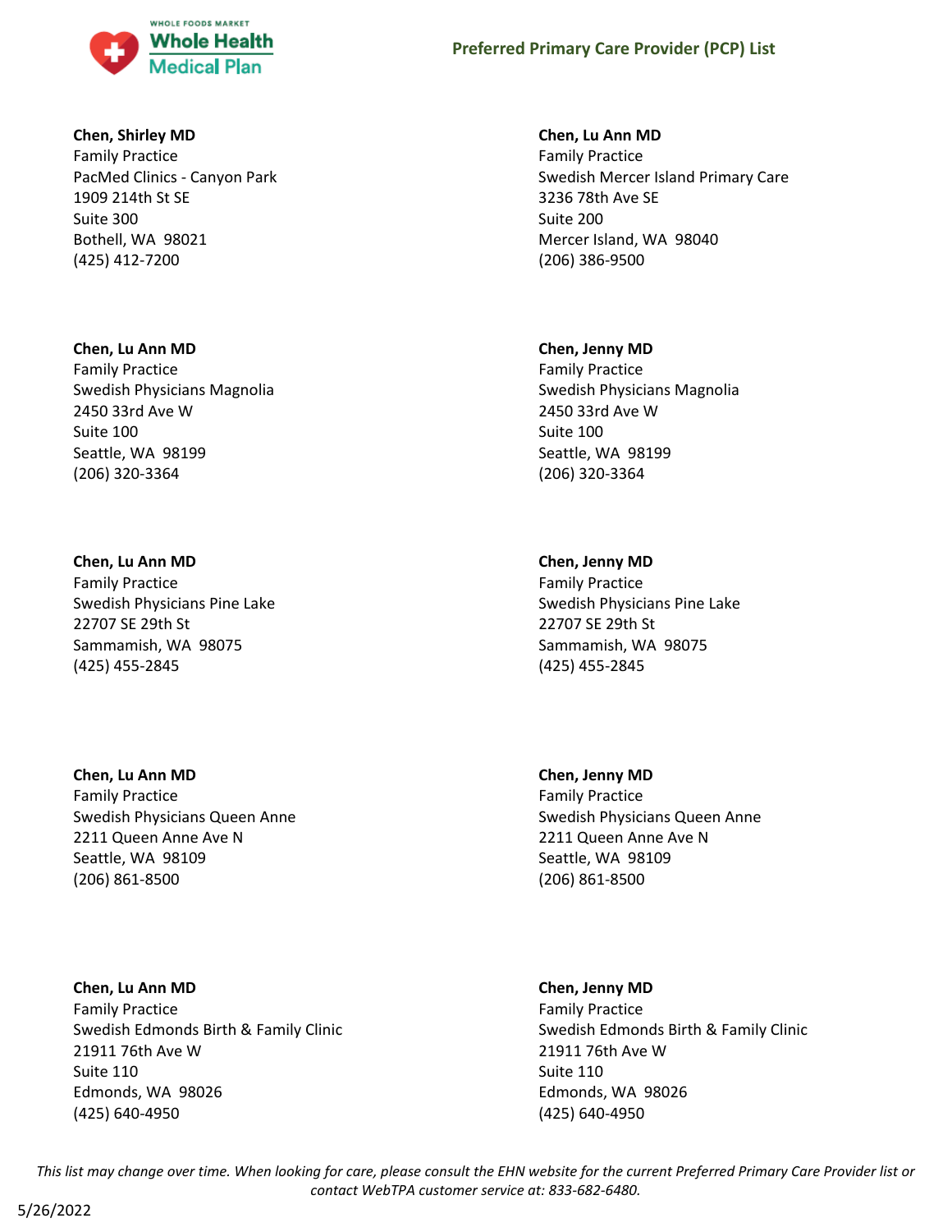**Chen, Shirley MD**
Family Practice
PacMed Clinics - Canyon Park
1909 214th St SE
Suite 300
Bothell, WA 98021
(425) 412-7200

**Chen, Lu Ann MD**
Family Practice
Swedish Physicians Magnolia
2450 33rd Ave W
Suite 100
Seattle, WA 98199
(206) 320-3364

**Chen, Lu Ann MD**
Family Practice
Swedish Physicians Pine Lake
22707 SE 29th St
Sammamish, WA 98075
(425) 455-2845

**Chen, Lu Ann MD**
Family Practice
Swedish Physicians Queen Anne
2211 Queen Anne Ave N
Seattle, WA 98109
(206) 861-8500

**Chen, Lu Ann MD**
Family Practice
Swedish Edmonds Birth & Family Clinic
21911 76th Ave W
Suite 110
Edmonds, WA 98026
(425) 640-4950

**Chen, Lu Ann MD**
Family Practice
Swedish Mercer Island Primary Care
3236 78th Ave SE
Suite 200
Mercer Island, WA 98040
(206) 386-9500

**Chen, Jenny MD**
Family Practice
Swedish Physicians Magnolia
2450 33rd Ave W
Suite 100
Seattle, WA 98199
(206) 320-3364

**Chen, Jenny MD**
Family Practice
Swedish Physicians Pine Lake
22707 SE 29th St
Sammamish, WA 98075
(425) 455-2845

**Chen, Jenny MD**
Family Practice
Swedish Physicians Queen Anne
2211 Queen Anne Ave N
Seattle, WA 98109
(206) 861-8500

**Chen, Jenny MD**
Family Practice
Swedish Edmonds Birth & Family Clinic
21911 76th Ave W
Suite 110
Edmonds, WA 98026
(425) 640-4950

*This list may change over time. When looking for care, please consult the EHN website for the current Preferred Primary Care Provider list or contact WebTPA customer service at: 833-682-6480.*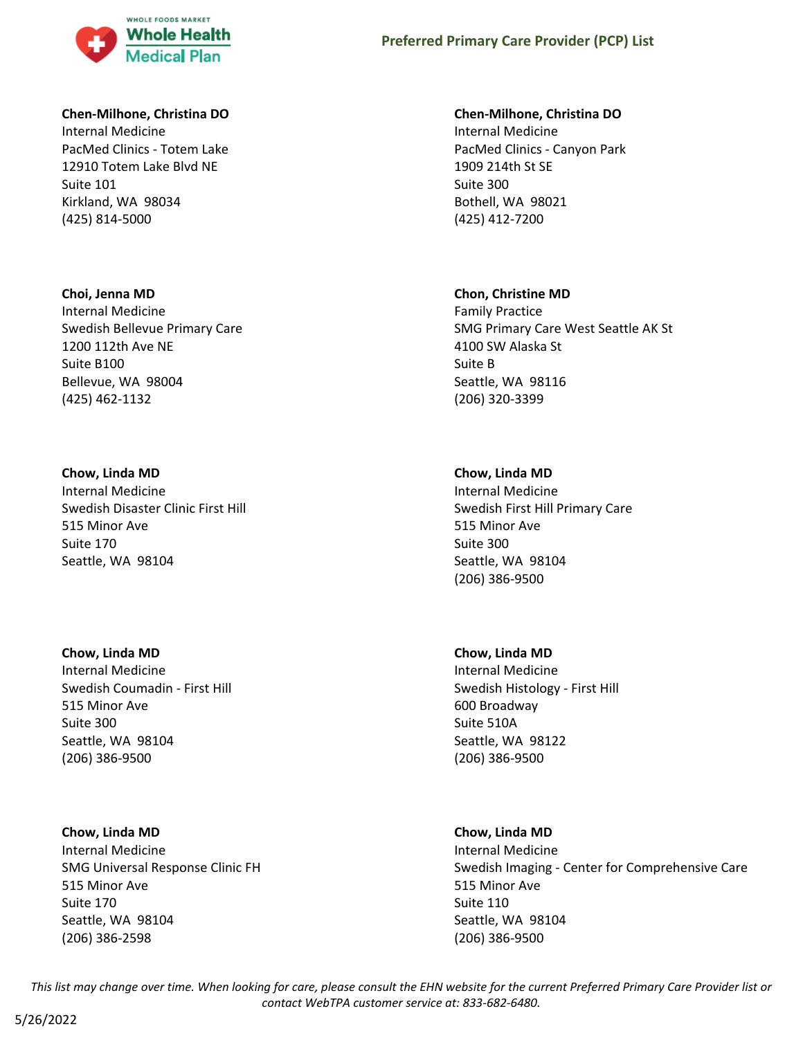**Chen-Milhone, Christina DO**
Internal Medicine
PacMed Clinics - Totem Lake
12910 Totem Lake Blvd NE
Suite 101
Kirkland, WA 98034
(425) 814-5000

**Chen-Milhone, Christina DO**
Internal Medicine
PacMed Clinics - Canyon Park
1909 214th St SE
Suite 300
Bothell, WA 98021
(425) 412-7200

**Choi, Jenna MD**
Internal Medicine
Swedish Bellevue Primary Care
1200 112th Ave NE
Suite B100
Bellevue, WA 98004
(425) 462-1132

**Chon, Christine MD**
Family Practice
SMG Primary Care West Seattle AK St
4100 SW Alaska St
Suite B
Seattle, WA 98116
(206) 320-3399

**Chow, Linda MD**
Internal Medicine
Swedish Disaster Clinic First Hill
515 Minor Ave
Suite 170
Seattle, WA 98104

**Chow, Linda MD**
Internal Medicine
Swedish First Hill Primary Care
515 Minor Ave
Suite 300
Seattle, WA 98104
(206) 386-9500

**Chow, Linda MD**
Internal Medicine
Swedish Coumadin - First Hill
515 Minor Ave
Suite 300
Seattle, WA 98104
(206) 386-9500

**Chow, Linda MD**
Internal Medicine
Swedish Histology - First Hill
600 Broadway
Suite 510A
Seattle, WA 98122
(206) 386-9500

**Chow, Linda MD**
Internal Medicine
SMG Universal Response Clinic FH
515 Minor Ave
Suite 170
Seattle, WA 98104
(206) 386-2598

**Chow, Linda MD**
Internal Medicine
Swedish Imaging - Center for Comprehensive Care
515 Minor Ave
Suite 110
Seattle, WA 98104
(206) 386-9500

*This list may change over time. When looking for care, please consult the EHN website for the current Preferred Primary Care Provider list or contact WebTPA customer service at: 833-682-6480.*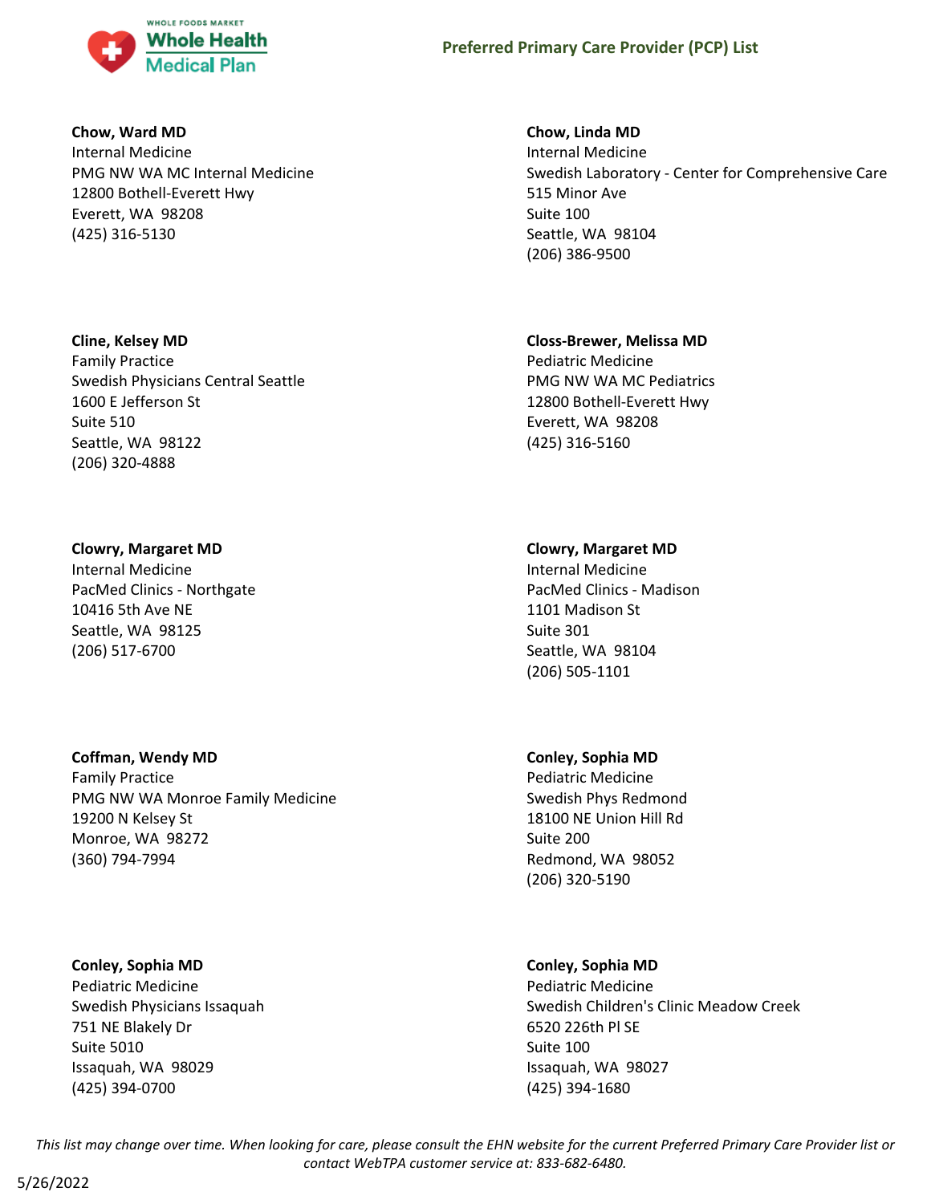**Chow, Ward MD**
Internal Medicine
PMG NW WA MC Internal Medicine
12800 Bothell-Everett Hwy
Everett, WA 98208
(425) 316-5130

**Chow, Linda MD**
Internal Medicine
Swedish Laboratory - Center for Comprehensive Care
515 Minor Ave
Suite 100
Seattle, WA 98104
(206) 386-9500

**Cline, Kelsey MD**
Family Practice
Swedish Physicians Central Seattle
1600 E Jefferson St
Suite 510
Seattle, WA 98122
(206) 320-4888

**Closs-Brewer, Melissa MD**
Pediatric Medicine
PMG NW WA MC Pediatrics
12800 Bothell-Everett Hwy
Everett, WA 98208
(425) 316-5160

**Clowry, Margaret MD**
Internal Medicine
PacMed Clinics - Northgate
10416 5th Ave NE
Seattle, WA 98125
(206) 517-6700

**Clowry, Margaret MD**
Internal Medicine
PacMed Clinics - Madison
1101 Madison St
Suite 301
Seattle, WA 98104
(206) 505-1101

**Coffman, Wendy MD**
Family Practice
PMG NW WA Monroe Family Medicine
19200 N Kelsey St
Monroe, WA 98272
(360) 794-7994

**Conley, Sophia MD**
Pediatric Medicine
Swedish Phys Redmond
18100 NE Union Hill Rd
Suite 200
Redmond, WA 98052
(206) 320-5190

**Conley, Sophia MD**
Pediatric Medicine
Swedish Physicians Issaquah
751 NE Blakely Dr
Suite 5010
Issaquah, WA 98029
(425) 394-0700

**Conley, Sophia MD**
Pediatric Medicine
Swedish Children's Clinic Meadow Creek
6520 226th Pl SE
Suite 100
Issaquah, WA 98027
(425) 394-1680

*This list may change over time. When looking for care, please consult the EHN website for the current Preferred Primary Care Provider list or contact WebTPA customer service at: 833-682-6480.*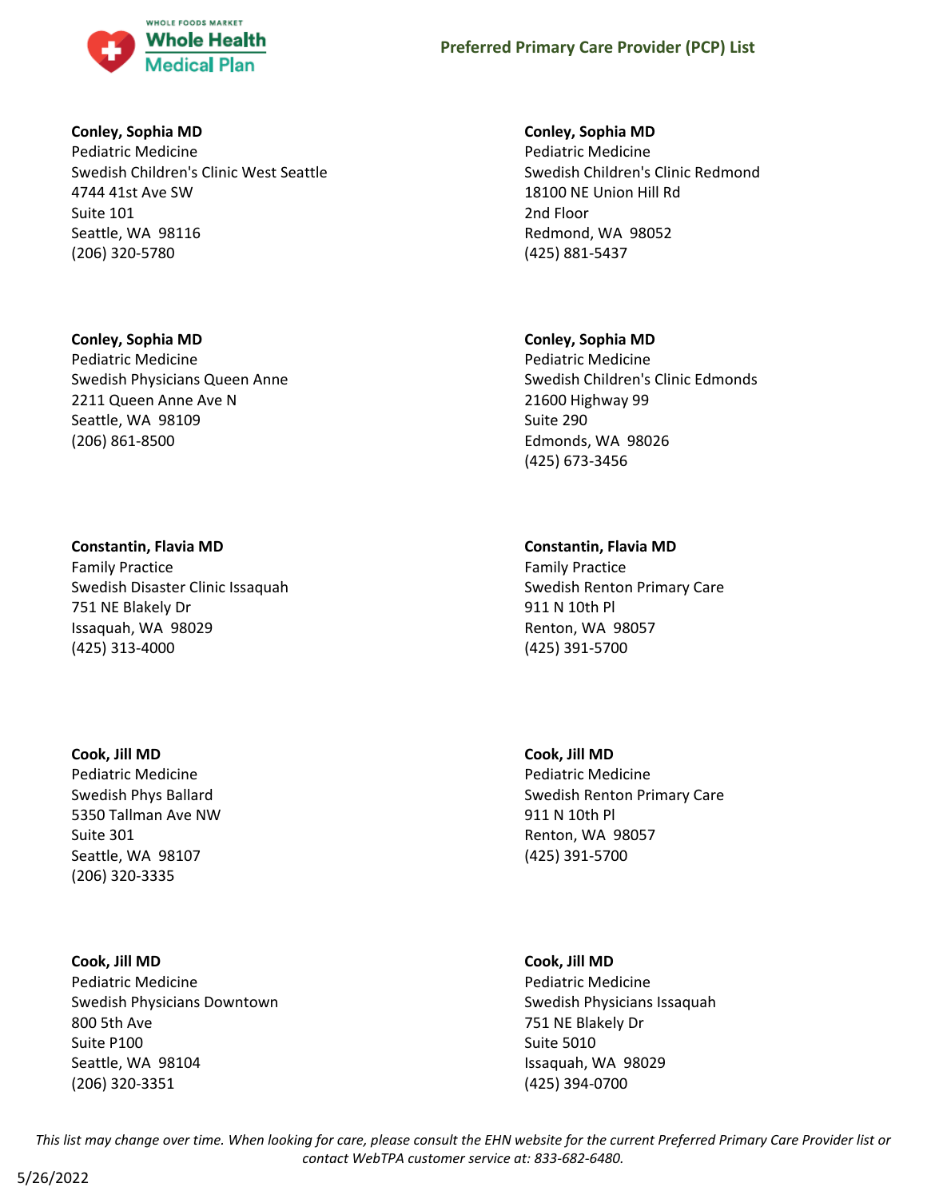**Conley, Sophia MD**
Pediatric Medicine
Swedish Children's Clinic West Seattle
4744 41st Ave SW
Suite 101
Seattle, WA 98116
(206) 320-5780

**Conley, Sophia MD**
Pediatric Medicine
Swedish Children's Clinic Redmond
18100 NE Union Hill Rd
2nd Floor
Redmond, WA 98052
(425) 881-5437

**Conley, Sophia MD**
Pediatric Medicine
Swedish Physicians Queen Anne
2211 Queen Anne Ave N
Seattle, WA 98109
(206) 861-8500

**Conley, Sophia MD**
Pediatric Medicine
Swedish Children's Clinic Edmonds
21600 Highway 99
Suite 290
Edmonds, WA 98026
(425) 673-3456

**Constantin, Flavia MD**
Family Practice
Swedish Disaster Clinic Issaquah
751 NE Blakely Dr
Issaquah, WA 98029
(425) 313-4000

**Constantin, Flavia MD**
Family Practice
Swedish Renton Primary Care
911 N 10th Pl
Renton, WA 98057
(425) 391-5700

**Cook, Jill MD**
Pediatric Medicine
Swedish Phys Ballard
5350 Tallman Ave NW
Suite 301
Seattle, WA 98107
(206) 320-3335

**Cook, Jill MD**
Pediatric Medicine
Swedish Renton Primary Care
911 N 10th Pl
Renton, WA 98057
(425) 391-5700

**Cook, Jill MD**
Pediatric Medicine
Swedish Physicians Downtown
800 5th Ave
Suite P100
Seattle, WA 98104
(206) 320-3351

**Cook, Jill MD**
Pediatric Medicine
Swedish Physicians Issaquah
751 NE Blakely Dr
Suite 5010
Issaquah, WA 98029
(425) 394-0700

*This list may change over time. When looking for care, please consult the EHN website for the current Preferred Primary Care Provider list or contact WebTPA customer service at: 833-682-6480.*

5/26/2022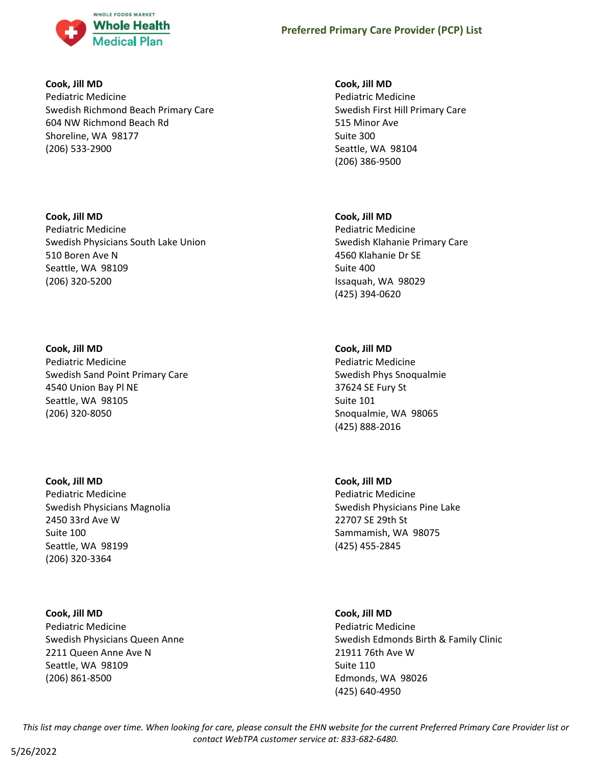**Cook, Jill MD**
Pediatric Medicine
Swedish Richmond Beach Primary Care
604 NW Richmond Beach Rd
Shoreline, WA 98177
(206) 533-2900

**Cook, Jill MD**
Pediatric Medicine
Swedish First Hill Primary Care
515 Minor Ave
Suite 300
Seattle, WA 98104
(206) 386-9500

**Cook, Jill MD**
Pediatric Medicine
Swedish Physicians South Lake Union
510 Boren Ave N
Seattle, WA 98109
(206) 320-5200

**Cook, Jill MD**
Pediatric Medicine
Swedish Klahanie Primary Care
4560 Klahanie Dr SE
Suite 400
Issaquah, WA 98029
(425) 394-0620

**Cook, Jill MD**
Pediatric Medicine
Swedish Sand Point Primary Care
4540 Union Bay Pl NE
Seattle, WA 98105
(206) 320-8050

**Cook, Jill MD**
Pediatric Medicine
Swedish Phys Snoqualmie
37624 SE Fury St
Suite 101
Snoqualmie, WA 98065
(425) 888-2016

**Cook, Jill MD**
Pediatric Medicine
Swedish Physicians Magnolia
2450 33rd Ave W
Suite 100
Seattle, WA 98199
(206) 320-3364

**Cook, Jill MD**
Pediatric Medicine
Swedish Physicians Pine Lake
22707 SE 29th St
Sammamish, WA 98075
(425) 455-2845

**Cook, Jill MD**
Pediatric Medicine
Swedish Physicians Queen Anne
2211 Queen Anne Ave N
Seattle, WA 98109
(206) 861-8500

**Cook, Jill MD**
Pediatric Medicine
Swedish Edmonds Birth & Family Clinic
21911 76th Ave W
Suite 110
Edmonds, WA 98026
(425) 640-4950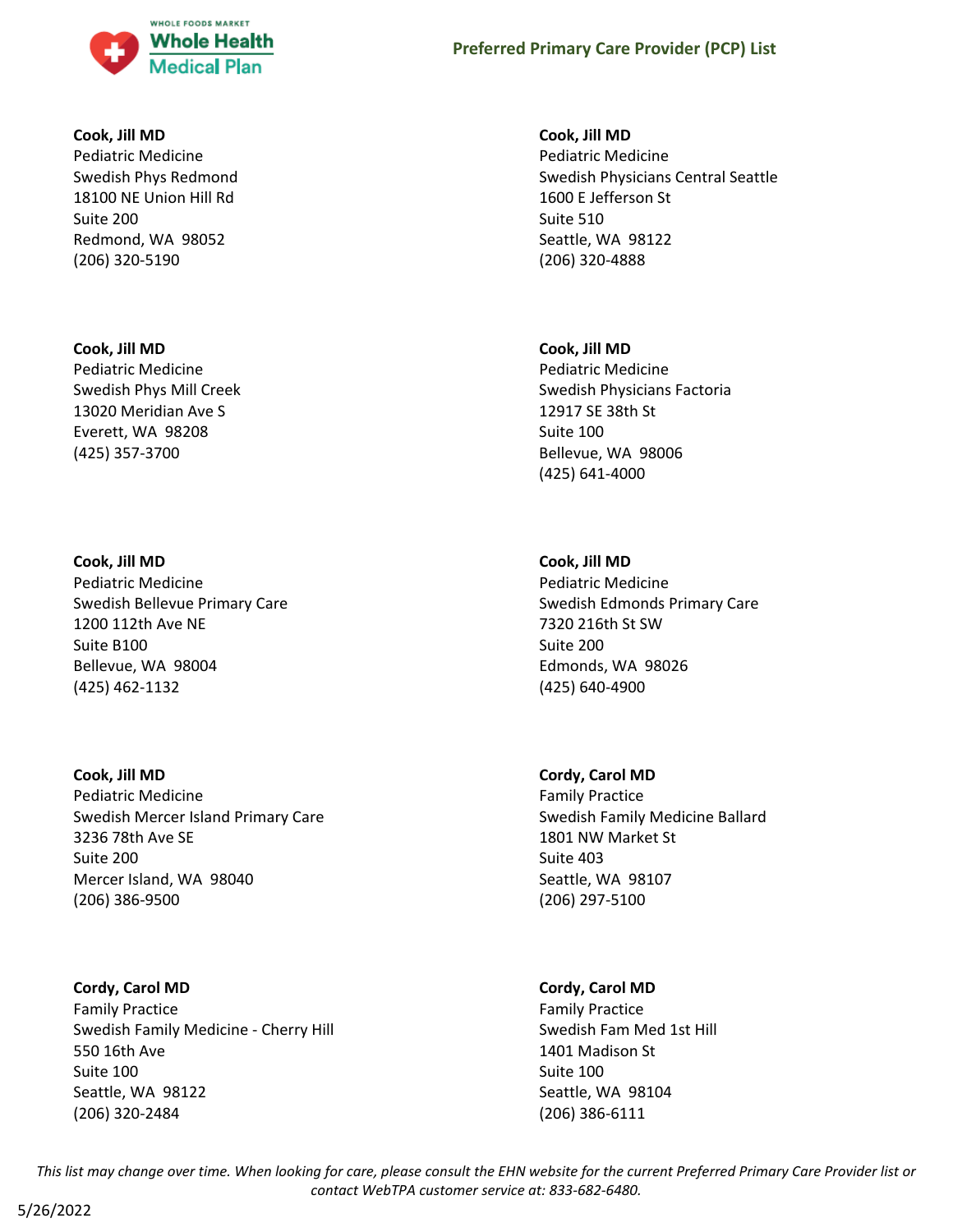**Cook, Jill MD**
Pediatric Medicine
Swedish Phys Redmond
18100 NE Union Hill Rd
Suite 200
Redmond, WA 98052
(206) 320-5190

**Cook, Jill MD**
Pediatric Medicine
Swedish Physicians Central Seattle
1600 E Jefferson St
Suite 510
Seattle, WA 98122
(206) 320-4888

**Cook, Jill MD**
Pediatric Medicine
Swedish Phys Mill Creek
13020 Meridian Ave S
Everett, WA 98208
(425) 357-3700

**Cook, Jill MD**
Pediatric Medicine
Swedish Physicians Factoria
12917 SE 38th St
Suite 100
Bellevue, WA 98006
(425) 641-4000

**Cook, Jill MD**
Pediatric Medicine
Swedish Bellevue Primary Care
1200 112th Ave NE
Suite B100
Bellevue, WA 98004
(425) 462-1132

**Cook, Jill MD**
Pediatric Medicine
Swedish Edmonds Primary Care
7320 216th St SW
Suite 200
Edmonds, WA 98026
(425) 640-4900

**Cook, Jill MD**
Pediatric Medicine
Swedish Mercer Island Primary Care
3236 78th Ave SE
Suite 200
Mercer Island, WA 98040
(206) 386-9500

**Cordy, Carol MD**
Family Practice
Swedish Family Medicine Ballard
1801 NW Market St
Suite 403
Seattle, WA 98107
(206) 297-5100

**Cordy, Carol MD**
Family Practice
Swedish Family Medicine - Cherry Hill
550 16th Ave
Suite 100
Seattle, WA 98122
(206) 320-2484

**Cordy, Carol MD**
Family Practice
Swedish Fam Med 1st Hill
1401 Madison St
Suite 100
Seattle, WA 98104
(206) 386-6111

*This list may change over time. When looking for care, please consult the EHN website for the current Preferred Primary Care Provider list or contact WebTPA customer service at: 833-682-6480.*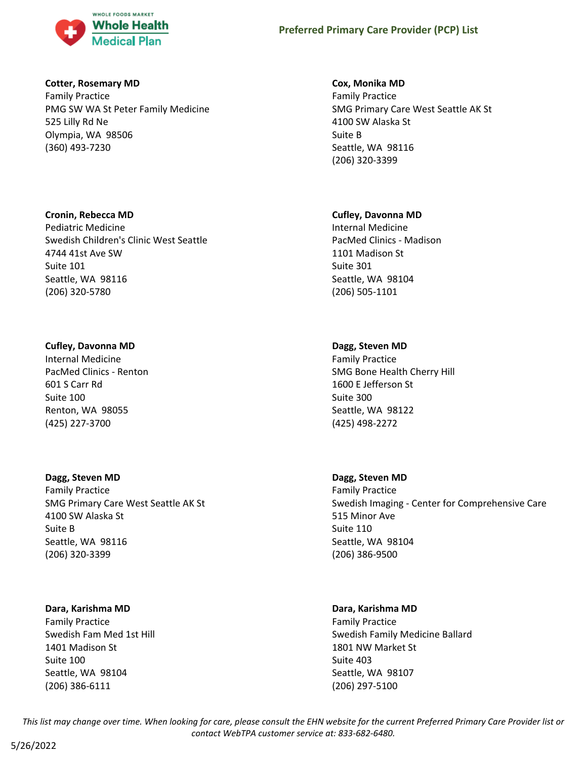**Cotter, Rosemary MD**
Family Practice
PMG SW WA St Peter Family Medicine
525 Lilly Rd Ne
Olympia, WA 98506
(360) 493-7230

**Cox, Monika MD**
Family Practice
SMG Primary Care West Seattle AK St
4100 SW Alaska St
Suite B
Seattle, WA 98116
(206) 320-3399

**Cronin, Rebecca MD**
Pediatric Medicine
Swedish Children's Clinic West Seattle
4744 41st Ave SW
Suite 101
Seattle, WA 98116
(206) 320-5780

**Cufley, Davonna MD**
Internal Medicine
PacMed Clinics - Madison
1101 Madison St
Suite 301
Seattle, WA 98104
(206) 505-1101

**Cufley, Davonna MD**
Internal Medicine
PacMed Clinics - Renton
601 S Carr Rd
Suite 100
Renton, WA 98055
(425) 227-3700

**Dagg, Steven MD**
Family Practice
SMG Bone Health Cherry Hill
1600 E Jefferson St
Suite 300
Seattle, WA 98122
(425) 498-2272

**Dagg, Steven MD**
Family Practice
SMG Primary Care West Seattle AK St
4100 SW Alaska St
Suite B
Seattle, WA 98116
(206) 320-3399

**Dagg, Steven MD**
Family Practice
Swedish Imaging - Center for Comprehensive Care
515 Minor Ave
Suite 110
Seattle, WA 98104
(206) 386-9500

**Dara, Karishma MD**
Family Practice
Swedish Fam Med 1st Hill
1401 Madison St
Suite 100
Seattle, WA 98104
(206) 386-6111

**Dara, Karishma MD**
Family Practice
Swedish Family Medicine Ballard
1801 NW Market St
Suite 403
Seattle, WA 98107
(206) 297-5100

*This list may change over time. When looking for care, please consult the EHN website for the current Preferred Primary Care Provider list or contact WebTPA customer service at: 833-682-6480.*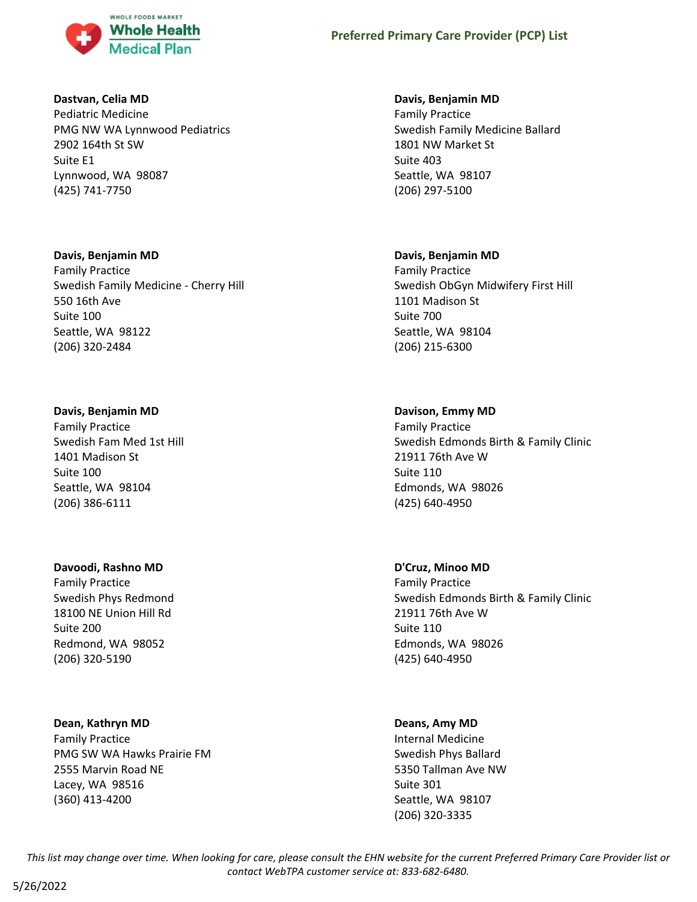**Dastvan, Celia MD**
Pediatric Medicine
PMG NW WA Lynnwood Pediatrics
2902 164th St SW
Suite E1
Lynnwood, WA 98087
(425) 741-7750

**Davis, Benjamin MD**
Family Practice
Swedish Family Medicine Ballard
1801 NW Market St
Suite 403
Seattle, WA 98107
(206) 297-5100

**Davis, Benjamin MD**
Family Practice
Swedish Family Medicine - Cherry Hill
550 16th Ave
Suite 100
Seattle, WA 98122
(206) 320-2484

**Davis, Benjamin MD**
Family Practice
Swedish ObGyn Midwifery First Hill
1101 Madison St
Suite 700
Seattle, WA 98104
(206) 215-6300

**Davis, Benjamin MD**
Family Practice
Swedish Fam Med 1st Hill
1401 Madison St
Suite 100
Seattle, WA 98104
(206) 386-6111

**Davison, Emmy MD**
Family Practice
Swedish Edmonds Birth & Family Clinic
21911 76th Ave W
Suite 110
Edmonds, WA 98026
(425) 640-4950

**Davoodi, Rashno MD**
Family Practice
Swedish Phys Redmond
18100 NE Union Hill Rd
Suite 200
Redmond, WA 98052
(206) 320-5190

**D'Cruz, Minoo MD**
Family Practice
Swedish Edmonds Birth & Family Clinic
21911 76th Ave W
Suite 110
Edmonds, WA 98026
(425) 640-4950

**Dean, Kathryn MD**
Family Practice
PMG SW WA Hawks Prairie FM
2555 Marvin Road NE
Lacey, WA 98516
(360) 413-4200

**Deans, Amy MD**
Internal Medicine
Swedish Phys Ballard
5350 Tallman Ave NW
Suite 301
Seattle, WA 98107
(206) 320-3335

*This list may change over time. When looking for care, please consult the EHN website for the current Preferred Primary Care Provider list or contact WebTPA customer service at: 833-682-6480.*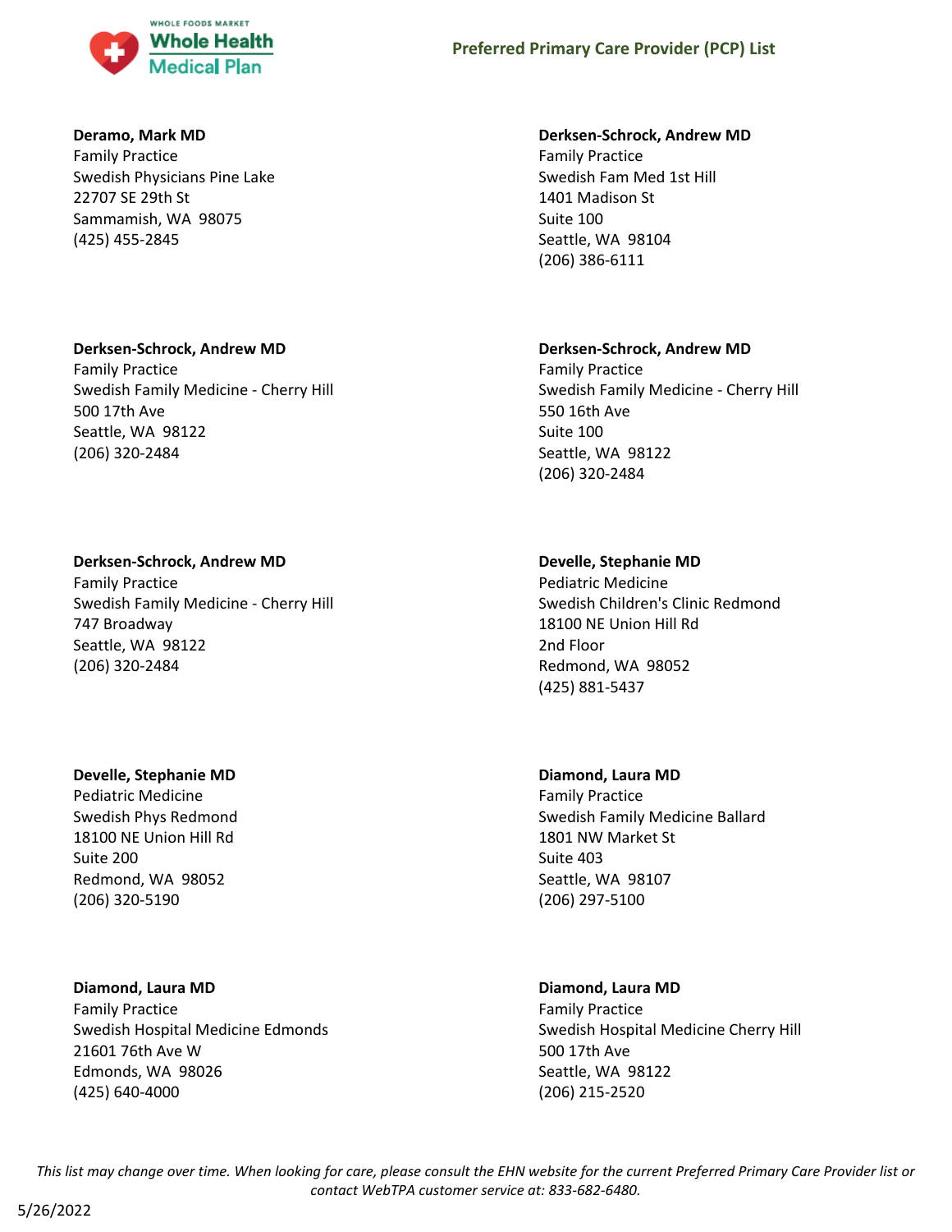**Deramo, Mark MD**
Family Practice
Swedish Physicians Pine Lake
22707 SE 29th St
Sammamish, WA 98075
(425) 455-2845

**Derksen-Schrock, Andrew MD**
Family Practice
Swedish Fam Med 1st Hill
1401 Madison St
Suite 100
Seattle, WA 98104
(206) 386-6111

**Derksen-Schrock, Andrew MD**
Family Practice
Swedish Family Medicine - Cherry Hill
500 17th Ave
Seattle, WA 98122
(206) 320-2484

**Derksen-Schrock, Andrew MD**
Family Practice
Swedish Family Medicine - Cherry Hill
550 16th Ave
Suite 100
Seattle, WA 98122
(206) 320-2484

**Derksen-Schrock, Andrew MD**
Family Practice
Swedish Family Medicine - Cherry Hill
747 Broadway
Seattle, WA 98122
(206) 320-2484

**Develle, Stephanie MD**
Pediatric Medicine
Swedish Children's Clinic Redmond
18100 NE Union Hill Rd
2nd Floor
Redmond, WA 98052
(425) 881-5437

**Develle, Stephanie MD**
Pediatric Medicine
Swedish Phys Redmond
18100 NE Union Hill Rd
Suite 200
Redmond, WA 98052
(206) 320-5190

**Diamond, Laura MD**
Family Practice
Swedish Family Medicine Ballard
1801 NW Market St
Suite 403
Seattle, WA 98107
(206) 297-5100

**Diamond, Laura MD**
Family Practice
Swedish Hospital Medicine Edmonds
21601 76th Ave W
Edmonds, WA 98026
(425) 640-4000

**Diamond, Laura MD**
Family Practice
Swedish Hospital Medicine Cherry Hill
500 17th Ave
Seattle, WA 98122
(206) 215-2520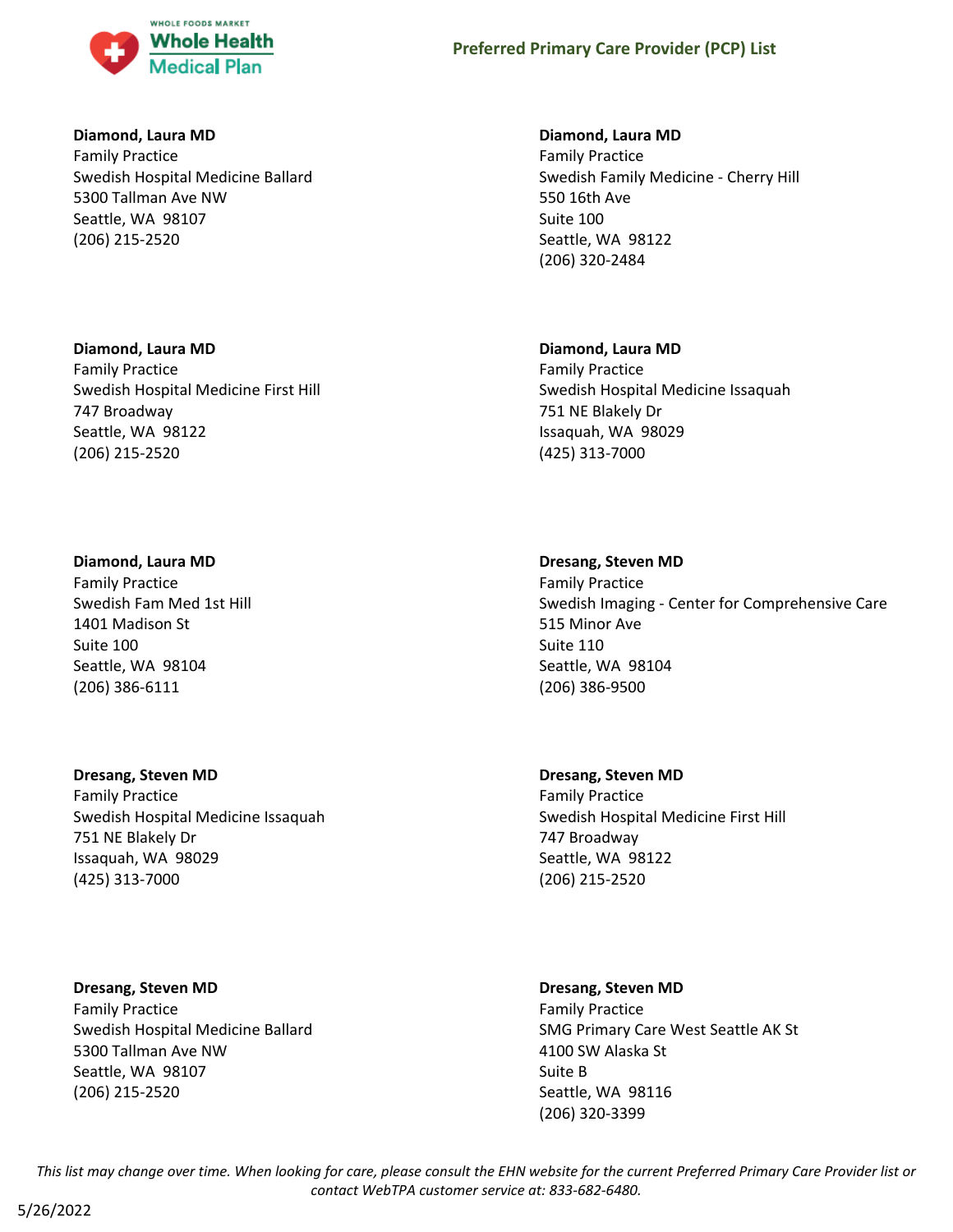**Diamond, Laura MD**
Family Practice
Swedish Hospital Medicine Ballard
5300 Tallman Ave NW
Seattle, WA 98107
(206) 215-2520

**Diamond, Laura MD**
Family Practice
Swedish Family Medicine - Cherry Hill
550 16th Ave
Suite 100
Seattle, WA 98122
(206) 320-2484

**Diamond, Laura MD**
Family Practice
Swedish Hospital Medicine First Hill
747 Broadway
Seattle, WA 98122
(206) 215-2520

**Diamond, Laura MD**
Family Practice
Swedish Hospital Medicine Issaquah
751 NE Blakely Dr
Issaquah, WA 98029
(425) 313-7000

**Diamond, Laura MD**
Family Practice
Swedish Fam Med 1st Hill
1401 Madison St
Suite 100
Seattle, WA 98104
(206) 386-6111

**Dresang, Steven MD**
Family Practice
Swedish Imaging - Center for Comprehensive Care
515 Minor Ave
Suite 110
Seattle, WA 98104
(206) 386-9500

**Dresang, Steven MD**
Family Practice
Swedish Hospital Medicine Issaquah
751 NE Blakely Dr
Issaquah, WA 98029
(425) 313-7000

**Dresang, Steven MD**
Family Practice
Swedish Hospital Medicine First Hill
747 Broadway
Seattle, WA 98122
(206) 215-2520

**Dresang, Steven MD**
Family Practice
Swedish Hospital Medicine Ballard
5300 Tallman Ave NW
Seattle, WA 98107
(206) 215-2520

**Dresang, Steven MD**
Family Practice
SMG Primary Care West Seattle AK St
4100 SW Alaska St
Suite B
Seattle, WA 98116
(206) 320-3399

*This list may change over time. When looking for care, please consult the EHN website for the current Preferred Primary Care Provider list or contact WebTPA customer service at: 833-682-6480.*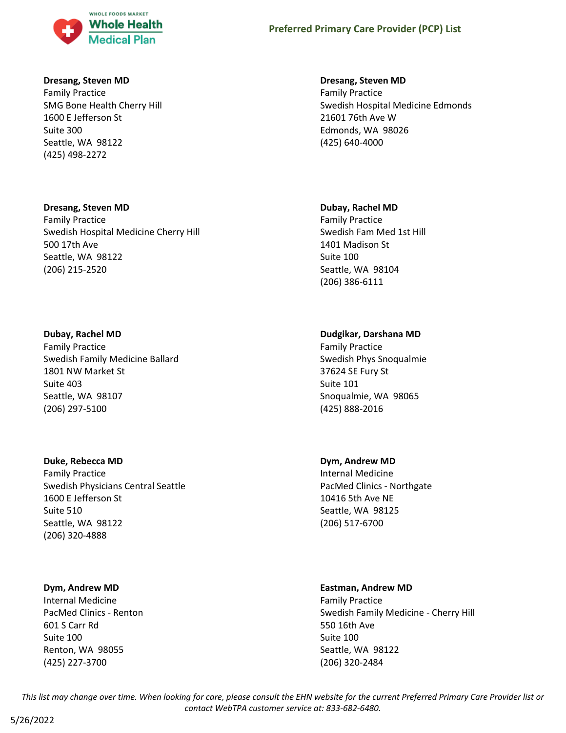**Dresang, Steven MD**
Family Practice
SMG Bone Health Cherry Hill
1600 E Jefferson St
Suite 300
Seattle, WA 98122
(425) 498-2272

**Dresang, Steven MD**
Family Practice
Swedish Hospital Medicine Edmonds
21601 76th Ave W
Edmonds, WA 98026
(425) 640-4000

**Dresang, Steven MD**
Family Practice
Swedish Hospital Medicine Cherry Hill
500 17th Ave
Seattle, WA 98122
(206) 215-2520

**Dubay, Rachel MD**
Family Practice
Swedish Fam Med 1st Hill
1401 Madison St
Suite 100
Seattle, WA 98104
(206) 386-6111

**Dubay, Rachel MD**
Family Practice
Swedish Family Medicine Ballard
1801 NW Market St
Suite 403
Seattle, WA 98107
(206) 297-5100

**Dudgikar, Darshana MD**
Family Practice
Swedish Phys Snoqualmie
37624 SE Fury St
Suite 101
Snoqualmie, WA 98065
(425) 888-2016

**Duke, Rebecca MD**
Family Practice
Swedish Physicians Central Seattle
1600 E Jefferson St
Suite 510
Seattle, WA 98122
(206) 320-4888

**Dym, Andrew MD**
Internal Medicine
PacMed Clinics - Northgate
10416 5th Ave NE
Seattle, WA 98125
(206) 517-6700

**Dym, Andrew MD**
Internal Medicine
PacMed Clinics - Renton
601 S Carr Rd
Suite 100
Renton, WA 98055
(425) 227-3700

**Eastman, Andrew MD**
Family Practice
Swedish Family Medicine - Cherry Hill
550 16th Ave
Suite 100
Seattle, WA 98122
(206) 320-2484

*This list may change over time. When looking for care, please consult the EHN website for the current Preferred Primary Care Provider list or contact WebTPA customer service at: 833-682-6480.*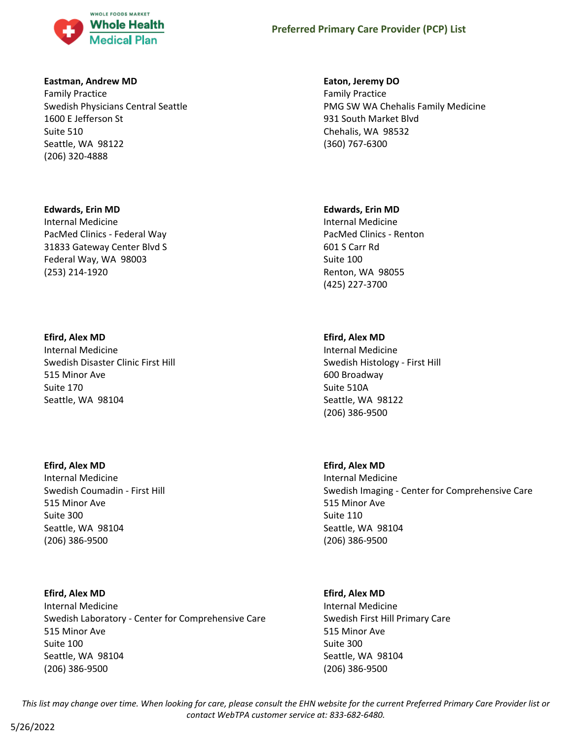**Eastman, Andrew MD**
Family Practice
Swedish Physicians Central Seattle
1600 E Jefferson St
Suite 510
Seattle, WA 98122
(206) 320-4888

**Eaton, Jeremy DO**
Family Practice
PMG SW WA Chehalis Family Medicine
931 South Market Blvd
Chehalis, WA 98532
(360) 767-6300

**Edwards, Erin MD**
Internal Medicine
PacMed Clinics - Federal Way
31833 Gateway Center Blvd S
Federal Way, WA 98003
(253) 214-1920

**Edwards, Erin MD**
Internal Medicine
PacMed Clinics - Renton
601 S Carr Rd
Suite 100
Renton, WA 98055
(425) 227-3700

**Efird, Alex MD**
Internal Medicine
Swedish Disaster Clinic First Hill
515 Minor Ave
Suite 170
Seattle, WA 98104

**Efird, Alex MD**
Internal Medicine
Swedish Histology - First Hill
600 Broadway
Suite 510A
Seattle, WA 98122
(206) 386-9500

**Efird, Alex MD**
Internal Medicine
Swedish Coumadin - First Hill
515 Minor Ave
Suite 300
Seattle, WA 98104
(206) 386-9500

**Efird, Alex MD**
Internal Medicine
Swedish Imaging - Center for Comprehensive Care
515 Minor Ave
Suite 110
Seattle, WA 98104
(206) 386-9500

**Efird, Alex MD**
Internal Medicine
Swedish Laboratory - Center for Comprehensive Care
515 Minor Ave
Suite 100
Seattle, WA 98104
(206) 386-9500

**Efird, Alex MD**
Internal Medicine
Swedish First Hill Primary Care
515 Minor Ave
Suite 300
Seattle, WA 98104
(206) 386-9500

*This list may change over time. When looking for care, please consult the EHN website for the current Preferred Primary Care Provider list or contact WebTPA customer service at: 833-682-6480.*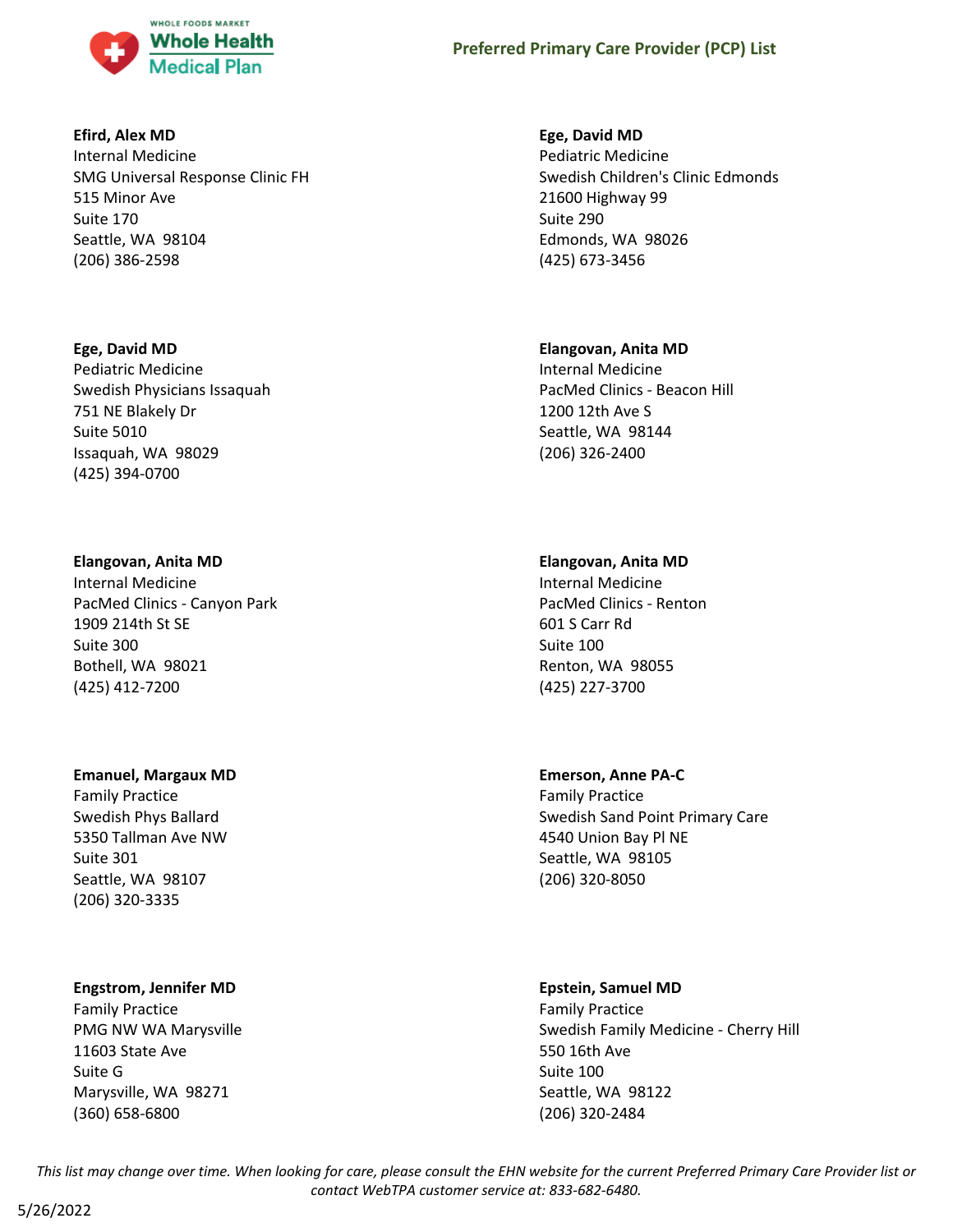**Efird, Alex MD**
Internal Medicine
SMG Universal Response Clinic FH
515 Minor Ave
Suite 170
Seattle, WA 98104
(206) 386-2598

**Ege, David MD**
Pediatric Medicine
Swedish Children's Clinic Edmonds
21600 Highway 99
Suite 290
Edmonds, WA 98026
(425) 673-3456

**Ege, David MD**
Pediatric Medicine
Swedish Physicians Issaquah
751 NE Blakely Dr
Suite 5010
Issaquah, WA 98029
(425) 394-0700

**Elangovan, Anita MD**
Internal Medicine
PacMed Clinics - Beacon Hill
1200 12th Ave S
Seattle, WA 98144
(206) 326-2400

**Elangovan, Anita MD**
Internal Medicine
PacMed Clinics - Canyon Park
1909 214th St SE
Suite 300
Bothell, WA 98021
(425) 412-7200

**Elangovan, Anita MD**
Internal Medicine
PacMed Clinics - Renton
601 S Carr Rd
Suite 100
Renton, WA 98055
(425) 227-3700

**Emanuel, Margaux MD**
Family Practice
Swedish Phys Ballard
5350 Tallman Ave NW
Suite 301
Seattle, WA 98107
(206) 320-3335

**Emerson, Anne PA-C**
Family Practice
Swedish Sand Point Primary Care
4540 Union Bay Pl NE
Seattle, WA 98105
(206) 320-8050

**Engstrom, Jennifer MD**
Family Practice
PMG NW WA Marysville
11603 State Ave
Suite G
Marysville, WA 98271
(360) 658-6800

**Epstein, Samuel MD**
Family Practice
Swedish Family Medicine - Cherry Hill
550 16th Ave
Suite 100
Seattle, WA 98122
(206) 320-2484

*This list may change over time. When looking for care, please consult the EHN website for the current Preferred Primary Care Provider list or contact WebTPA customer service at: 833-682-6480.*

5/26/2022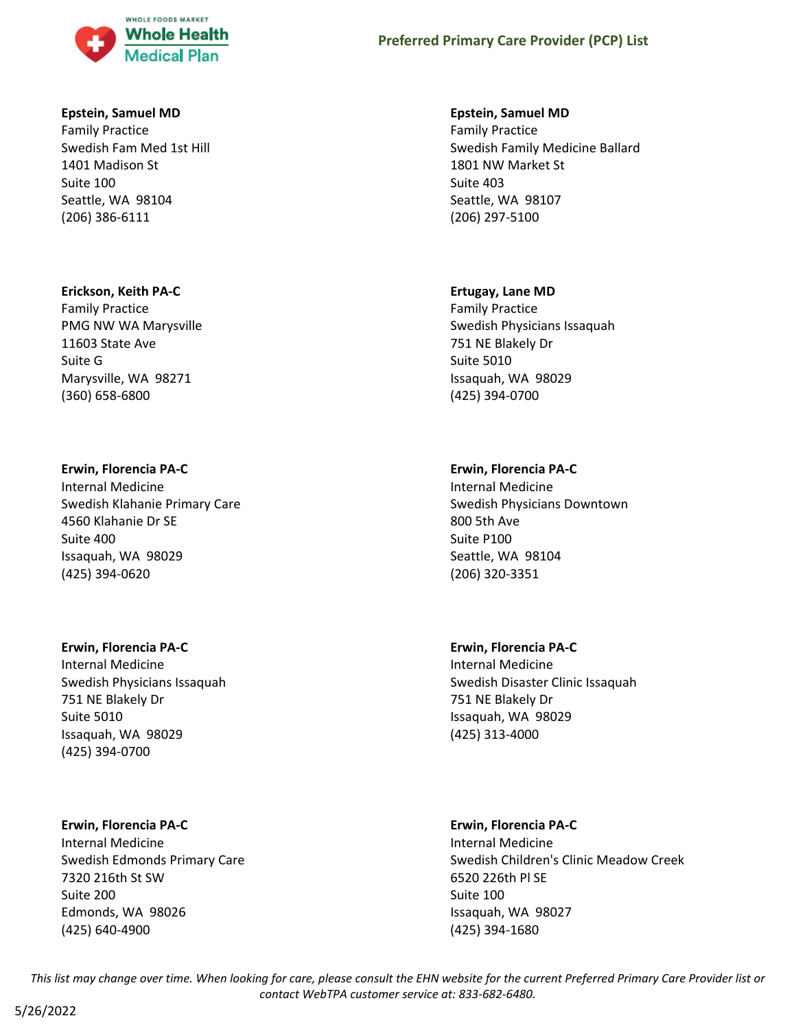## Preferred Primary Care Provider (PCP) List

**Epstein, Samuel MD**
Family Practice
Swedish Fam Med 1st Hill
1401 Madison St
Suite 100
Seattle, WA 98104
(206) 386-6111

**Epstein, Samuel MD**
Family Practice
Swedish Family Medicine Ballard
1801 NW Market St
Suite 403
Seattle, WA 98107
(206) 297-5100

**Erickson, Keith PA-C**
Family Practice
PMG NW WA Marysville
11603 State Ave
Suite G
Marysville, WA 98271
(360) 658-6800

**Ertugay, Lane MD**
Family Practice
Swedish Physicians Issaquah
751 NE Blakely Dr
Suite 5010
Issaquah, WA 98029
(425) 394-0700

**Erwin, Florencia PA-C**
Internal Medicine
Swedish Klahanie Primary Care
4560 Klahanie Dr SE
Suite 400
Issaquah, WA 98029
(425) 394-0620

**Erwin, Florencia PA-C**
Internal Medicine
Swedish Physicians Downtown
800 5th Ave
Suite P100
Seattle, WA 98104
(206) 320-3351

**Erwin, Florencia PA-C**
Internal Medicine
Swedish Physicians Issaquah
751 NE Blakely Dr
Suite 5010
Issaquah, WA 98029
(425) 394-0700

**Erwin, Florencia PA-C**
Internal Medicine
Swedish Disaster Clinic Issaquah
751 NE Blakely Dr
Issaquah, WA 98029
(425) 313-4000

**Erwin, Florencia PA-C**
Internal Medicine
Swedish Edmonds Primary Care
7320 216th St SW
Suite 200
Edmonds, WA 98026
(425) 640-4900

**Erwin, Florencia PA-C**
Internal Medicine
Swedish Children's Clinic Meadow Creek
6520 226th Pl SE
Suite 100
Issaquah, WA 98027
(425) 394-1680

*This list may change over time. When looking for care, please consult the EHN website for the current Preferred Primary Care Provider list or contact WebTPA customer service at: 833-682-6480.*

5/26/2022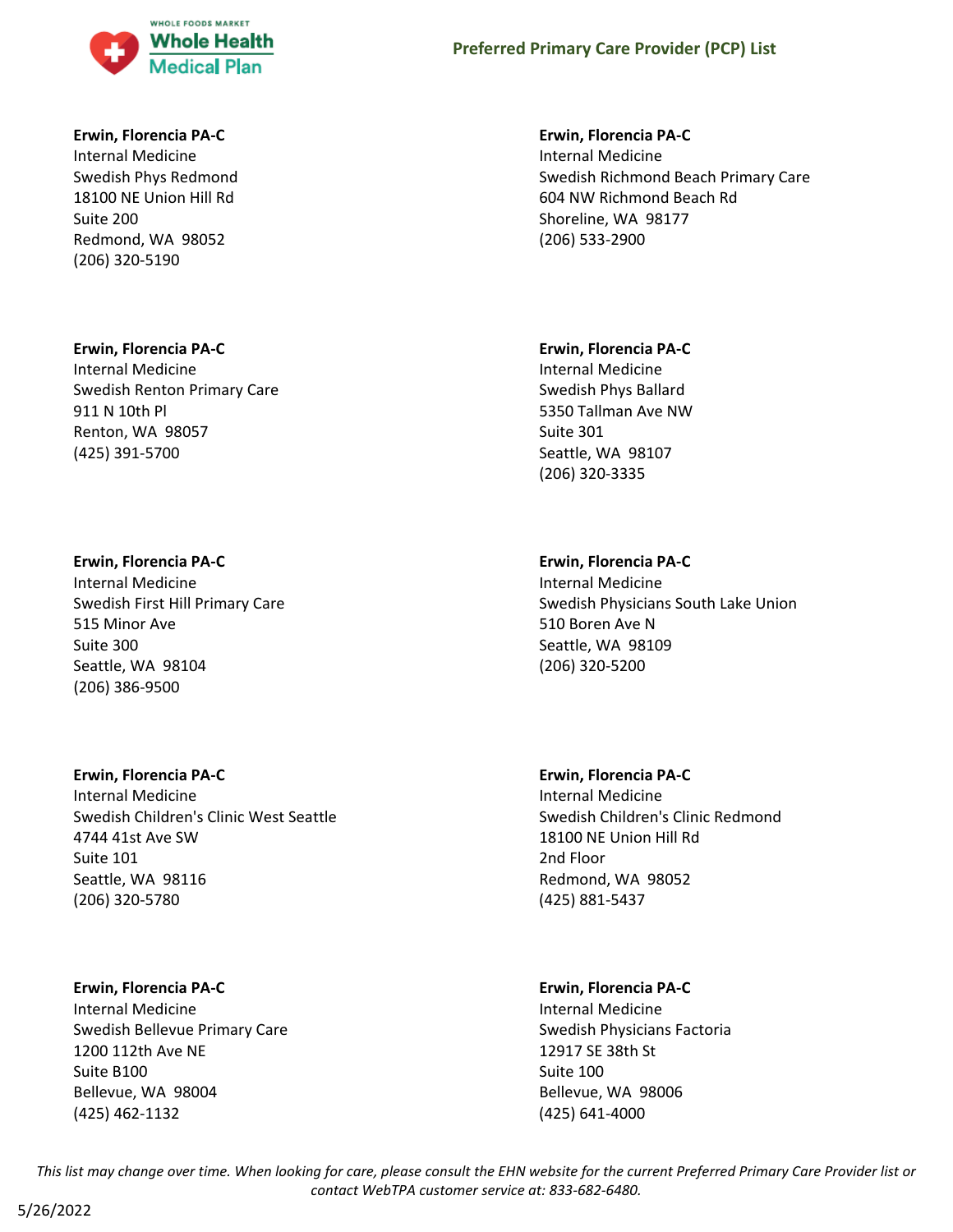**Erwin, Florencia PA-C**
Internal Medicine
Swedish Phys Redmond
18100 NE Union Hill Rd
Suite 200
Redmond, WA 98052
(206) 320-5190

**Erwin, Florencia PA-C**
Internal Medicine
Swedish Renton Primary Care
911 N 10th Pl
Renton, WA 98057
(425) 391-5700

**Erwin, Florencia PA-C**
Internal Medicine
Swedish First Hill Primary Care
515 Minor Ave
Suite 300
Seattle, WA 98104
(206) 386-9500

**Erwin, Florencia PA-C**
Internal Medicine
Swedish Children's Clinic West Seattle
4744 41st Ave SW
Suite 101
Seattle, WA 98116
(206) 320-5780

**Erwin, Florencia PA-C**
Internal Medicine
Swedish Bellevue Primary Care
1200 112th Ave NE
Suite B100
Bellevue, WA 98004
(425) 462-1132

**Erwin, Florencia PA-C**
Internal Medicine
Swedish Richmond Beach Primary Care
604 NW Richmond Beach Rd
Shoreline, WA 98177
(206) 533-2900

**Erwin, Florencia PA-C**
Internal Medicine
Swedish Phys Ballard
5350 Tallman Ave NW
Suite 301
Seattle, WA 98107
(206) 320-3335

**Erwin, Florencia PA-C**
Internal Medicine
Swedish Physicians South Lake Union
510 Boren Ave N
Seattle, WA 98109
(206) 320-5200

**Erwin, Florencia PA-C**
Internal Medicine
Swedish Children's Clinic Redmond
18100 NE Union Hill Rd
2nd Floor
Redmond, WA 98052
(425) 881-5437

**Erwin, Florencia PA-C**
Internal Medicine
Swedish Physicians Factoria
12917 SE 38th St
Suite 100
Bellevue, WA 98006
(425) 641-4000

*This list may change over time. When looking for care, please consult the EHN website for the current Preferred Primary Care Provider list or contact WebTPA customer service at: 833-682-6480.*

5/26/2022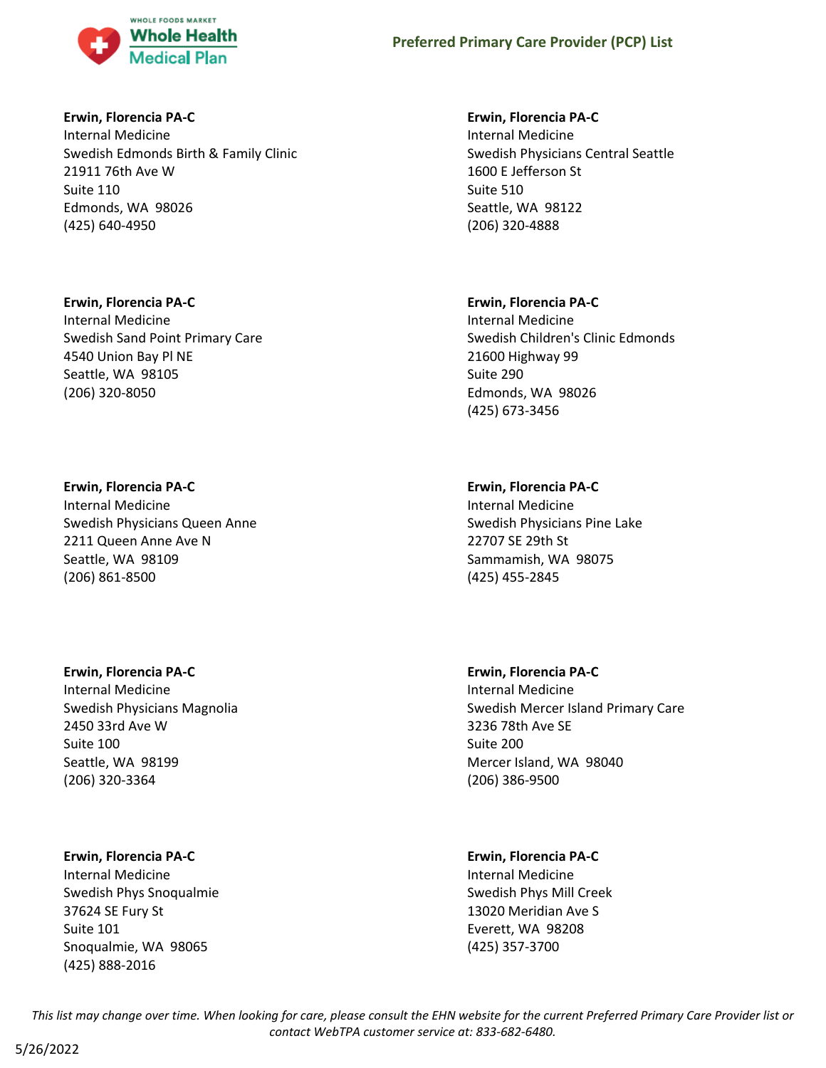**Erwin, Florencia PA-C**
Internal Medicine
Swedish Edmonds Birth & Family Clinic
21911 76th Ave W
Suite 110
Edmonds, WA 98026
(425) 640-4950

**Erwin, Florencia PA-C**
Internal Medicine
Swedish Sand Point Primary Care
4540 Union Bay Pl NE
Seattle, WA 98105
(206) 320-8050

**Erwin, Florencia PA-C**
Internal Medicine
Swedish Physicians Queen Anne
2211 Queen Anne Ave N
Seattle, WA 98109
(206) 861-8500

**Erwin, Florencia PA-C**
Internal Medicine
Swedish Physicians Magnolia
2450 33rd Ave W
Suite 100
Seattle, WA 98199
(206) 320-3364

**Erwin, Florencia PA-C**
Internal Medicine
Swedish Phys Snoqualmie
37624 SE Fury St
Suite 101
Snoqualmie, WA 98065
(425) 888-2016

**Erwin, Florencia PA-C**
Internal Medicine
Swedish Physicians Central Seattle
1600 E Jefferson St
Suite 510
Seattle, WA 98122
(206) 320-4888

**Erwin, Florencia PA-C**
Internal Medicine
Swedish Children's Clinic Edmonds
21600 Highway 99
Suite 290
Edmonds, WA 98026
(425) 673-3456

**Erwin, Florencia PA-C**
Internal Medicine
Swedish Physicians Pine Lake
22707 SE 29th St
Sammamish, WA 98075
(425) 455-2845

**Erwin, Florencia PA-C**
Internal Medicine
Swedish Mercer Island Primary Care
3236 78th Ave SE
Suite 200
Mercer Island, WA 98040
(206) 386-9500

**Erwin, Florencia PA-C**
Internal Medicine
Swedish Phys Mill Creek
13020 Meridian Ave S
Everett, WA 98208
(425) 357-3700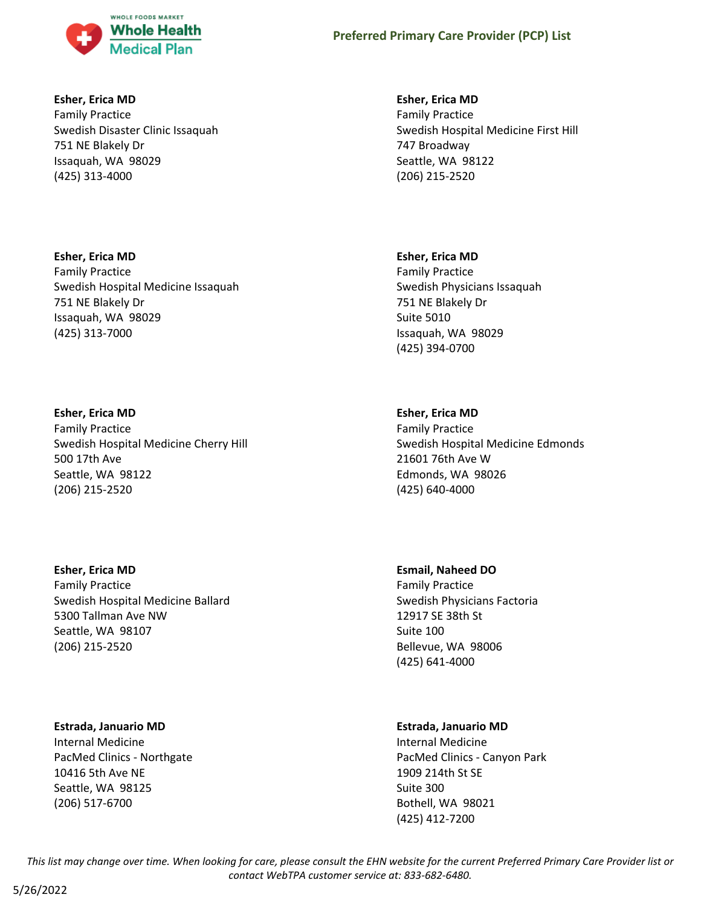**Esher, Erica MD**
Family Practice
Swedish Disaster Clinic Issaquah
751 NE Blakely Dr
Issaquah, WA 98029
(425) 313-4000

**Esher, Erica MD**
Family Practice
Swedish Hospital Medicine First Hill
747 Broadway
Seattle, WA 98122
(206) 215-2520

**Esher, Erica MD**
Family Practice
Swedish Hospital Medicine Issaquah
751 NE Blakely Dr
Issaquah, WA 98029
(425) 313-7000

**Esher, Erica MD**
Family Practice
Swedish Physicians Issaquah
751 NE Blakely Dr
Suite 5010
Issaquah, WA 98029
(425) 394-0700

**Esher, Erica MD**
Family Practice
Swedish Hospital Medicine Cherry Hill
500 17th Ave
Seattle, WA 98122
(206) 215-2520

**Esher, Erica MD**
Family Practice
Swedish Hospital Medicine Edmonds
21601 76th Ave W
Edmonds, WA 98026
(425) 640-4000

**Esher, Erica MD**
Family Practice
Swedish Hospital Medicine Ballard
5300 Tallman Ave NW
Seattle, WA 98107
(206) 215-2520

**Esmail, Naheed DO**
Family Practice
Swedish Physicians Factoria
12917 SE 38th St
Suite 100
Bellevue, WA 98006
(425) 641-4000

**Estrada, Januario MD**
Internal Medicine
PacMed Clinics - Northgate
10416 5th Ave NE
Seattle, WA 98125
(206) 517-6700

**Estrada, Januario MD**
Internal Medicine
PacMed Clinics - Canyon Park
1909 214th St SE
Suite 300
Bothell, WA 98021
(425) 412-7200

*This list may change over time. When looking for care, please consult the EHN website for the current Preferred Primary Care Provider list or contact WebTPA customer service at: 833-682-6480.*

5/26/2022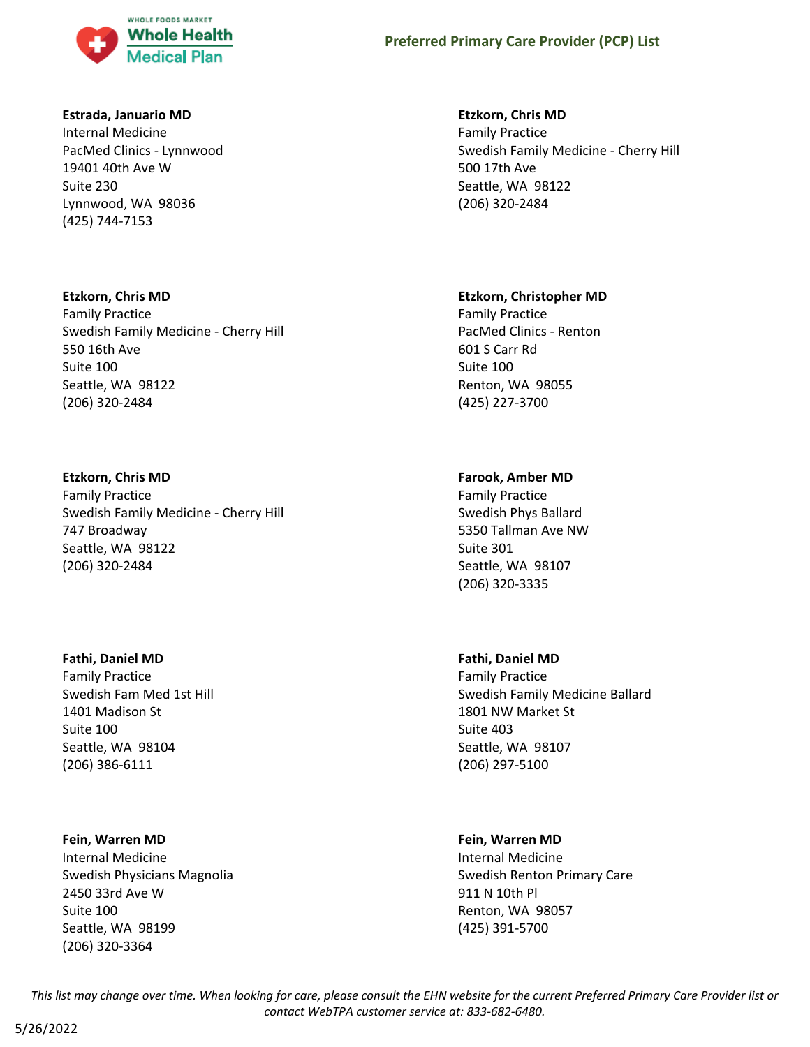**Estrada, Januario MD**
Internal Medicine
PacMed Clinics - Lynnwood
19401 40th Ave W
Suite 230
Lynnwood, WA 98036
(425) 744-7153

**Etzkorn, Chris MD**
Family Practice
Swedish Family Medicine - Cherry Hill
500 17th Ave
Seattle, WA 98122
(206) 320-2484

**Etzkorn, Chris MD**
Family Practice
Swedish Family Medicine - Cherry Hill
550 16th Ave
Suite 100
Seattle, WA 98122
(206) 320-2484

**Etzkorn, Christopher MD**
Family Practice
PacMed Clinics - Renton
601 S Carr Rd
Suite 100
Renton, WA 98055
(425) 227-3700

**Etzkorn, Chris MD**
Family Practice
Swedish Family Medicine - Cherry Hill
747 Broadway
Seattle, WA 98122
(206) 320-2484

**Farook, Amber MD**
Family Practice
Swedish Phys Ballard
5350 Tallman Ave NW
Suite 301
Seattle, WA 98107
(206) 320-3335

**Fathi, Daniel MD**
Family Practice
Swedish Fam Med 1st Hill
1401 Madison St
Suite 100
Seattle, WA 98104
(206) 386-6111

**Fathi, Daniel MD**
Family Practice
Swedish Family Medicine Ballard
1801 NW Market St
Suite 403
Seattle, WA 98107
(206) 297-5100

**Fein, Warren MD**
Internal Medicine
Swedish Physicians Magnolia
2450 33rd Ave W
Suite 100
Seattle, WA 98199
(206) 320-3364

**Fein, Warren MD**
Internal Medicine
Swedish Renton Primary Care
911 N 10th Pl
Renton, WA 98057
(425) 391-5700

*This list may change over time. When looking for care, please consult the EHN website for the current Preferred Primary Care Provider list or contact WebTPA customer service at: 833-682-6480.*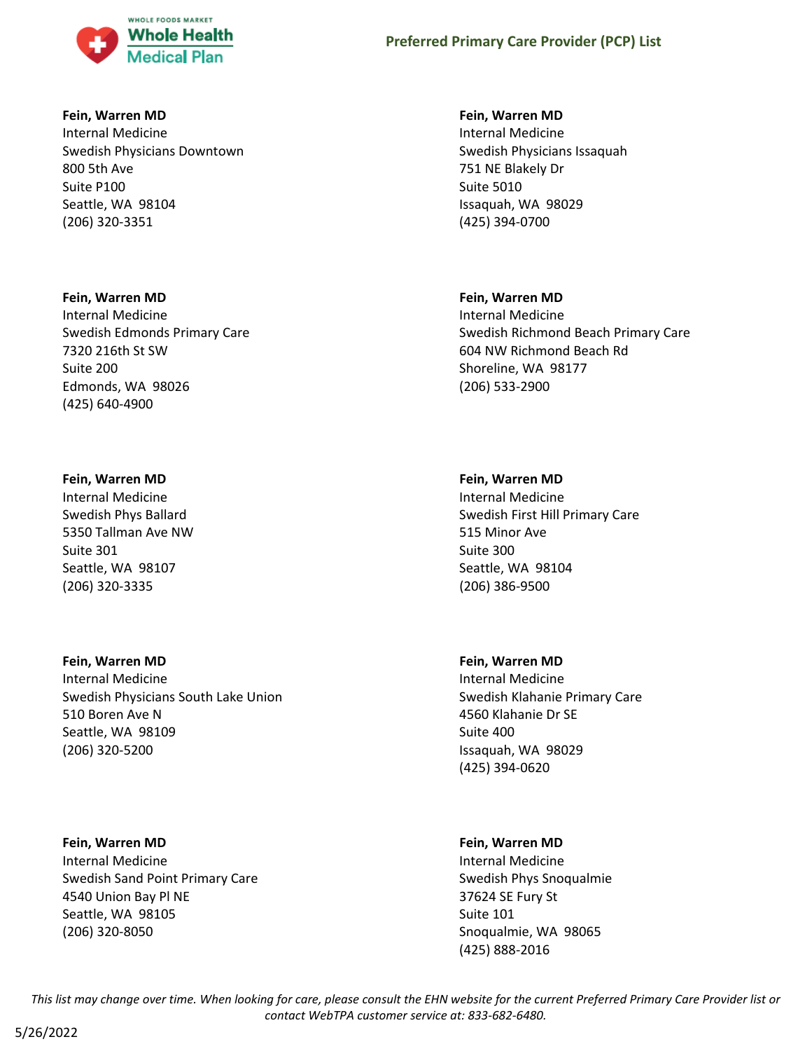**Fein, Warren MD**
Internal Medicine
Swedish Physicians Downtown
800 5th Ave
Suite P100
Seattle, WA 98104
(206) 320-3351

**Fein, Warren MD**
Internal Medicine
Swedish Physicians Issaquah
751 NE Blakely Dr
Suite 5010
Issaquah, WA 98029
(425) 394-0700

**Fein, Warren MD**
Internal Medicine
Swedish Edmonds Primary Care
7320 216th St SW
Suite 200
Edmonds, WA 98026
(425) 640-4900

**Fein, Warren MD**
Internal Medicine
Swedish Richmond Beach Primary Care
604 NW Richmond Beach Rd
Shoreline, WA 98177
(206) 533-2900

**Fein, Warren MD**
Internal Medicine
Swedish Phys Ballard
5350 Tallman Ave NW
Suite 301
Seattle, WA 98107
(206) 320-3335

**Fein, Warren MD**
Internal Medicine
Swedish First Hill Primary Care
515 Minor Ave
Suite 300
Seattle, WA 98104
(206) 386-9500

**Fein, Warren MD**
Internal Medicine
Swedish Physicians South Lake Union
510 Boren Ave N
Seattle, WA 98109
(206) 320-5200

**Fein, Warren MD**
Internal Medicine
Swedish Klahanie Primary Care
4560 Klahanie Dr SE
Suite 400
Issaquah, WA 98029
(425) 394-0620

**Fein, Warren MD**
Internal Medicine
Swedish Sand Point Primary Care
4540 Union Bay Pl NE
Seattle, WA 98105
(206) 320-8050

**Fein, Warren MD**
Internal Medicine
Swedish Phys Snoqualmie
37624 SE Fury St
Suite 101
Snoqualmie, WA 98065
(425) 888-2016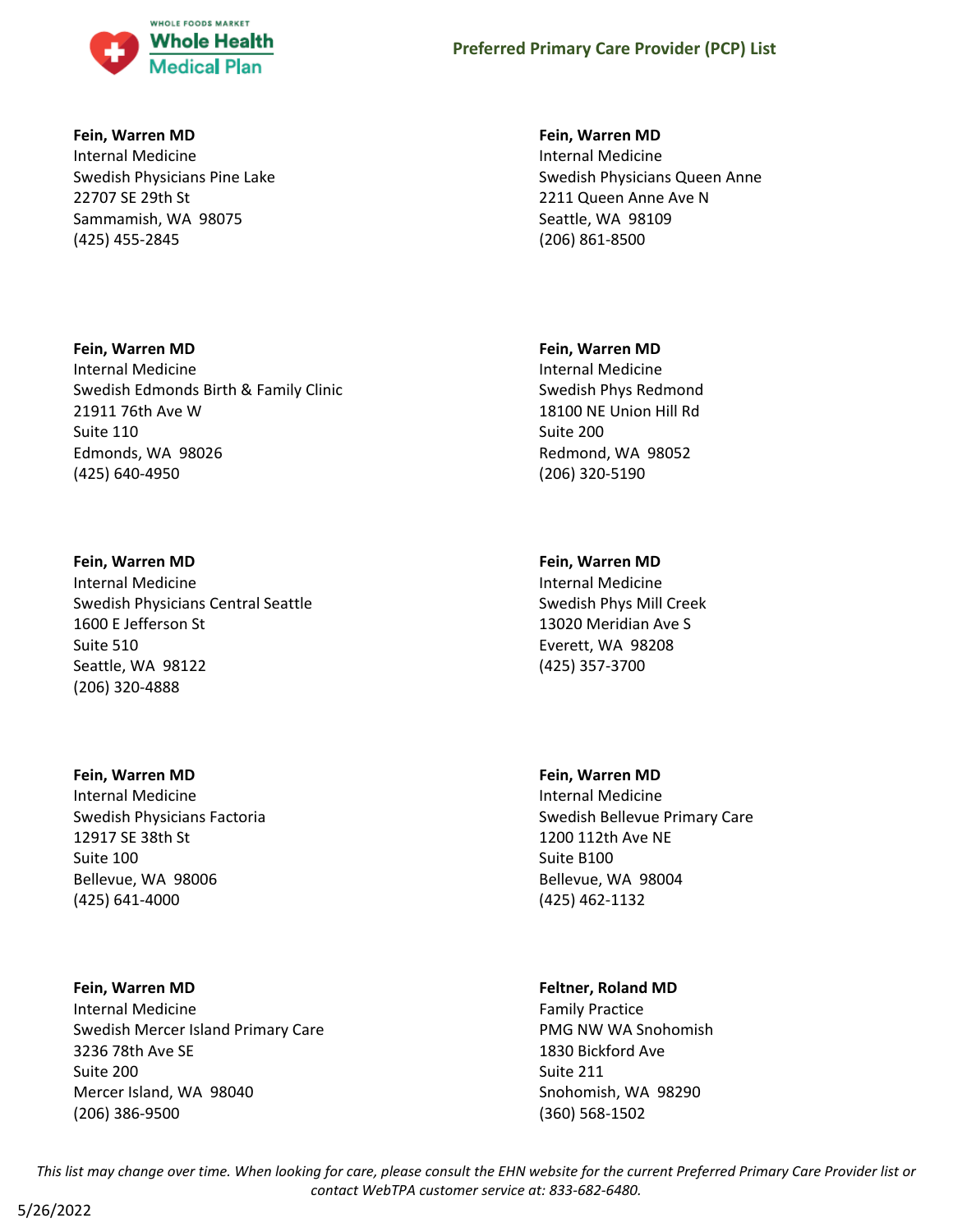**Fein, Warren MD**
Internal Medicine
Swedish Physicians Pine Lake
22707 SE 29th St
Sammamish, WA 98075
(425) 455-2845

**Fein, Warren MD**
Internal Medicine
Swedish Edmonds Birth & Family Clinic
21911 76th Ave W
Suite 110
Edmonds, WA 98026
(425) 640-4950

**Fein, Warren MD**
Internal Medicine
Swedish Physicians Central Seattle
1600 E Jefferson St
Suite 510
Seattle, WA 98122
(206) 320-4888

**Fein, Warren MD**
Internal Medicine
Swedish Physicians Factoria
12917 SE 38th St
Suite 100
Bellevue, WA 98006
(425) 641-4000

**Fein, Warren MD**
Internal Medicine
Swedish Mercer Island Primary Care
3236 78th Ave SE
Suite 200
Mercer Island, WA 98040
(206) 386-9500

**Fein, Warren MD**
Internal Medicine
Swedish Physicians Queen Anne
2211 Queen Anne Ave N
Seattle, WA 98109
(206) 861-8500

**Fein, Warren MD**
Internal Medicine
Swedish Phys Redmond
18100 NE Union Hill Rd
Suite 200
Redmond, WA 98052
(206) 320-5190

**Fein, Warren MD**
Internal Medicine
Swedish Phys Mill Creek
13020 Meridian Ave S
Everett, WA 98208
(425) 357-3700

**Fein, Warren MD**
Internal Medicine
Swedish Bellevue Primary Care
1200 112th Ave NE
Suite B100
Bellevue, WA 98004
(425) 462-1132

**Feltner, Roland MD**
Family Practice
PMG NW WA Snohomish
1830 Bickford Ave
Suite 211
Snohomish, WA 98290
(360) 568-1502

*This list may change over time. When looking for care, please consult the EHN website for the current Preferred Primary Care Provider list or contact WebTPA customer service at: 833-682-6480.*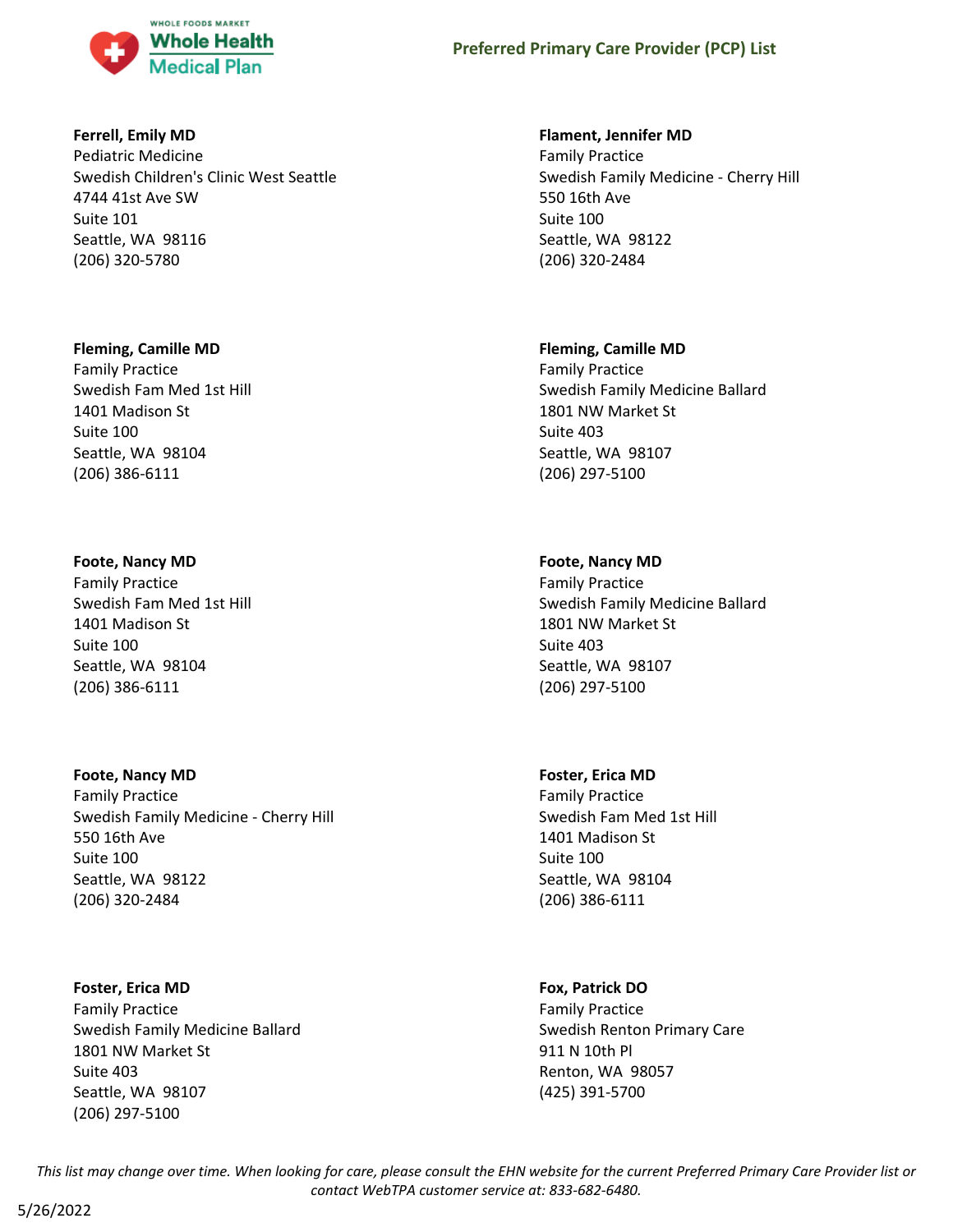**Ferrell, Emily MD**
Pediatric Medicine
Swedish Children's Clinic West Seattle
4744 41st Ave SW
Suite 101
Seattle, WA 98116
(206) 320-5780

**Flament, Jennifer MD**
Family Practice
Swedish Family Medicine - Cherry Hill
550 16th Ave
Suite 100
Seattle, WA 98122
(206) 320-2484

**Fleming, Camille MD**
Family Practice
Swedish Fam Med 1st Hill
1401 Madison St
Suite 100
Seattle, WA 98104
(206) 386-6111

**Fleming, Camille MD**
Family Practice
Swedish Family Medicine Ballard
1801 NW Market St
Suite 403
Seattle, WA 98107
(206) 297-5100

**Foote, Nancy MD**
Family Practice
Swedish Fam Med 1st Hill
1401 Madison St
Suite 100
Seattle, WA 98104
(206) 386-6111

**Foote, Nancy MD**
Family Practice
Swedish Family Medicine Ballard
1801 NW Market St
Suite 403
Seattle, WA 98107
(206) 297-5100

**Foote, Nancy MD**
Family Practice
Swedish Family Medicine - Cherry Hill
550 16th Ave
Suite 100
Seattle, WA 98122
(206) 320-2484

**Foster, Erica MD**
Family Practice
Swedish Fam Med 1st Hill
1401 Madison St
Suite 100
Seattle, WA 98104
(206) 386-6111

**Foster, Erica MD**
Family Practice
Swedish Family Medicine Ballard
1801 NW Market St
Suite 403
Seattle, WA 98107
(206) 297-5100

**Fox, Patrick DO**
Family Practice
Swedish Renton Primary Care
911 N 10th Pl
Renton, WA 98057
(425) 391-5700

*This list may change over time. When looking for care, please consult the EHN website for the current Preferred Primary Care Provider list or contact WebTPA customer service at: 833-682-6480.*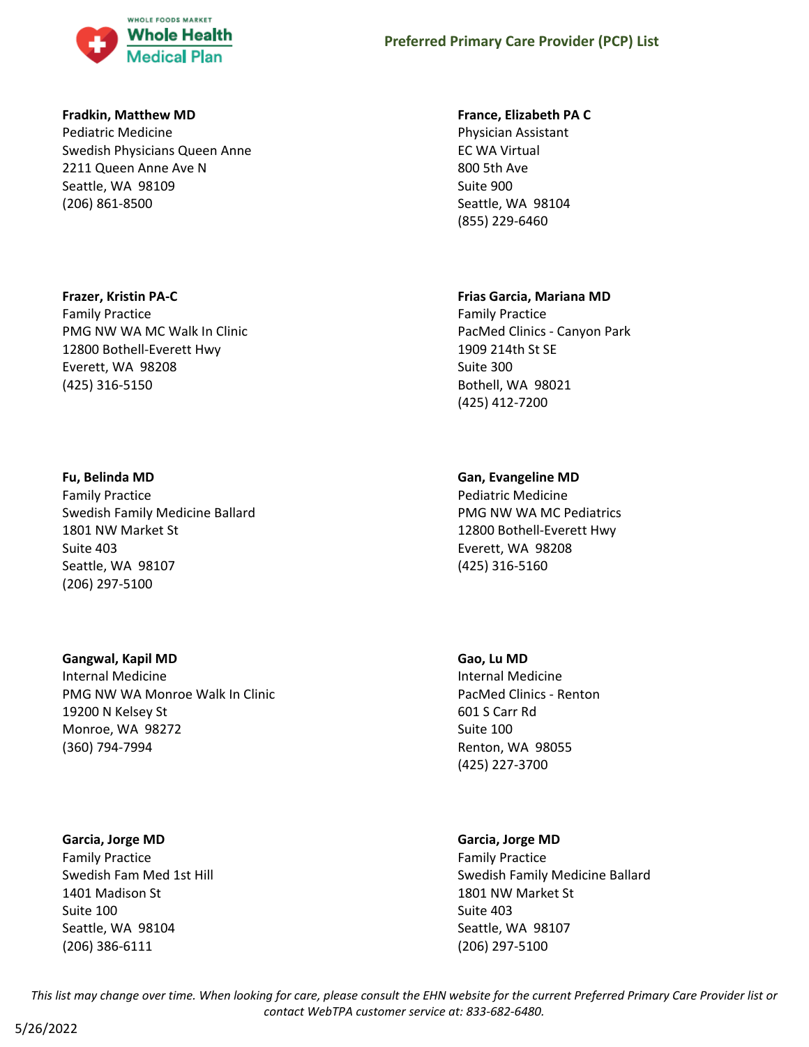**Fradkin, Matthew MD**
Pediatric Medicine
Swedish Physicians Queen Anne
2211 Queen Anne Ave N
Seattle, WA 98109
(206) 861-8500

**France, Elizabeth PA C**
Physician Assistant
EC WA Virtual
800 5th Ave
Suite 900
Seattle, WA 98104
(855) 229-6460

**Frazer, Kristin PA-C**
Family Practice
PMG NW WA MC Walk In Clinic
12800 Bothell-Everett Hwy
Everett, WA 98208
(425) 316-5150

**Frias Garcia, Mariana MD**
Family Practice
PacMed Clinics - Canyon Park
1909 214th St SE
Suite 300
Bothell, WA 98021
(425) 412-7200

**Fu, Belinda MD**
Family Practice
Swedish Family Medicine Ballard
1801 NW Market St
Suite 403
Seattle, WA 98107
(206) 297-5100

**Gan, Evangeline MD**
Pediatric Medicine
PMG NW WA MC Pediatrics
12800 Bothell-Everett Hwy
Everett, WA 98208
(425) 316-5160

**Gangwal, Kapil MD**
Internal Medicine
PMG NW WA Monroe Walk In Clinic
19200 N Kelsey St
Monroe, WA 98272
(360) 794-7994

**Gao, Lu MD**
Internal Medicine
PacMed Clinics - Renton
601 S Carr Rd
Suite 100
Renton, WA 98055
(425) 227-3700

**Garcia, Jorge MD**
Family Practice
Swedish Fam Med 1st Hill
1401 Madison St
Suite 100
Seattle, WA 98104
(206) 386-6111

**Garcia, Jorge MD**
Family Practice
Swedish Family Medicine Ballard
1801 NW Market St
Suite 403
Seattle, WA 98107
(206) 297-5100

*This list may change over time. When looking for care, please consult the EHN website for the current Preferred Primary Care Provider list or contact WebTPA customer service at: 833-682-6480.*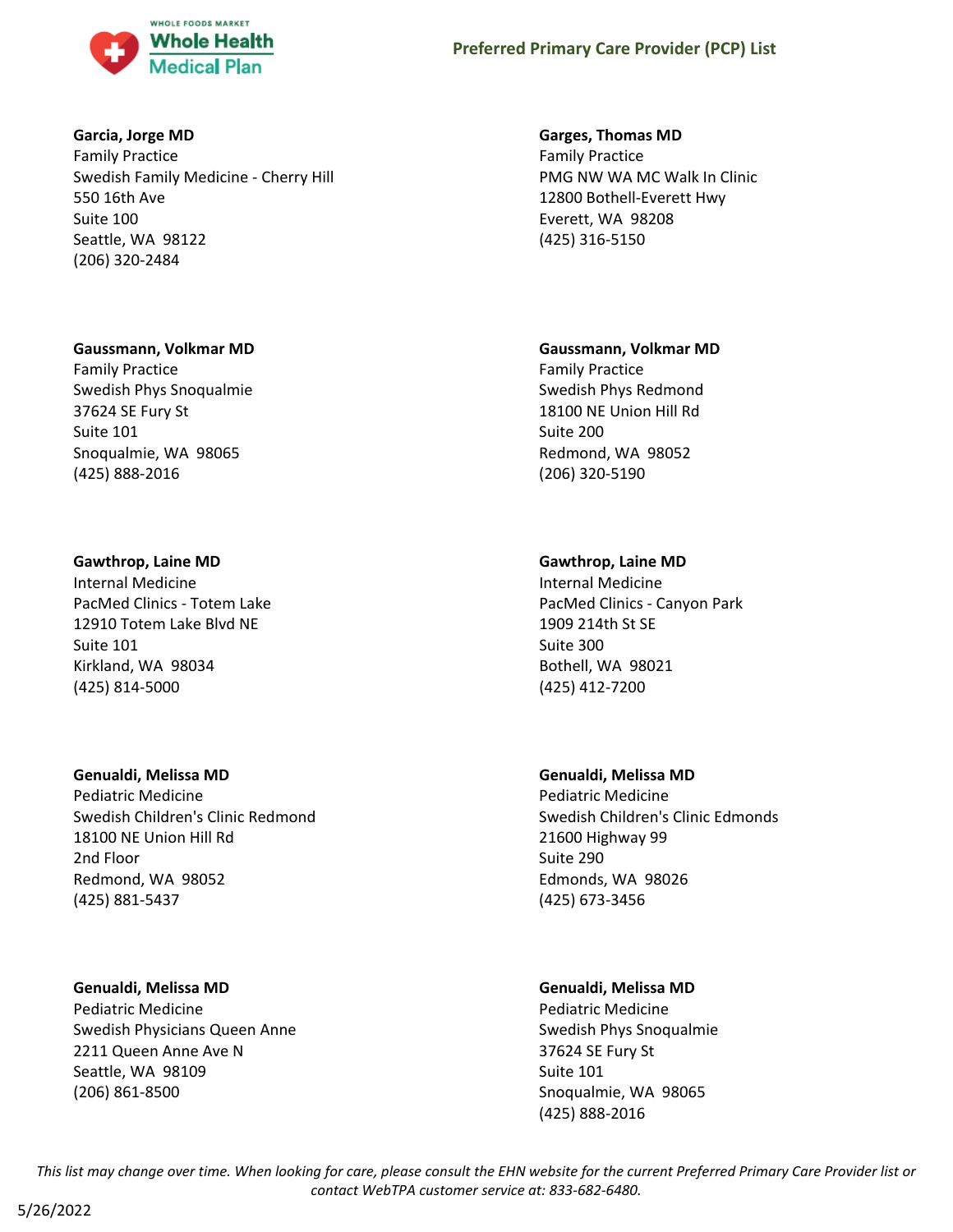**Garcia, Jorge MD**
Family Practice
Swedish Family Medicine - Cherry Hill
550 16th Ave
Suite 100
Seattle, WA 98122
(206) 320-2484

**Garges, Thomas MD**
Family Practice
PMG NW WA MC Walk In Clinic
12800 Bothell-Everett Hwy
Everett, WA 98208
(425) 316-5150

**Gaussmann, Volkmar MD**
Family Practice
Swedish Phys Snoqualmie
37624 SE Fury St
Suite 101
Snoqualmie, WA 98065
(425) 888-2016

**Gaussmann, Volkmar MD**
Family Practice
Swedish Phys Redmond
18100 NE Union Hill Rd
Suite 200
Redmond, WA 98052
(206) 320-5190

**Gawthrop, Laine MD**
Internal Medicine
PacMed Clinics - Totem Lake
12910 Totem Lake Blvd NE
Suite 101
Kirkland, WA 98034
(425) 814-5000

**Gawthrop, Laine MD**
Internal Medicine
PacMed Clinics - Canyon Park
1909 214th St SE
Suite 300
Bothell, WA 98021
(425) 412-7200

**Genualdi, Melissa MD**
Pediatric Medicine
Swedish Children's Clinic Redmond
18100 NE Union Hill Rd
2nd Floor
Redmond, WA 98052
(425) 881-5437

**Genualdi, Melissa MD**
Pediatric Medicine
Swedish Children's Clinic Edmonds
21600 Highway 99
Suite 290
Edmonds, WA 98026
(425) 673-3456

**Genualdi, Melissa MD**
Pediatric Medicine
Swedish Physicians Queen Anne
2211 Queen Anne Ave N
Seattle, WA 98109
(206) 861-8500

**Genualdi, Melissa MD**
Pediatric Medicine
Swedish Phys Snoqualmie
37624 SE Fury St
Suite 101
Snoqualmie, WA 98065
(425) 888-2016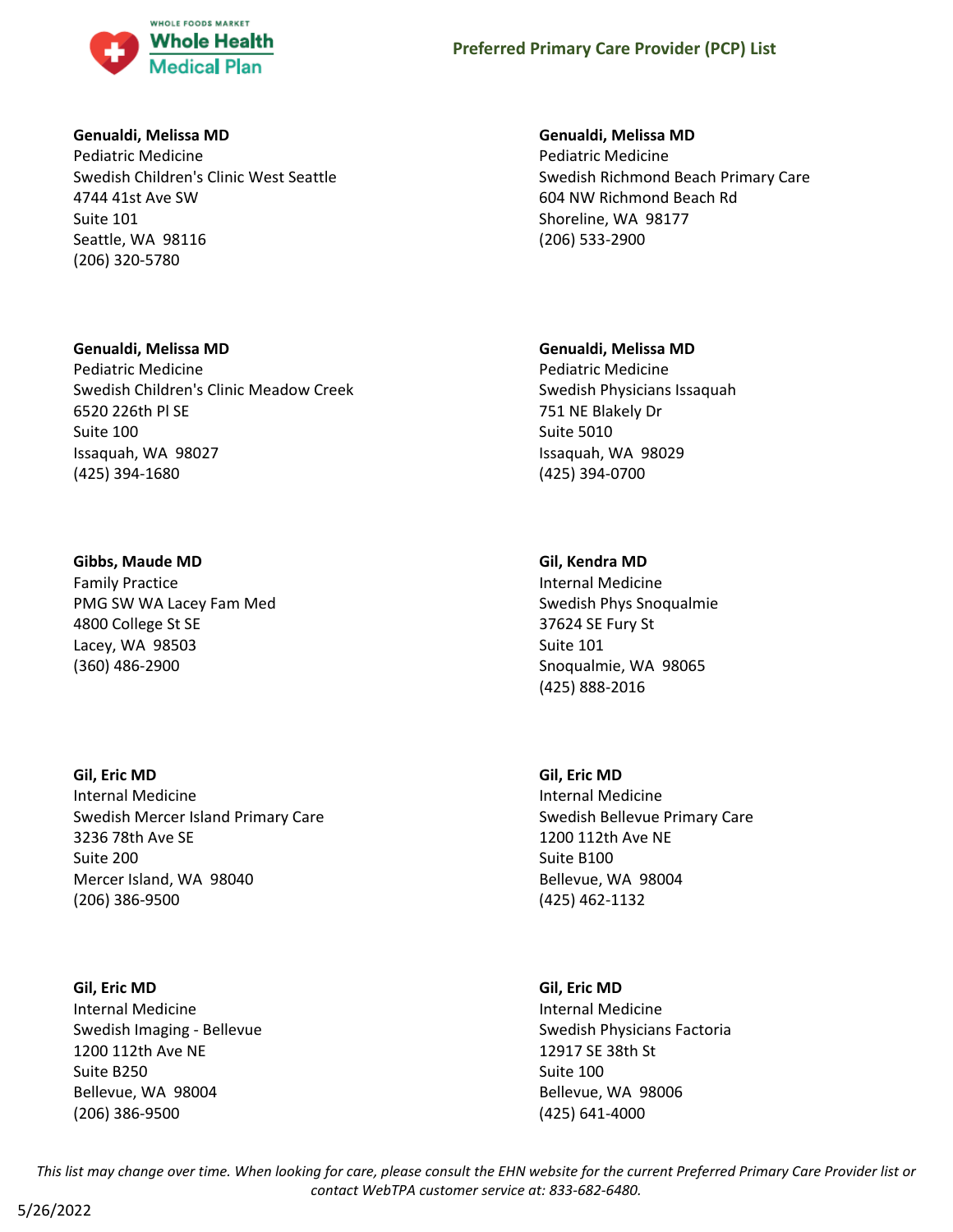**Genualdi, Melissa MD**
Pediatric Medicine
Swedish Children's Clinic West Seattle
4744 41st Ave SW
Suite 101
Seattle, WA  98116
(206) 320-5780

**Genualdi, Melissa MD**
Pediatric Medicine
Swedish Richmond Beach Primary Care
604 NW Richmond Beach Rd
Shoreline, WA  98177
(206) 533-2900

**Genualdi, Melissa MD**
Pediatric Medicine
Swedish Children's Clinic Meadow Creek
6520 226th Pl SE
Suite 100
Issaquah, WA  98027
(425) 394-1680

**Genualdi, Melissa MD**
Pediatric Medicine
Swedish Physicians Issaquah
751 NE Blakely Dr
Suite 5010
Issaquah, WA  98029
(425) 394-0700

**Gibbs, Maude MD**
Family Practice
PMG SW WA Lacey Fam Med
4800 College St SE
Lacey, WA  98503
(360) 486-2900

**Gil, Kendra MD**
Internal Medicine
Swedish Phys Snoqualmie
37624 SE Fury St
Suite 101
Snoqualmie, WA  98065
(425) 888-2016

**Gil, Eric MD**
Internal Medicine
Swedish Mercer Island Primary Care
3236 78th Ave SE
Suite 200
Mercer Island, WA  98040
(206) 386-9500

**Gil, Eric MD**
Internal Medicine
Swedish Bellevue Primary Care
1200 112th Ave NE
Suite B100
Bellevue, WA  98004
(425) 462-1132

**Gil, Eric MD**
Internal Medicine
Swedish Imaging - Bellevue
1200 112th Ave NE
Suite B250
Bellevue, WA  98004
(206) 386-9500

**Gil, Eric MD**
Internal Medicine
Swedish Physicians Factoria
12917 SE 38th St
Suite 100
Bellevue, WA  98006
(425) 641-4000

*This list may change over time. When looking for care, please consult the EHN website for the current Preferred Primary Care Provider list or contact WebTPA customer service at: 833-682-6480.*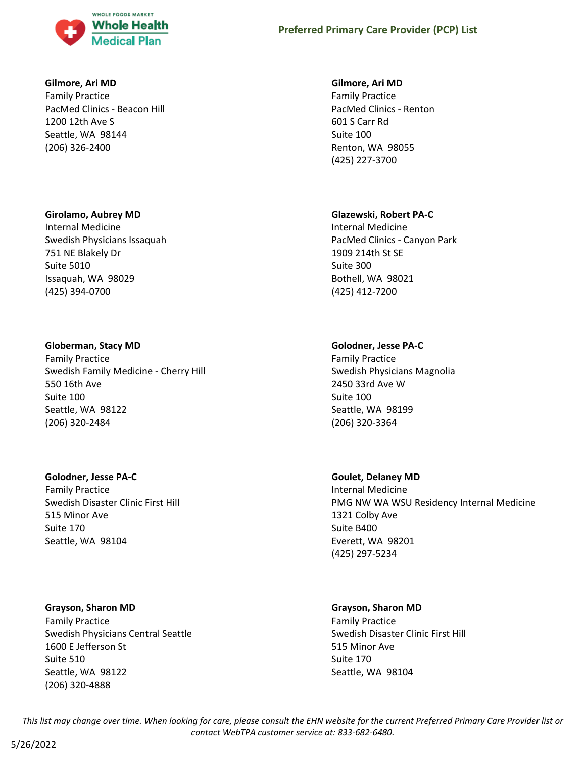**Gilmore, Ari MD**
Family Practice
PacMed Clinics - Beacon Hill
1200 12th Ave S
Seattle, WA 98144
(206) 326-2400

**Gilmore, Ari MD**
Family Practice
PacMed Clinics - Renton
601 S Carr Rd
Suite 100
Renton, WA 98055
(425) 227-3700

**Girolamo, Aubrey MD**
Internal Medicine
Swedish Physicians Issaquah
751 NE Blakely Dr
Suite 5010
Issaquah, WA 98029
(425) 394-0700

**Glazewski, Robert PA-C**
Internal Medicine
PacMed Clinics - Canyon Park
1909 214th St SE
Suite 300
Bothell, WA 98021
(425) 412-7200

**Globerman, Stacy MD**
Family Practice
Swedish Family Medicine - Cherry Hill
550 16th Ave
Suite 100
Seattle, WA 98122
(206) 320-2484

**Golodner, Jesse PA-C**
Family Practice
Swedish Physicians Magnolia
2450 33rd Ave W
Suite 100
Seattle, WA 98199
(206) 320-3364

**Golodner, Jesse PA-C**
Family Practice
Swedish Disaster Clinic First Hill
515 Minor Ave
Suite 170
Seattle, WA 98104

**Goulet, Delaney MD**
Internal Medicine
PMG NW WA WSU Residency Internal Medicine
1321 Colby Ave
Suite B400
Everett, WA 98201
(425) 297-5234

**Grayson, Sharon MD**
Family Practice
Swedish Physicians Central Seattle
1600 E Jefferson St
Suite 510
Seattle, WA 98122
(206) 320-4888

**Grayson, Sharon MD**
Family Practice
Swedish Disaster Clinic First Hill
515 Minor Ave
Suite 170
Seattle, WA 98104

*This list may change over time. When looking for care, please consult the EHN website for the current Preferred Primary Care Provider list or contact WebTPA customer service at: 833-682-6480.*

5/26/2022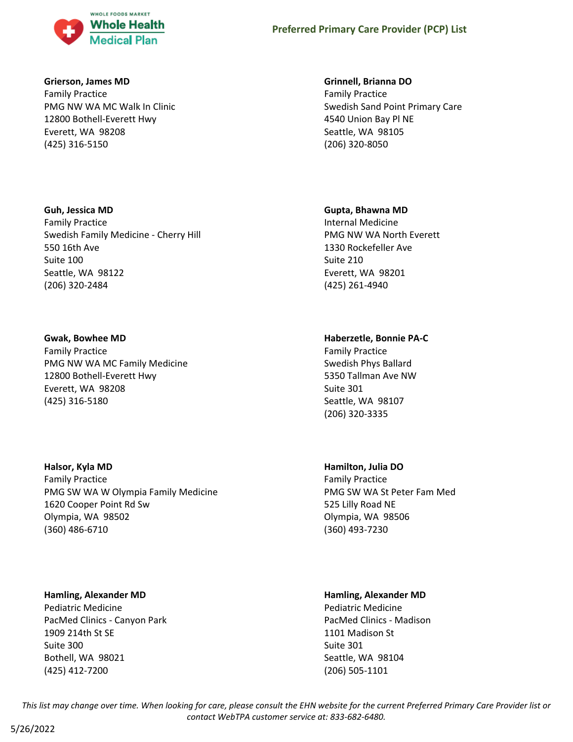**Grierson, James MD**
Family Practice
PMG NW WA MC Walk In Clinic
12800 Bothell-Everett Hwy
Everett, WA 98208
(425) 316-5150

**Grinnell, Brianna DO**
Family Practice
Swedish Sand Point Primary Care
4540 Union Bay Pl NE
Seattle, WA 98105
(206) 320-8050

**Guh, Jessica MD**
Family Practice
Swedish Family Medicine - Cherry Hill
550 16th Ave
Suite 100
Seattle, WA 98122
(206) 320-2484

**Gupta, Bhawna MD**
Internal Medicine
PMG NW WA North Everett
1330 Rockefeller Ave
Suite 210
Everett, WA 98201
(425) 261-4940

**Gwak, Bowhee MD**
Family Practice
PMG NW WA MC Family Medicine
12800 Bothell-Everett Hwy
Everett, WA 98208
(425) 316-5180

**Haberzetle, Bonnie PA-C**
Family Practice
Swedish Phys Ballard
5350 Tallman Ave NW
Suite 301
Seattle, WA 98107
(206) 320-3335

**Halsor, Kyla MD**
Family Practice
PMG SW WA W Olympia Family Medicine
1620 Cooper Point Rd Sw
Olympia, WA 98502
(360) 486-6710

**Hamilton, Julia DO**
Family Practice
PMG SW WA St Peter Fam Med
525 Lilly Road NE
Olympia, WA 98506
(360) 493-7230

**Hamling, Alexander MD**
Pediatric Medicine
PacMed Clinics - Canyon Park
1909 214th St SE
Suite 300
Bothell, WA 98021
(425) 412-7200

**Hamling, Alexander MD**
Pediatric Medicine
PacMed Clinics - Madison
1101 Madison St
Suite 301
Seattle, WA 98104
(206) 505-1101

*This list may change over time. When looking for care, please consult the EHN website for the current Preferred Primary Care Provider list or contact WebTPA customer service at: 833-682-6480.*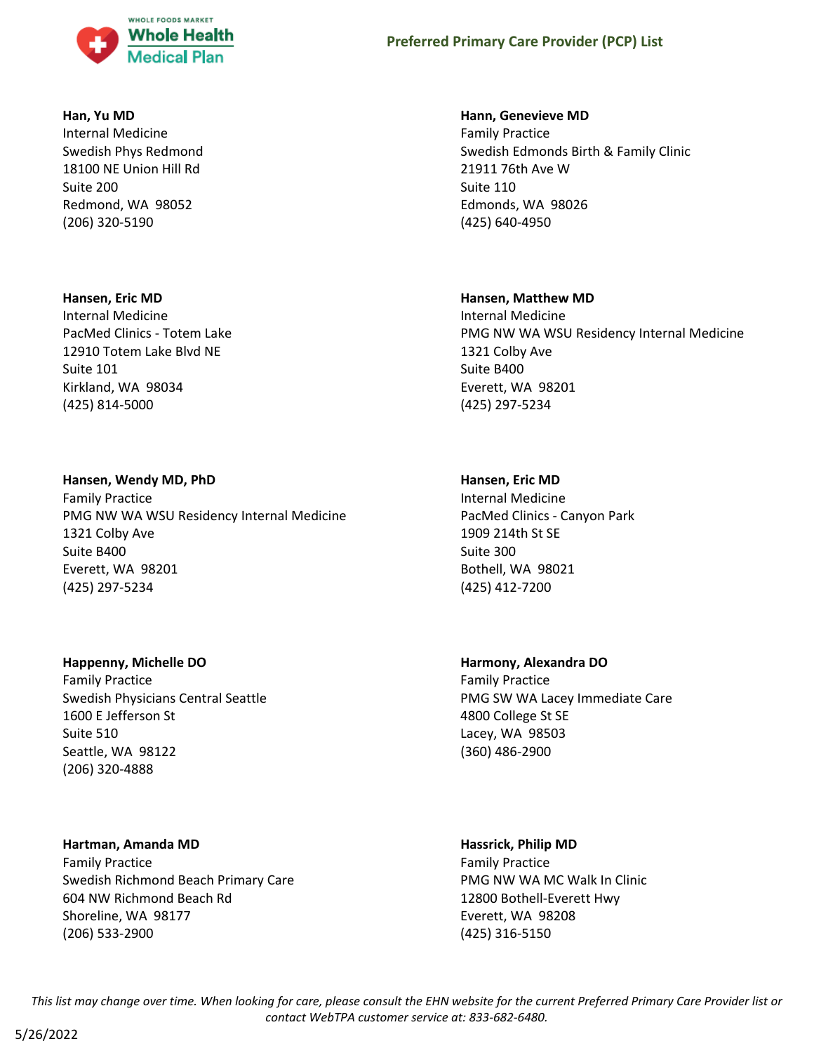**Han, Yu MD**
Internal Medicine
Swedish Phys Redmond
18100 NE Union Hill Rd
Suite 200
Redmond, WA 98052
(206) 320-5190

**Hann, Genevieve MD**
Family Practice
Swedish Edmonds Birth & Family Clinic
21911 76th Ave W
Suite 110
Edmonds, WA 98026
(425) 640-4950

**Hansen, Eric MD**
Internal Medicine
PacMed Clinics - Totem Lake
12910 Totem Lake Blvd NE
Suite 101
Kirkland, WA 98034
(425) 814-5000

**Hansen, Matthew MD**
Internal Medicine
PMG NW WA WSU Residency Internal Medicine
1321 Colby Ave
Suite B400
Everett, WA 98201
(425) 297-5234

**Hansen, Wendy MD, PhD**
Family Practice
PMG NW WA WSU Residency Internal Medicine
1321 Colby Ave
Suite B400
Everett, WA 98201
(425) 297-5234

**Hansen, Eric MD**
Internal Medicine
PacMed Clinics - Canyon Park
1909 214th St SE
Suite 300
Bothell, WA 98021
(425) 412-7200

**Happenny, Michelle DO**
Family Practice
Swedish Physicians Central Seattle
1600 E Jefferson St
Suite 510
Seattle, WA 98122
(206) 320-4888

**Harmony, Alexandra DO**
Family Practice
PMG SW WA Lacey Immediate Care
4800 College St SE
Lacey, WA 98503
(360) 486-2900

**Hartman, Amanda MD**
Family Practice
Swedish Richmond Beach Primary Care
604 NW Richmond Beach Rd
Shoreline, WA 98177
(206) 533-2900

**Hassrick, Philip MD**
Family Practice
PMG NW WA MC Walk In Clinic
12800 Bothell-Everett Hwy
Everett, WA 98208
(425) 316-5150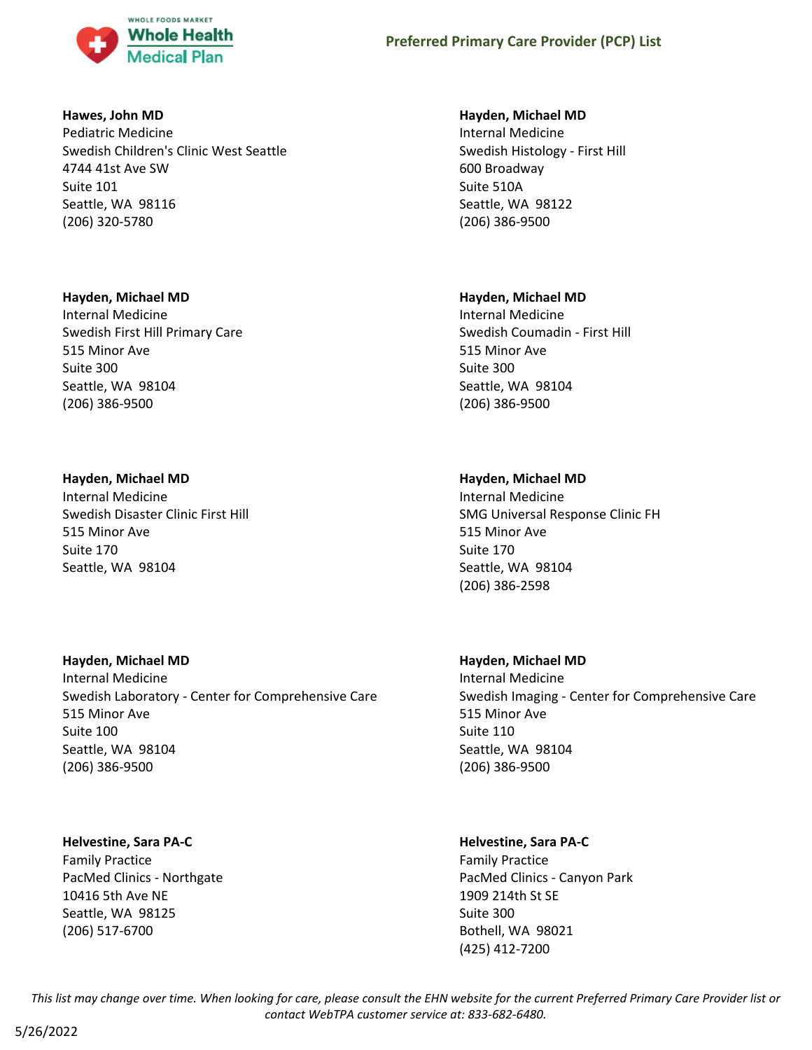**Hawes, John MD**
Pediatric Medicine
Swedish Children's Clinic West Seattle
4744 41st Ave SW
Suite 101
Seattle, WA 98116
(206) 320-5780

**Hayden, Michael MD**
Internal Medicine
Swedish Histology - First Hill
600 Broadway
Suite 510A
Seattle, WA 98122
(206) 386-9500

**Hayden, Michael MD**
Internal Medicine
Swedish First Hill Primary Care
515 Minor Ave
Suite 300
Seattle, WA 98104
(206) 386-9500

**Hayden, Michael MD**
Internal Medicine
Swedish Coumadin - First Hill
515 Minor Ave
Suite 300
Seattle, WA 98104
(206) 386-9500

**Hayden, Michael MD**
Internal Medicine
Swedish Disaster Clinic First Hill
515 Minor Ave
Suite 170
Seattle, WA 98104

**Hayden, Michael MD**
Internal Medicine
SMG Universal Response Clinic FH
515 Minor Ave
Suite 170
Seattle, WA 98104
(206) 386-2598

**Hayden, Michael MD**
Internal Medicine
Swedish Laboratory - Center for Comprehensive Care
515 Minor Ave
Suite 100
Seattle, WA 98104
(206) 386-9500

**Hayden, Michael MD**
Internal Medicine
Swedish Imaging - Center for Comprehensive Care
515 Minor Ave
Suite 110
Seattle, WA 98104
(206) 386-9500

**Helvestine, Sara PA-C**
Family Practice
PacMed Clinics - Northgate
10416 5th Ave NE
Seattle, WA 98125
(206) 517-6700

**Helvestine, Sara PA-C**
Family Practice
PacMed Clinics - Canyon Park
1909 214th St SE
Suite 300
Bothell, WA 98021
(425) 412-7200

*This list may change over time. When looking for care, please consult the EHN website for the current Preferred Primary Care Provider list or contact WebTPA customer service at: 833-682-6480.*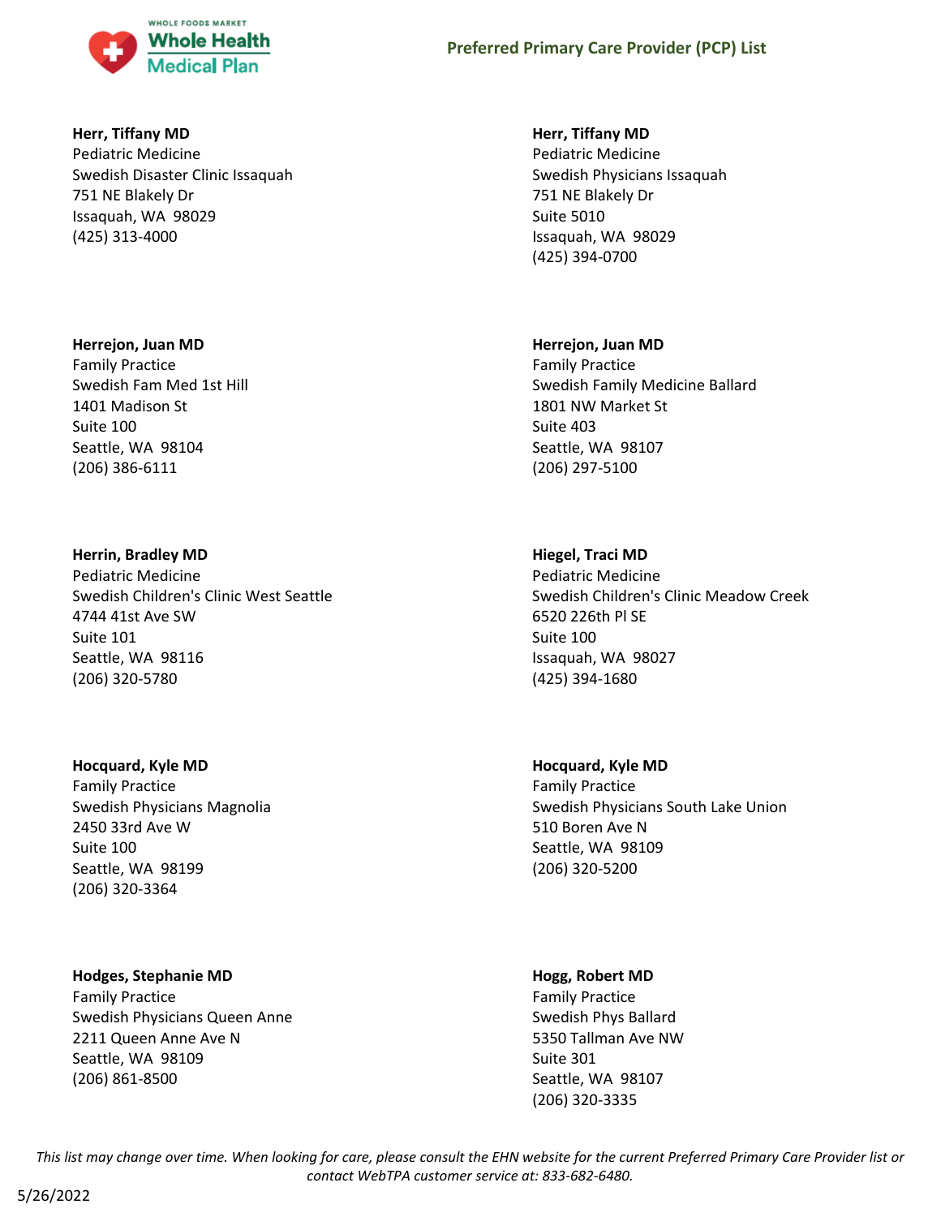**Herr, Tiffany MD**
Pediatric Medicine
Swedish Disaster Clinic Issaquah
751 NE Blakely Dr
Issaquah, WA 98029
(425) 313-4000

**Herr, Tiffany MD**
Pediatric Medicine
Swedish Physicians Issaquah
751 NE Blakely Dr
Suite 5010
Issaquah, WA 98029
(425) 394-0700

**Herrejon, Juan MD**
Family Practice
Swedish Fam Med 1st Hill
1401 Madison St
Suite 100
Seattle, WA 98104
(206) 386-6111

**Herrejon, Juan MD**
Family Practice
Swedish Family Medicine Ballard
1801 NW Market St
Suite 403
Seattle, WA 98107
(206) 297-5100

**Herrin, Bradley MD**
Pediatric Medicine
Swedish Children's Clinic West Seattle
4744 41st Ave SW
Suite 101
Seattle, WA 98116
(206) 320-5780

**Hiegel, Traci MD**
Pediatric Medicine
Swedish Children's Clinic Meadow Creek
6520 226th Pl SE
Suite 100
Issaquah, WA 98027
(425) 394-1680

**Hocquard, Kyle MD**
Family Practice
Swedish Physicians Magnolia
2450 33rd Ave W
Suite 100
Seattle, WA 98199
(206) 320-3364

**Hocquard, Kyle MD**
Family Practice
Swedish Physicians South Lake Union
510 Boren Ave N
Seattle, WA 98109
(206) 320-5200

**Hodges, Stephanie MD**
Family Practice
Swedish Physicians Queen Anne
2211 Queen Anne Ave N
Seattle, WA 98109
(206) 861-8500

**Hogg, Robert MD**
Family Practice
Swedish Phys Ballard
5350 Tallman Ave NW
Suite 301
Seattle, WA 98107
(206) 320-3335

*This list may change over time. When looking for care, please consult the EHN website for the current Preferred Primary Care Provider list or contact WebTPA customer service at: 833-682-6480.*

5/26/2022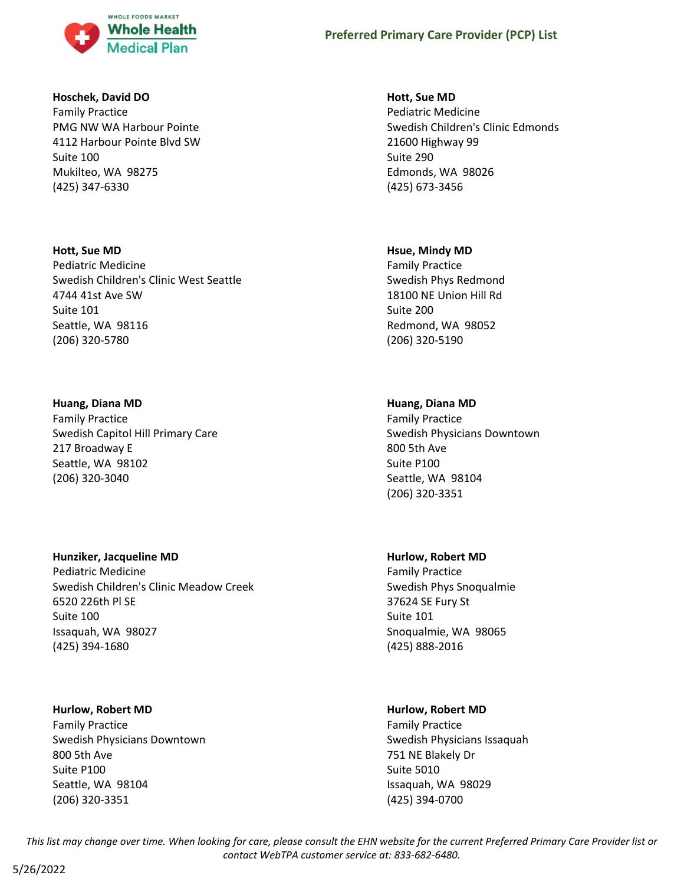**Hoschek, David DO**
Family Practice
PMG NW WA Harbour Pointe
4112 Harbour Pointe Blvd SW
Suite 100
Mukilteo, WA 98275
(425) 347-6330

**Hott, Sue MD**
Pediatric Medicine
Swedish Children's Clinic Edmonds
21600 Highway 99
Suite 290
Edmonds, WA 98026
(425) 673-3456

**Hott, Sue MD**
Pediatric Medicine
Swedish Children's Clinic West Seattle
4744 41st Ave SW
Suite 101
Seattle, WA 98116
(206) 320-5780

**Hsue, Mindy MD**
Family Practice
Swedish Phys Redmond
18100 NE Union Hill Rd
Suite 200
Redmond, WA 98052
(206) 320-5190

**Huang, Diana MD**
Family Practice
Swedish Capitol Hill Primary Care
217 Broadway E
Seattle, WA 98102
(206) 320-3040

**Huang, Diana MD**
Family Practice
Swedish Physicians Downtown
800 5th Ave
Suite P100
Seattle, WA 98104
(206) 320-3351

**Hunziker, Jacqueline MD**
Pediatric Medicine
Swedish Children's Clinic Meadow Creek
6520 226th Pl SE
Suite 100
Issaquah, WA 98027
(425) 394-1680

**Hurlow, Robert MD**
Family Practice
Swedish Phys Snoqualmie
37624 SE Fury St
Suite 101
Snoqualmie, WA 98065
(425) 888-2016

**Hurlow, Robert MD**
Family Practice
Swedish Physicians Downtown
800 5th Ave
Suite P100
Seattle, WA 98104
(206) 320-3351

**Hurlow, Robert MD**
Family Practice
Swedish Physicians Issaquah
751 NE Blakely Dr
Suite 5010
Issaquah, WA 98029
(425) 394-0700

*This list may change over time. When looking for care, please consult the EHN website for the current Preferred Primary Care Provider list or contact WebTPA customer service at: 833-682-6480.*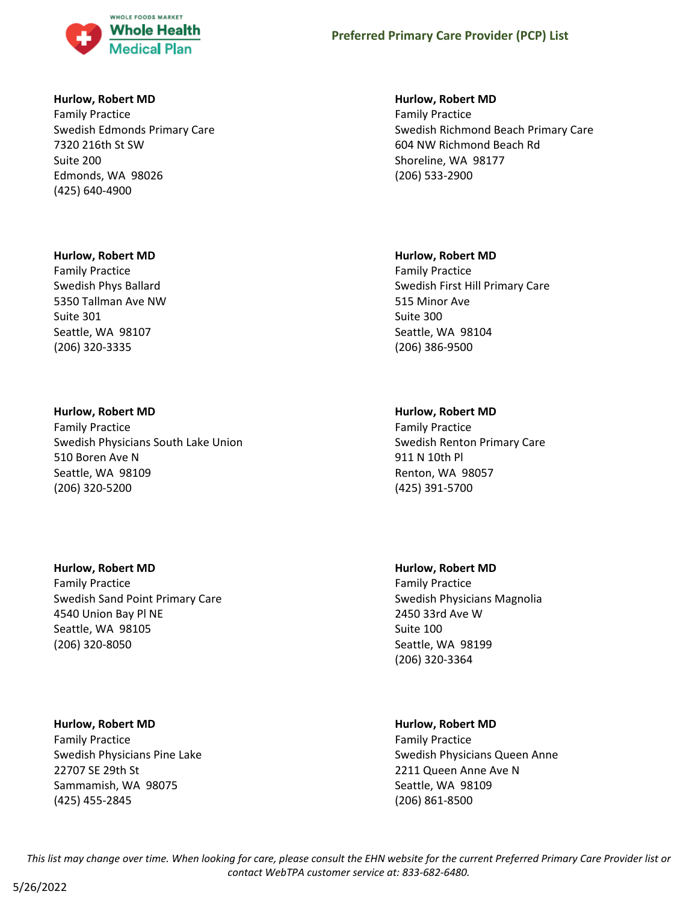**Hurlow, Robert MD**
Family Practice
Swedish Edmonds Primary Care
7320 216th St SW
Suite 200
Edmonds, WA 98026
(425) 640-4900

**Hurlow, Robert MD**
Family Practice
Swedish Richmond Beach Primary Care
604 NW Richmond Beach Rd
Shoreline, WA 98177
(206) 533-2900

**Hurlow, Robert MD**
Family Practice
Swedish Phys Ballard
5350 Tallman Ave NW
Suite 301
Seattle, WA 98107
(206) 320-3335

**Hurlow, Robert MD**
Family Practice
Swedish First Hill Primary Care
515 Minor Ave
Suite 300
Seattle, WA 98104
(206) 386-9500

**Hurlow, Robert MD**
Family Practice
Swedish Physicians South Lake Union
510 Boren Ave N
Seattle, WA 98109
(206) 320-5200

**Hurlow, Robert MD**
Family Practice
Swedish Renton Primary Care
911 N 10th Pl
Renton, WA 98057
(425) 391-5700

**Hurlow, Robert MD**
Family Practice
Swedish Sand Point Primary Care
4540 Union Bay Pl NE
Seattle, WA 98105
(206) 320-8050

**Hurlow, Robert MD**
Family Practice
Swedish Physicians Magnolia
2450 33rd Ave W
Suite 100
Seattle, WA 98199
(206) 320-3364

**Hurlow, Robert MD**
Family Practice
Swedish Physicians Pine Lake
22707 SE 29th St
Sammamish, WA 98075
(425) 455-2845

**Hurlow, Robert MD**
Family Practice
Swedish Physicians Queen Anne
2211 Queen Anne Ave N
Seattle, WA 98109
(206) 861-8500

*This list may change over time. When looking for care, please consult the EHN website for the current Preferred Primary Care Provider list or contact WebTPA customer service at: 833-682-6480.*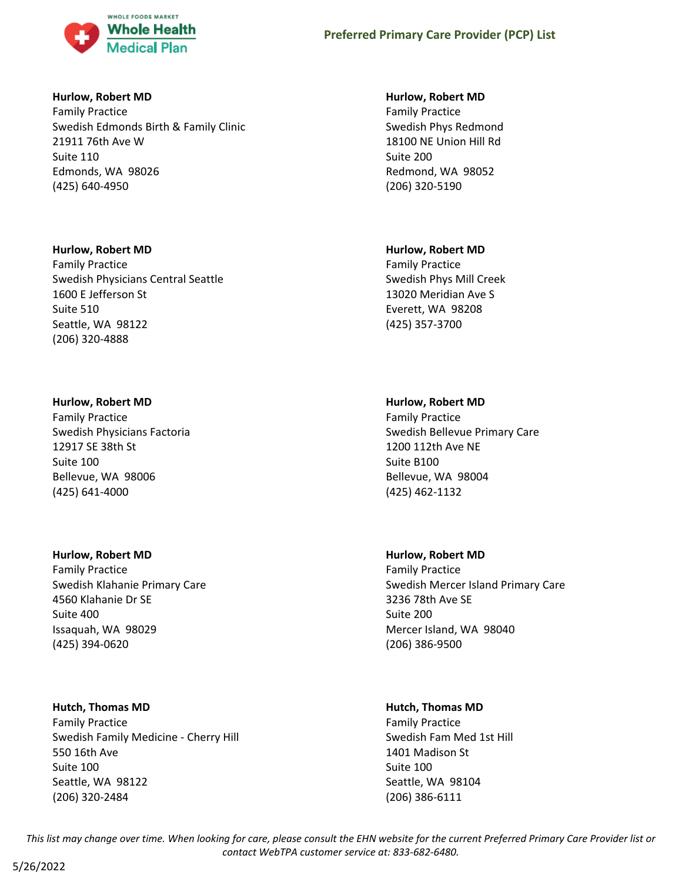**Hurlow, Robert MD**
Family Practice
Swedish Edmonds Birth & Family Clinic
21911 76th Ave W
Suite 110
Edmonds, WA 98026
(425) 640-4950

**Hurlow, Robert MD**
Family Practice
Swedish Physicians Central Seattle
1600 E Jefferson St
Suite 510
Seattle, WA 98122
(206) 320-4888

**Hurlow, Robert MD**
Family Practice
Swedish Physicians Factoria
12917 SE 38th St
Suite 100
Bellevue, WA 98006
(425) 641-4000

**Hurlow, Robert MD**
Family Practice
Swedish Klahanie Primary Care
4560 Klahanie Dr SE
Suite 400
Issaquah, WA 98029
(425) 394-0620

**Hutch, Thomas MD**
Family Practice
Swedish Family Medicine - Cherry Hill
550 16th Ave
Suite 100
Seattle, WA 98122
(206) 320-2484

**Hurlow, Robert MD**
Family Practice
Swedish Phys Redmond
18100 NE Union Hill Rd
Suite 200
Redmond, WA 98052
(206) 320-5190

**Hurlow, Robert MD**
Family Practice
Swedish Phys Mill Creek
13020 Meridian Ave S
Everett, WA 98208
(425) 357-3700

**Hurlow, Robert MD**
Family Practice
Swedish Bellevue Primary Care
1200 112th Ave NE
Suite B100
Bellevue, WA 98004
(425) 462-1132

**Hurlow, Robert MD**
Family Practice
Swedish Mercer Island Primary Care
3236 78th Ave SE
Suite 200
Mercer Island, WA 98040
(206) 386-9500

**Hutch, Thomas MD**
Family Practice
Swedish Fam Med 1st Hill
1401 Madison St
Suite 100
Seattle, WA 98104
(206) 386-6111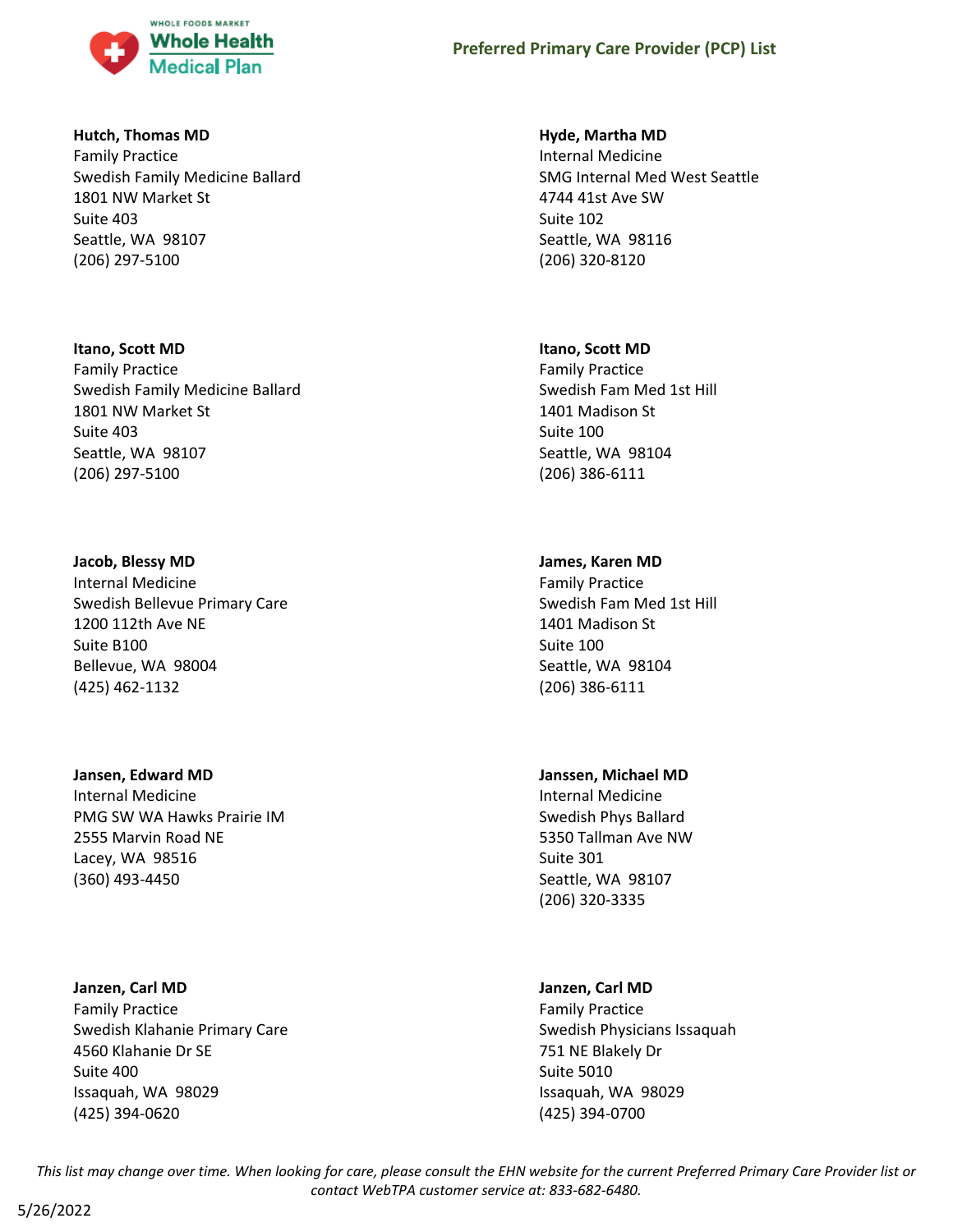**Hutch, Thomas MD**
Family Practice
Swedish Family Medicine Ballard
1801 NW Market St
Suite 403
Seattle, WA 98107
(206) 297-5100

**Hyde, Martha MD**
Internal Medicine
SMG Internal Med West Seattle
4744 41st Ave SW
Suite 102
Seattle, WA 98116
(206) 320-8120

**Itano, Scott MD**
Family Practice
Swedish Family Medicine Ballard
1801 NW Market St
Suite 403
Seattle, WA 98107
(206) 297-5100

**Itano, Scott MD**
Family Practice
Swedish Fam Med 1st Hill
1401 Madison St
Suite 100
Seattle, WA 98104
(206) 386-6111

**Jacob, Blessy MD**
Internal Medicine
Swedish Bellevue Primary Care
1200 112th Ave NE
Suite B100
Bellevue, WA 98004
(425) 462-1132

**James, Karen MD**
Family Practice
Swedish Fam Med 1st Hill
1401 Madison St
Suite 100
Seattle, WA 98104
(206) 386-6111

**Jansen, Edward MD**
Internal Medicine
PMG SW WA Hawks Prairie IM
2555 Marvin Road NE
Lacey, WA 98516
(360) 493-4450

**Janssen, Michael MD**
Internal Medicine
Swedish Phys Ballard
5350 Tallman Ave NW
Suite 301
Seattle, WA 98107
(206) 320-3335

**Janzen, Carl MD**
Family Practice
Swedish Klahanie Primary Care
4560 Klahanie Dr SE
Suite 400
Issaquah, WA 98029
(425) 394-0620

**Janzen, Carl MD**
Family Practice
Swedish Physicians Issaquah
751 NE Blakely Dr
Suite 5010
Issaquah, WA 98029
(425) 394-0700

*This list may change over time. When looking for care, please consult the EHN website for the current Preferred Primary Care Provider list or contact WebTPA customer service at: 833-682-6480.*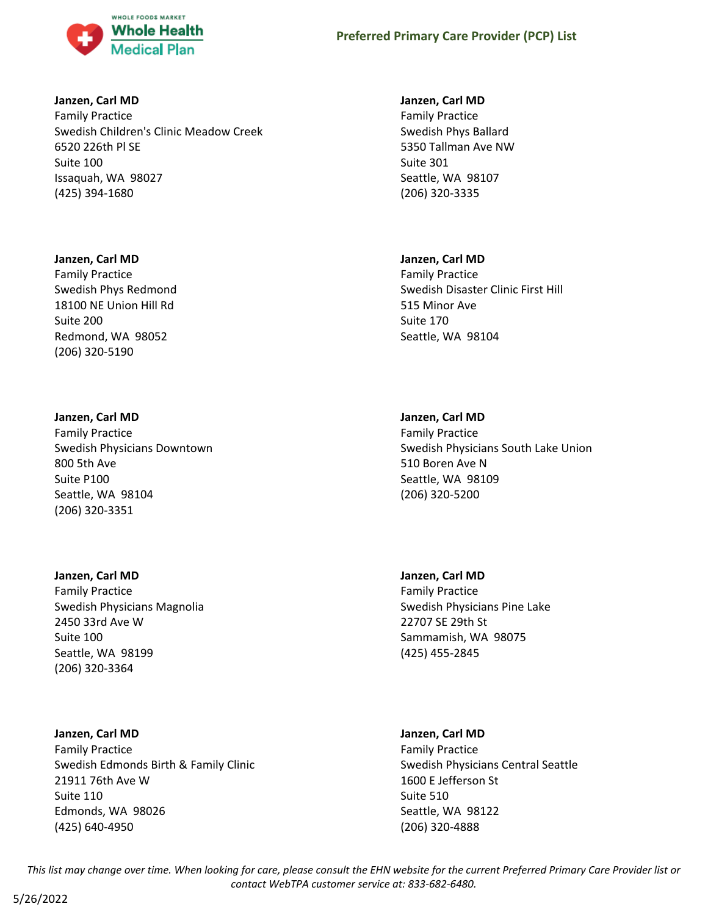**Janzen, Carl MD**
Family Practice
Swedish Children's Clinic Meadow Creek
6520 226th Pl SE
Suite 100
Issaquah, WA 98027
(425) 394-1680

**Janzen, Carl MD**
Family Practice
Swedish Phys Redmond
18100 NE Union Hill Rd
Suite 200
Redmond, WA 98052
(206) 320-5190

**Janzen, Carl MD**
Family Practice
Swedish Physicians Downtown
800 5th Ave
Suite P100
Seattle, WA 98104
(206) 320-3351

**Janzen, Carl MD**
Family Practice
Swedish Physicians Magnolia
2450 33rd Ave W
Suite 100
Seattle, WA 98199
(206) 320-3364

**Janzen, Carl MD**
Family Practice
Swedish Edmonds Birth & Family Clinic
21911 76th Ave W
Suite 110
Edmonds, WA 98026
(425) 640-4950

**Janzen, Carl MD**
Family Practice
Swedish Phys Ballard
5350 Tallman Ave NW
Suite 301
Seattle, WA 98107
(206) 320-3335

**Janzen, Carl MD**
Family Practice
Swedish Disaster Clinic First Hill
515 Minor Ave
Suite 170
Seattle, WA 98104

**Janzen, Carl MD**
Family Practice
Swedish Physicians South Lake Union
510 Boren Ave N
Seattle, WA 98109
(206) 320-5200

**Janzen, Carl MD**
Family Practice
Swedish Physicians Pine Lake
22707 SE 29th St
Sammamish, WA 98075
(425) 455-2845

**Janzen, Carl MD**
Family Practice
Swedish Physicians Central Seattle
1600 E Jefferson St
Suite 510
Seattle, WA 98122
(206) 320-4888

*This list may change over time. When looking for care, please consult the EHN website for the current Preferred Primary Care Provider list or contact WebTPA customer service at: 833-682-6480.*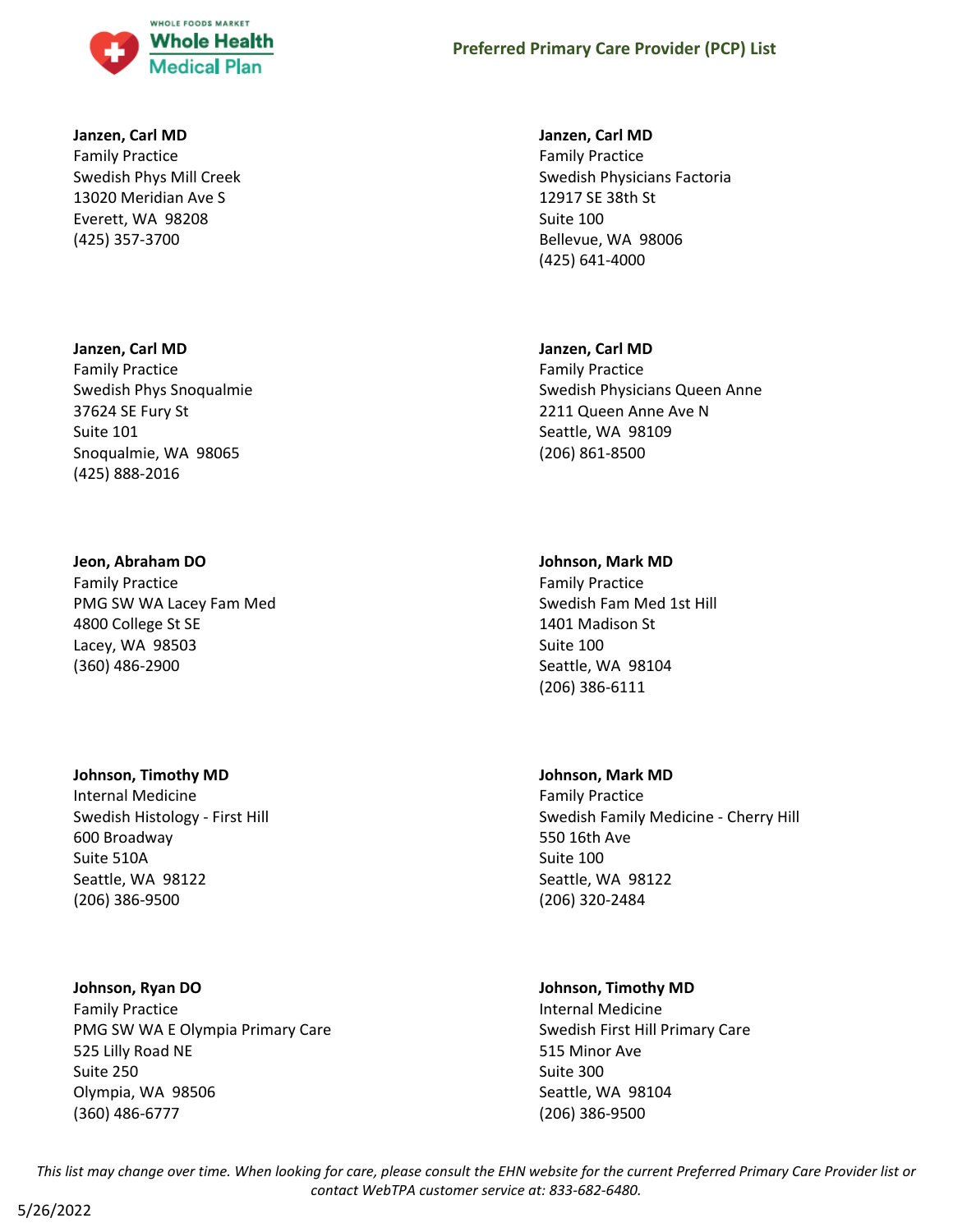**Janzen, Carl MD**
Family Practice
Swedish Phys Mill Creek
13020 Meridian Ave S
Everett, WA 98208
(425) 357-3700

**Janzen, Carl MD**
Family Practice
Swedish Physicians Factoria
12917 SE 38th St
Suite 100
Bellevue, WA 98006
(425) 641-4000

**Janzen, Carl MD**
Family Practice
Swedish Phys Snoqualmie
37624 SE Fury St
Suite 101
Snoqualmie, WA 98065
(425) 888-2016

**Janzen, Carl MD**
Family Practice
Swedish Physicians Queen Anne
2211 Queen Anne Ave N
Seattle, WA 98109
(206) 861-8500

**Jeon, Abraham DO**
Family Practice
PMG SW WA Lacey Fam Med
4800 College St SE
Lacey, WA 98503
(360) 486-2900

**Johnson, Mark MD**
Family Practice
Swedish Fam Med 1st Hill
1401 Madison St
Suite 100
Seattle, WA 98104
(206) 386-6111

**Johnson, Timothy MD**
Internal Medicine
Swedish Histology - First Hill
600 Broadway
Suite 510A
Seattle, WA 98122
(206) 386-9500

**Johnson, Mark MD**
Family Practice
Swedish Family Medicine - Cherry Hill
550 16th Ave
Suite 100
Seattle, WA 98122
(206) 320-2484

**Johnson, Ryan DO**
Family Practice
PMG SW WA E Olympia Primary Care
525 Lilly Road NE
Suite 250
Olympia, WA 98506
(360) 486-6777

**Johnson, Timothy MD**
Internal Medicine
Swedish First Hill Primary Care
515 Minor Ave
Suite 300
Seattle, WA 98104
(206) 386-9500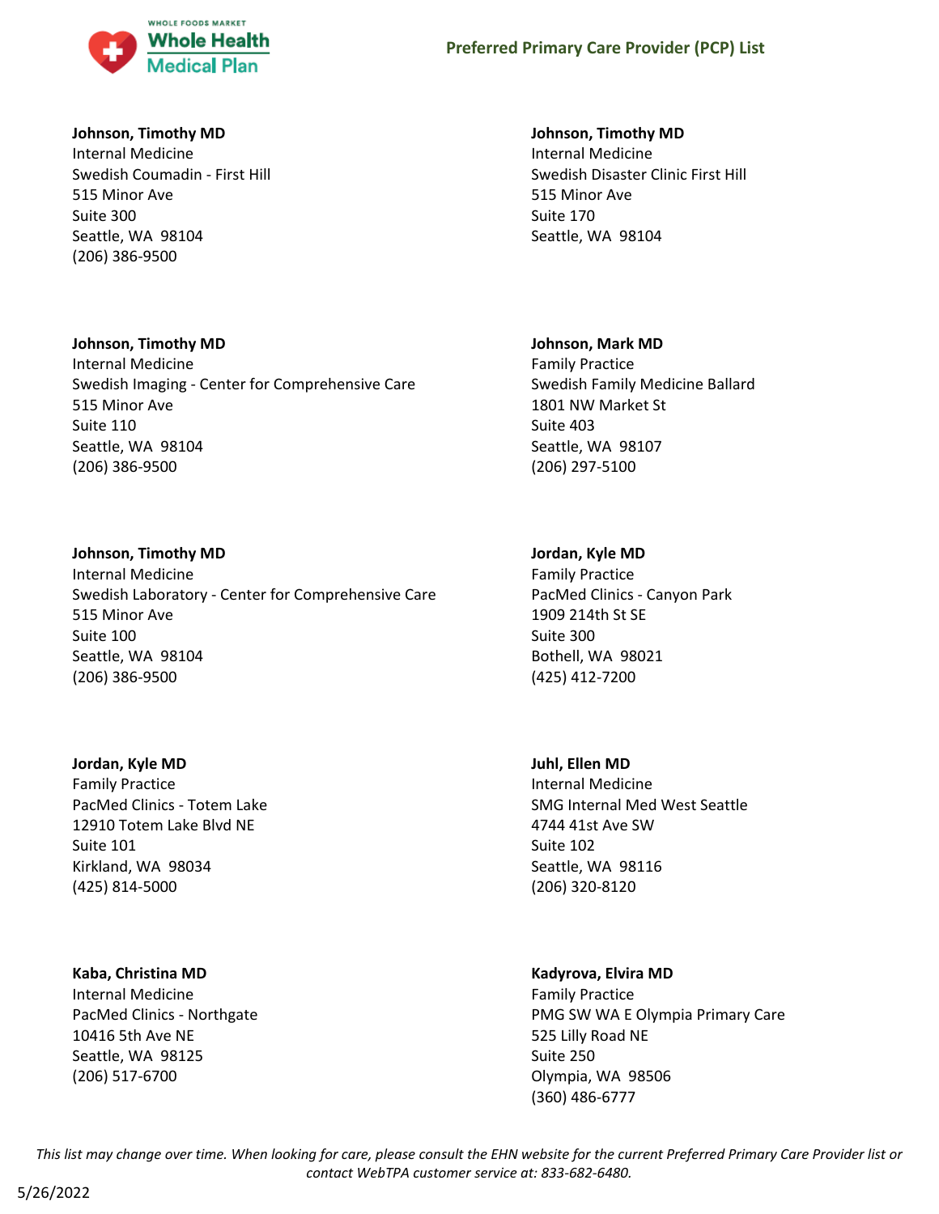**Johnson, Timothy MD**
Internal Medicine
Swedish Coumadin - First Hill
515 Minor Ave
Suite 300
Seattle, WA 98104
(206) 386-9500

**Johnson, Timothy MD**
Internal Medicine
Swedish Disaster Clinic First Hill
515 Minor Ave
Suite 170
Seattle, WA 98104

**Johnson, Timothy MD**
Internal Medicine
Swedish Imaging - Center for Comprehensive Care
515 Minor Ave
Suite 110
Seattle, WA 98104
(206) 386-9500

**Johnson, Mark MD**
Family Practice
Swedish Family Medicine Ballard
1801 NW Market St
Suite 403
Seattle, WA 98107
(206) 297-5100

**Johnson, Timothy MD**
Internal Medicine
Swedish Laboratory - Center for Comprehensive Care
515 Minor Ave
Suite 100
Seattle, WA 98104
(206) 386-9500

**Jordan, Kyle MD**
Family Practice
PacMed Clinics - Canyon Park
1909 214th St SE
Suite 300
Bothell, WA 98021
(425) 412-7200

**Jordan, Kyle MD**
Family Practice
PacMed Clinics - Totem Lake
12910 Totem Lake Blvd NE
Suite 101
Kirkland, WA 98034
(425) 814-5000

**Juhl, Ellen MD**
Internal Medicine
SMG Internal Med West Seattle
4744 41st Ave SW
Suite 102
Seattle, WA 98116
(206) 320-8120

**Kaba, Christina MD**
Internal Medicine
PacMed Clinics - Northgate
10416 5th Ave NE
Seattle, WA 98125
(206) 517-6700

**Kadyrova, Elvira MD**
Family Practice
PMG SW WA E Olympia Primary Care
525 Lilly Road NE
Suite 250
Olympia, WA 98506
(360) 486-6777

*This list may change over time. When looking for care, please consult the EHN website for the current Preferred Primary Care Provider list or contact WebTPA customer service at: 833-682-6480.*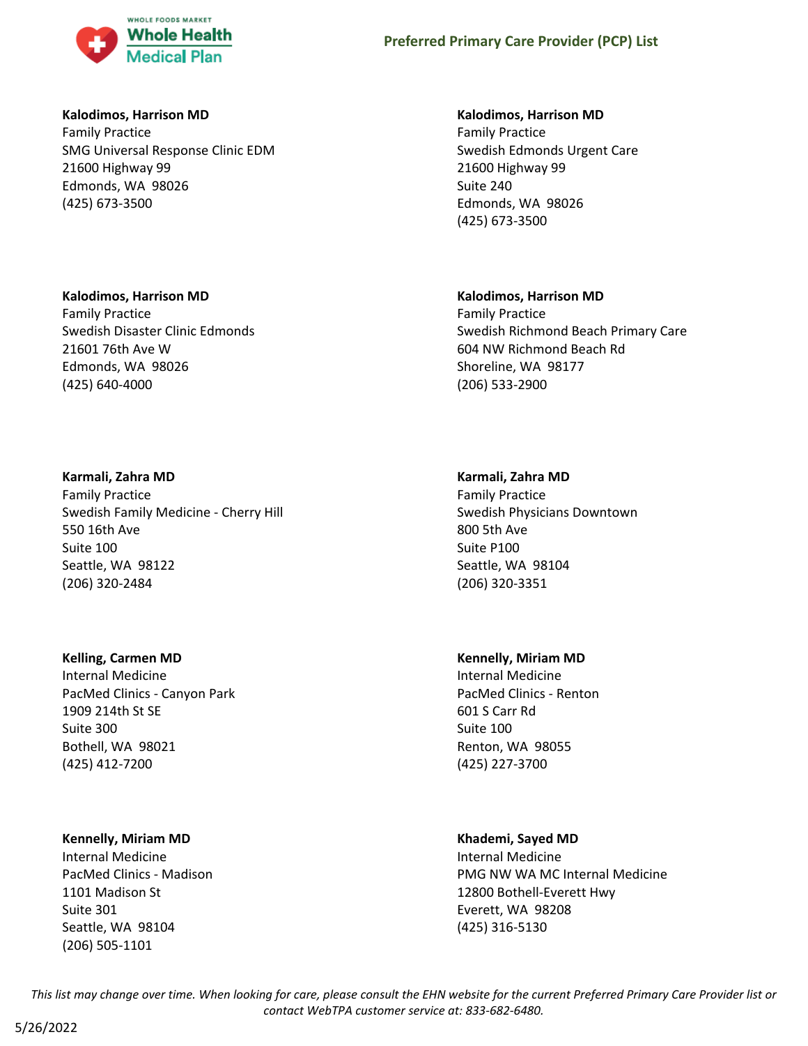**Kalodimos, Harrison MD**
Family Practice
SMG Universal Response Clinic EDM
21600 Highway 99
Edmonds, WA 98026
(425) 673-3500

**Kalodimos, Harrison MD**
Family Practice
Swedish Edmonds Urgent Care
21600 Highway 99
Suite 240
Edmonds, WA 98026
(425) 673-3500

**Kalodimos, Harrison MD**
Family Practice
Swedish Disaster Clinic Edmonds
21601 76th Ave W
Edmonds, WA 98026
(425) 640-4000

**Kalodimos, Harrison MD**
Family Practice
Swedish Richmond Beach Primary Care
604 NW Richmond Beach Rd
Shoreline, WA 98177
(206) 533-2900

**Karmali, Zahra MD**
Family Practice
Swedish Family Medicine - Cherry Hill
550 16th Ave
Suite 100
Seattle, WA 98122
(206) 320-2484

**Karmali, Zahra MD**
Family Practice
Swedish Physicians Downtown
800 5th Ave
Suite P100
Seattle, WA 98104
(206) 320-3351

**Kelling, Carmen MD**
Internal Medicine
PacMed Clinics - Canyon Park
1909 214th St SE
Suite 300
Bothell, WA 98021
(425) 412-7200

**Kennelly, Miriam MD**
Internal Medicine
PacMed Clinics - Renton
601 S Carr Rd
Suite 100
Renton, WA 98055
(425) 227-3700

**Kennelly, Miriam MD**
Internal Medicine
PacMed Clinics - Madison
1101 Madison St
Suite 301
Seattle, WA 98104
(206) 505-1101

**Khademi, Sayed MD**
Internal Medicine
PMG NW WA MC Internal Medicine
12800 Bothell-Everett Hwy
Everett, WA 98208
(425) 316-5130

*This list may change over time. When looking for care, please consult the EHN website for the current Preferred Primary Care Provider list or contact WebTPA customer service at: 833-682-6480.*

5/26/2022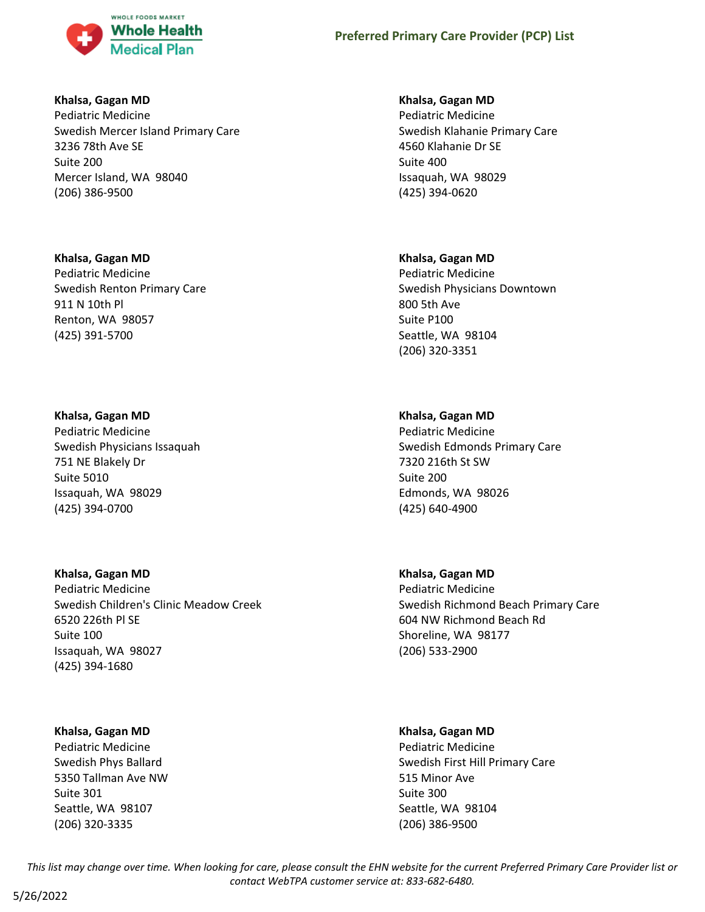**Khalsa, Gagan MD**
Pediatric Medicine
Swedish Mercer Island Primary Care
3236 78th Ave SE
Suite 200
Mercer Island, WA 98040
(206) 386-9500

**Khalsa, Gagan MD**
Pediatric Medicine
Swedish Klahanie Primary Care
4560 Klahanie Dr SE
Suite 400
Issaquah, WA 98029
(425) 394-0620

**Khalsa, Gagan MD**
Pediatric Medicine
Swedish Renton Primary Care
911 N 10th Pl
Renton, WA 98057
(425) 391-5700

**Khalsa, Gagan MD**
Pediatric Medicine
Swedish Physicians Downtown
800 5th Ave
Suite P100
Seattle, WA 98104
(206) 320-3351

**Khalsa, Gagan MD**
Pediatric Medicine
Swedish Physicians Issaquah
751 NE Blakely Dr
Suite 5010
Issaquah, WA 98029
(425) 394-0700

**Khalsa, Gagan MD**
Pediatric Medicine
Swedish Edmonds Primary Care
7320 216th St SW
Suite 200
Edmonds, WA 98026
(425) 640-4900

**Khalsa, Gagan MD**
Pediatric Medicine
Swedish Children's Clinic Meadow Creek
6520 226th Pl SE
Suite 100
Issaquah, WA 98027
(425) 394-1680

**Khalsa, Gagan MD**
Pediatric Medicine
Swedish Richmond Beach Primary Care
604 NW Richmond Beach Rd
Shoreline, WA 98177
(206) 533-2900

**Khalsa, Gagan MD**
Pediatric Medicine
Swedish Phys Ballard
5350 Tallman Ave NW
Suite 301
Seattle, WA 98107
(206) 320-3335

**Khalsa, Gagan MD**
Pediatric Medicine
Swedish First Hill Primary Care
515 Minor Ave
Suite 300
Seattle, WA 98104
(206) 386-9500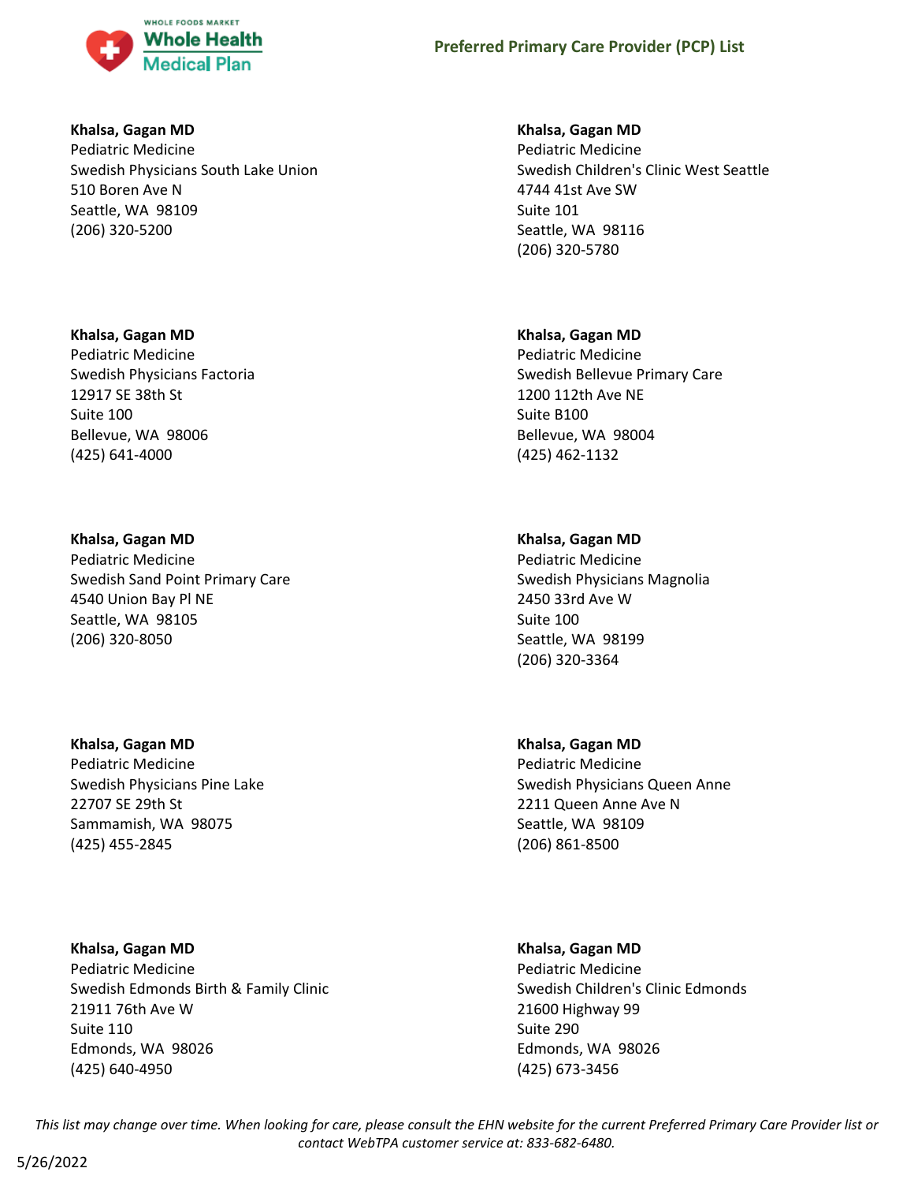**Khalsa, Gagan MD**
Pediatric Medicine
Swedish Physicians South Lake Union
510 Boren Ave N
Seattle, WA 98109
(206) 320-5200

**Khalsa, Gagan MD**
Pediatric Medicine
Swedish Children's Clinic West Seattle
4744 41st Ave SW
Suite 101
Seattle, WA 98116
(206) 320-5780

**Khalsa, Gagan MD**
Pediatric Medicine
Swedish Physicians Factoria
12917 SE 38th St
Suite 100
Bellevue, WA 98006
(425) 641-4000

**Khalsa, Gagan MD**
Pediatric Medicine
Swedish Bellevue Primary Care
1200 112th Ave NE
Suite B100
Bellevue, WA 98004
(425) 462-1132

**Khalsa, Gagan MD**
Pediatric Medicine
Swedish Sand Point Primary Care
4540 Union Bay Pl NE
Seattle, WA 98105
(206) 320-8050

**Khalsa, Gagan MD**
Pediatric Medicine
Swedish Physicians Magnolia
2450 33rd Ave W
Suite 100
Seattle, WA 98199
(206) 320-3364

**Khalsa, Gagan MD**
Pediatric Medicine
Swedish Physicians Pine Lake
22707 SE 29th St
Sammamish, WA 98075
(425) 455-2845

**Khalsa, Gagan MD**
Pediatric Medicine
Swedish Physicians Queen Anne
2211 Queen Anne Ave N
Seattle, WA 98109
(206) 861-8500

**Khalsa, Gagan MD**
Pediatric Medicine
Swedish Edmonds Birth & Family Clinic
21911 76th Ave W
Suite 110
Edmonds, WA 98026
(425) 640-4950

**Khalsa, Gagan MD**
Pediatric Medicine
Swedish Children's Clinic Edmonds
21600 Highway 99
Suite 290
Edmonds, WA 98026
(425) 673-3456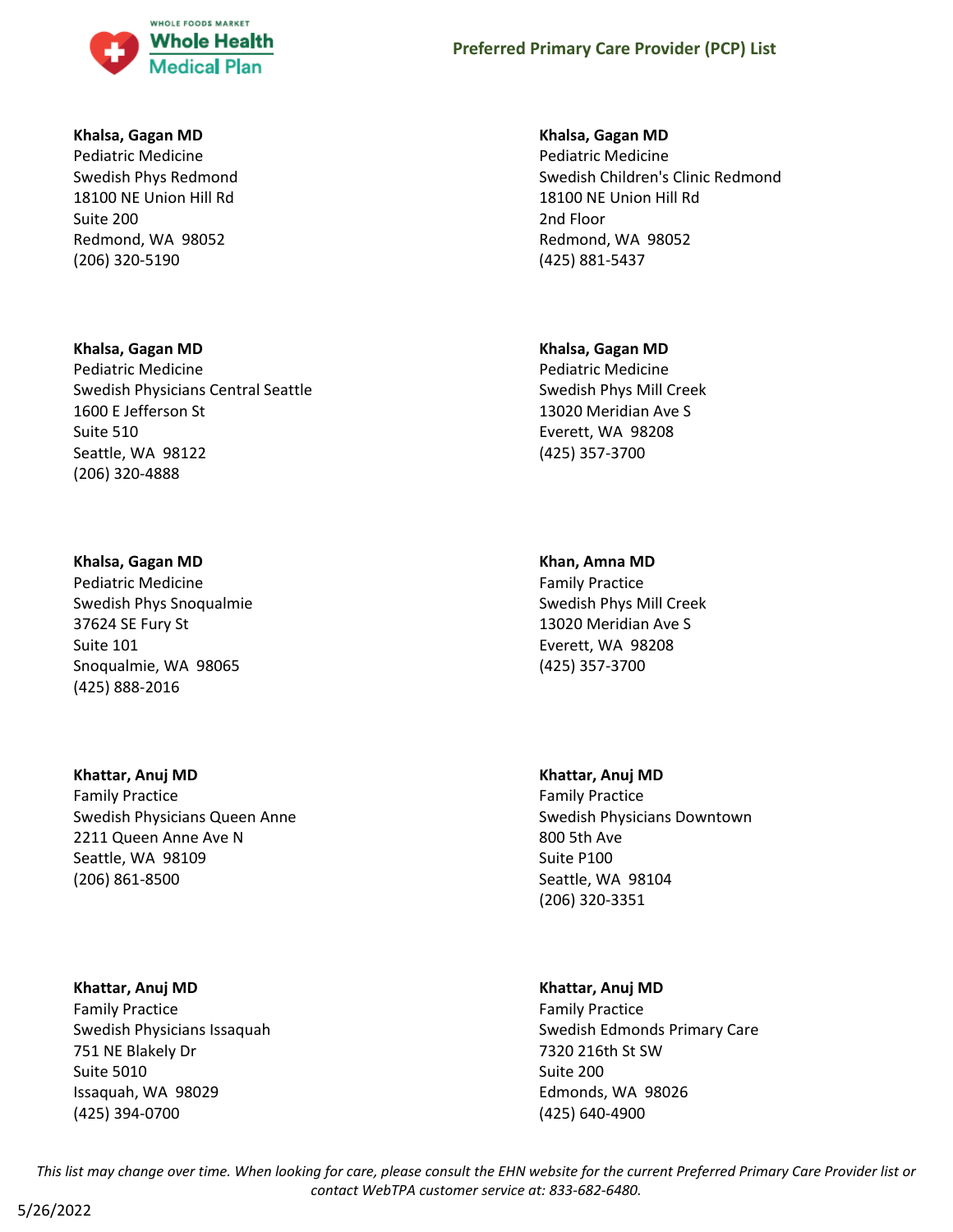**Khalsa, Gagan MD**
Pediatric Medicine
Swedish Phys Redmond
18100 NE Union Hill Rd
Suite 200
Redmond, WA 98052
(206) 320-5190

**Khalsa, Gagan MD**
Pediatric Medicine
Swedish Children's Clinic Redmond
18100 NE Union Hill Rd
2nd Floor
Redmond, WA 98052
(425) 881-5437

**Khalsa, Gagan MD**
Pediatric Medicine
Swedish Physicians Central Seattle
1600 E Jefferson St
Suite 510
Seattle, WA 98122
(206) 320-4888

**Khalsa, Gagan MD**
Pediatric Medicine
Swedish Phys Mill Creek
13020 Meridian Ave S
Everett, WA 98208
(425) 357-3700

**Khalsa, Gagan MD**
Pediatric Medicine
Swedish Phys Snoqualmie
37624 SE Fury St
Suite 101
Snoqualmie, WA 98065
(425) 888-2016

**Khan, Amna MD**
Family Practice
Swedish Phys Mill Creek
13020 Meridian Ave S
Everett, WA 98208
(425) 357-3700

**Khattar, Anuj MD**
Family Practice
Swedish Physicians Queen Anne
2211 Queen Anne Ave N
Seattle, WA 98109
(206) 861-8500

**Khattar, Anuj MD**
Family Practice
Swedish Physicians Downtown
800 5th Ave
Suite P100
Seattle, WA 98104
(206) 320-3351

**Khattar, Anuj MD**
Family Practice
Swedish Physicians Issaquah
751 NE Blakely Dr
Suite 5010
Issaquah, WA 98029
(425) 394-0700

**Khattar, Anuj MD**
Family Practice
Swedish Edmonds Primary Care
7320 216th St SW
Suite 200
Edmonds, WA 98026
(425) 640-4900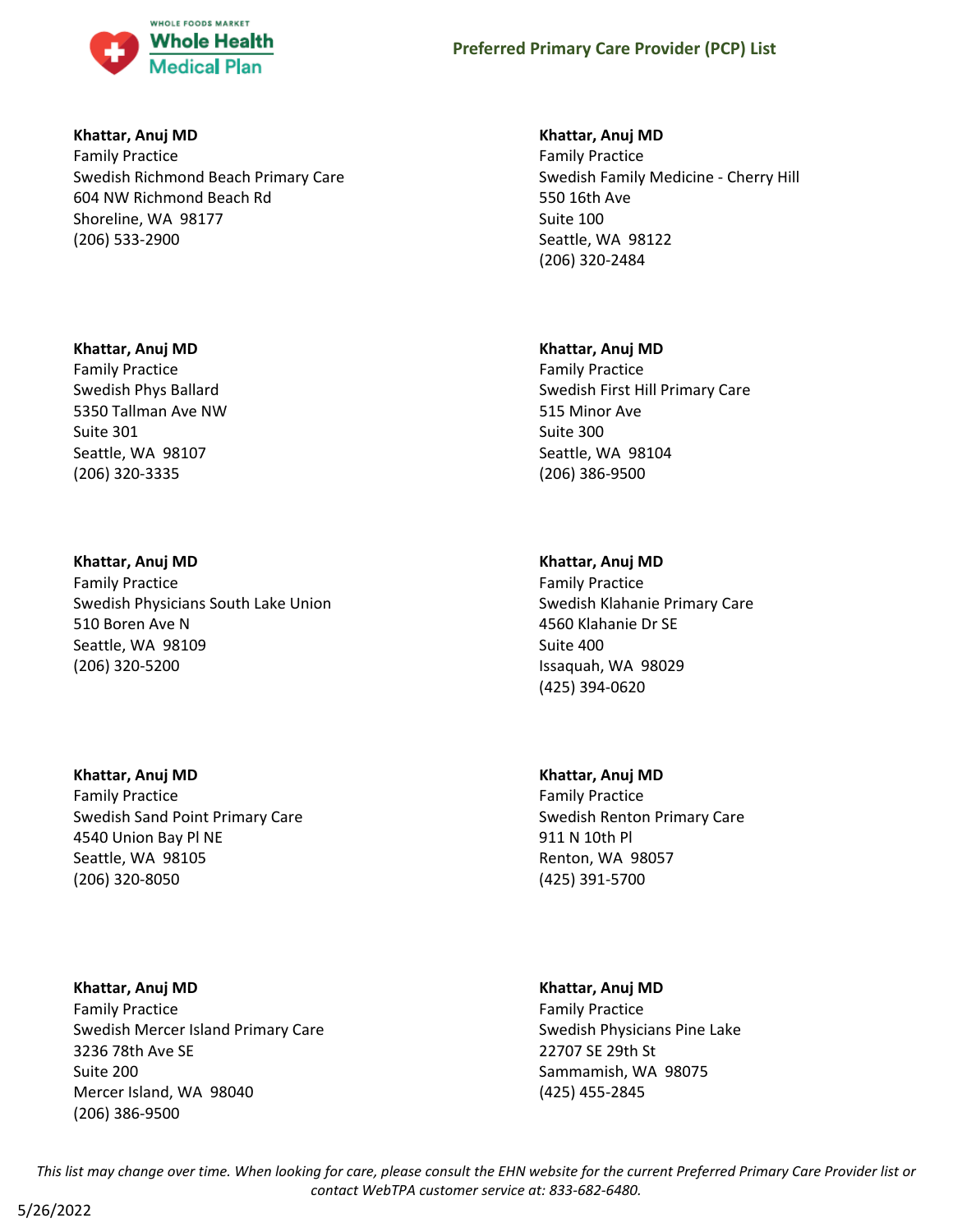**Khattar, Anuj MD**
Family Practice
Swedish Richmond Beach Primary Care
604 NW Richmond Beach Rd
Shoreline, WA 98177
(206) 533-2900

**Khattar, Anuj MD**
Family Practice
Swedish Phys Ballard
5350 Tallman Ave NW
Suite 301
Seattle, WA 98107
(206) 320-3335

**Khattar, Anuj MD**
Family Practice
Swedish Physicians South Lake Union
510 Boren Ave N
Seattle, WA 98109
(206) 320-5200

**Khattar, Anuj MD**
Family Practice
Swedish Sand Point Primary Care
4540 Union Bay Pl NE
Seattle, WA 98105
(206) 320-8050

**Khattar, Anuj MD**
Family Practice
Swedish Mercer Island Primary Care
3236 78th Ave SE
Suite 200
Mercer Island, WA 98040
(206) 386-9500

**Khattar, Anuj MD**
Family Practice
Swedish Family Medicine - Cherry Hill
550 16th Ave
Suite 100
Seattle, WA 98122
(206) 320-2484

**Khattar, Anuj MD**
Family Practice
Swedish First Hill Primary Care
515 Minor Ave
Suite 300
Seattle, WA 98104
(206) 386-9500

**Khattar, Anuj MD**
Family Practice
Swedish Klahanie Primary Care
4560 Klahanie Dr SE
Suite 400
Issaquah, WA 98029
(425) 394-0620

**Khattar, Anuj MD**
Family Practice
Swedish Renton Primary Care
911 N 10th Pl
Renton, WA 98057
(425) 391-5700

**Khattar, Anuj MD**
Family Practice
Swedish Physicians Pine Lake
22707 SE 29th St
Sammamish, WA 98075
(425) 455-2845

*This list may change over time. When looking for care, please consult the EHN website for the current Preferred Primary Care Provider list or contact WebTPA customer service at: 833-682-6480.*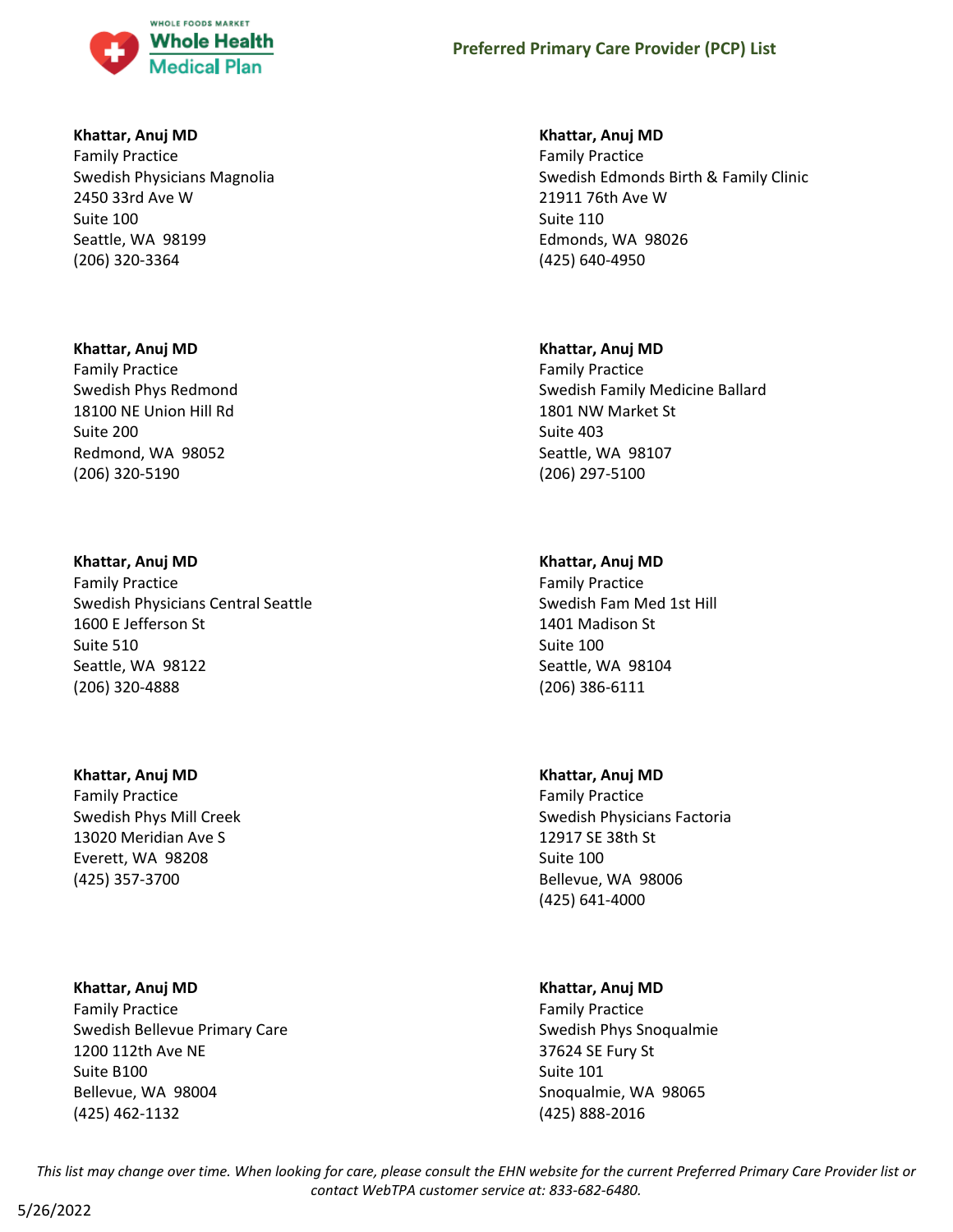**Khattar, Anuj MD**
Family Practice
Swedish Physicians Magnolia
2450 33rd Ave W
Suite 100
Seattle, WA 98199
(206) 320-3364

**Khattar, Anuj MD**
Family Practice
Swedish Edmonds Birth & Family Clinic
21911 76th Ave W
Suite 110
Edmonds, WA 98026
(425) 640-4950

**Khattar, Anuj MD**
Family Practice
Swedish Phys Redmond
18100 NE Union Hill Rd
Suite 200
Redmond, WA 98052
(206) 320-5190

**Khattar, Anuj MD**
Family Practice
Swedish Family Medicine Ballard
1801 NW Market St
Suite 403
Seattle, WA 98107
(206) 297-5100

**Khattar, Anuj MD**
Family Practice
Swedish Physicians Central Seattle
1600 E Jefferson St
Suite 510
Seattle, WA 98122
(206) 320-4888

**Khattar, Anuj MD**
Family Practice
Swedish Fam Med 1st Hill
1401 Madison St
Suite 100
Seattle, WA 98104
(206) 386-6111

**Khattar, Anuj MD**
Family Practice
Swedish Phys Mill Creek
13020 Meridian Ave S
Everett, WA 98208
(425) 357-3700

**Khattar, Anuj MD**
Family Practice
Swedish Physicians Factoria
12917 SE 38th St
Suite 100
Bellevue, WA 98006
(425) 641-4000

**Khattar, Anuj MD**
Family Practice
Swedish Bellevue Primary Care
1200 112th Ave NE
Suite B100
Bellevue, WA 98004
(425) 462-1132

**Khattar, Anuj MD**
Family Practice
Swedish Phys Snoqualmie
37624 SE Fury St
Suite 101
Snoqualmie, WA 98065
(425) 888-2016

*This list may change over time. When looking for care, please consult the EHN website for the current Preferred Primary Care Provider list or contact WebTPA customer service at: 833-682-6480.*

5/26/2022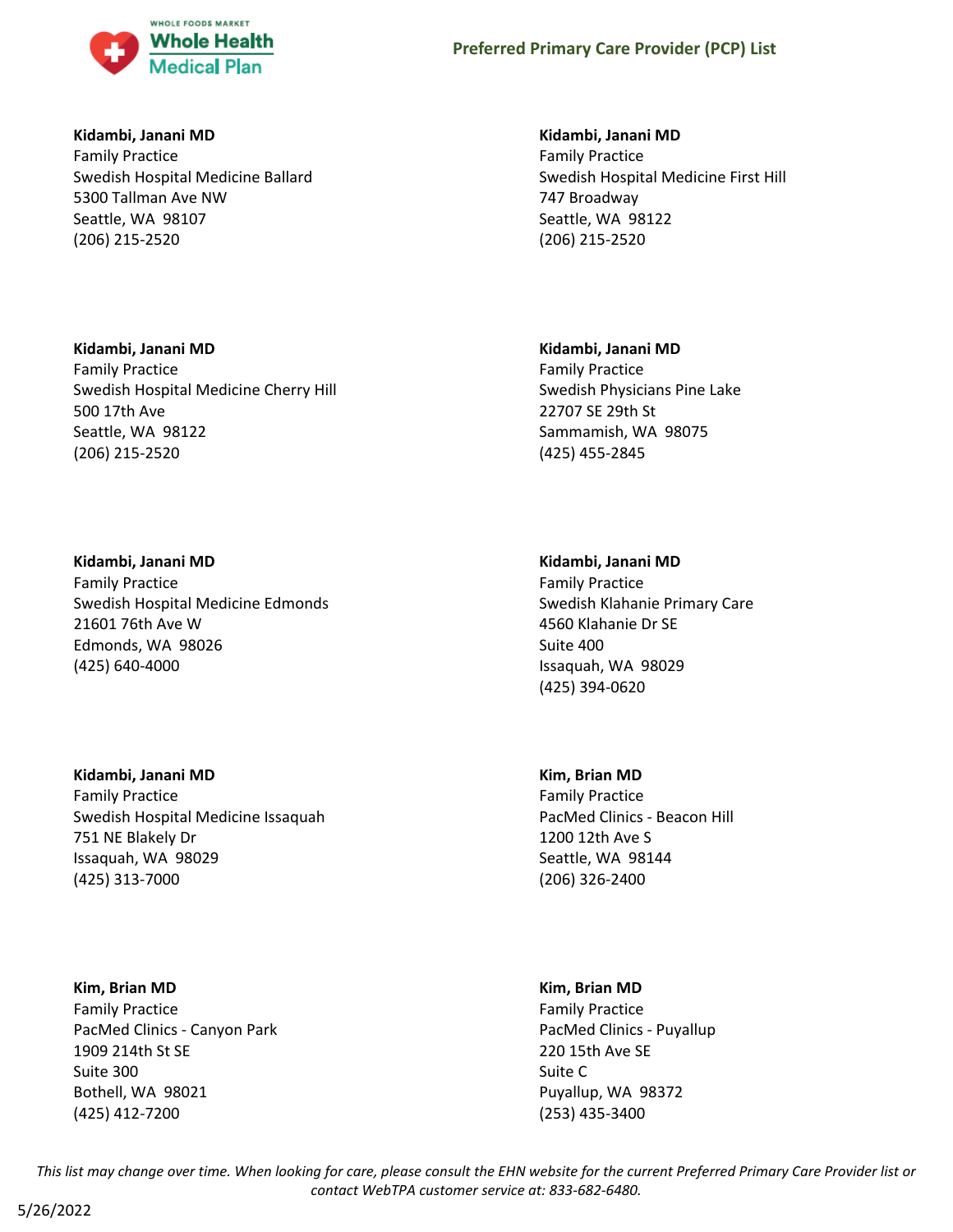**Kidambi, Janani MD**
Family Practice
Swedish Hospital Medicine Ballard
5300 Tallman Ave NW
Seattle, WA 98107
(206) 215-2520

**Kidambi, Janani MD**
Family Practice
Swedish Hospital Medicine First Hill
747 Broadway
Seattle, WA 98122
(206) 215-2520

**Kidambi, Janani MD**
Family Practice
Swedish Hospital Medicine Cherry Hill
500 17th Ave
Seattle, WA 98122
(206) 215-2520

**Kidambi, Janani MD**
Family Practice
Swedish Physicians Pine Lake
22707 SE 29th St
Sammamish, WA 98075
(425) 455-2845

**Kidambi, Janani MD**
Family Practice
Swedish Hospital Medicine Edmonds
21601 76th Ave W
Edmonds, WA 98026
(425) 640-4000

**Kidambi, Janani MD**
Family Practice
Swedish Klahanie Primary Care
4560 Klahanie Dr SE
Suite 400
Issaquah, WA 98029
(425) 394-0620

**Kidambi, Janani MD**
Family Practice
Swedish Hospital Medicine Issaquah
751 NE Blakely Dr
Issaquah, WA 98029
(425) 313-7000

**Kim, Brian MD**
Family Practice
PacMed Clinics - Beacon Hill
1200 12th Ave S
Seattle, WA 98144
(206) 326-2400

**Kim, Brian MD**
Family Practice
PacMed Clinics - Canyon Park
1909 214th St SE
Suite 300
Bothell, WA 98021
(425) 412-7200

**Kim, Brian MD**
Family Practice
PacMed Clinics - Puyallup
220 15th Ave SE
Suite C
Puyallup, WA 98372
(253) 435-3400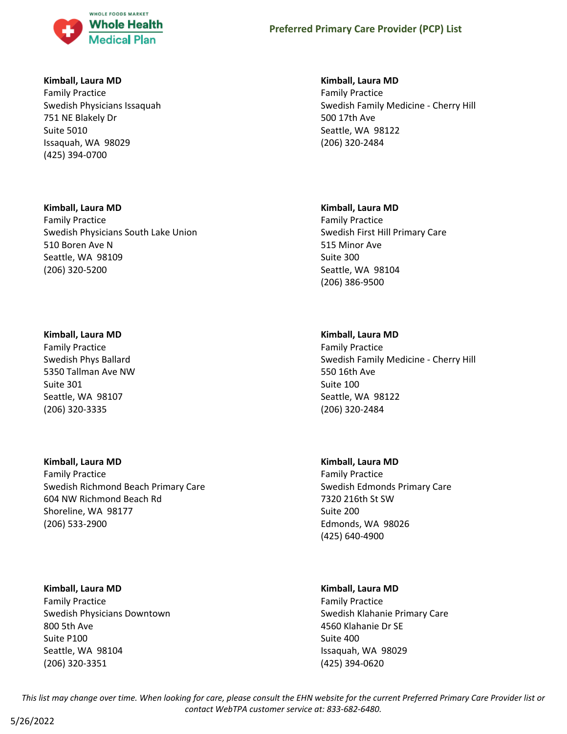**Kimball, Laura MD**
Family Practice
Swedish Physicians Issaquah
751 NE Blakely Dr
Suite 5010
Issaquah, WA 98029
(425) 394-0700

**Kimball, Laura MD**
Family Practice
Swedish Physicians South Lake Union
510 Boren Ave N
Seattle, WA 98109
(206) 320-5200

**Kimball, Laura MD**
Family Practice
Swedish Phys Ballard
5350 Tallman Ave NW
Suite 301
Seattle, WA 98107
(206) 320-3335

**Kimball, Laura MD**
Family Practice
Swedish Richmond Beach Primary Care
604 NW Richmond Beach Rd
Shoreline, WA 98177
(206) 533-2900

**Kimball, Laura MD**
Family Practice
Swedish Physicians Downtown
800 5th Ave
Suite P100
Seattle, WA 98104
(206) 320-3351

**Kimball, Laura MD**
Family Practice
Swedish Family Medicine - Cherry Hill
500 17th Ave
Seattle, WA 98122
(206) 320-2484

**Kimball, Laura MD**
Family Practice
Swedish First Hill Primary Care
515 Minor Ave
Suite 300
Seattle, WA 98104
(206) 386-9500

**Kimball, Laura MD**
Family Practice
Swedish Family Medicine - Cherry Hill
550 16th Ave
Suite 100
Seattle, WA 98122
(206) 320-2484

**Kimball, Laura MD**
Family Practice
Swedish Edmonds Primary Care
7320 216th St SW
Suite 200
Edmonds, WA 98026
(425) 640-4900

**Kimball, Laura MD**
Family Practice
Swedish Klahanie Primary Care
4560 Klahanie Dr SE
Suite 400
Issaquah, WA 98029
(425) 394-0620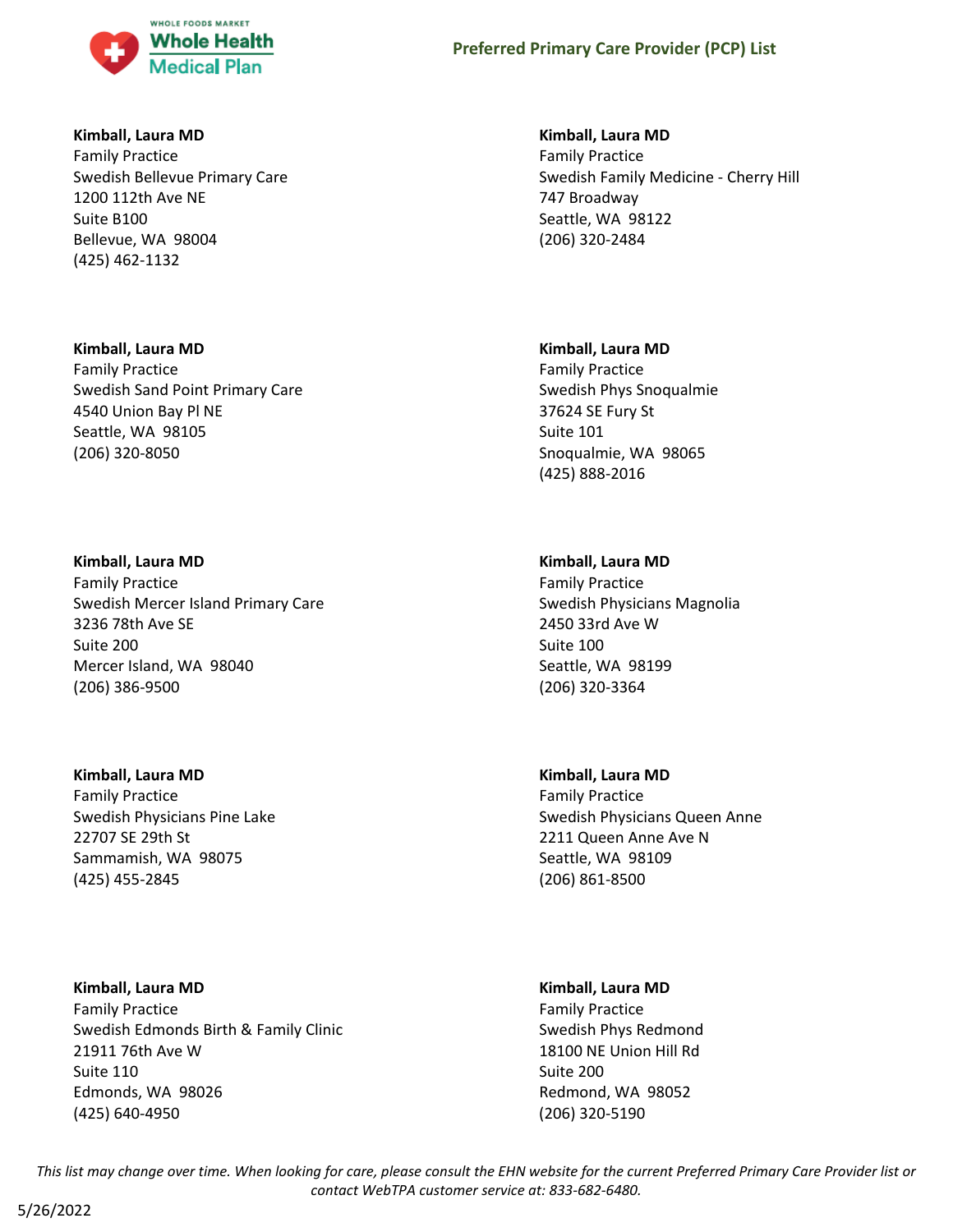**Kimball, Laura MD**
Family Practice
Swedish Bellevue Primary Care
1200 112th Ave NE
Suite B100
Bellevue, WA 98004
(425) 462-1132

**Kimball, Laura MD**
Family Practice
Swedish Sand Point Primary Care
4540 Union Bay Pl NE
Seattle, WA 98105
(206) 320-8050

**Kimball, Laura MD**
Family Practice
Swedish Mercer Island Primary Care
3236 78th Ave SE
Suite 200
Mercer Island, WA 98040
(206) 386-9500

**Kimball, Laura MD**
Family Practice
Swedish Physicians Pine Lake
22707 SE 29th St
Sammamish, WA 98075
(425) 455-2845

**Kimball, Laura MD**
Family Practice
Swedish Edmonds Birth & Family Clinic
21911 76th Ave W
Suite 110
Edmonds, WA 98026
(425) 640-4950

**Kimball, Laura MD**
Family Practice
Swedish Family Medicine - Cherry Hill
747 Broadway
Seattle, WA 98122
(206) 320-2484

**Kimball, Laura MD**
Family Practice
Swedish Phys Snoqualmie
37624 SE Fury St
Suite 101
Snoqualmie, WA 98065
(425) 888-2016

**Kimball, Laura MD**
Family Practice
Swedish Physicians Magnolia
2450 33rd Ave W
Suite 100
Seattle, WA 98199
(206) 320-3364

**Kimball, Laura MD**
Family Practice
Swedish Physicians Queen Anne
2211 Queen Anne Ave N
Seattle, WA 98109
(206) 861-8500

**Kimball, Laura MD**
Family Practice
Swedish Phys Redmond
18100 NE Union Hill Rd
Suite 200
Redmond, WA 98052
(206) 320-5190

*This list may change over time. When looking for care, please consult the EHN website for the current Preferred Primary Care Provider list or contact WebTPA customer service at: 833-682-6480.*

5/26/2022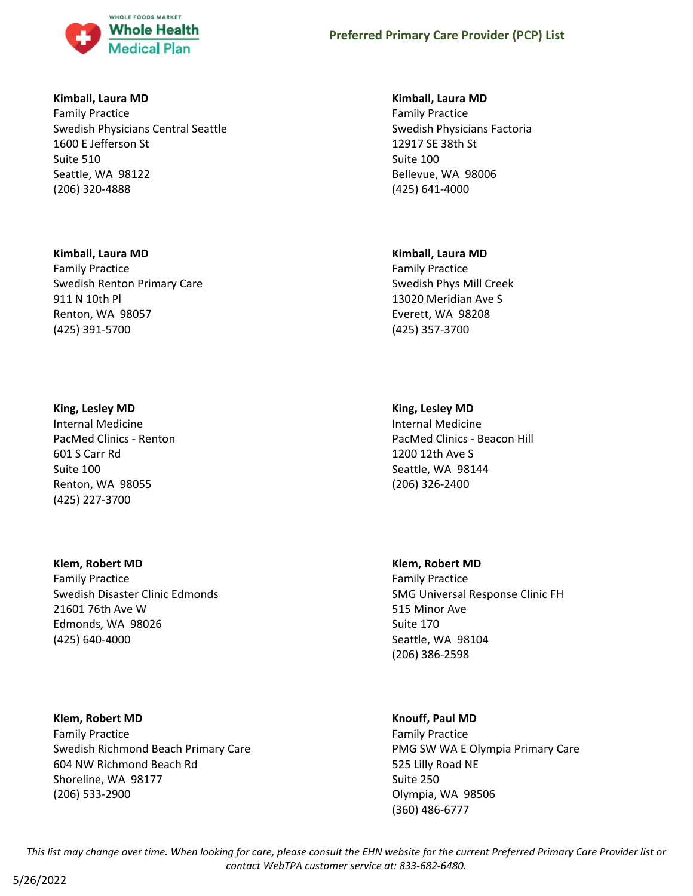**Kimball, Laura MD**
Family Practice
Swedish Physicians Central Seattle
1600 E Jefferson St
Suite 510
Seattle, WA 98122
(206) 320-4888

**Kimball, Laura MD**
Family Practice
Swedish Physicians Factoria
12917 SE 38th St
Suite 100
Bellevue, WA 98006
(425) 641-4000

**Kimball, Laura MD**
Family Practice
Swedish Renton Primary Care
911 N 10th Pl
Renton, WA 98057
(425) 391-5700

**Kimball, Laura MD**
Family Practice
Swedish Phys Mill Creek
13020 Meridian Ave S
Everett, WA 98208
(425) 357-3700

**King, Lesley MD**
Internal Medicine
PacMed Clinics - Renton
601 S Carr Rd
Suite 100
Renton, WA 98055
(425) 227-3700

**King, Lesley MD**
Internal Medicine
PacMed Clinics - Beacon Hill
1200 12th Ave S
Seattle, WA 98144
(206) 326-2400

**Klem, Robert MD**
Family Practice
Swedish Disaster Clinic Edmonds
21601 76th Ave W
Edmonds, WA 98026
(425) 640-4000

**Klem, Robert MD**
Family Practice
SMG Universal Response Clinic FH
515 Minor Ave
Suite 170
Seattle, WA 98104
(206) 386-2598

**Klem, Robert MD**
Family Practice
Swedish Richmond Beach Primary Care
604 NW Richmond Beach Rd
Shoreline, WA 98177
(206) 533-2900

**Knouff, Paul MD**
Family Practice
PMG SW WA E Olympia Primary Care
525 Lilly Road NE
Suite 250
Olympia, WA 98506
(360) 486-6777

*This list may change over time. When looking for care, please consult the EHN website for the current Preferred Primary Care Provider list or contact WebTPA customer service at: 833-682-6480.*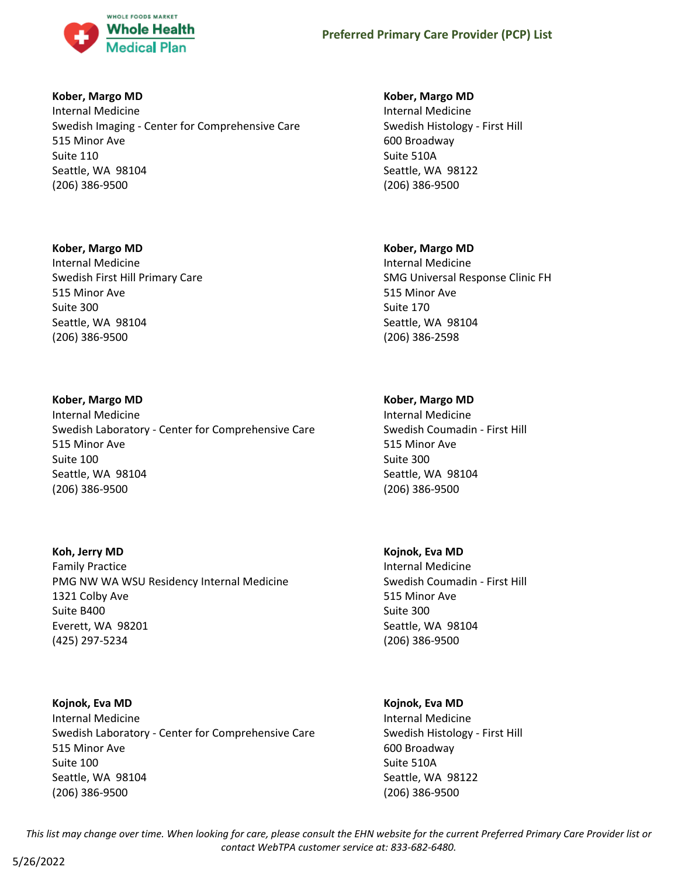**Kober, Margo MD**
Internal Medicine
Swedish Imaging - Center for Comprehensive Care
515 Minor Ave
Suite 110
Seattle, WA 98104
(206) 386-9500

**Kober, Margo MD**
Internal Medicine
Swedish Histology - First Hill
600 Broadway
Suite 510A
Seattle, WA 98122
(206) 386-9500

**Kober, Margo MD**
Internal Medicine
Swedish First Hill Primary Care
515 Minor Ave
Suite 300
Seattle, WA 98104
(206) 386-9500

**Kober, Margo MD**
Internal Medicine
SMG Universal Response Clinic FH
515 Minor Ave
Suite 170
Seattle, WA 98104
(206) 386-2598

**Kober, Margo MD**
Internal Medicine
Swedish Laboratory - Center for Comprehensive Care
515 Minor Ave
Suite 100
Seattle, WA 98104
(206) 386-9500

**Kober, Margo MD**
Internal Medicine
Swedish Coumadin - First Hill
515 Minor Ave
Suite 300
Seattle, WA 98104
(206) 386-9500

**Koh, Jerry MD**
Family Practice
PMG NW WA WSU Residency Internal Medicine
1321 Colby Ave
Suite B400
Everett, WA 98201
(425) 297-5234

**Kojnok, Eva MD**
Internal Medicine
Swedish Coumadin - First Hill
515 Minor Ave
Suite 300
Seattle, WA 98104
(206) 386-9500

**Kojnok, Eva MD**
Internal Medicine
Swedish Laboratory - Center for Comprehensive Care
515 Minor Ave
Suite 100
Seattle, WA 98104
(206) 386-9500

**Kojnok, Eva MD**
Internal Medicine
Swedish Histology - First Hill
600 Broadway
Suite 510A
Seattle, WA 98122
(206) 386-9500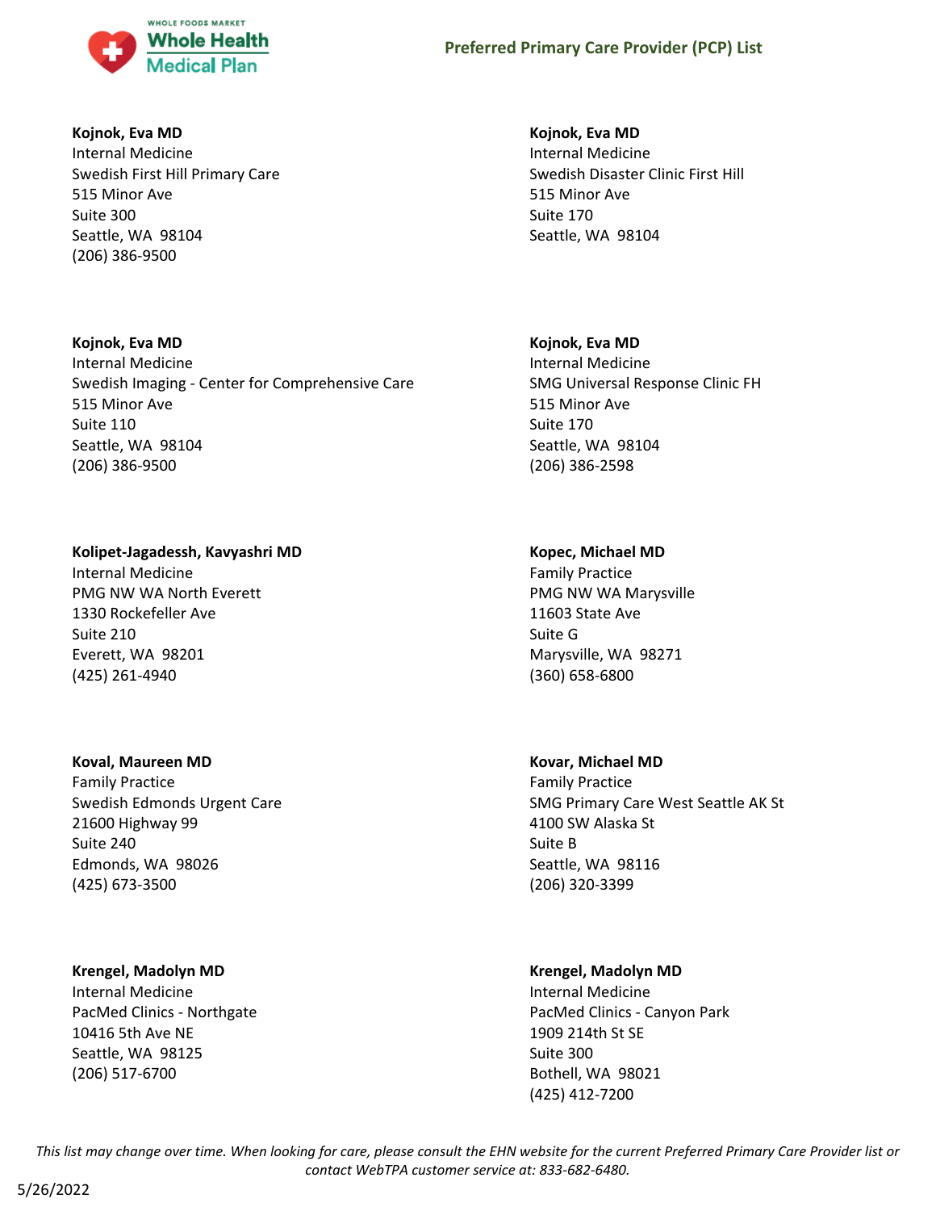**Kojnok, Eva MD**
Internal Medicine
Swedish First Hill Primary Care
515 Minor Ave
Suite 300
Seattle, WA 98104
(206) 386-9500

**Kojnok, Eva MD**
Internal Medicine
Swedish Disaster Clinic First Hill
515 Minor Ave
Suite 170
Seattle, WA 98104

**Kojnok, Eva MD**
Internal Medicine
Swedish Imaging - Center for Comprehensive Care
515 Minor Ave
Suite 110
Seattle, WA 98104
(206) 386-9500

**Kojnok, Eva MD**
Internal Medicine
SMG Universal Response Clinic FH
515 Minor Ave
Suite 170
Seattle, WA 98104
(206) 386-2598

**Kolipet-Jagadessh, Kavyashri MD**
Internal Medicine
PMG NW WA North Everett
1330 Rockefeller Ave
Suite 210
Everett, WA 98201
(425) 261-4940

**Kopec, Michael MD**
Family Practice
PMG NW WA Marysville
11603 State Ave
Suite G
Marysville, WA 98271
(360) 658-6800

**Koval, Maureen MD**
Family Practice
Swedish Edmonds Urgent Care
21600 Highway 99
Suite 240
Edmonds, WA 98026
(425) 673-3500

**Kovar, Michael MD**
Family Practice
SMG Primary Care West Seattle AK St
4100 SW Alaska St
Suite B
Seattle, WA 98116
(206) 320-3399

**Krengel, Madolyn MD**
Internal Medicine
PacMed Clinics - Northgate
10416 5th Ave NE
Seattle, WA 98125
(206) 517-6700

**Krengel, Madolyn MD**
Internal Medicine
PacMed Clinics - Canyon Park
1909 214th St SE
Suite 300
Bothell, WA 98021
(425) 412-7200

*This list may change over time. When looking for care, please consult the EHN website for the current Preferred Primary Care Provider list or contact WebTPA customer service at: 833-682-6480.*

5/26/2022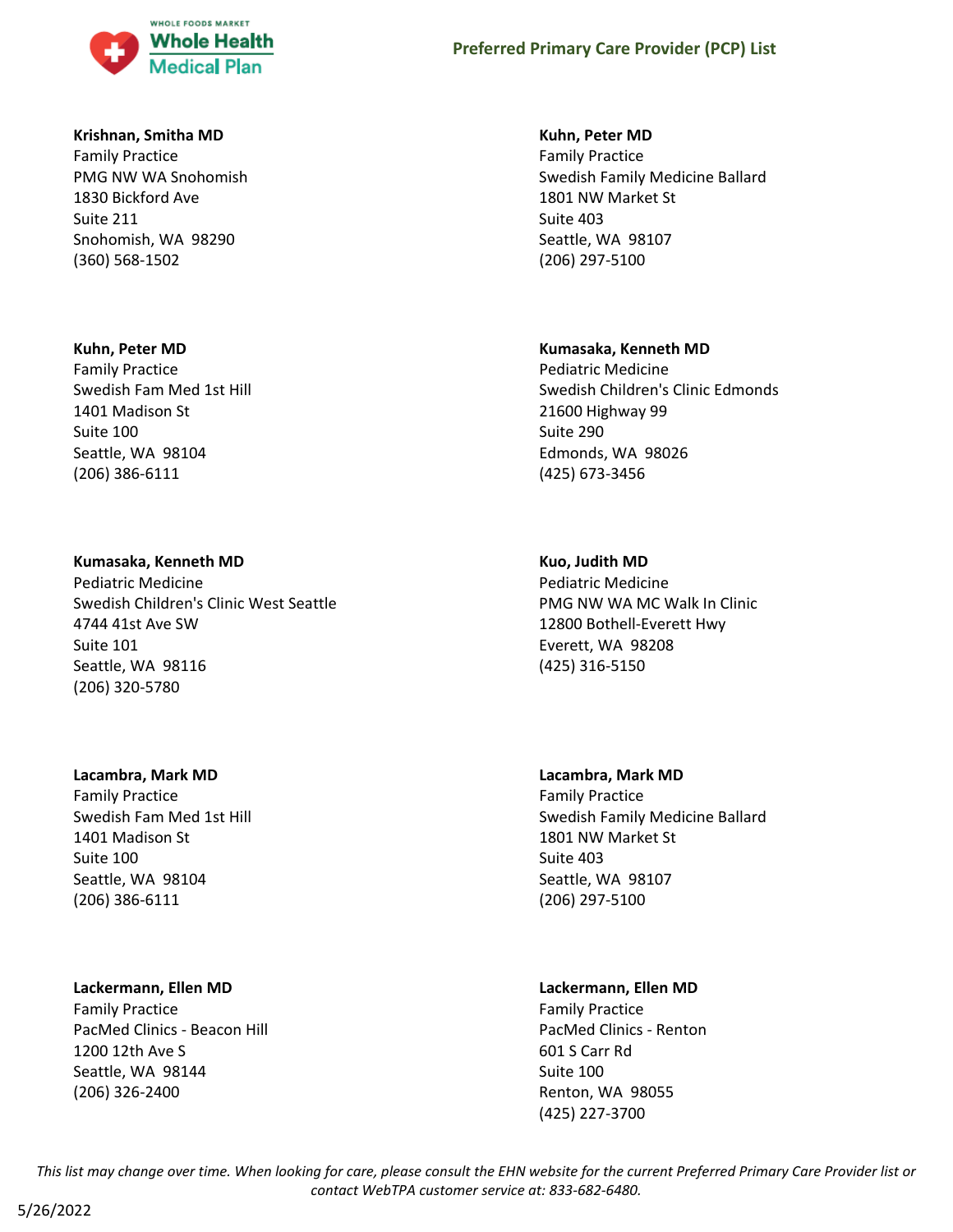**Krishnan, Smitha MD**
Family Practice
PMG NW WA Snohomish
1830 Bickford Ave
Suite 211
Snohomish, WA 98290
(360) 568-1502

**Kuhn, Peter MD**
Family Practice
Swedish Family Medicine Ballard
1801 NW Market St
Suite 403
Seattle, WA 98107
(206) 297-5100

**Kuhn, Peter MD**
Family Practice
Swedish Fam Med 1st Hill
1401 Madison St
Suite 100
Seattle, WA 98104
(206) 386-6111

**Kumasaka, Kenneth MD**
Pediatric Medicine
Swedish Children's Clinic Edmonds
21600 Highway 99
Suite 290
Edmonds, WA 98026
(425) 673-3456

**Kumasaka, Kenneth MD**
Pediatric Medicine
Swedish Children's Clinic West Seattle
4744 41st Ave SW
Suite 101
Seattle, WA 98116
(206) 320-5780

**Kuo, Judith MD**
Pediatric Medicine
PMG NW WA MC Walk In Clinic
12800 Bothell-Everett Hwy
Everett, WA 98208
(425) 316-5150

**Lacambra, Mark MD**
Family Practice
Swedish Fam Med 1st Hill
1401 Madison St
Suite 100
Seattle, WA 98104
(206) 386-6111

**Lacambra, Mark MD**
Family Practice
Swedish Family Medicine Ballard
1801 NW Market St
Suite 403
Seattle, WA 98107
(206) 297-5100

**Lackermann, Ellen MD**
Family Practice
PacMed Clinics - Beacon Hill
1200 12th Ave S
Seattle, WA 98144
(206) 326-2400

**Lackermann, Ellen MD**
Family Practice
PacMed Clinics - Renton
601 S Carr Rd
Suite 100
Renton, WA 98055
(425) 227-3700

*This list may change over time. When looking for care, please consult the EHN website for the current Preferred Primary Care Provider list or contact WebTPA customer service at: 833-682-6480.*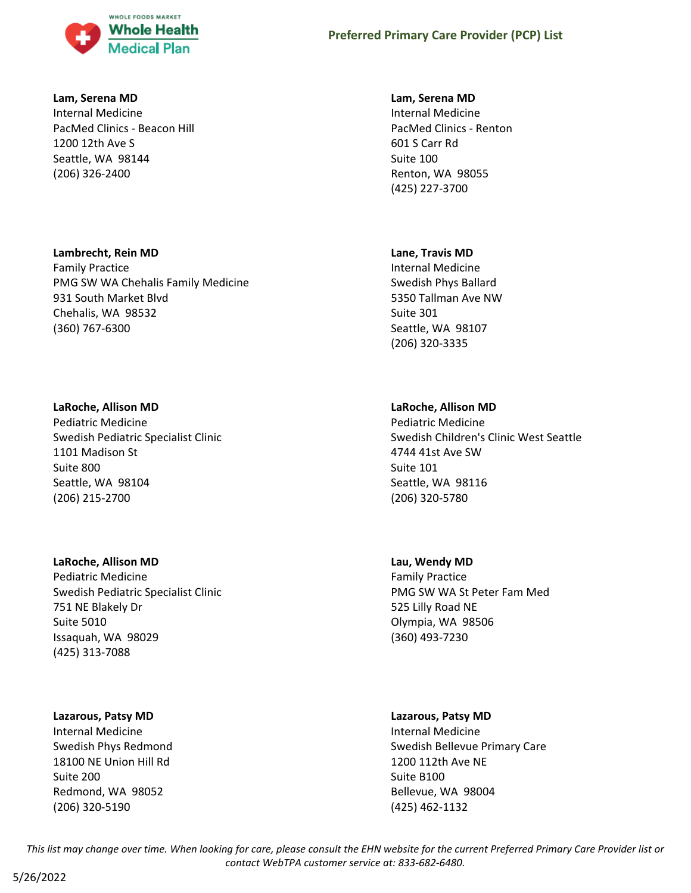**Lam, Serena MD**
Internal Medicine
PacMed Clinics - Beacon Hill
1200 12th Ave S
Seattle, WA 98144
(206) 326-2400

**Lam, Serena MD**
Internal Medicine
PacMed Clinics - Renton
601 S Carr Rd
Suite 100
Renton, WA 98055
(425) 227-3700

**Lambrecht, Rein MD**
Family Practice
PMG SW WA Chehalis Family Medicine
931 South Market Blvd
Chehalis, WA 98532
(360) 767-6300

**Lane, Travis MD**
Internal Medicine
Swedish Phys Ballard
5350 Tallman Ave NW
Suite 301
Seattle, WA 98107
(206) 320-3335

**LaRoche, Allison MD**
Pediatric Medicine
Swedish Pediatric Specialist Clinic
1101 Madison St
Suite 800
Seattle, WA 98104
(206) 215-2700

**LaRoche, Allison MD**
Pediatric Medicine
Swedish Children's Clinic West Seattle
4744 41st Ave SW
Suite 101
Seattle, WA 98116
(206) 320-5780

**LaRoche, Allison MD**
Pediatric Medicine
Swedish Pediatric Specialist Clinic
751 NE Blakely Dr
Suite 5010
Issaquah, WA 98029
(425) 313-7088

**Lau, Wendy MD**
Family Practice
PMG SW WA St Peter Fam Med
525 Lilly Road NE
Olympia, WA 98506
(360) 493-7230

**Lazarous, Patsy MD**
Internal Medicine
Swedish Phys Redmond
18100 NE Union Hill Rd
Suite 200
Redmond, WA 98052
(206) 320-5190

**Lazarous, Patsy MD**
Internal Medicine
Swedish Bellevue Primary Care
1200 112th Ave NE
Suite B100
Bellevue, WA 98004
(425) 462-1132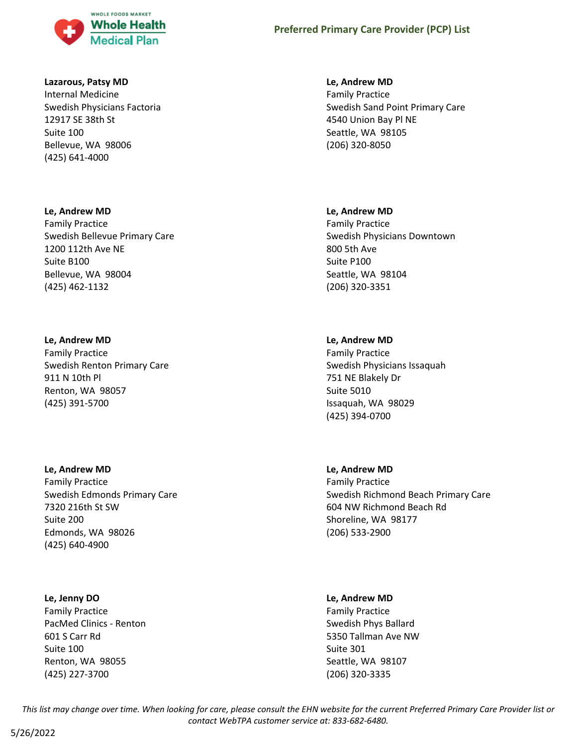**Lazarous, Patsy MD**
Internal Medicine
Swedish Physicians Factoria
12917 SE 38th St
Suite 100
Bellevue, WA 98006
(425) 641-4000

**Le, Andrew MD**
Family Practice
Swedish Bellevue Primary Care
1200 112th Ave NE
Suite B100
Bellevue, WA 98004
(425) 462-1132

**Le, Andrew MD**
Family Practice
Swedish Renton Primary Care
911 N 10th Pl
Renton, WA 98057
(425) 391-5700

**Le, Andrew MD**
Family Practice
Swedish Edmonds Primary Care
7320 216th St SW
Suite 200
Edmonds, WA 98026
(425) 640-4900

**Le, Jenny DO**
Family Practice
PacMed Clinics - Renton
601 S Carr Rd
Suite 100
Renton, WA 98055
(425) 227-3700

**Le, Andrew MD**
Family Practice
Swedish Sand Point Primary Care
4540 Union Bay Pl NE
Seattle, WA 98105
(206) 320-8050

**Le, Andrew MD**
Family Practice
Swedish Physicians Downtown
800 5th Ave
Suite P100
Seattle, WA 98104
(206) 320-3351

**Le, Andrew MD**
Family Practice
Swedish Physicians Issaquah
751 NE Blakely Dr
Suite 5010
Issaquah, WA 98029
(425) 394-0700

**Le, Andrew MD**
Family Practice
Swedish Richmond Beach Primary Care
604 NW Richmond Beach Rd
Shoreline, WA 98177
(206) 533-2900

**Le, Andrew MD**
Family Practice
Swedish Phys Ballard
5350 Tallman Ave NW
Suite 301
Seattle, WA 98107
(206) 320-3335

*This list may change over time. When looking for care, please consult the EHN website for the current Preferred Primary Care Provider list or contact WebTPA customer service at: 833-682-6480.*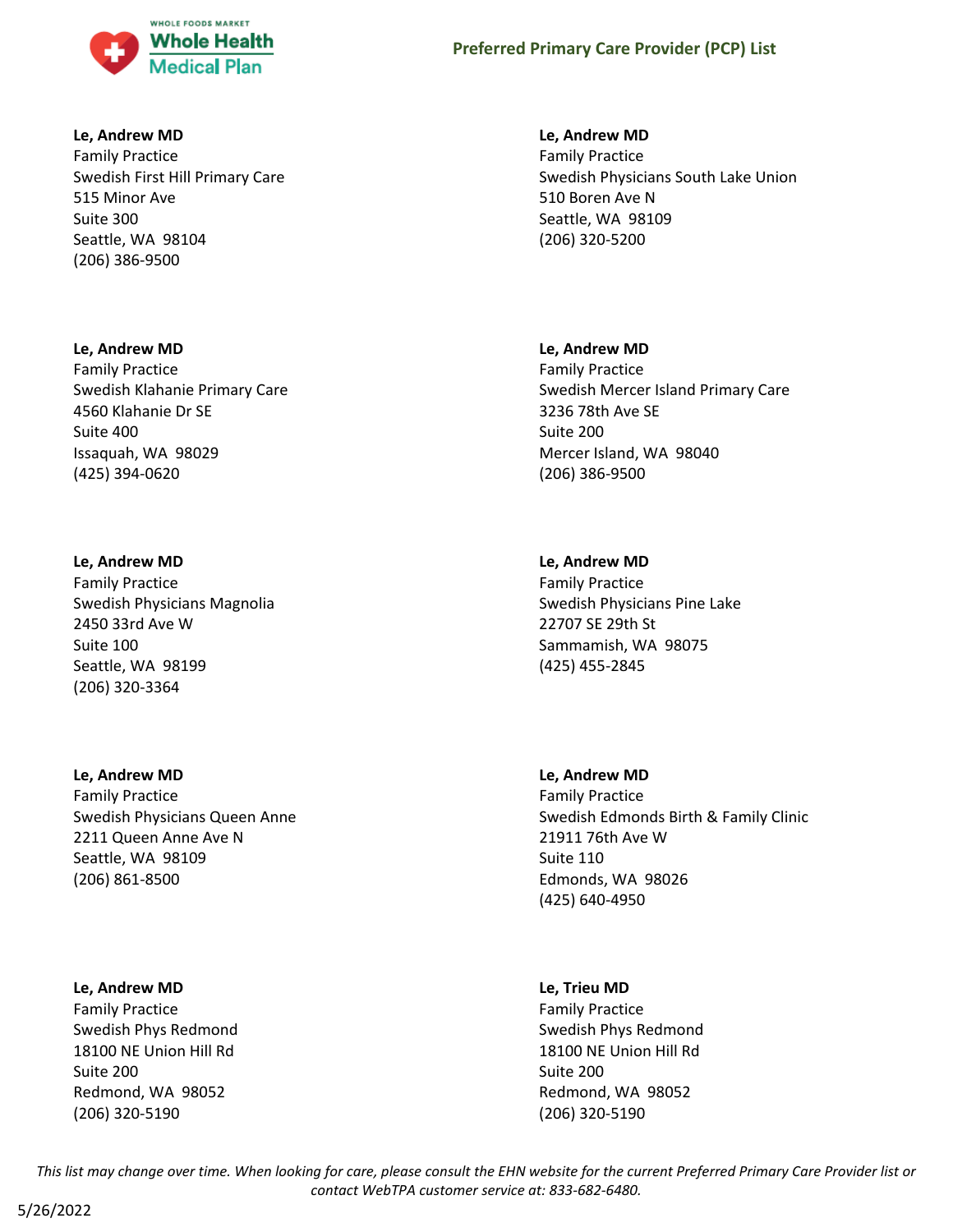**Le, Andrew MD**
Family Practice
Swedish First Hill Primary Care
515 Minor Ave
Suite 300
Seattle, WA 98104
(206) 386-9500

**Le, Andrew MD**
Family Practice
Swedish Physicians South Lake Union
510 Boren Ave N
Seattle, WA 98109
(206) 320-5200

**Le, Andrew MD**
Family Practice
Swedish Klahanie Primary Care
4560 Klahanie Dr SE
Suite 400
Issaquah, WA 98029
(425) 394-0620

**Le, Andrew MD**
Family Practice
Swedish Mercer Island Primary Care
3236 78th Ave SE
Suite 200
Mercer Island, WA 98040
(206) 386-9500

**Le, Andrew MD**
Family Practice
Swedish Physicians Magnolia
2450 33rd Ave W
Suite 100
Seattle, WA 98199
(206) 320-3364

**Le, Andrew MD**
Family Practice
Swedish Physicians Pine Lake
22707 SE 29th St
Sammamish, WA 98075
(425) 455-2845

**Le, Andrew MD**
Family Practice
Swedish Physicians Queen Anne
2211 Queen Anne Ave N
Seattle, WA 98109
(206) 861-8500

**Le, Andrew MD**
Family Practice
Swedish Edmonds Birth & Family Clinic
21911 76th Ave W
Suite 110
Edmonds, WA 98026
(425) 640-4950

**Le, Andrew MD**
Family Practice
Swedish Phys Redmond
18100 NE Union Hill Rd
Suite 200
Redmond, WA 98052
(206) 320-5190

**Le, Trieu MD**
Family Practice
Swedish Phys Redmond
18100 NE Union Hill Rd
Suite 200
Redmond, WA 98052
(206) 320-5190

*This list may change over time. When looking for care, please consult the EHN website for the current Preferred Primary Care Provider list or contact WebTPA customer service at: 833-682-6480.*

5/26/2022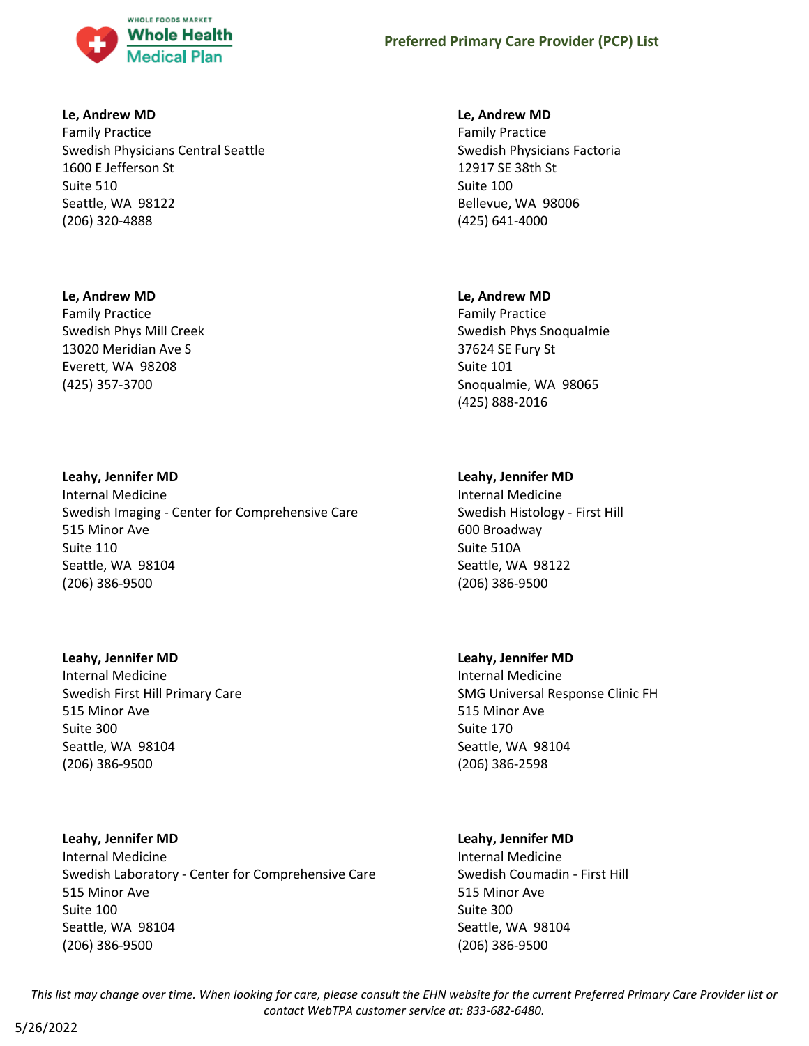**Le, Andrew MD**
Family Practice
Swedish Physicians Central Seattle
1600 E Jefferson St
Suite 510
Seattle, WA 98122
(206) 320-4888

**Le, Andrew MD**
Family Practice
Swedish Physicians Factoria
12917 SE 38th St
Suite 100
Bellevue, WA 98006
(425) 641-4000

**Le, Andrew MD**
Family Practice
Swedish Phys Mill Creek
13020 Meridian Ave S
Everett, WA 98208
(425) 357-3700

**Le, Andrew MD**
Family Practice
Swedish Phys Snoqualmie
37624 SE Fury St
Suite 101
Snoqualmie, WA 98065
(425) 888-2016

**Leahy, Jennifer MD**
Internal Medicine
Swedish Imaging - Center for Comprehensive Care
515 Minor Ave
Suite 110
Seattle, WA 98104
(206) 386-9500

**Leahy, Jennifer MD**
Internal Medicine
Swedish Histology - First Hill
600 Broadway
Suite 510A
Seattle, WA 98122
(206) 386-9500

**Leahy, Jennifer MD**
Internal Medicine
Swedish First Hill Primary Care
515 Minor Ave
Suite 300
Seattle, WA 98104
(206) 386-9500

**Leahy, Jennifer MD**
Internal Medicine
SMG Universal Response Clinic FH
515 Minor Ave
Suite 170
Seattle, WA 98104
(206) 386-2598

**Leahy, Jennifer MD**
Internal Medicine
Swedish Laboratory - Center for Comprehensive Care
515 Minor Ave
Suite 100
Seattle, WA 98104
(206) 386-9500

**Leahy, Jennifer MD**
Internal Medicine
Swedish Coumadin - First Hill
515 Minor Ave
Suite 300
Seattle, WA 98104
(206) 386-9500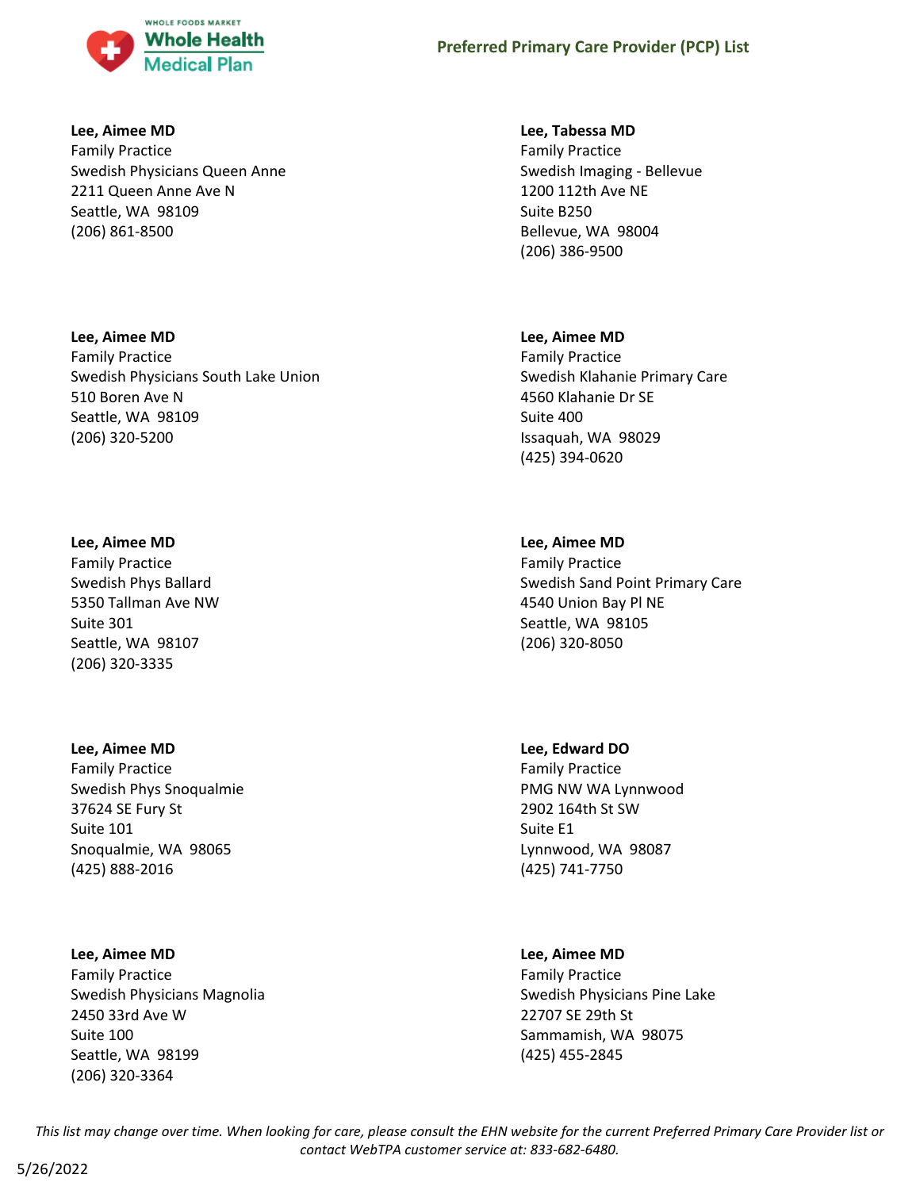**Lee, Aimee MD**
Family Practice
Swedish Physicians Queen Anne
2211 Queen Anne Ave N
Seattle, WA 98109
(206) 861-8500

**Lee, Aimee MD**
Family Practice
Swedish Physicians South Lake Union
510 Boren Ave N
Seattle, WA 98109
(206) 320-5200

**Lee, Aimee MD**
Family Practice
Swedish Phys Ballard
5350 Tallman Ave NW
Suite 301
Seattle, WA 98107
(206) 320-3335

**Lee, Aimee MD**
Family Practice
Swedish Phys Snoqualmie
37624 SE Fury St
Suite 101
Snoqualmie, WA 98065
(425) 888-2016

**Lee, Aimee MD**
Family Practice
Swedish Physicians Magnolia
2450 33rd Ave W
Suite 100
Seattle, WA 98199
(206) 320-3364

**Lee, Tabessa MD**
Family Practice
Swedish Imaging - Bellevue
1200 112th Ave NE
Suite B250
Bellevue, WA 98004
(206) 386-9500

**Lee, Aimee MD**
Family Practice
Swedish Klahanie Primary Care
4560 Klahanie Dr SE
Suite 400
Issaquah, WA 98029
(425) 394-0620

**Lee, Aimee MD**
Family Practice
Swedish Sand Point Primary Care
4540 Union Bay Pl NE
Seattle, WA 98105
(206) 320-8050

**Lee, Edward DO**
Family Practice
PMG NW WA Lynnwood
2902 164th St SW
Suite E1
Lynnwood, WA 98087
(425) 741-7750

**Lee, Aimee MD**
Family Practice
Swedish Physicians Pine Lake
22707 SE 29th St
Sammamish, WA 98075
(425) 455-2845

*This list may change over time. When looking for care, please consult the EHN website for the current Preferred Primary Care Provider list or contact WebTPA customer service at: 833-682-6480.*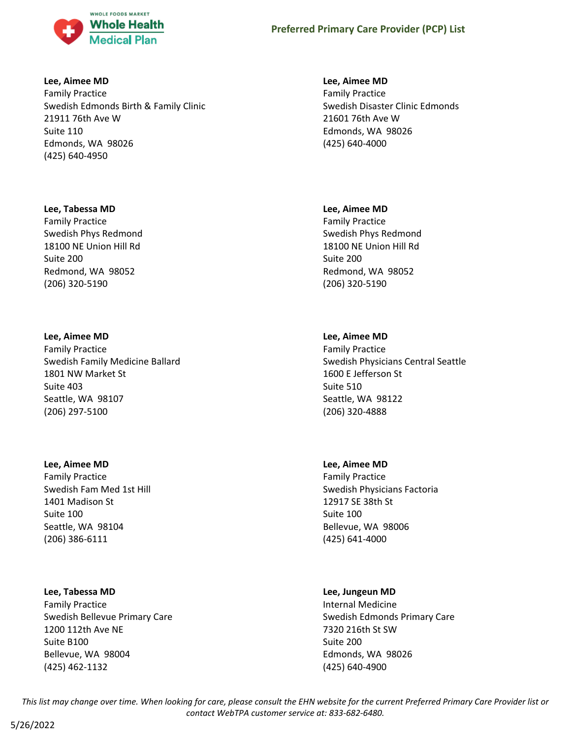**Lee, Aimee MD**
Family Practice
Swedish Edmonds Birth & Family Clinic
21911 76th Ave W
Suite 110
Edmonds, WA 98026
(425) 640-4950

**Lee, Aimee MD**
Family Practice
Swedish Disaster Clinic Edmonds
21601 76th Ave W
Edmonds, WA 98026
(425) 640-4000

**Lee, Tabessa MD**
Family Practice
Swedish Phys Redmond
18100 NE Union Hill Rd
Suite 200
Redmond, WA 98052
(206) 320-5190

**Lee, Aimee MD**
Family Practice
Swedish Phys Redmond
18100 NE Union Hill Rd
Suite 200
Redmond, WA 98052
(206) 320-5190

**Lee, Aimee MD**
Family Practice
Swedish Family Medicine Ballard
1801 NW Market St
Suite 403
Seattle, WA 98107
(206) 297-5100

**Lee, Aimee MD**
Family Practice
Swedish Physicians Central Seattle
1600 E Jefferson St
Suite 510
Seattle, WA 98122
(206) 320-4888

**Lee, Aimee MD**
Family Practice
Swedish Fam Med 1st Hill
1401 Madison St
Suite 100
Seattle, WA 98104
(206) 386-6111

**Lee, Aimee MD**
Family Practice
Swedish Physicians Factoria
12917 SE 38th St
Suite 100
Bellevue, WA 98006
(425) 641-4000

**Lee, Tabessa MD**
Family Practice
Swedish Bellevue Primary Care
1200 112th Ave NE
Suite B100
Bellevue, WA 98004
(425) 462-1132

**Lee, Jungeun MD**
Internal Medicine
Swedish Edmonds Primary Care
7320 216th St SW
Suite 200
Edmonds, WA 98026
(425) 640-4900

*This list may change over time. When looking for care, please consult the EHN website for the current Preferred Primary Care Provider list or contact WebTPA customer service at: 833-682-6480.*

5/26/2022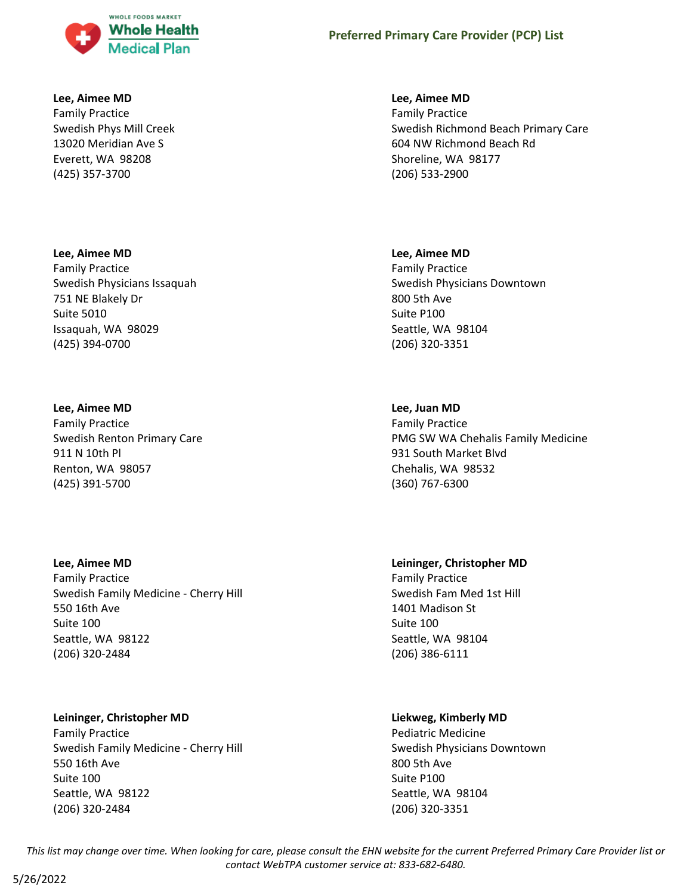**Lee, Aimee MD**
Family Practice
Swedish Phys Mill Creek
13020 Meridian Ave S
Everett, WA 98208
(425) 357-3700

**Lee, Aimee MD**
Family Practice
Swedish Physicians Issaquah
751 NE Blakely Dr
Suite 5010
Issaquah, WA 98029
(425) 394-0700

**Lee, Aimee MD**
Family Practice
Swedish Renton Primary Care
911 N 10th Pl
Renton, WA 98057
(425) 391-5700

**Lee, Aimee MD**
Family Practice
Swedish Family Medicine - Cherry Hill
550 16th Ave
Suite 100
Seattle, WA 98122
(206) 320-2484

**Leininger, Christopher MD**
Family Practice
Swedish Family Medicine - Cherry Hill
550 16th Ave
Suite 100
Seattle, WA 98122
(206) 320-2484

**Lee, Aimee MD**
Family Practice
Swedish Richmond Beach Primary Care
604 NW Richmond Beach Rd
Shoreline, WA 98177
(206) 533-2900

**Lee, Aimee MD**
Family Practice
Swedish Physicians Downtown
800 5th Ave
Suite P100
Seattle, WA 98104
(206) 320-3351

**Lee, Juan MD**
Family Practice
PMG SW WA Chehalis Family Medicine
931 South Market Blvd
Chehalis, WA 98532
(360) 767-6300

**Leininger, Christopher MD**
Family Practice
Swedish Fam Med 1st Hill
1401 Madison St
Suite 100
Seattle, WA 98104
(206) 386-6111

**Liekweg, Kimberly MD**
Pediatric Medicine
Swedish Physicians Downtown
800 5th Ave
Suite P100
Seattle, WA 98104
(206) 320-3351

*This list may change over time. When looking for care, please consult the EHN website for the current Preferred Primary Care Provider list or contact WebTPA customer service at: 833-682-6480.*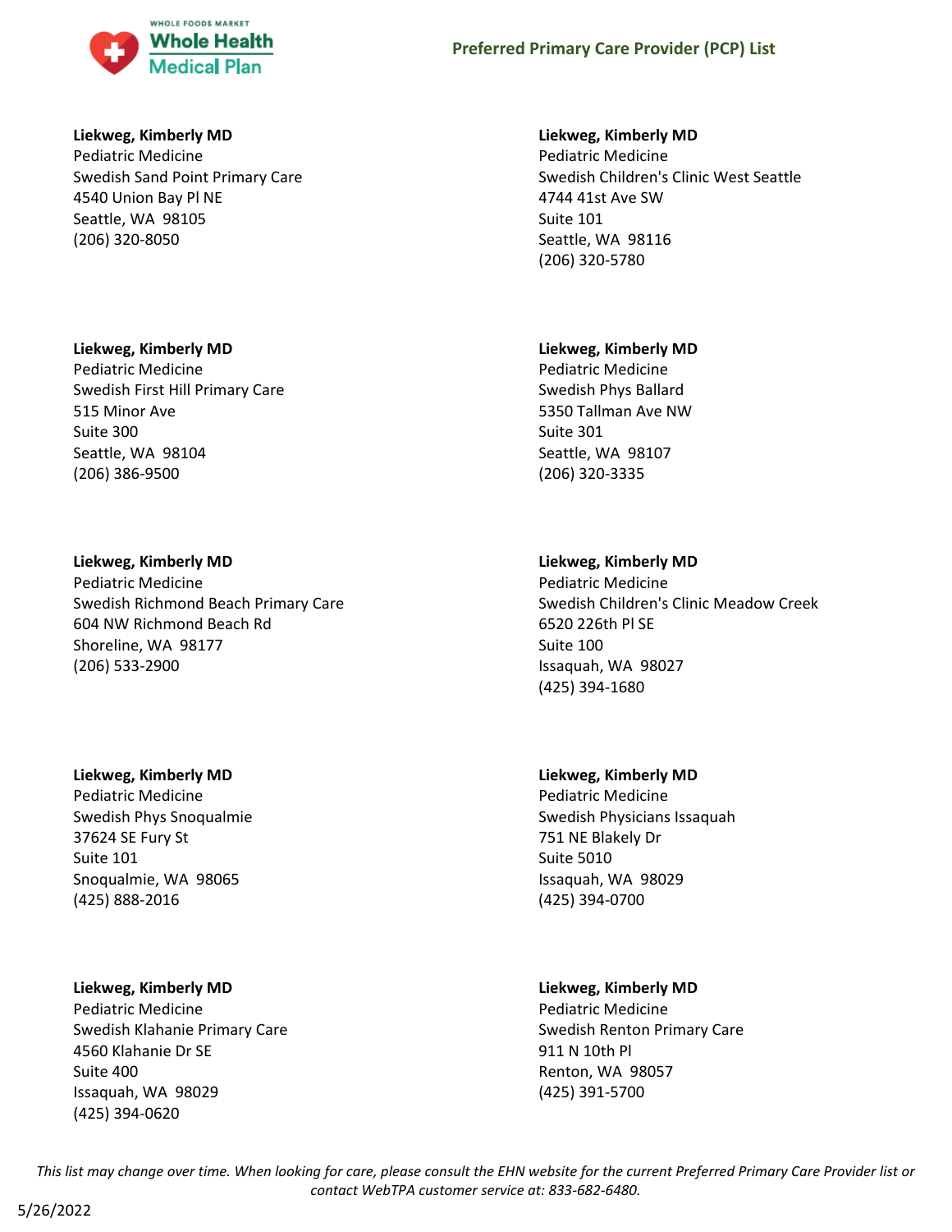**Liekweg, Kimberly MD**
Pediatric Medicine
Swedish Sand Point Primary Care
4540 Union Bay Pl NE
Seattle, WA  98105
(206) 320-8050

**Liekweg, Kimberly MD**
Pediatric Medicine
Swedish First Hill Primary Care
515 Minor Ave
Suite 300
Seattle, WA  98104
(206) 386-9500

**Liekweg, Kimberly MD**
Pediatric Medicine
Swedish Richmond Beach Primary Care
604 NW Richmond Beach Rd
Shoreline, WA  98177
(206) 533-2900

**Liekweg, Kimberly MD**
Pediatric Medicine
Swedish Phys Snoqualmie
37624 SE Fury St
Suite 101
Snoqualmie, WA  98065
(425) 888-2016

**Liekweg, Kimberly MD**
Pediatric Medicine
Swedish Klahanie Primary Care
4560 Klahanie Dr SE
Suite 400
Issaquah, WA  98029
(425) 394-0620

**Liekweg, Kimberly MD**
Pediatric Medicine
Swedish Children's Clinic West Seattle
4744 41st Ave SW
Suite 101
Seattle, WA  98116
(206) 320-5780

**Liekweg, Kimberly MD**
Pediatric Medicine
Swedish Phys Ballard
5350 Tallman Ave NW
Suite 301
Seattle, WA  98107
(206) 320-3335

**Liekweg, Kimberly MD**
Pediatric Medicine
Swedish Children's Clinic Meadow Creek
6520 226th Pl SE
Suite 100
Issaquah, WA  98027
(425) 394-1680

**Liekweg, Kimberly MD**
Pediatric Medicine
Swedish Physicians Issaquah
751 NE Blakely Dr
Suite 5010
Issaquah, WA  98029
(425) 394-0700

**Liekweg, Kimberly MD**
Pediatric Medicine
Swedish Renton Primary Care
911 N 10th Pl
Renton, WA  98057
(425) 391-5700

*This list may change over time. When looking for care, please consult the EHN website for the current Preferred Primary Care Provider list or contact WebTPA customer service at: 833-682-6480.*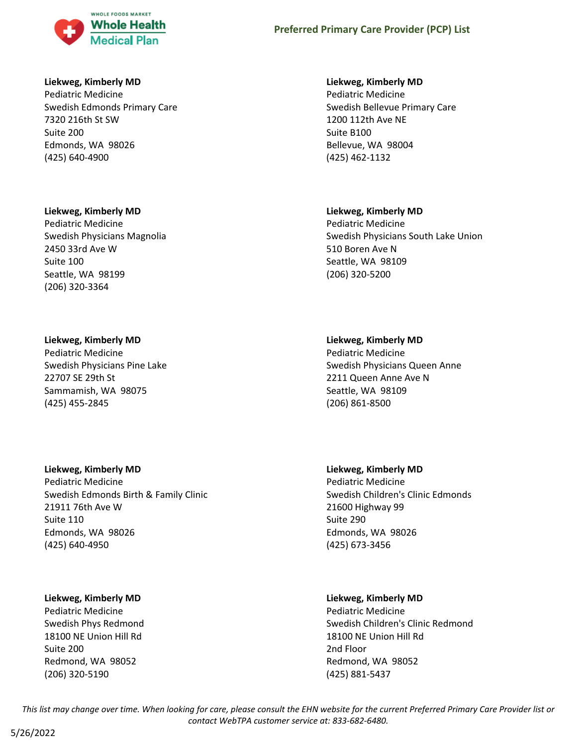**Liekweg, Kimberly MD**
Pediatric Medicine
Swedish Edmonds Primary Care
7320 216th St SW
Suite 200
Edmonds, WA 98026
(425) 640-4900

**Liekweg, Kimberly MD**
Pediatric Medicine
Swedish Bellevue Primary Care
1200 112th Ave NE
Suite B100
Bellevue, WA 98004
(425) 462-1132

**Liekweg, Kimberly MD**
Pediatric Medicine
Swedish Physicians Magnolia
2450 33rd Ave W
Suite 100
Seattle, WA 98199
(206) 320-3364

**Liekweg, Kimberly MD**
Pediatric Medicine
Swedish Physicians South Lake Union
510 Boren Ave N
Seattle, WA 98109
(206) 320-5200

**Liekweg, Kimberly MD**
Pediatric Medicine
Swedish Physicians Pine Lake
22707 SE 29th St
Sammamish, WA 98075
(425) 455-2845

**Liekweg, Kimberly MD**
Pediatric Medicine
Swedish Physicians Queen Anne
2211 Queen Anne Ave N
Seattle, WA 98109
(206) 861-8500

**Liekweg, Kimberly MD**
Pediatric Medicine
Swedish Edmonds Birth & Family Clinic
21911 76th Ave W
Suite 110
Edmonds, WA 98026
(425) 640-4950

**Liekweg, Kimberly MD**
Pediatric Medicine
Swedish Children's Clinic Edmonds
21600 Highway 99
Suite 290
Edmonds, WA 98026
(425) 673-3456

**Liekweg, Kimberly MD**
Pediatric Medicine
Swedish Phys Redmond
18100 NE Union Hill Rd
Suite 200
Redmond, WA 98052
(206) 320-5190

**Liekweg, Kimberly MD**
Pediatric Medicine
Swedish Children's Clinic Redmond
18100 NE Union Hill Rd
2nd Floor
Redmond, WA 98052
(425) 881-5437

*This list may change over time. When looking for care, please consult the EHN website for the current Preferred Primary Care Provider list or contact WebTPA customer service at: 833-682-6480.*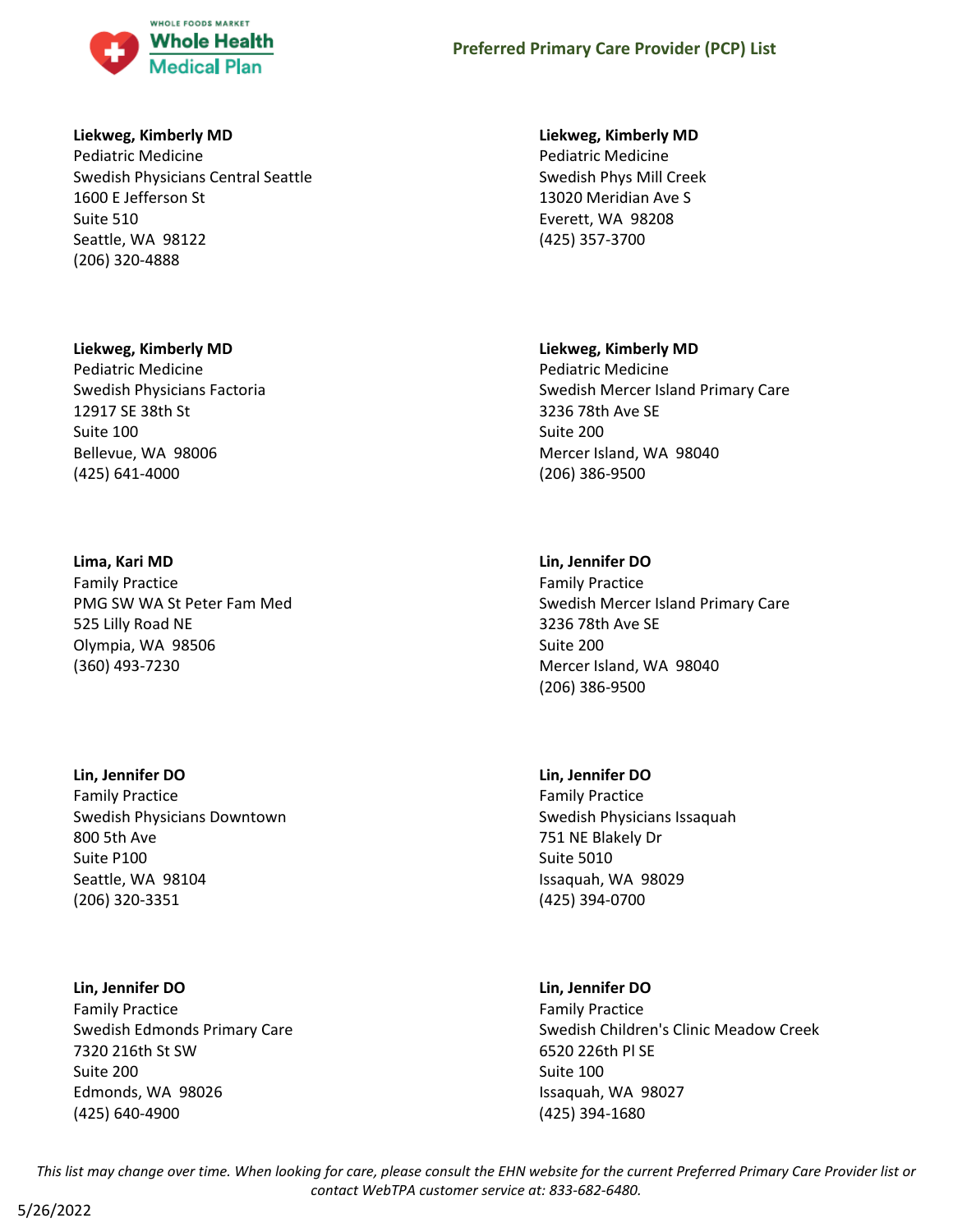**Liekweg, Kimberly MD**
Pediatric Medicine
Swedish Physicians Central Seattle
1600 E Jefferson St
Suite 510
Seattle, WA 98122
(206) 320-4888

**Liekweg, Kimberly MD**
Pediatric Medicine
Swedish Phys Mill Creek
13020 Meridian Ave S
Everett, WA 98208
(425) 357-3700

**Liekweg, Kimberly MD**
Pediatric Medicine
Swedish Physicians Factoria
12917 SE 38th St
Suite 100
Bellevue, WA 98006
(425) 641-4000

**Liekweg, Kimberly MD**
Pediatric Medicine
Swedish Mercer Island Primary Care
3236 78th Ave SE
Suite 200
Mercer Island, WA 98040
(206) 386-9500

**Lima, Kari MD**
Family Practice
PMG SW WA St Peter Fam Med
525 Lilly Road NE
Olympia, WA 98506
(360) 493-7230

**Lin, Jennifer DO**
Family Practice
Swedish Mercer Island Primary Care
3236 78th Ave SE
Suite 200
Mercer Island, WA 98040
(206) 386-9500

**Lin, Jennifer DO**
Family Practice
Swedish Physicians Downtown
800 5th Ave
Suite P100
Seattle, WA 98104
(206) 320-3351

**Lin, Jennifer DO**
Family Practice
Swedish Physicians Issaquah
751 NE Blakely Dr
Suite 5010
Issaquah, WA 98029
(425) 394-0700

**Lin, Jennifer DO**
Family Practice
Swedish Edmonds Primary Care
7320 216th St SW
Suite 200
Edmonds, WA 98026
(425) 640-4900

**Lin, Jennifer DO**
Family Practice
Swedish Children's Clinic Meadow Creek
6520 226th Pl SE
Suite 100
Issaquah, WA 98027
(425) 394-1680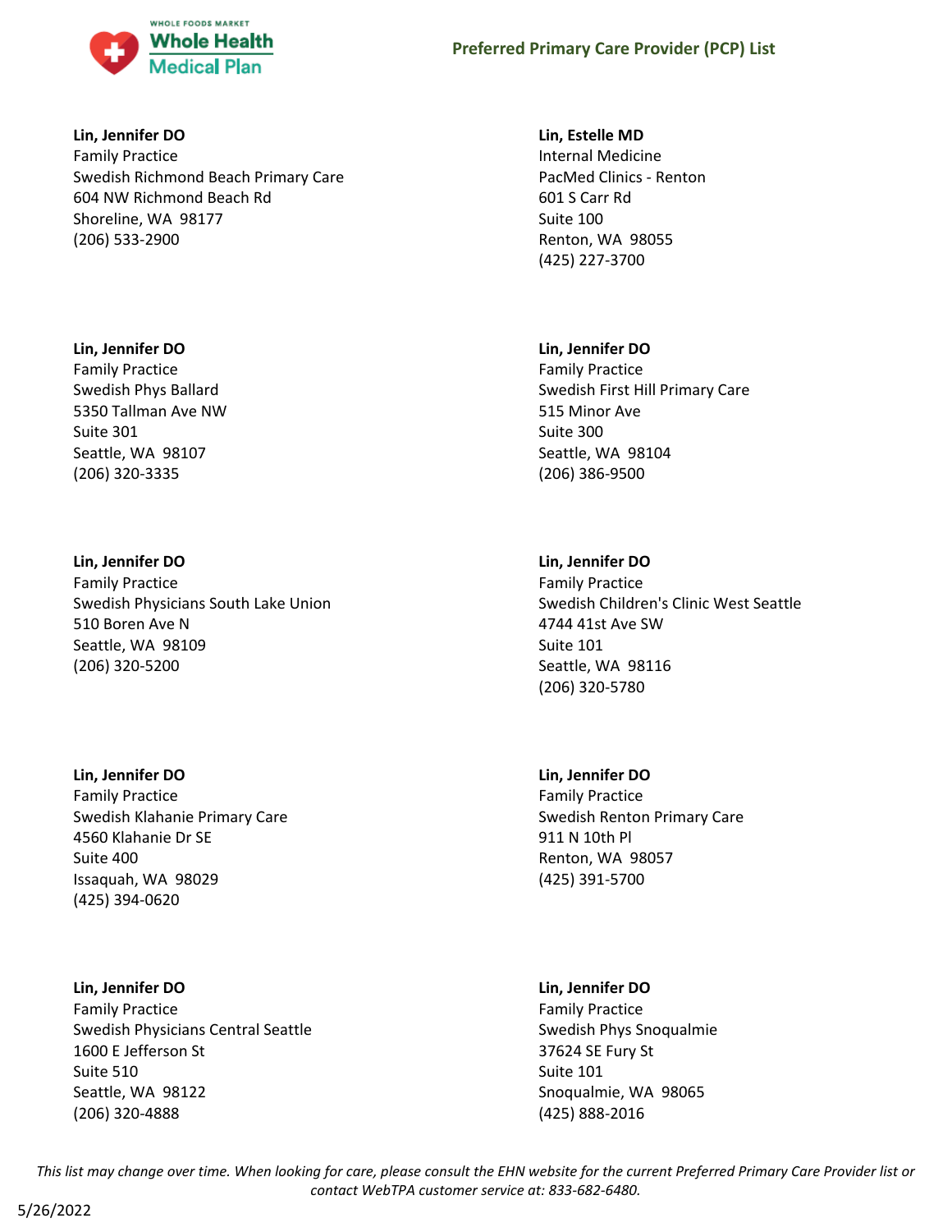**Lin, Jennifer DO**
Family Practice
Swedish Richmond Beach Primary Care
604 NW Richmond Beach Rd
Shoreline, WA 98177
(206) 533-2900

**Lin, Estelle MD**
Internal Medicine
PacMed Clinics - Renton
601 S Carr Rd
Suite 100
Renton, WA 98055
(425) 227-3700

**Lin, Jennifer DO**
Family Practice
Swedish Phys Ballard
5350 Tallman Ave NW
Suite 301
Seattle, WA 98107
(206) 320-3335

**Lin, Jennifer DO**
Family Practice
Swedish First Hill Primary Care
515 Minor Ave
Suite 300
Seattle, WA 98104
(206) 386-9500

**Lin, Jennifer DO**
Family Practice
Swedish Physicians South Lake Union
510 Boren Ave N
Seattle, WA 98109
(206) 320-5200

**Lin, Jennifer DO**
Family Practice
Swedish Children's Clinic West Seattle
4744 41st Ave SW
Suite 101
Seattle, WA 98116
(206) 320-5780

**Lin, Jennifer DO**
Family Practice
Swedish Klahanie Primary Care
4560 Klahanie Dr SE
Suite 400
Issaquah, WA 98029
(425) 394-0620

**Lin, Jennifer DO**
Family Practice
Swedish Renton Primary Care
911 N 10th Pl
Renton, WA 98057
(425) 391-5700

**Lin, Jennifer DO**
Family Practice
Swedish Physicians Central Seattle
1600 E Jefferson St
Suite 510
Seattle, WA 98122
(206) 320-4888

**Lin, Jennifer DO**
Family Practice
Swedish Phys Snoqualmie
37624 SE Fury St
Suite 101
Snoqualmie, WA 98065
(425) 888-2016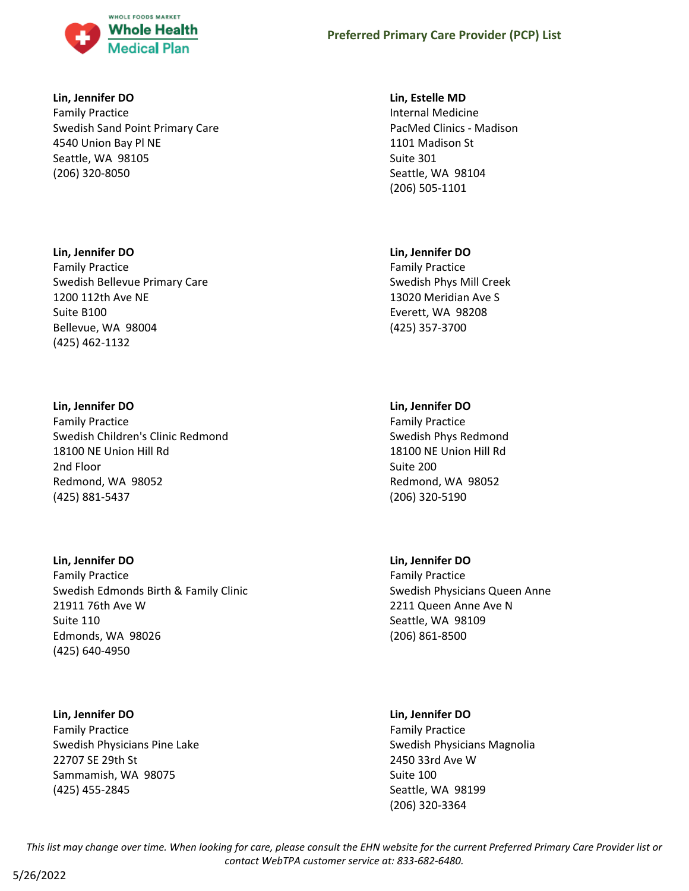**Lin, Jennifer DO**
Family Practice
Swedish Sand Point Primary Care
4540 Union Bay Pl NE
Seattle, WA 98105
(206) 320-8050

**Lin, Estelle MD**
Internal Medicine
PacMed Clinics - Madison
1101 Madison St
Suite 301
Seattle, WA 98104
(206) 505-1101

**Lin, Jennifer DO**
Family Practice
Swedish Bellevue Primary Care
1200 112th Ave NE
Suite B100
Bellevue, WA 98004
(425) 462-1132

**Lin, Jennifer DO**
Family Practice
Swedish Phys Mill Creek
13020 Meridian Ave S
Everett, WA 98208
(425) 357-3700

**Lin, Jennifer DO**
Family Practice
Swedish Children's Clinic Redmond
18100 NE Union Hill Rd
2nd Floor
Redmond, WA 98052
(425) 881-5437

**Lin, Jennifer DO**
Family Practice
Swedish Phys Redmond
18100 NE Union Hill Rd
Suite 200
Redmond, WA 98052
(206) 320-5190

**Lin, Jennifer DO**
Family Practice
Swedish Edmonds Birth & Family Clinic
21911 76th Ave W
Suite 110
Edmonds, WA 98026
(425) 640-4950

**Lin, Jennifer DO**
Family Practice
Swedish Physicians Queen Anne
2211 Queen Anne Ave N
Seattle, WA 98109
(206) 861-8500

**Lin, Jennifer DO**
Family Practice
Swedish Physicians Pine Lake
22707 SE 29th St
Sammamish, WA 98075
(425) 455-2845

**Lin, Jennifer DO**
Family Practice
Swedish Physicians Magnolia
2450 33rd Ave W
Suite 100
Seattle, WA 98199
(206) 320-3364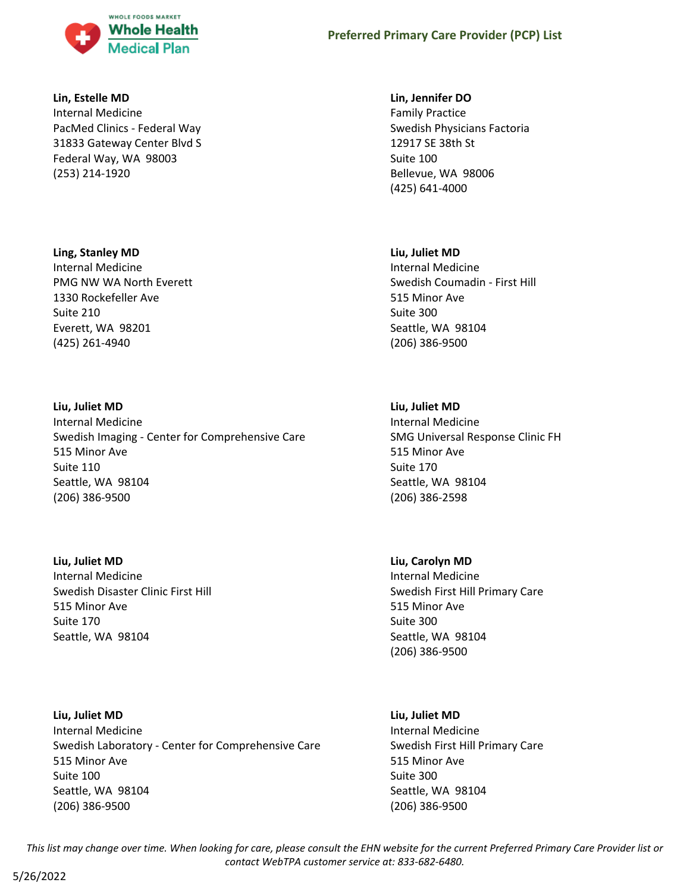**Lin, Estelle MD**
Internal Medicine
PacMed Clinics - Federal Way
31833 Gateway Center Blvd S
Federal Way, WA 98003
(253) 214-1920

**Lin, Jennifer DO**
Family Practice
Swedish Physicians Factoria
12917 SE 38th St
Suite 100
Bellevue, WA 98006
(425) 641-4000

**Ling, Stanley MD**
Internal Medicine
PMG NW WA North Everett
1330 Rockefeller Ave
Suite 210
Everett, WA 98201
(425) 261-4940

**Liu, Juliet MD**
Internal Medicine
Swedish Coumadin - First Hill
515 Minor Ave
Suite 300
Seattle, WA 98104
(206) 386-9500

**Liu, Juliet MD**
Internal Medicine
Swedish Imaging - Center for Comprehensive Care
515 Minor Ave
Suite 110
Seattle, WA 98104
(206) 386-9500

**Liu, Juliet MD**
Internal Medicine
SMG Universal Response Clinic FH
515 Minor Ave
Suite 170
Seattle, WA 98104
(206) 386-2598

**Liu, Juliet MD**
Internal Medicine
Swedish Disaster Clinic First Hill
515 Minor Ave
Suite 170
Seattle, WA 98104

**Liu, Carolyn MD**
Internal Medicine
Swedish First Hill Primary Care
515 Minor Ave
Suite 300
Seattle, WA 98104
(206) 386-9500

**Liu, Juliet MD**
Internal Medicine
Swedish Laboratory - Center for Comprehensive Care
515 Minor Ave
Suite 100
Seattle, WA 98104
(206) 386-9500

**Liu, Juliet MD**
Internal Medicine
Swedish First Hill Primary Care
515 Minor Ave
Suite 300
Seattle, WA 98104
(206) 386-9500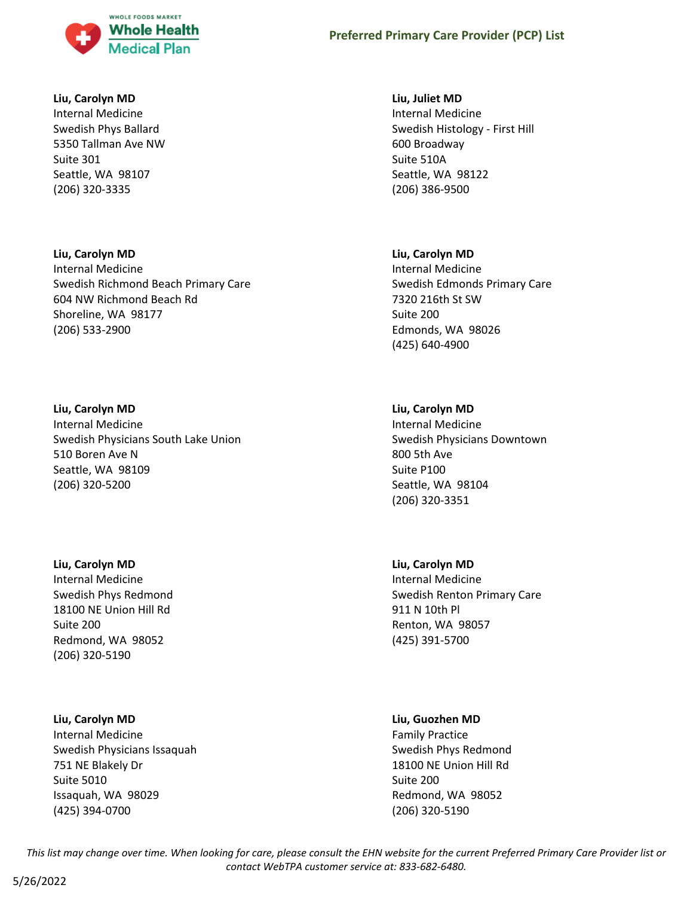**Liu, Carolyn MD**
Internal Medicine
Swedish Phys Ballard
5350 Tallman Ave NW
Suite 301
Seattle, WA 98107
(206) 320-3335

**Liu, Carolyn MD**
Internal Medicine
Swedish Richmond Beach Primary Care
604 NW Richmond Beach Rd
Shoreline, WA 98177
(206) 533-2900

**Liu, Carolyn MD**
Internal Medicine
Swedish Physicians South Lake Union
510 Boren Ave N
Seattle, WA 98109
(206) 320-5200

**Liu, Carolyn MD**
Internal Medicine
Swedish Phys Redmond
18100 NE Union Hill Rd
Suite 200
Redmond, WA 98052
(206) 320-5190

**Liu, Carolyn MD**
Internal Medicine
Swedish Physicians Issaquah
751 NE Blakely Dr
Suite 5010
Issaquah, WA 98029
(425) 394-0700

**Liu, Juliet MD**
Internal Medicine
Swedish Histology - First Hill
600 Broadway
Suite 510A
Seattle, WA 98122
(206) 386-9500

**Liu, Carolyn MD**
Internal Medicine
Swedish Edmonds Primary Care
7320 216th St SW
Suite 200
Edmonds, WA 98026
(425) 640-4900

**Liu, Carolyn MD**
Internal Medicine
Swedish Physicians Downtown
800 5th Ave
Suite P100
Seattle, WA 98104
(206) 320-3351

**Liu, Carolyn MD**
Internal Medicine
Swedish Renton Primary Care
911 N 10th Pl
Renton, WA 98057
(425) 391-5700

**Liu, Guozhen MD**
Family Practice
Swedish Phys Redmond
18100 NE Union Hill Rd
Suite 200
Redmond, WA 98052
(206) 320-5190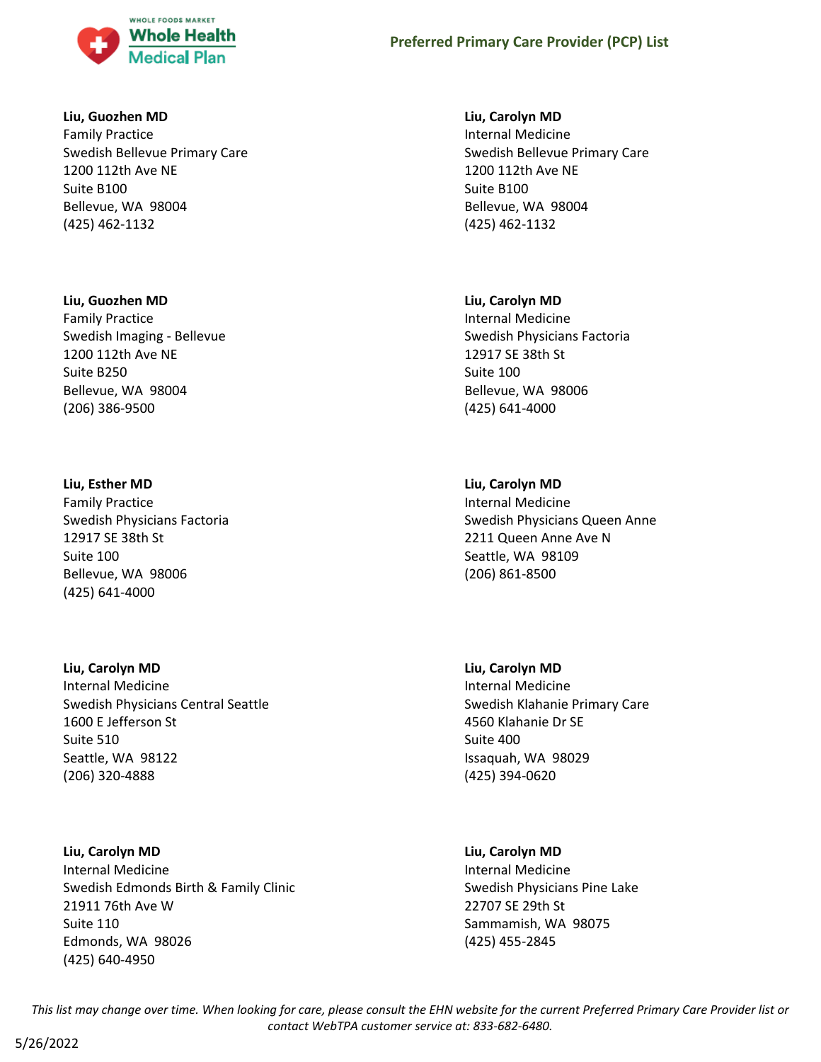**Liu, Guozhen MD**
Family Practice
Swedish Bellevue Primary Care
1200 112th Ave NE
Suite B100
Bellevue, WA 98004
(425) 462-1132

**Liu, Guozhen MD**
Family Practice
Swedish Imaging - Bellevue
1200 112th Ave NE
Suite B250
Bellevue, WA 98004
(206) 386-9500

**Liu, Esther MD**
Family Practice
Swedish Physicians Factoria
12917 SE 38th St
Suite 100
Bellevue, WA 98006
(425) 641-4000

**Liu, Carolyn MD**
Internal Medicine
Swedish Physicians Central Seattle
1600 E Jefferson St
Suite 510
Seattle, WA 98122
(206) 320-4888

**Liu, Carolyn MD**
Internal Medicine
Swedish Edmonds Birth & Family Clinic
21911 76th Ave W
Suite 110
Edmonds, WA 98026
(425) 640-4950

**Liu, Carolyn MD**
Internal Medicine
Swedish Bellevue Primary Care
1200 112th Ave NE
Suite B100
Bellevue, WA 98004
(425) 462-1132

**Liu, Carolyn MD**
Internal Medicine
Swedish Physicians Factoria
12917 SE 38th St
Suite 100
Bellevue, WA 98006
(425) 641-4000

**Liu, Carolyn MD**
Internal Medicine
Swedish Physicians Queen Anne
2211 Queen Anne Ave N
Seattle, WA 98109
(206) 861-8500

**Liu, Carolyn MD**
Internal Medicine
Swedish Klahanie Primary Care
4560 Klahanie Dr SE
Suite 400
Issaquah, WA 98029
(425) 394-0620

**Liu, Carolyn MD**
Internal Medicine
Swedish Physicians Pine Lake
22707 SE 29th St
Sammamish, WA 98075
(425) 455-2845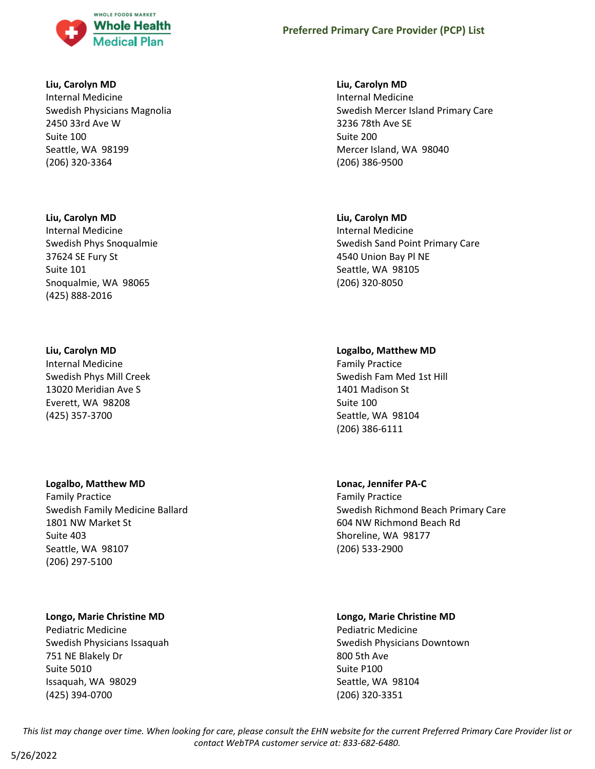**Liu, Carolyn MD**
Internal Medicine
Swedish Physicians Magnolia
2450 33rd Ave W
Suite 100
Seattle, WA 98199
(206) 320-3364

**Liu, Carolyn MD**
Internal Medicine
Swedish Mercer Island Primary Care
3236 78th Ave SE
Suite 200
Mercer Island, WA 98040
(206) 386-9500

**Liu, Carolyn MD**
Internal Medicine
Swedish Phys Snoqualmie
37624 SE Fury St
Suite 101
Snoqualmie, WA 98065
(425) 888-2016

**Liu, Carolyn MD**
Internal Medicine
Swedish Sand Point Primary Care
4540 Union Bay Pl NE
Seattle, WA 98105
(206) 320-8050

**Liu, Carolyn MD**
Internal Medicine
Swedish Phys Mill Creek
13020 Meridian Ave S
Everett, WA 98208
(425) 357-3700

**Logalbo, Matthew MD**
Family Practice
Swedish Fam Med 1st Hill
1401 Madison St
Suite 100
Seattle, WA 98104
(206) 386-6111

**Logalbo, Matthew MD**
Family Practice
Swedish Family Medicine Ballard
1801 NW Market St
Suite 403
Seattle, WA 98107
(206) 297-5100

**Lonac, Jennifer PA-C**
Family Practice
Swedish Richmond Beach Primary Care
604 NW Richmond Beach Rd
Shoreline, WA 98177
(206) 533-2900

**Longo, Marie Christine MD**
Pediatric Medicine
Swedish Physicians Issaquah
751 NE Blakely Dr
Suite 5010
Issaquah, WA 98029
(425) 394-0700

**Longo, Marie Christine MD**
Pediatric Medicine
Swedish Physicians Downtown
800 5th Ave
Suite P100
Seattle, WA 98104
(206) 320-3351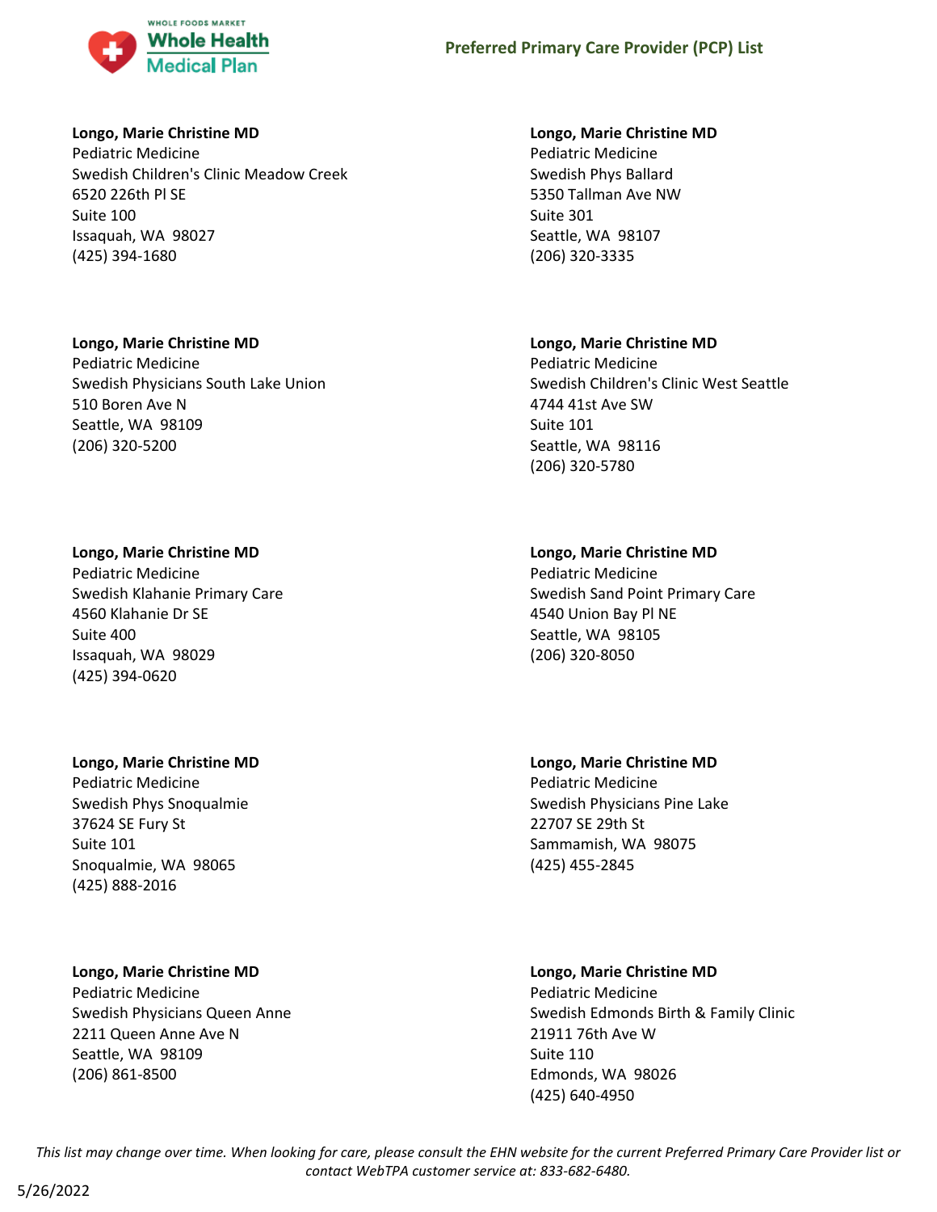**Longo, Marie Christine MD**
Pediatric Medicine
Swedish Children's Clinic Meadow Creek
6520 226th Pl SE
Suite 100
Issaquah, WA 98027
(425) 394-1680

**Longo, Marie Christine MD**
Pediatric Medicine
Swedish Physicians South Lake Union
510 Boren Ave N
Seattle, WA 98109
(206) 320-5200

**Longo, Marie Christine MD**
Pediatric Medicine
Swedish Klahanie Primary Care
4560 Klahanie Dr SE
Suite 400
Issaquah, WA 98029
(425) 394-0620

**Longo, Marie Christine MD**
Pediatric Medicine
Swedish Phys Snoqualmie
37624 SE Fury St
Suite 101
Snoqualmie, WA 98065
(425) 888-2016

**Longo, Marie Christine MD**
Pediatric Medicine
Swedish Physicians Queen Anne
2211 Queen Anne Ave N
Seattle, WA 98109
(206) 861-8500

**Longo, Marie Christine MD**
Pediatric Medicine
Swedish Phys Ballard
5350 Tallman Ave NW
Suite 301
Seattle, WA 98107
(206) 320-3335

**Longo, Marie Christine MD**
Pediatric Medicine
Swedish Children's Clinic West Seattle
4744 41st Ave SW
Suite 101
Seattle, WA 98116
(206) 320-5780

**Longo, Marie Christine MD**
Pediatric Medicine
Swedish Sand Point Primary Care
4540 Union Bay Pl NE
Seattle, WA 98105
(206) 320-8050

**Longo, Marie Christine MD**
Pediatric Medicine
Swedish Physicians Pine Lake
22707 SE 29th St
Sammamish, WA 98075
(425) 455-2845

**Longo, Marie Christine MD**
Pediatric Medicine
Swedish Edmonds Birth & Family Clinic
21911 76th Ave W
Suite 110
Edmonds, WA 98026
(425) 640-4950

*This list may change over time. When looking for care, please consult the EHN website for the current Preferred Primary Care Provider list or contact WebTPA customer service at: 833-682-6480.*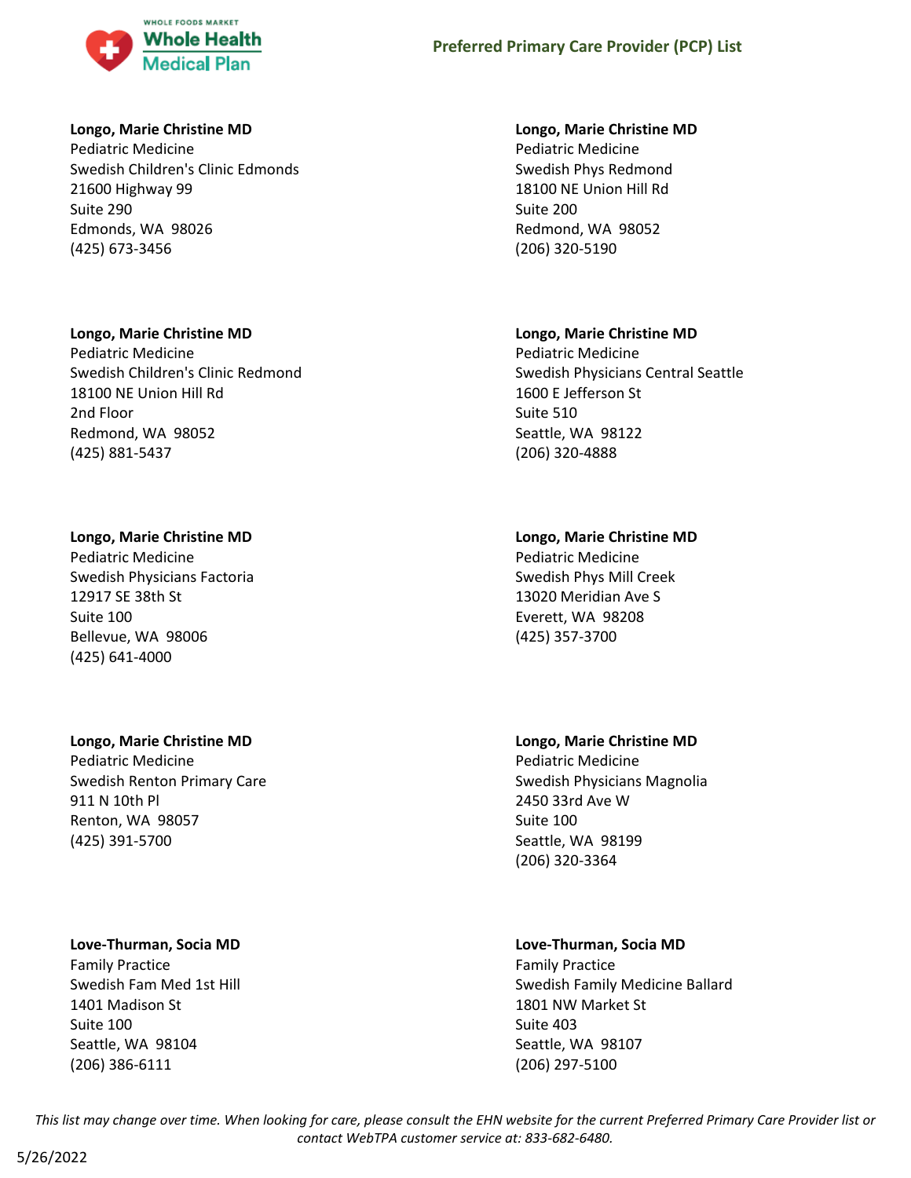**Longo, Marie Christine MD**
Pediatric Medicine
Swedish Children's Clinic Edmonds
21600 Highway 99
Suite 290
Edmonds, WA 98026
(425) 673-3456

**Longo, Marie Christine MD**
Pediatric Medicine
Swedish Children's Clinic Redmond
18100 NE Union Hill Rd
2nd Floor
Redmond, WA 98052
(425) 881-5437

**Longo, Marie Christine MD**
Pediatric Medicine
Swedish Physicians Factoria
12917 SE 38th St
Suite 100
Bellevue, WA 98006
(425) 641-4000

**Longo, Marie Christine MD**
Pediatric Medicine
Swedish Renton Primary Care
911 N 10th Pl
Renton, WA 98057
(425) 391-5700

**Love-Thurman, Socia MD**
Family Practice
Swedish Fam Med 1st Hill
1401 Madison St
Suite 100
Seattle, WA 98104
(206) 386-6111

**Longo, Marie Christine MD**
Pediatric Medicine
Swedish Phys Redmond
18100 NE Union Hill Rd
Suite 200
Redmond, WA 98052
(206) 320-5190

**Longo, Marie Christine MD**
Pediatric Medicine
Swedish Physicians Central Seattle
1600 E Jefferson St
Suite 510
Seattle, WA 98122
(206) 320-4888

**Longo, Marie Christine MD**
Pediatric Medicine
Swedish Phys Mill Creek
13020 Meridian Ave S
Everett, WA 98208
(425) 357-3700

**Longo, Marie Christine MD**
Pediatric Medicine
Swedish Physicians Magnolia
2450 33rd Ave W
Suite 100
Seattle, WA 98199
(206) 320-3364

**Love-Thurman, Socia MD**
Family Practice
Swedish Family Medicine Ballard
1801 NW Market St
Suite 403
Seattle, WA 98107
(206) 297-5100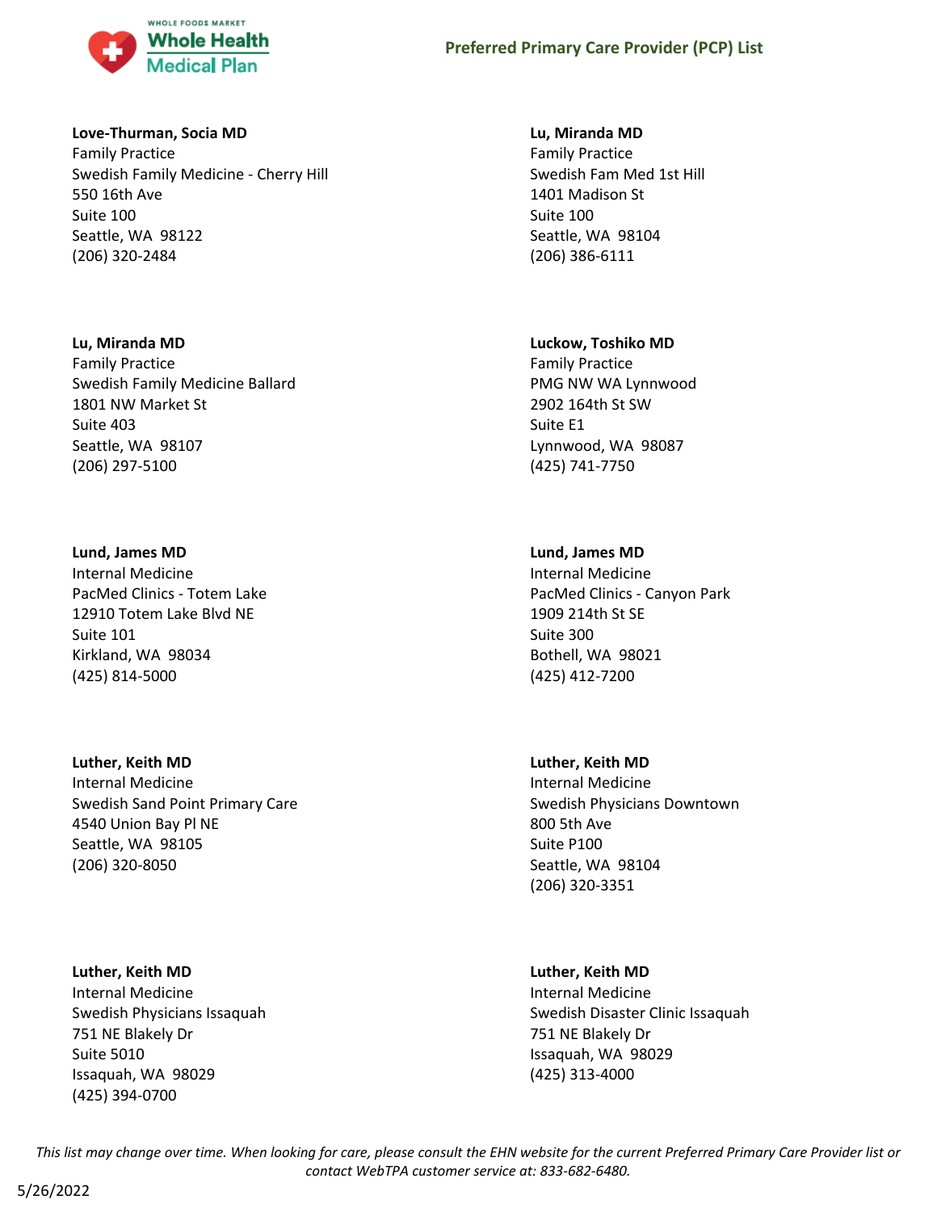**Love-Thurman, Socia MD**
Family Practice
Swedish Family Medicine - Cherry Hill
550 16th Ave
Suite 100
Seattle, WA 98122
(206) 320-2484

**Lu, Miranda MD**
Family Practice
Swedish Fam Med 1st Hill
1401 Madison St
Suite 100
Seattle, WA 98104
(206) 386-6111

**Lu, Miranda MD**
Family Practice
Swedish Family Medicine Ballard
1801 NW Market St
Suite 403
Seattle, WA 98107
(206) 297-5100

**Luckow, Toshiko MD**
Family Practice
PMG NW WA Lynnwood
2902 164th St SW
Suite E1
Lynnwood, WA 98087
(425) 741-7750

**Lund, James MD**
Internal Medicine
PacMed Clinics - Totem Lake
12910 Totem Lake Blvd NE
Suite 101
Kirkland, WA 98034
(425) 814-5000

**Lund, James MD**
Internal Medicine
PacMed Clinics - Canyon Park
1909 214th St SE
Suite 300
Bothell, WA 98021
(425) 412-7200

**Luther, Keith MD**
Internal Medicine
Swedish Sand Point Primary Care
4540 Union Bay Pl NE
Seattle, WA 98105
(206) 320-8050

**Luther, Keith MD**
Internal Medicine
Swedish Physicians Downtown
800 5th Ave
Suite P100
Seattle, WA 98104
(206) 320-3351

**Luther, Keith MD**
Internal Medicine
Swedish Physicians Issaquah
751 NE Blakely Dr
Suite 5010
Issaquah, WA 98029
(425) 394-0700

**Luther, Keith MD**
Internal Medicine
Swedish Disaster Clinic Issaquah
751 NE Blakely Dr
Issaquah, WA 98029
(425) 313-4000

*This list may change over time. When looking for care, please consult the EHN website for the current Preferred Primary Care Provider list or contact WebTPA customer service at: 833-682-6480.*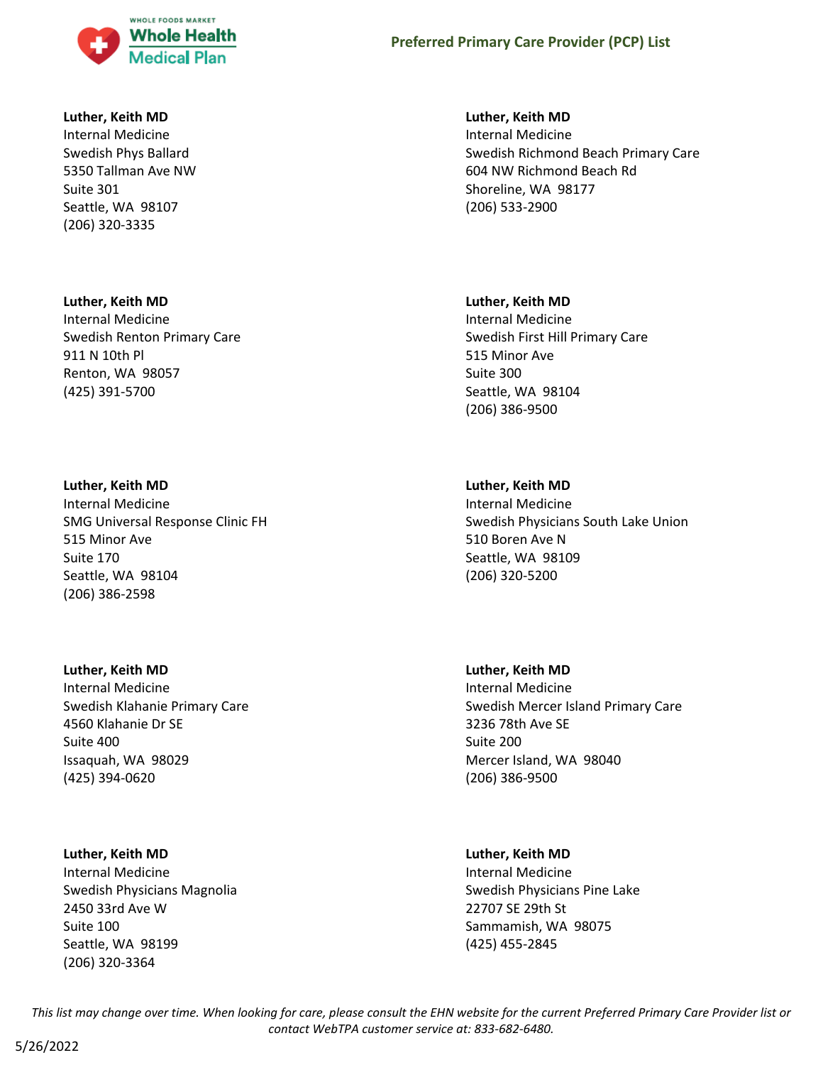**Luther, Keith MD**
Internal Medicine
Swedish Phys Ballard
5350 Tallman Ave NW
Suite 301
Seattle, WA 98107
(206) 320-3335

**Luther, Keith MD**
Internal Medicine
Swedish Richmond Beach Primary Care
604 NW Richmond Beach Rd
Shoreline, WA 98177
(206) 533-2900

**Luther, Keith MD**
Internal Medicine
Swedish Renton Primary Care
911 N 10th Pl
Renton, WA 98057
(425) 391-5700

**Luther, Keith MD**
Internal Medicine
Swedish First Hill Primary Care
515 Minor Ave
Suite 300
Seattle, WA 98104
(206) 386-9500

**Luther, Keith MD**
Internal Medicine
SMG Universal Response Clinic FH
515 Minor Ave
Suite 170
Seattle, WA 98104
(206) 386-2598

**Luther, Keith MD**
Internal Medicine
Swedish Physicians South Lake Union
510 Boren Ave N
Seattle, WA 98109
(206) 320-5200

**Luther, Keith MD**
Internal Medicine
Swedish Klahanie Primary Care
4560 Klahanie Dr SE
Suite 400
Issaquah, WA 98029
(425) 394-0620

**Luther, Keith MD**
Internal Medicine
Swedish Mercer Island Primary Care
3236 78th Ave SE
Suite 200
Mercer Island, WA 98040
(206) 386-9500

**Luther, Keith MD**
Internal Medicine
Swedish Physicians Magnolia
2450 33rd Ave W
Suite 100
Seattle, WA 98199
(206) 320-3364

**Luther, Keith MD**
Internal Medicine
Swedish Physicians Pine Lake
22707 SE 29th St
Sammamish, WA 98075
(425) 455-2845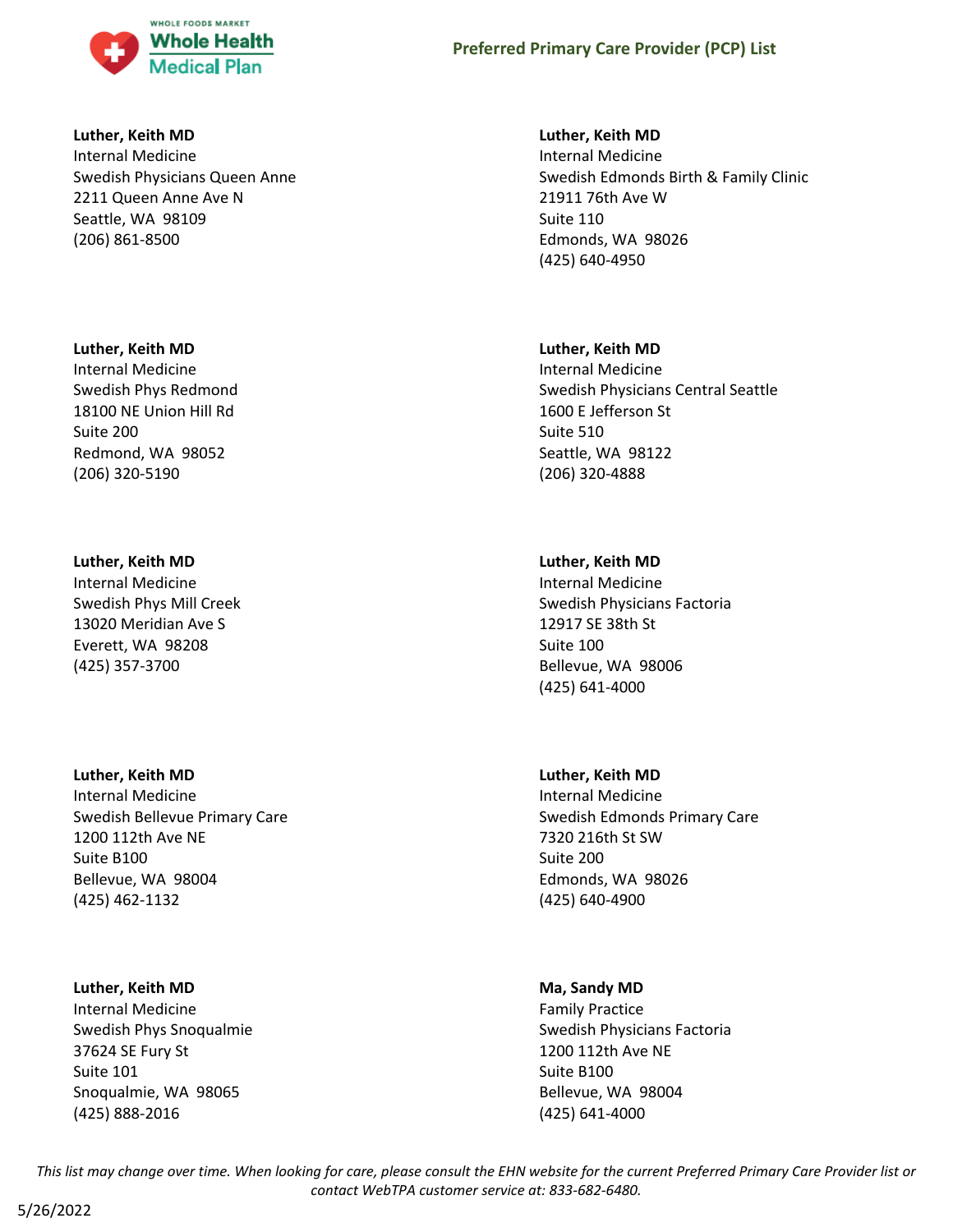**Luther, Keith MD**
Internal Medicine
Swedish Physicians Queen Anne
2211 Queen Anne Ave N
Seattle, WA 98109
(206) 861-8500

**Luther, Keith MD**
Internal Medicine
Swedish Phys Redmond
18100 NE Union Hill Rd
Suite 200
Redmond, WA 98052
(206) 320-5190

**Luther, Keith MD**
Internal Medicine
Swedish Phys Mill Creek
13020 Meridian Ave S
Everett, WA 98208
(425) 357-3700

**Luther, Keith MD**
Internal Medicine
Swedish Bellevue Primary Care
1200 112th Ave NE
Suite B100
Bellevue, WA 98004
(425) 462-1132

**Luther, Keith MD**
Internal Medicine
Swedish Phys Snoqualmie
37624 SE Fury St
Suite 101
Snoqualmie, WA 98065
(425) 888-2016

**Luther, Keith MD**
Internal Medicine
Swedish Edmonds Birth & Family Clinic
21911 76th Ave W
Suite 110
Edmonds, WA 98026
(425) 640-4950

**Luther, Keith MD**
Internal Medicine
Swedish Physicians Central Seattle
1600 E Jefferson St
Suite 510
Seattle, WA 98122
(206) 320-4888

**Luther, Keith MD**
Internal Medicine
Swedish Physicians Factoria
12917 SE 38th St
Suite 100
Bellevue, WA 98006
(425) 641-4000

**Luther, Keith MD**
Internal Medicine
Swedish Edmonds Primary Care
7320 216th St SW
Suite 200
Edmonds, WA 98026
(425) 640-4900

**Ma, Sandy MD**
Family Practice
Swedish Physicians Factoria
1200 112th Ave NE
Suite B100
Bellevue, WA 98004
(425) 641-4000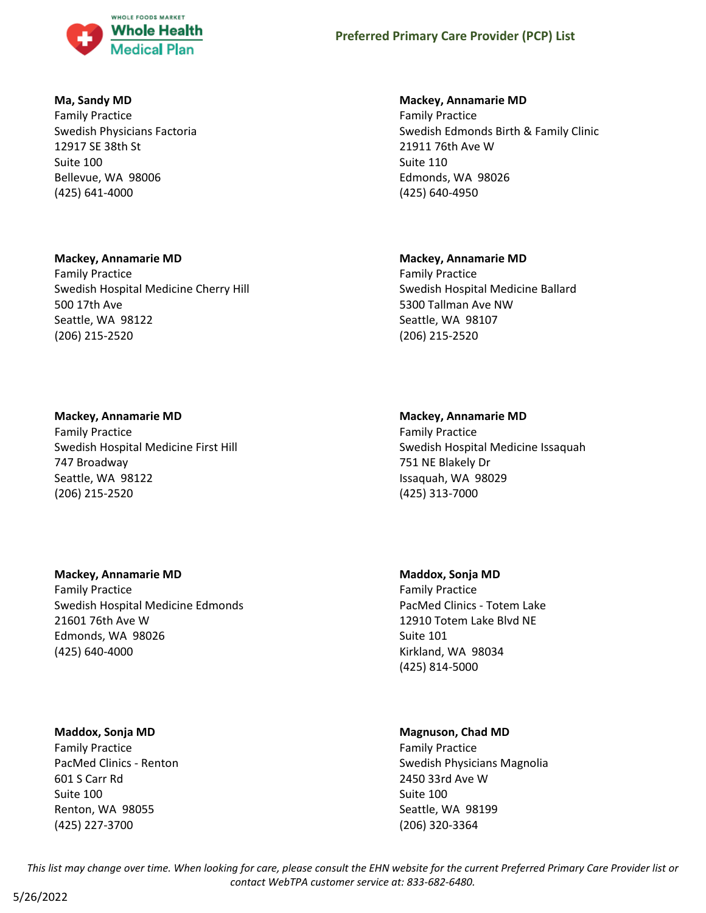**Ma, Sandy MD**
Family Practice
Swedish Physicians Factoria
12917 SE 38th St
Suite 100
Bellevue, WA 98006
(425) 641-4000

**Mackey, Annamarie MD**
Family Practice
Swedish Edmonds Birth & Family Clinic
21911 76th Ave W
Suite 110
Edmonds, WA 98026
(425) 640-4950

**Mackey, Annamarie MD**
Family Practice
Swedish Hospital Medicine Cherry Hill
500 17th Ave
Seattle, WA 98122
(206) 215-2520

**Mackey, Annamarie MD**
Family Practice
Swedish Hospital Medicine Ballard
5300 Tallman Ave NW
Seattle, WA 98107
(206) 215-2520

**Mackey, Annamarie MD**
Family Practice
Swedish Hospital Medicine First Hill
747 Broadway
Seattle, WA 98122
(206) 215-2520

**Mackey, Annamarie MD**
Family Practice
Swedish Hospital Medicine Issaquah
751 NE Blakely Dr
Issaquah, WA 98029
(425) 313-7000

**Mackey, Annamarie MD**
Family Practice
Swedish Hospital Medicine Edmonds
21601 76th Ave W
Edmonds, WA 98026
(425) 640-4000

**Maddox, Sonja MD**
Family Practice
PacMed Clinics - Totem Lake
12910 Totem Lake Blvd NE
Suite 101
Kirkland, WA 98034
(425) 814-5000

**Maddox, Sonja MD**
Family Practice
PacMed Clinics - Renton
601 S Carr Rd
Suite 100
Renton, WA 98055
(425) 227-3700

**Magnuson, Chad MD**
Family Practice
Swedish Physicians Magnolia
2450 33rd Ave W
Suite 100
Seattle, WA 98199
(206) 320-3364

*This list may change over time. When looking for care, please consult the EHN website for the current Preferred Primary Care Provider list or contact WebTPA customer service at: 833-682-6480.*

5/26/2022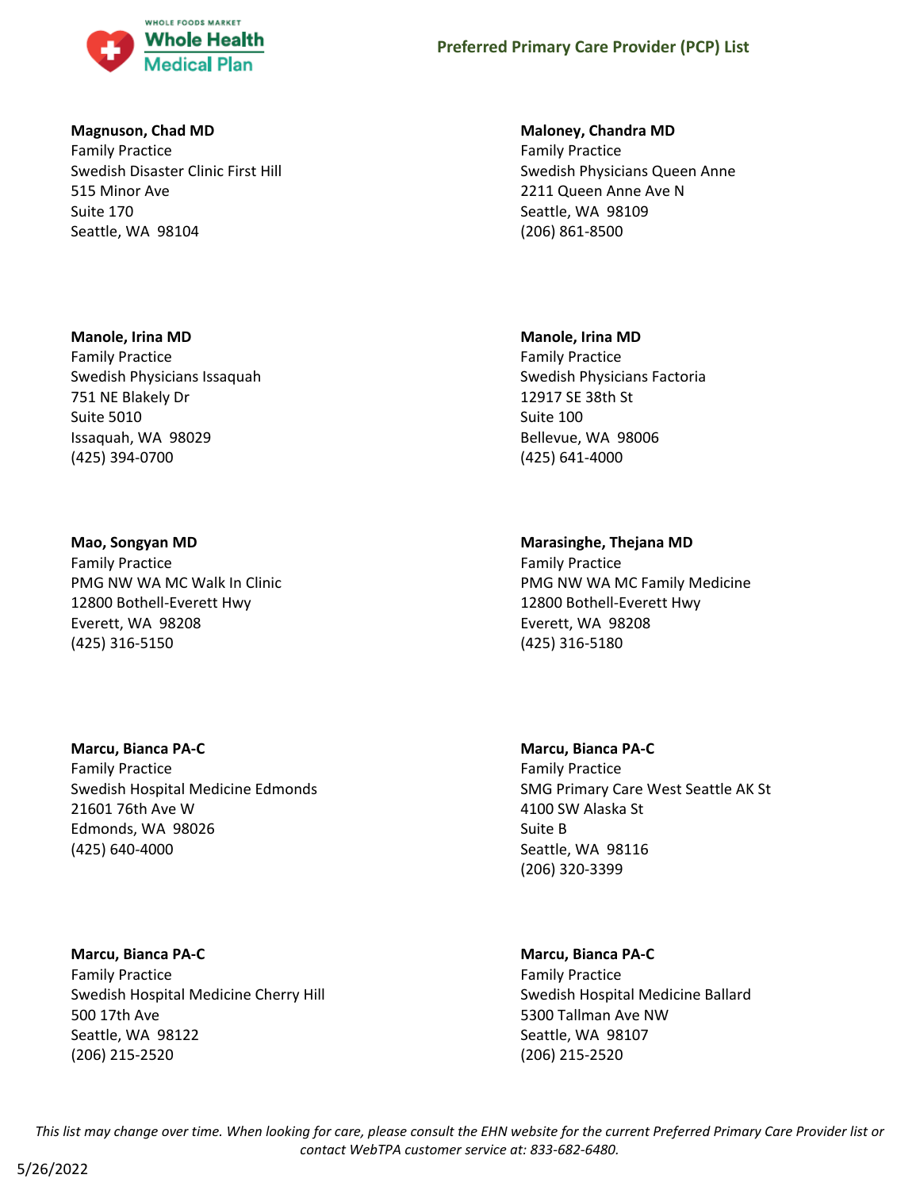**Magnuson, Chad MD**
Family Practice
Swedish Disaster Clinic First Hill
515 Minor Ave
Suite 170
Seattle, WA 98104

**Maloney, Chandra MD**
Family Practice
Swedish Physicians Queen Anne
2211 Queen Anne Ave N
Seattle, WA 98109
(206) 861-8500

**Manole, Irina MD**
Family Practice
Swedish Physicians Issaquah
751 NE Blakely Dr
Suite 5010
Issaquah, WA 98029
(425) 394-0700

**Manole, Irina MD**
Family Practice
Swedish Physicians Factoria
12917 SE 38th St
Suite 100
Bellevue, WA 98006
(425) 641-4000

**Mao, Songyan MD**
Family Practice
PMG NW WA MC Walk In Clinic
12800 Bothell-Everett Hwy
Everett, WA 98208
(425) 316-5150

**Marasinghe, Thejana MD**
Family Practice
PMG NW WA MC Family Medicine
12800 Bothell-Everett Hwy
Everett, WA 98208
(425) 316-5180

**Marcu, Bianca PA-C**
Family Practice
Swedish Hospital Medicine Edmonds
21601 76th Ave W
Edmonds, WA 98026
(425) 640-4000

**Marcu, Bianca PA-C**
Family Practice
SMG Primary Care West Seattle AK St
4100 SW Alaska St
Suite B
Seattle, WA 98116
(206) 320-3399

**Marcu, Bianca PA-C**
Family Practice
Swedish Hospital Medicine Cherry Hill
500 17th Ave
Seattle, WA 98122
(206) 215-2520

**Marcu, Bianca PA-C**
Family Practice
Swedish Hospital Medicine Ballard
5300 Tallman Ave NW
Seattle, WA 98107
(206) 215-2520

*This list may change over time. When looking for care, please consult the EHN website for the current Preferred Primary Care Provider list or contact WebTPA customer service at: 833-682-6480.*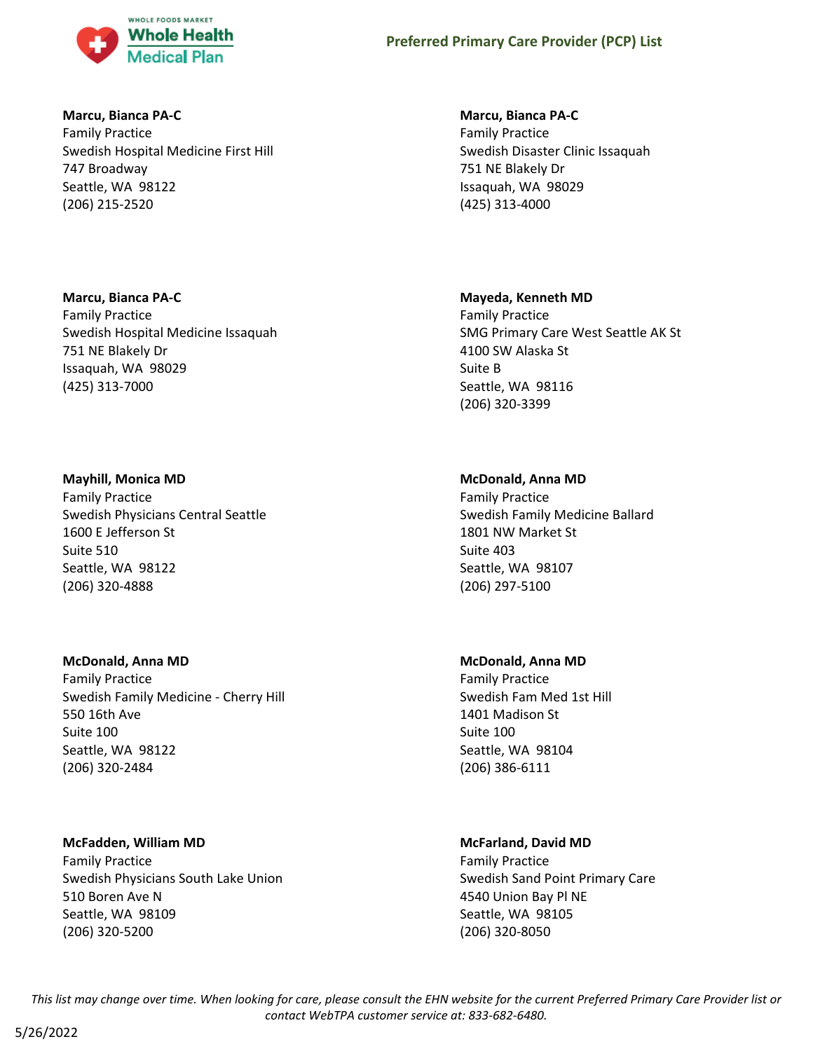**Marcu, Bianca PA-C**
Family Practice
Swedish Hospital Medicine First Hill
747 Broadway
Seattle, WA 98122
(206) 215-2520

**Marcu, Bianca PA-C**
Family Practice
Swedish Disaster Clinic Issaquah
751 NE Blakely Dr
Issaquah, WA 98029
(425) 313-4000

**Marcu, Bianca PA-C**
Family Practice
Swedish Hospital Medicine Issaquah
751 NE Blakely Dr
Issaquah, WA 98029
(425) 313-7000

**Mayeda, Kenneth MD**
Family Practice
SMG Primary Care West Seattle AK St
4100 SW Alaska St
Suite B
Seattle, WA 98116
(206) 320-3399

**Mayhill, Monica MD**
Family Practice
Swedish Physicians Central Seattle
1600 E Jefferson St
Suite 510
Seattle, WA 98122
(206) 320-4888

**McDonald, Anna MD**
Family Practice
Swedish Family Medicine Ballard
1801 NW Market St
Suite 403
Seattle, WA 98107
(206) 297-5100

**McDonald, Anna MD**
Family Practice
Swedish Family Medicine - Cherry Hill
550 16th Ave
Suite 100
Seattle, WA 98122
(206) 320-2484

**McDonald, Anna MD**
Family Practice
Swedish Fam Med 1st Hill
1401 Madison St
Suite 100
Seattle, WA 98104
(206) 386-6111

**McFadden, William MD**
Family Practice
Swedish Physicians South Lake Union
510 Boren Ave N
Seattle, WA 98109
(206) 320-5200

**McFarland, David MD**
Family Practice
Swedish Sand Point Primary Care
4540 Union Bay Pl NE
Seattle, WA 98105
(206) 320-8050

*This list may change over time. When looking for care, please consult the EHN website for the current Preferred Primary Care Provider list or contact WebTPA customer service at: 833-682-6480.*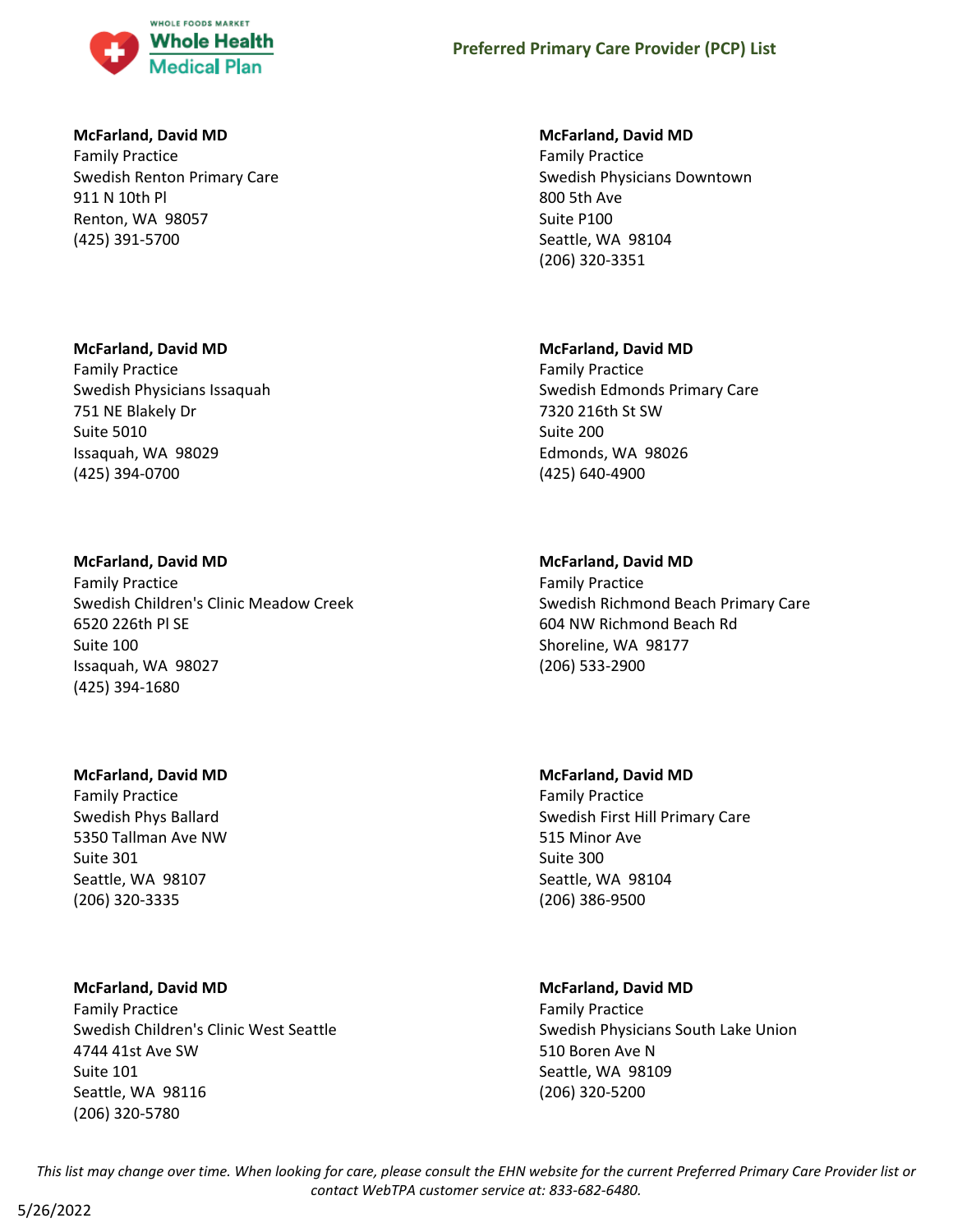**McFarland, David MD**
Family Practice
Swedish Renton Primary Care
911 N 10th Pl
Renton, WA 98057
(425) 391-5700

**McFarland, David MD**
Family Practice
Swedish Physicians Issaquah
751 NE Blakely Dr
Suite 5010
Issaquah, WA 98029
(425) 394-0700

**McFarland, David MD**
Family Practice
Swedish Children's Clinic Meadow Creek
6520 226th Pl SE
Suite 100
Issaquah, WA 98027
(425) 394-1680

**McFarland, David MD**
Family Practice
Swedish Phys Ballard
5350 Tallman Ave NW
Suite 301
Seattle, WA 98107
(206) 320-3335

**McFarland, David MD**
Family Practice
Swedish Children's Clinic West Seattle
4744 41st Ave SW
Suite 101
Seattle, WA 98116
(206) 320-5780

**McFarland, David MD**
Family Practice
Swedish Physicians Downtown
800 5th Ave
Suite P100
Seattle, WA 98104
(206) 320-3351

**McFarland, David MD**
Family Practice
Swedish Edmonds Primary Care
7320 216th St SW
Suite 200
Edmonds, WA 98026
(425) 640-4900

**McFarland, David MD**
Family Practice
Swedish Richmond Beach Primary Care
604 NW Richmond Beach Rd
Shoreline, WA 98177
(206) 533-2900

**McFarland, David MD**
Family Practice
Swedish First Hill Primary Care
515 Minor Ave
Suite 300
Seattle, WA 98104
(206) 386-9500

**McFarland, David MD**
Family Practice
Swedish Physicians South Lake Union
510 Boren Ave N
Seattle, WA 98109
(206) 320-5200

*This list may change over time. When looking for care, please consult the EHN website for the current Preferred Primary Care Provider list or contact WebTPA customer service at: 833-682-6480.*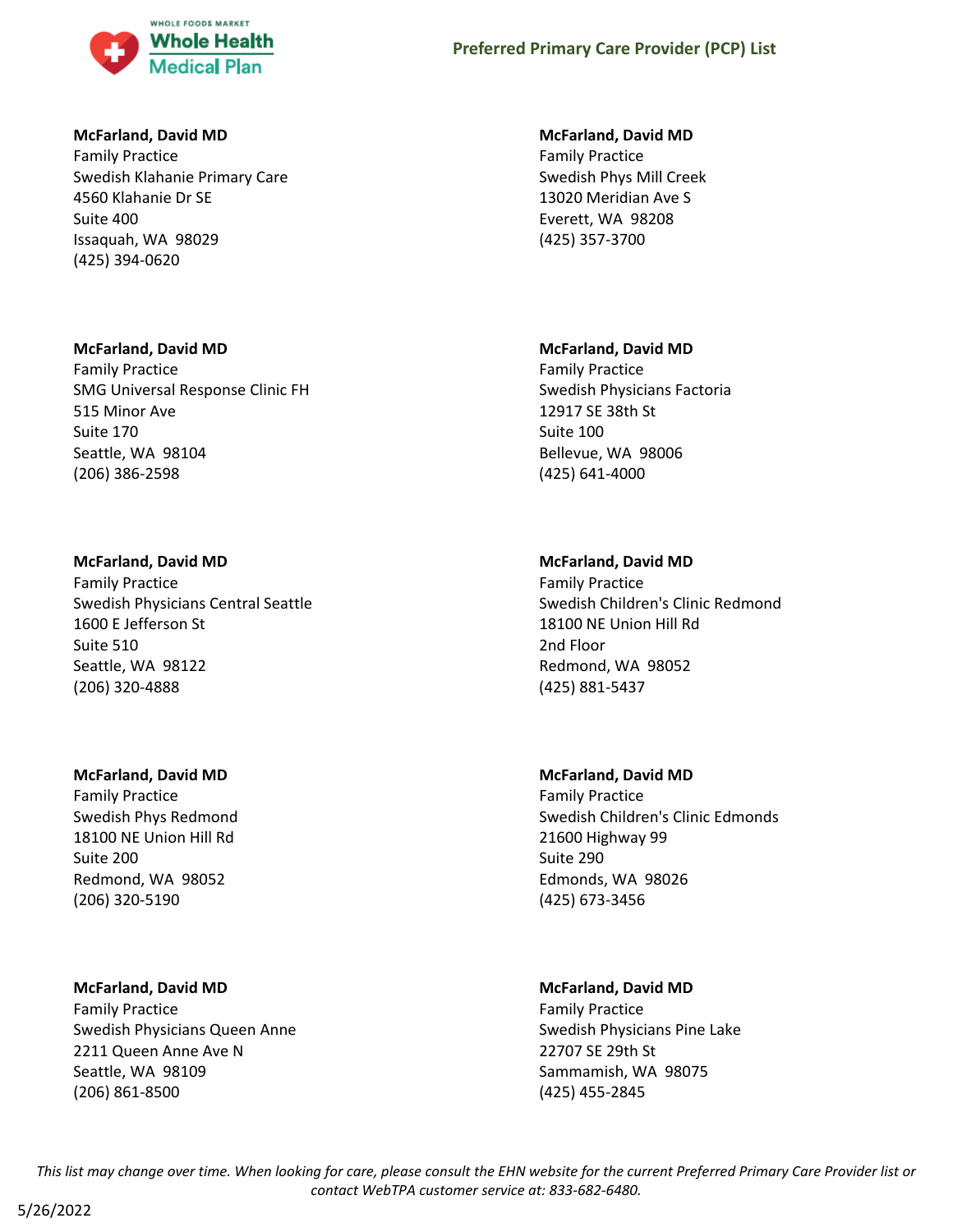**McFarland, David MD**
Family Practice
Swedish Klahanie Primary Care
4560 Klahanie Dr SE
Suite 400
Issaquah, WA 98029
(425) 394-0620

**McFarland, David MD**
Family Practice
SMG Universal Response Clinic FH
515 Minor Ave
Suite 170
Seattle, WA 98104
(206) 386-2598

**McFarland, David MD**
Family Practice
Swedish Physicians Central Seattle
1600 E Jefferson St
Suite 510
Seattle, WA 98122
(206) 320-4888

**McFarland, David MD**
Family Practice
Swedish Phys Redmond
18100 NE Union Hill Rd
Suite 200
Redmond, WA 98052
(206) 320-5190

**McFarland, David MD**
Family Practice
Swedish Physicians Queen Anne
2211 Queen Anne Ave N
Seattle, WA 98109
(206) 861-8500

**McFarland, David MD**
Family Practice
Swedish Phys Mill Creek
13020 Meridian Ave S
Everett, WA 98208
(425) 357-3700

**McFarland, David MD**
Family Practice
Swedish Physicians Factoria
12917 SE 38th St
Suite 100
Bellevue, WA 98006
(425) 641-4000

**McFarland, David MD**
Family Practice
Swedish Children's Clinic Redmond
18100 NE Union Hill Rd
2nd Floor
Redmond, WA 98052
(425) 881-5437

**McFarland, David MD**
Family Practice
Swedish Children's Clinic Edmonds
21600 Highway 99
Suite 290
Edmonds, WA 98026
(425) 673-3456

**McFarland, David MD**
Family Practice
Swedish Physicians Pine Lake
22707 SE 29th St
Sammamish, WA 98075
(425) 455-2845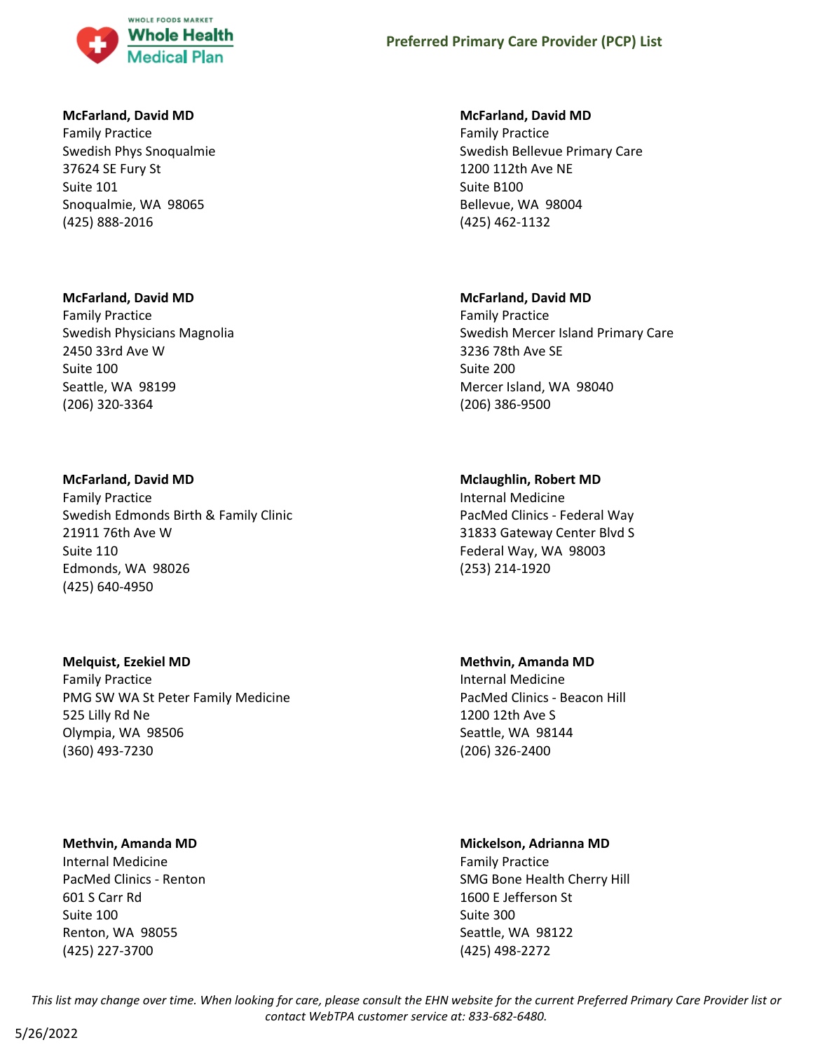**McFarland, David MD**
Family Practice
Swedish Phys Snoqualmie
37624 SE Fury St
Suite 101
Snoqualmie, WA 98065
(425) 888-2016

**McFarland, David MD**
Family Practice
Swedish Physicians Magnolia
2450 33rd Ave W
Suite 100
Seattle, WA 98199
(206) 320-3364

**McFarland, David MD**
Family Practice
Swedish Edmonds Birth & Family Clinic
21911 76th Ave W
Suite 110
Edmonds, WA 98026
(425) 640-4950

**Melquist, Ezekiel MD**
Family Practice
PMG SW WA St Peter Family Medicine
525 Lilly Rd Ne
Olympia, WA 98506
(360) 493-7230

**Methvin, Amanda MD**
Internal Medicine
PacMed Clinics - Renton
601 S Carr Rd
Suite 100
Renton, WA 98055
(425) 227-3700

**McFarland, David MD**
Family Practice
Swedish Bellevue Primary Care
1200 112th Ave NE
Suite B100
Bellevue, WA 98004
(425) 462-1132

**McFarland, David MD**
Family Practice
Swedish Mercer Island Primary Care
3236 78th Ave SE
Suite 200
Mercer Island, WA 98040
(206) 386-9500

**Mclaughlin, Robert MD**
Internal Medicine
PacMed Clinics - Federal Way
31833 Gateway Center Blvd S
Federal Way, WA 98003
(253) 214-1920

**Methvin, Amanda MD**
Internal Medicine
PacMed Clinics - Beacon Hill
1200 12th Ave S
Seattle, WA 98144
(206) 326-2400

**Mickelson, Adrianna MD**
Family Practice
SMG Bone Health Cherry Hill
1600 E Jefferson St
Suite 300
Seattle, WA 98122
(425) 498-2272

*This list may change over time. When looking for care, please consult the EHN website for the current Preferred Primary Care Provider list or contact WebTPA customer service at: 833-682-6480.*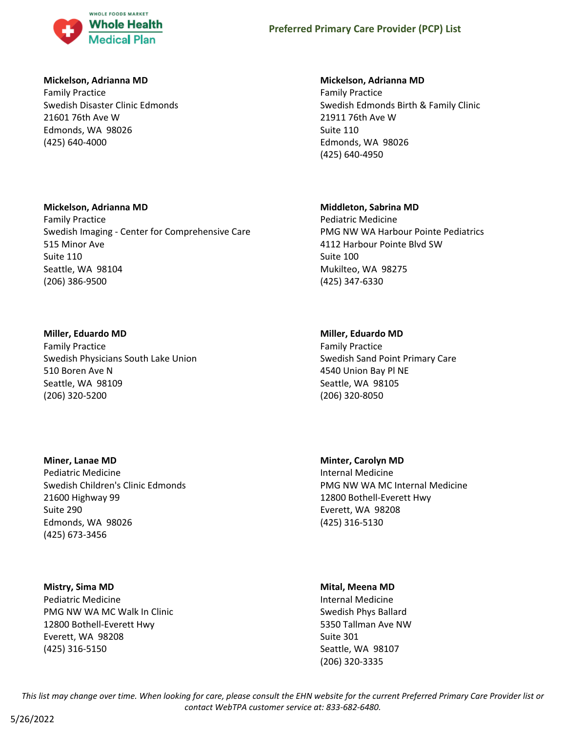**Mickelson, Adrianna MD**
Family Practice
Swedish Disaster Clinic Edmonds
21601 76th Ave W
Edmonds, WA 98026
(425) 640-4000

**Mickelson, Adrianna MD**
Family Practice
Swedish Edmonds Birth & Family Clinic
21911 76th Ave W
Suite 110
Edmonds, WA 98026
(425) 640-4950

**Mickelson, Adrianna MD**
Family Practice
Swedish Imaging - Center for Comprehensive Care
515 Minor Ave
Suite 110
Seattle, WA 98104
(206) 386-9500

**Middleton, Sabrina MD**
Pediatric Medicine
PMG NW WA Harbour Pointe Pediatrics
4112 Harbour Pointe Blvd SW
Suite 100
Mukilteo, WA 98275
(425) 347-6330

**Miller, Eduardo MD**
Family Practice
Swedish Physicians South Lake Union
510 Boren Ave N
Seattle, WA 98109
(206) 320-5200

**Miller, Eduardo MD**
Family Practice
Swedish Sand Point Primary Care
4540 Union Bay Pl NE
Seattle, WA 98105
(206) 320-8050

**Miner, Lanae MD**
Pediatric Medicine
Swedish Children's Clinic Edmonds
21600 Highway 99
Suite 290
Edmonds, WA 98026
(425) 673-3456

**Minter, Carolyn MD**
Internal Medicine
PMG NW WA MC Internal Medicine
12800 Bothell-Everett Hwy
Everett, WA 98208
(425) 316-5130

**Mistry, Sima MD**
Pediatric Medicine
PMG NW WA MC Walk In Clinic
12800 Bothell-Everett Hwy
Everett, WA 98208
(425) 316-5150

**Mital, Meena MD**
Internal Medicine
Swedish Phys Ballard
5350 Tallman Ave NW
Suite 301
Seattle, WA 98107
(206) 320-3335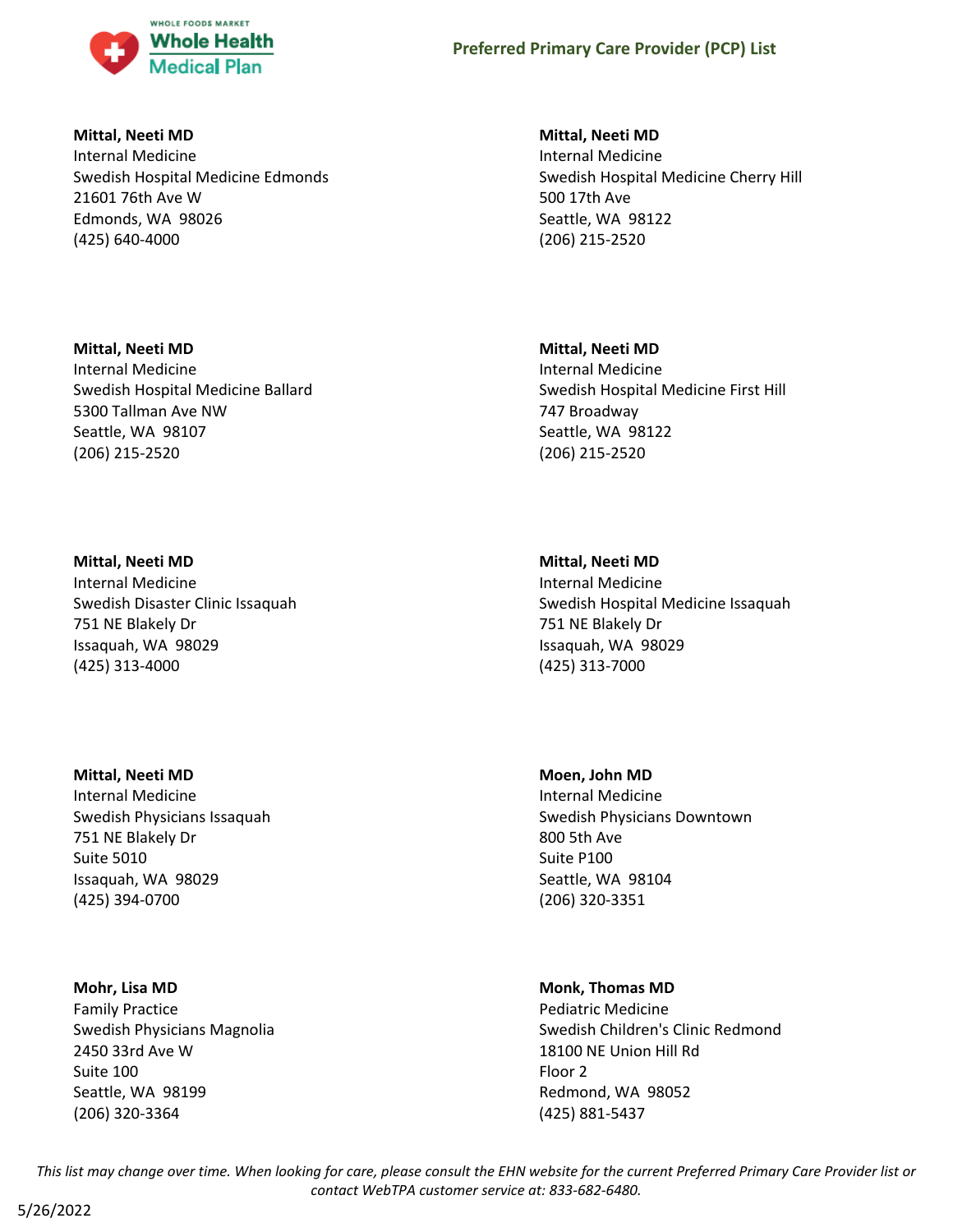**Mittal, Neeti MD**
Internal Medicine
Swedish Hospital Medicine Edmonds
21601 76th Ave W
Edmonds, WA 98026
(425) 640-4000

**Mittal, Neeti MD**
Internal Medicine
Swedish Hospital Medicine Cherry Hill
500 17th Ave
Seattle, WA 98122
(206) 215-2520

**Mittal, Neeti MD**
Internal Medicine
Swedish Hospital Medicine Ballard
5300 Tallman Ave NW
Seattle, WA 98107
(206) 215-2520

**Mittal, Neeti MD**
Internal Medicine
Swedish Hospital Medicine First Hill
747 Broadway
Seattle, WA 98122
(206) 215-2520

**Mittal, Neeti MD**
Internal Medicine
Swedish Disaster Clinic Issaquah
751 NE Blakely Dr
Issaquah, WA 98029
(425) 313-4000

**Mittal, Neeti MD**
Internal Medicine
Swedish Hospital Medicine Issaquah
751 NE Blakely Dr
Issaquah, WA 98029
(425) 313-7000

**Mittal, Neeti MD**
Internal Medicine
Swedish Physicians Issaquah
751 NE Blakely Dr
Suite 5010
Issaquah, WA 98029
(425) 394-0700

**Moen, John MD**
Internal Medicine
Swedish Physicians Downtown
800 5th Ave
Suite P100
Seattle, WA 98104
(206) 320-3351

**Mohr, Lisa MD**
Family Practice
Swedish Physicians Magnolia
2450 33rd Ave W
Suite 100
Seattle, WA 98199
(206) 320-3364

**Monk, Thomas MD**
Pediatric Medicine
Swedish Children's Clinic Redmond
18100 NE Union Hill Rd
Floor 2
Redmond, WA 98052
(425) 881-5437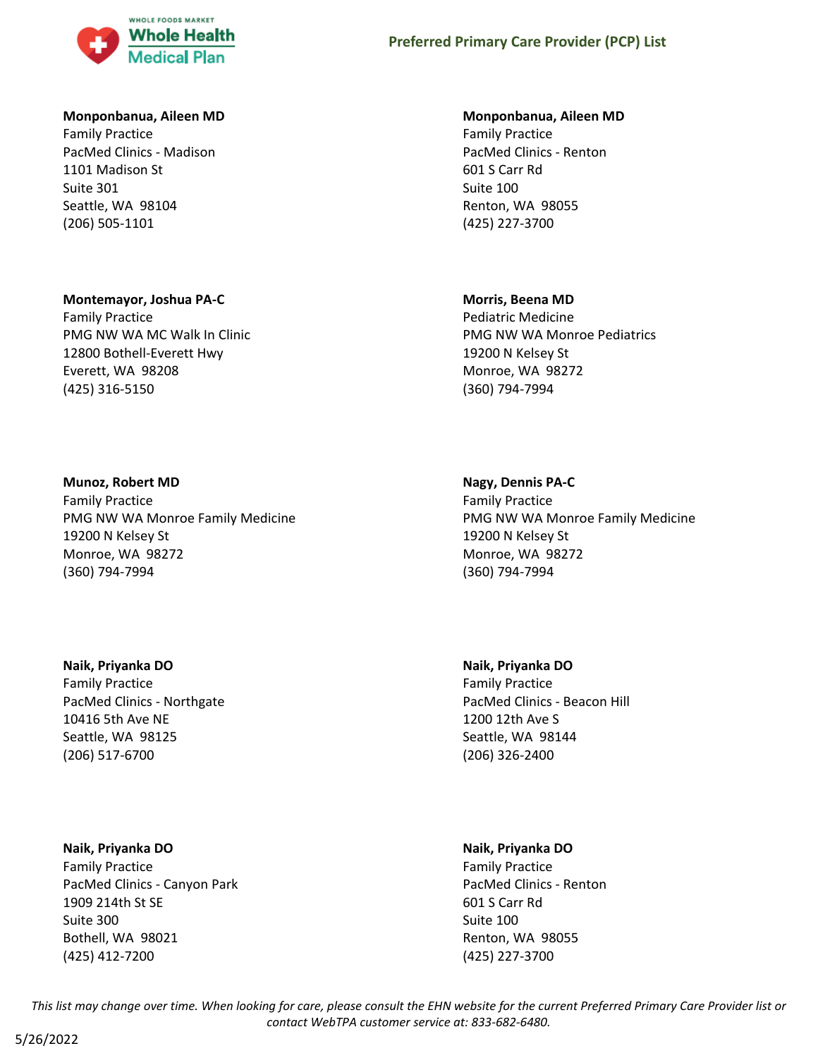**Monponbanua, Aileen MD**
Family Practice
PacMed Clinics - Madison
1101 Madison St
Suite 301
Seattle, WA 98104
(206) 505-1101

**Monponbanua, Aileen MD**
Family Practice
PacMed Clinics - Renton
601 S Carr Rd
Suite 100
Renton, WA 98055
(425) 227-3700

**Montemayor, Joshua PA-C**
Family Practice
PMG NW WA MC Walk In Clinic
12800 Bothell-Everett Hwy
Everett, WA 98208
(425) 316-5150

**Morris, Beena MD**
Pediatric Medicine
PMG NW WA Monroe Pediatrics
19200 N Kelsey St
Monroe, WA 98272
(360) 794-7994

**Munoz, Robert MD**
Family Practice
PMG NW WA Monroe Family Medicine
19200 N Kelsey St
Monroe, WA 98272
(360) 794-7994

**Nagy, Dennis PA-C**
Family Practice
PMG NW WA Monroe Family Medicine
19200 N Kelsey St
Monroe, WA 98272
(360) 794-7994

**Naik, Priyanka DO**
Family Practice
PacMed Clinics - Northgate
10416 5th Ave NE
Seattle, WA 98125
(206) 517-6700

**Naik, Priyanka DO**
Family Practice
PacMed Clinics - Beacon Hill
1200 12th Ave S
Seattle, WA 98144
(206) 326-2400

**Naik, Priyanka DO**
Family Practice
PacMed Clinics - Canyon Park
1909 214th St SE
Suite 300
Bothell, WA 98021
(425) 412-7200

**Naik, Priyanka DO**
Family Practice
PacMed Clinics - Renton
601 S Carr Rd
Suite 100
Renton, WA 98055
(425) 227-3700

*This list may change over time. When looking for care, please consult the EHN website for the current Preferred Primary Care Provider list or contact WebTPA customer service at: 833-682-6480.*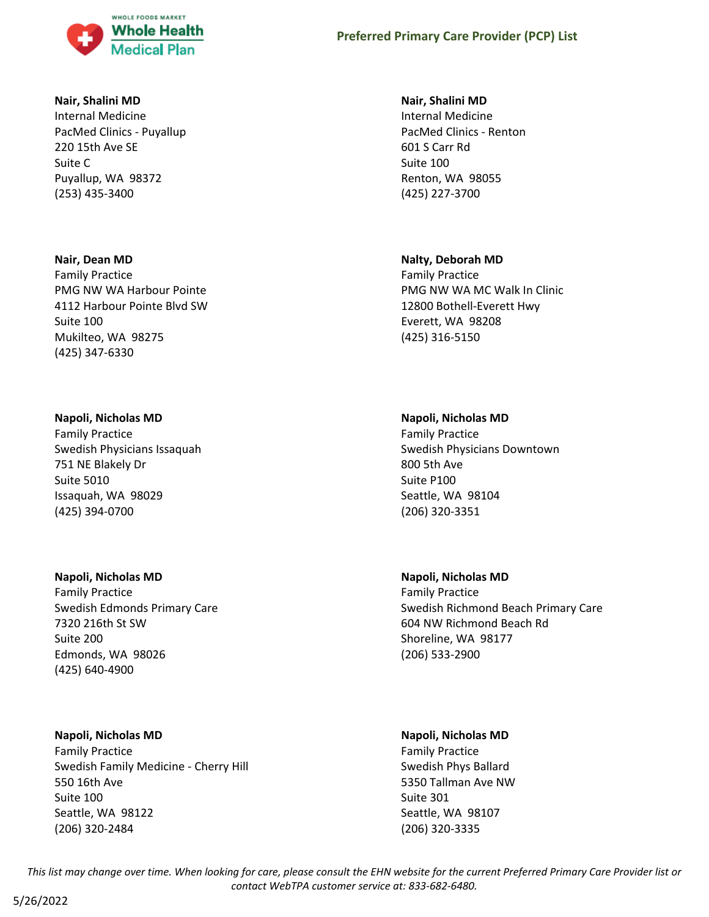**Nair, Shalini MD**
Internal Medicine
PacMed Clinics - Puyallup
220 15th Ave SE
Suite C
Puyallup, WA 98372
(253) 435-3400

**Nair, Shalini MD**
Internal Medicine
PacMed Clinics - Renton
601 S Carr Rd
Suite 100
Renton, WA 98055
(425) 227-3700

**Nair, Dean MD**
Family Practice
PMG NW WA Harbour Pointe
4112 Harbour Pointe Blvd SW
Suite 100
Mukilteo, WA 98275
(425) 347-6330

**Nalty, Deborah MD**
Family Practice
PMG NW WA MC Walk In Clinic
12800 Bothell-Everett Hwy
Everett, WA 98208
(425) 316-5150

**Napoli, Nicholas MD**
Family Practice
Swedish Physicians Issaquah
751 NE Blakely Dr
Suite 5010
Issaquah, WA 98029
(425) 394-0700

**Napoli, Nicholas MD**
Family Practice
Swedish Physicians Downtown
800 5th Ave
Suite P100
Seattle, WA 98104
(206) 320-3351

**Napoli, Nicholas MD**
Family Practice
Swedish Edmonds Primary Care
7320 216th St SW
Suite 200
Edmonds, WA 98026
(425) 640-4900

**Napoli, Nicholas MD**
Family Practice
Swedish Richmond Beach Primary Care
604 NW Richmond Beach Rd
Shoreline, WA 98177
(206) 533-2900

**Napoli, Nicholas MD**
Family Practice
Swedish Family Medicine - Cherry Hill
550 16th Ave
Suite 100
Seattle, WA 98122
(206) 320-2484

**Napoli, Nicholas MD**
Family Practice
Swedish Phys Ballard
5350 Tallman Ave NW
Suite 301
Seattle, WA 98107
(206) 320-3335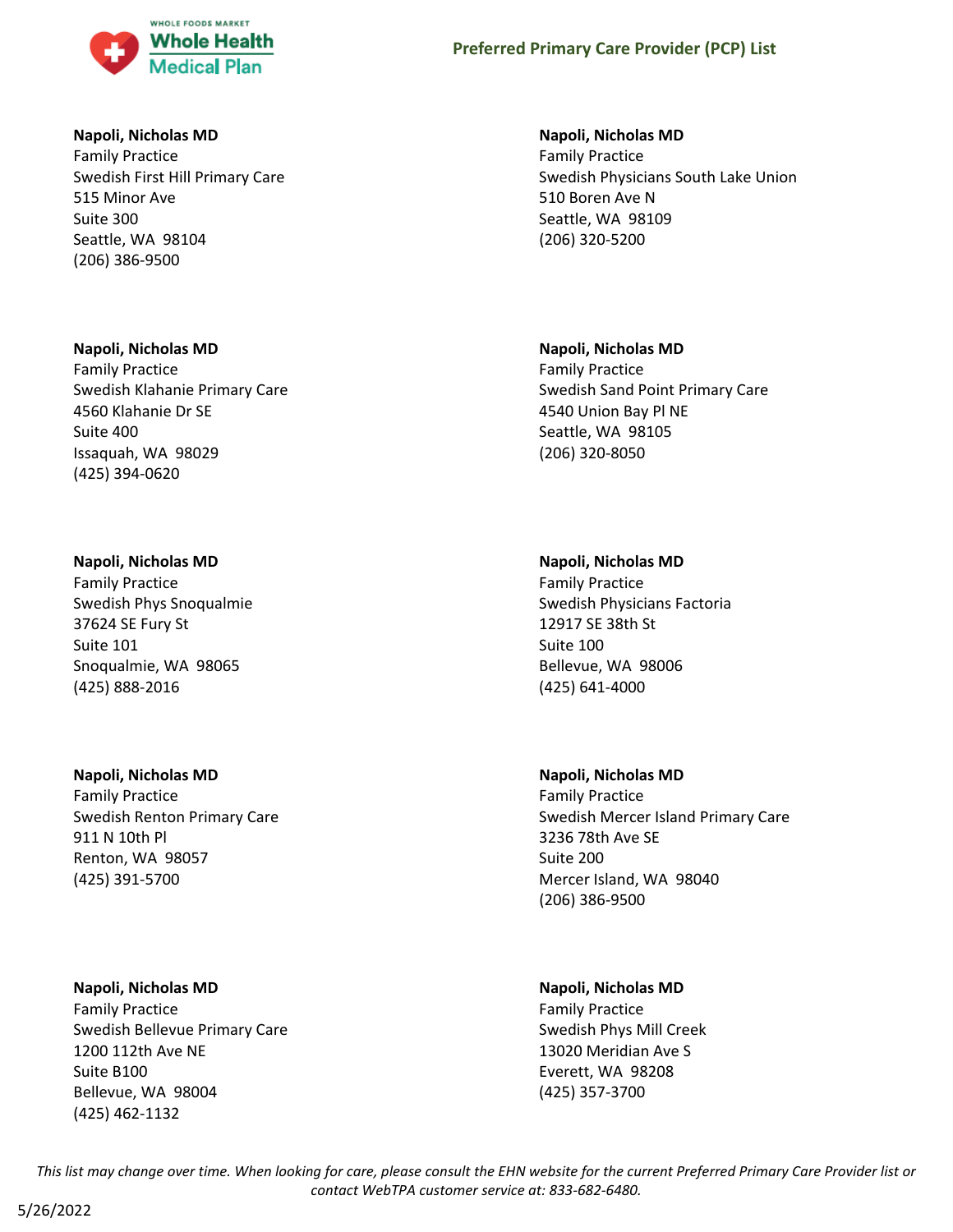**Napoli, Nicholas MD**
Family Practice
Swedish First Hill Primary Care
515 Minor Ave
Suite 300
Seattle, WA 98104
(206) 386-9500

**Napoli, Nicholas MD**
Family Practice
Swedish Physicians South Lake Union
510 Boren Ave N
Seattle, WA 98109
(206) 320-5200

**Napoli, Nicholas MD**
Family Practice
Swedish Klahanie Primary Care
4560 Klahanie Dr SE
Suite 400
Issaquah, WA 98029
(425) 394-0620

**Napoli, Nicholas MD**
Family Practice
Swedish Sand Point Primary Care
4540 Union Bay Pl NE
Seattle, WA 98105
(206) 320-8050

**Napoli, Nicholas MD**
Family Practice
Swedish Phys Snoqualmie
37624 SE Fury St
Suite 101
Snoqualmie, WA 98065
(425) 888-2016

**Napoli, Nicholas MD**
Family Practice
Swedish Physicians Factoria
12917 SE 38th St
Suite 100
Bellevue, WA 98006
(425) 641-4000

**Napoli, Nicholas MD**
Family Practice
Swedish Renton Primary Care
911 N 10th Pl
Renton, WA 98057
(425) 391-5700

**Napoli, Nicholas MD**
Family Practice
Swedish Mercer Island Primary Care
3236 78th Ave SE
Suite 200
Mercer Island, WA 98040
(206) 386-9500

**Napoli, Nicholas MD**
Family Practice
Swedish Bellevue Primary Care
1200 112th Ave NE
Suite B100
Bellevue, WA 98004
(425) 462-1132

**Napoli, Nicholas MD**
Family Practice
Swedish Phys Mill Creek
13020 Meridian Ave S
Everett, WA 98208
(425) 357-3700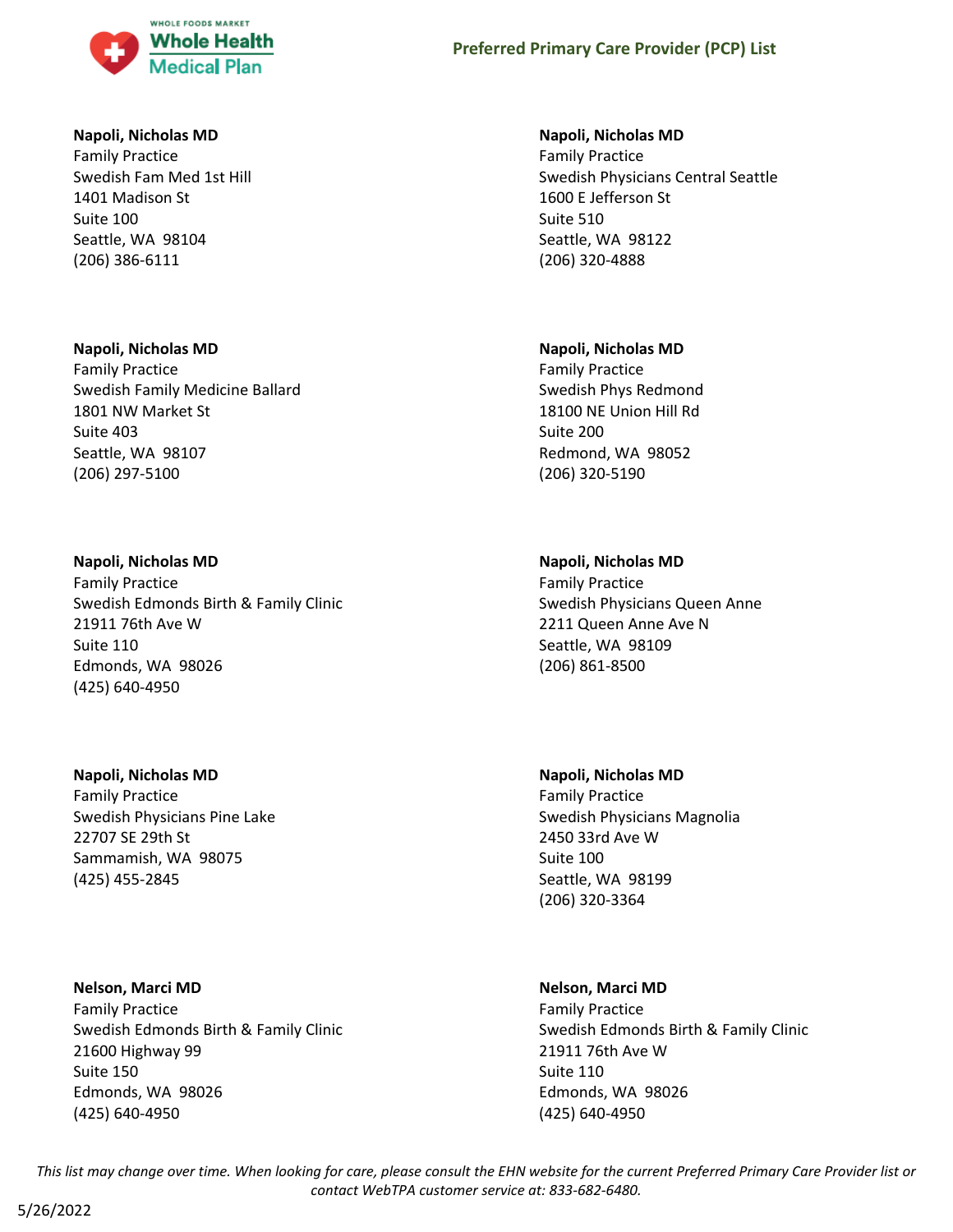**Napoli, Nicholas MD**
Family Practice
Swedish Fam Med 1st Hill
1401 Madison St
Suite 100
Seattle, WA 98104
(206) 386-6111

**Napoli, Nicholas MD**
Family Practice
Swedish Physicians Central Seattle
1600 E Jefferson St
Suite 510
Seattle, WA 98122
(206) 320-4888

**Napoli, Nicholas MD**
Family Practice
Swedish Family Medicine Ballard
1801 NW Market St
Suite 403
Seattle, WA 98107
(206) 297-5100

**Napoli, Nicholas MD**
Family Practice
Swedish Phys Redmond
18100 NE Union Hill Rd
Suite 200
Redmond, WA 98052
(206) 320-5190

**Napoli, Nicholas MD**
Family Practice
Swedish Edmonds Birth & Family Clinic
21911 76th Ave W
Suite 110
Edmonds, WA 98026
(425) 640-4950

**Napoli, Nicholas MD**
Family Practice
Swedish Physicians Queen Anne
2211 Queen Anne Ave N
Seattle, WA 98109
(206) 861-8500

**Napoli, Nicholas MD**
Family Practice
Swedish Physicians Pine Lake
22707 SE 29th St
Sammamish, WA 98075
(425) 455-2845

**Napoli, Nicholas MD**
Family Practice
Swedish Physicians Magnolia
2450 33rd Ave W
Suite 100
Seattle, WA 98199
(206) 320-3364

**Nelson, Marci MD**
Family Practice
Swedish Edmonds Birth & Family Clinic
21600 Highway 99
Suite 150
Edmonds, WA 98026
(425) 640-4950

**Nelson, Marci MD**
Family Practice
Swedish Edmonds Birth & Family Clinic
21911 76th Ave W
Suite 110
Edmonds, WA 98026
(425) 640-4950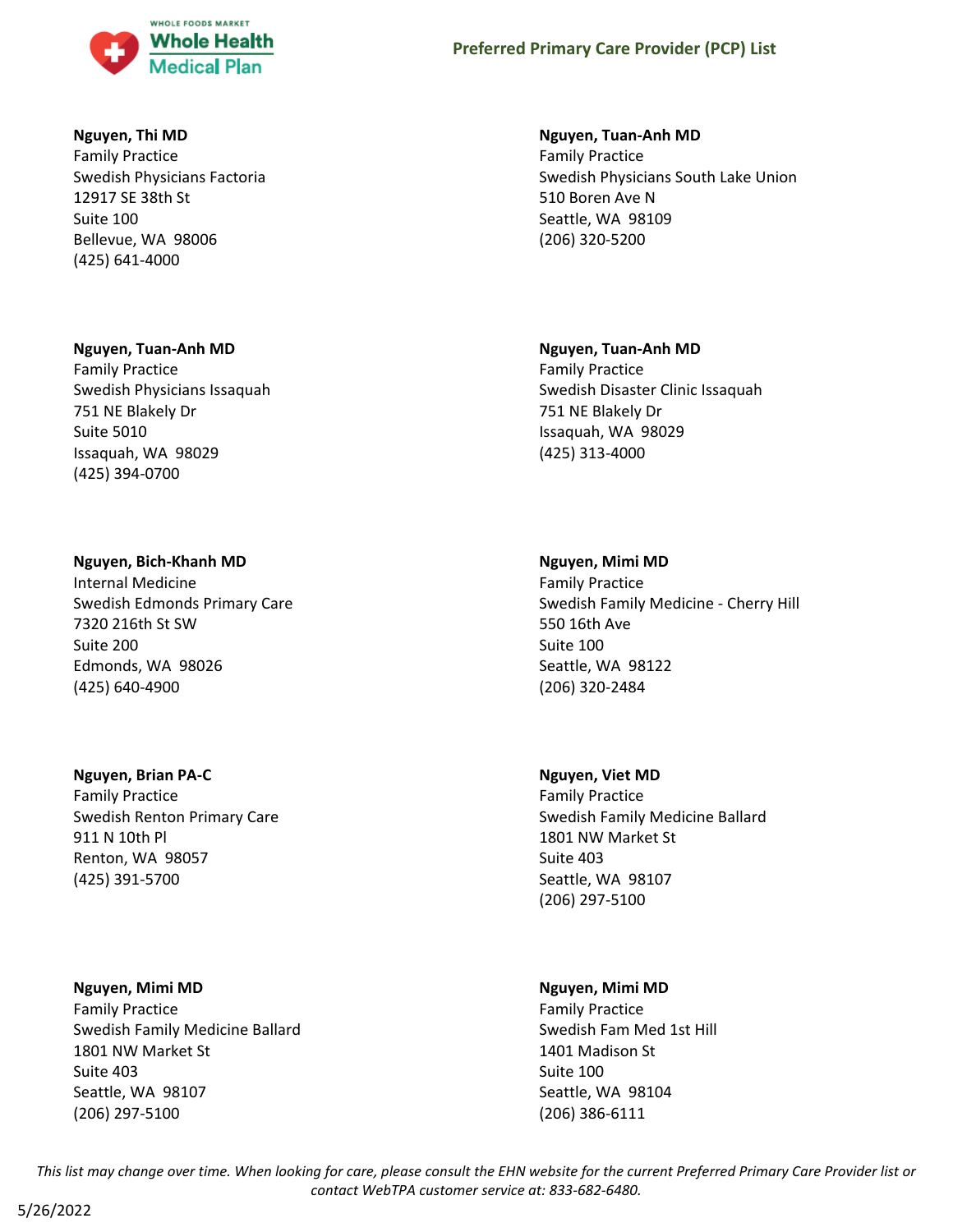**Nguyen, Thi MD**
Family Practice
Swedish Physicians Factoria
12917 SE 38th St
Suite 100
Bellevue, WA 98006
(425) 641-4000

**Nguyen, Tuan-Anh MD**
Family Practice
Swedish Physicians South Lake Union
510 Boren Ave N
Seattle, WA 98109
(206) 320-5200

**Nguyen, Tuan-Anh MD**
Family Practice
Swedish Physicians Issaquah
751 NE Blakely Dr
Suite 5010
Issaquah, WA 98029
(425) 394-0700

**Nguyen, Tuan-Anh MD**
Family Practice
Swedish Disaster Clinic Issaquah
751 NE Blakely Dr
Issaquah, WA 98029
(425) 313-4000

**Nguyen, Bich-Khanh MD**
Internal Medicine
Swedish Edmonds Primary Care
7320 216th St SW
Suite 200
Edmonds, WA 98026
(425) 640-4900

**Nguyen, Mimi MD**
Family Practice
Swedish Family Medicine - Cherry Hill
550 16th Ave
Suite 100
Seattle, WA 98122
(206) 320-2484

**Nguyen, Brian PA-C**
Family Practice
Swedish Renton Primary Care
911 N 10th Pl
Renton, WA 98057
(425) 391-5700

**Nguyen, Viet MD**
Family Practice
Swedish Family Medicine Ballard
1801 NW Market St
Suite 403
Seattle, WA 98107
(206) 297-5100

**Nguyen, Mimi MD**
Family Practice
Swedish Family Medicine Ballard
1801 NW Market St
Suite 403
Seattle, WA 98107
(206) 297-5100

**Nguyen, Mimi MD**
Family Practice
Swedish Fam Med 1st Hill
1401 Madison St
Suite 100
Seattle, WA 98104
(206) 386-6111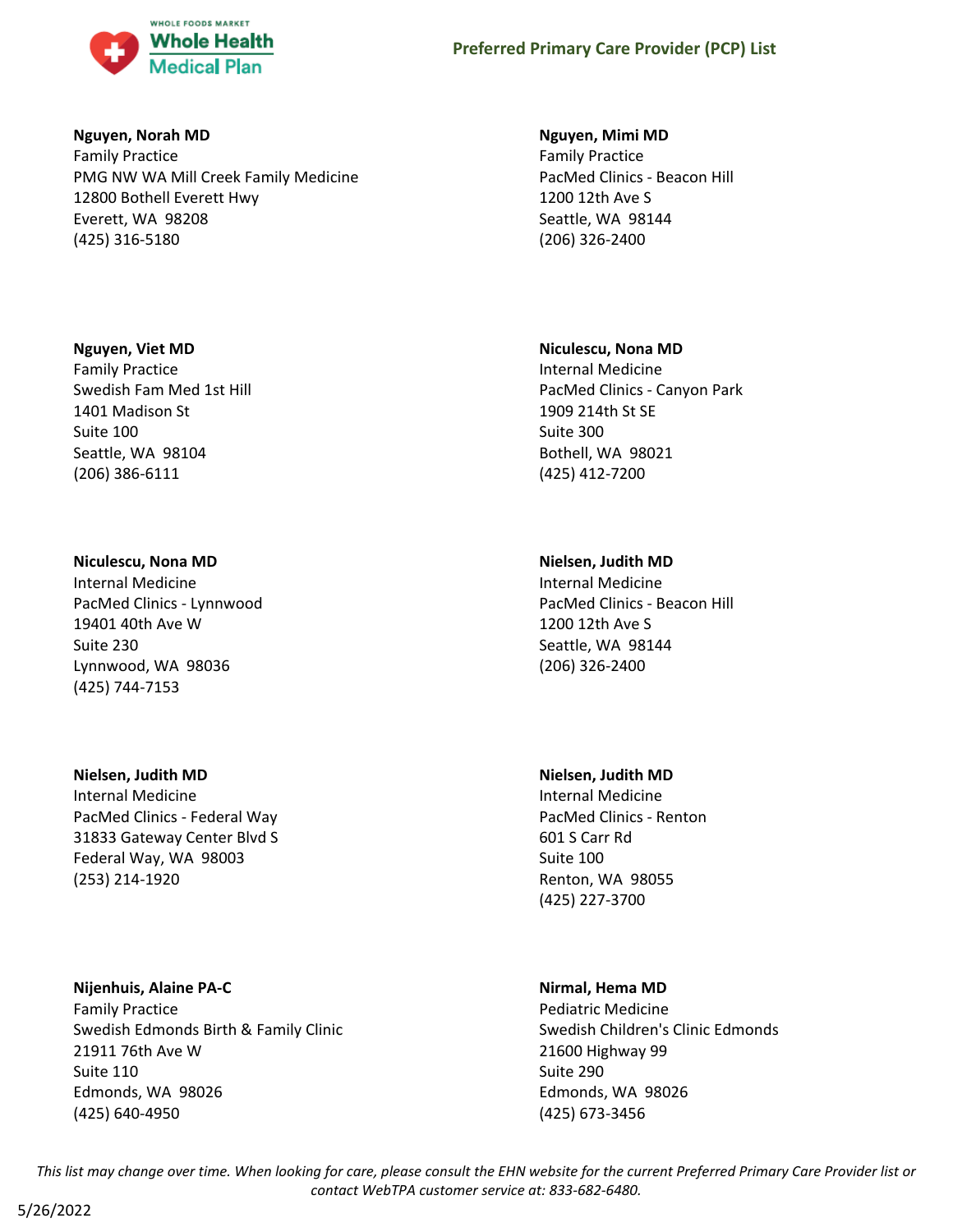**Nguyen, Norah MD**
Family Practice
PMG NW WA Mill Creek Family Medicine
12800 Bothell Everett Hwy
Everett, WA 98208
(425) 316-5180

**Nguyen, Mimi MD**
Family Practice
PacMed Clinics - Beacon Hill
1200 12th Ave S
Seattle, WA 98144
(206) 326-2400

**Nguyen, Viet MD**
Family Practice
Swedish Fam Med 1st Hill
1401 Madison St
Suite 100
Seattle, WA 98104
(206) 386-6111

**Niculescu, Nona MD**
Internal Medicine
PacMed Clinics - Canyon Park
1909 214th St SE
Suite 300
Bothell, WA 98021
(425) 412-7200

**Niculescu, Nona MD**
Internal Medicine
PacMed Clinics - Lynnwood
19401 40th Ave W
Suite 230
Lynnwood, WA 98036
(425) 744-7153

**Nielsen, Judith MD**
Internal Medicine
PacMed Clinics - Beacon Hill
1200 12th Ave S
Seattle, WA 98144
(206) 326-2400

**Nielsen, Judith MD**
Internal Medicine
PacMed Clinics - Federal Way
31833 Gateway Center Blvd S
Federal Way, WA 98003
(253) 214-1920

**Nielsen, Judith MD**
Internal Medicine
PacMed Clinics - Renton
601 S Carr Rd
Suite 100
Renton, WA 98055
(425) 227-3700

**Nijenhuis, Alaine PA-C**
Family Practice
Swedish Edmonds Birth & Family Clinic
21911 76th Ave W
Suite 110
Edmonds, WA 98026
(425) 640-4950

**Nirmal, Hema MD**
Pediatric Medicine
Swedish Children's Clinic Edmonds
21600 Highway 99
Suite 290
Edmonds, WA 98026
(425) 673-3456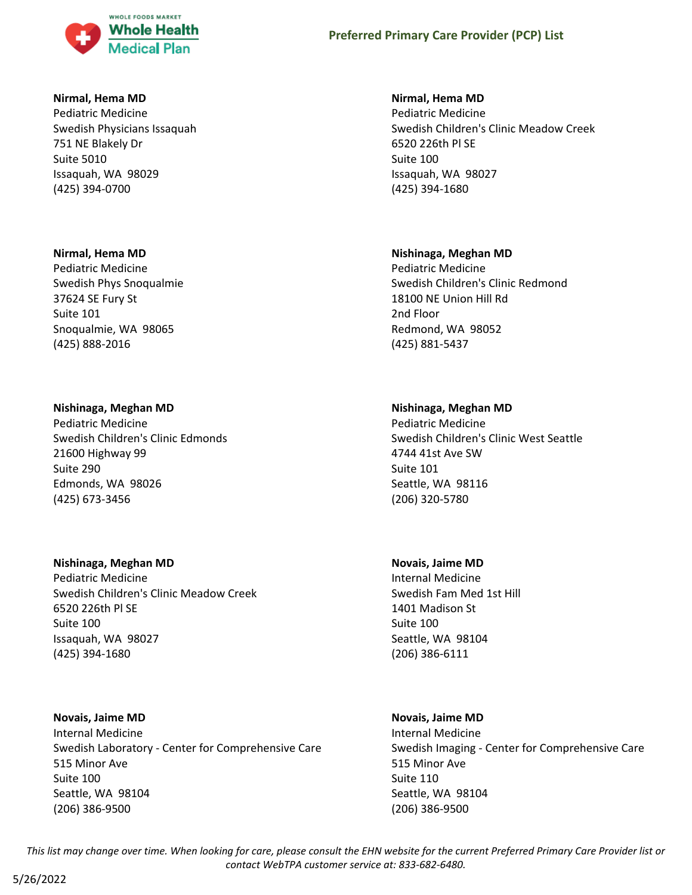**Nirmal, Hema MD**
Pediatric Medicine
Swedish Physicians Issaquah
751 NE Blakely Dr
Suite 5010
Issaquah, WA 98029
(425) 394-0700

**Nirmal, Hema MD**
Pediatric Medicine
Swedish Children's Clinic Meadow Creek
6520 226th Pl SE
Suite 100
Issaquah, WA 98027
(425) 394-1680

**Nirmal, Hema MD**
Pediatric Medicine
Swedish Phys Snoqualmie
37624 SE Fury St
Suite 101
Snoqualmie, WA 98065
(425) 888-2016

**Nishinaga, Meghan MD**
Pediatric Medicine
Swedish Children's Clinic Redmond
18100 NE Union Hill Rd
2nd Floor
Redmond, WA 98052
(425) 881-5437

**Nishinaga, Meghan MD**
Pediatric Medicine
Swedish Children's Clinic Edmonds
21600 Highway 99
Suite 290
Edmonds, WA 98026
(425) 673-3456

**Nishinaga, Meghan MD**
Pediatric Medicine
Swedish Children's Clinic West Seattle
4744 41st Ave SW
Suite 101
Seattle, WA 98116
(206) 320-5780

**Nishinaga, Meghan MD**
Pediatric Medicine
Swedish Children's Clinic Meadow Creek
6520 226th Pl SE
Suite 100
Issaquah, WA 98027
(425) 394-1680

**Novais, Jaime MD**
Internal Medicine
Swedish Fam Med 1st Hill
1401 Madison St
Suite 100
Seattle, WA 98104
(206) 386-6111

**Novais, Jaime MD**
Internal Medicine
Swedish Laboratory - Center for Comprehensive Care
515 Minor Ave
Suite 100
Seattle, WA 98104
(206) 386-9500

**Novais, Jaime MD**
Internal Medicine
Swedish Imaging - Center for Comprehensive Care
515 Minor Ave
Suite 110
Seattle, WA 98104
(206) 386-9500

*This list may change over time. When looking for care, please consult the EHN website for the current Preferred Primary Care Provider list or contact WebTPA customer service at: 833-682-6480.*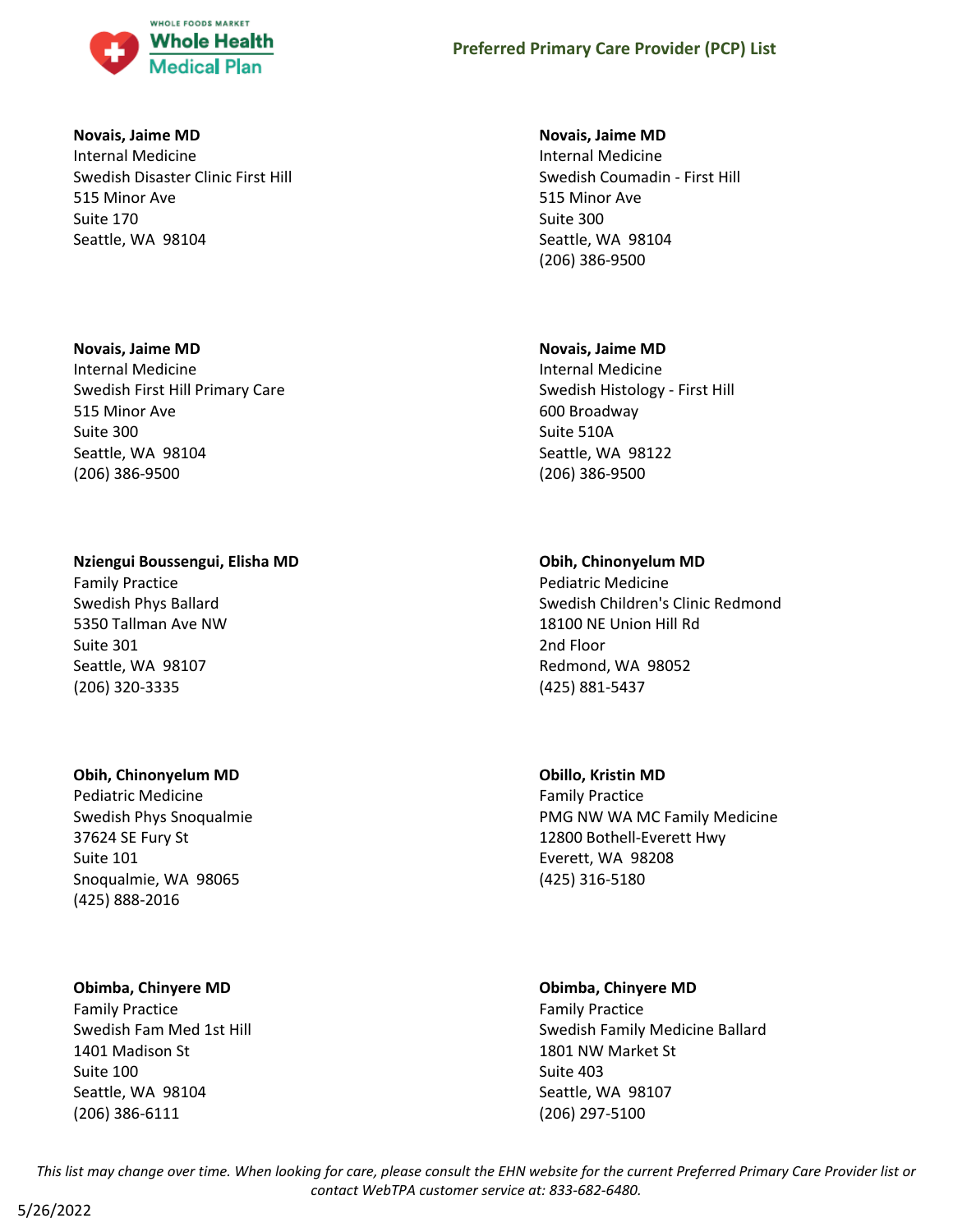**Novais, Jaime MD**
Internal Medicine
Swedish Disaster Clinic First Hill
515 Minor Ave
Suite 170
Seattle, WA 98104

**Novais, Jaime MD**
Internal Medicine
Swedish Coumadin - First Hill
515 Minor Ave
Suite 300
Seattle, WA 98104
(206) 386-9500

**Novais, Jaime MD**
Internal Medicine
Swedish First Hill Primary Care
515 Minor Ave
Suite 300
Seattle, WA 98104
(206) 386-9500

**Novais, Jaime MD**
Internal Medicine
Swedish Histology - First Hill
600 Broadway
Suite 510A
Seattle, WA 98122
(206) 386-9500

**Nziengui Boussengui, Elisha MD**
Family Practice
Swedish Phys Ballard
5350 Tallman Ave NW
Suite 301
Seattle, WA 98107
(206) 320-3335

**Obih, Chinonyelum MD**
Pediatric Medicine
Swedish Children's Clinic Redmond
18100 NE Union Hill Rd
2nd Floor
Redmond, WA 98052
(425) 881-5437

**Obih, Chinonyelum MD**
Pediatric Medicine
Swedish Phys Snoqualmie
37624 SE Fury St
Suite 101
Snoqualmie, WA 98065
(425) 888-2016

**Obillo, Kristin MD**
Family Practice
PMG NW WA MC Family Medicine
12800 Bothell-Everett Hwy
Everett, WA 98208
(425) 316-5180

**Obimba, Chinyere MD**
Family Practice
Swedish Fam Med 1st Hill
1401 Madison St
Suite 100
Seattle, WA 98104
(206) 386-6111

**Obimba, Chinyere MD**
Family Practice
Swedish Family Medicine Ballard
1801 NW Market St
Suite 403
Seattle, WA 98107
(206) 297-5100

*This list may change over time. When looking for care, please consult the EHN website for the current Preferred Primary Care Provider list or contact WebTPA customer service at: 833-682-6480.*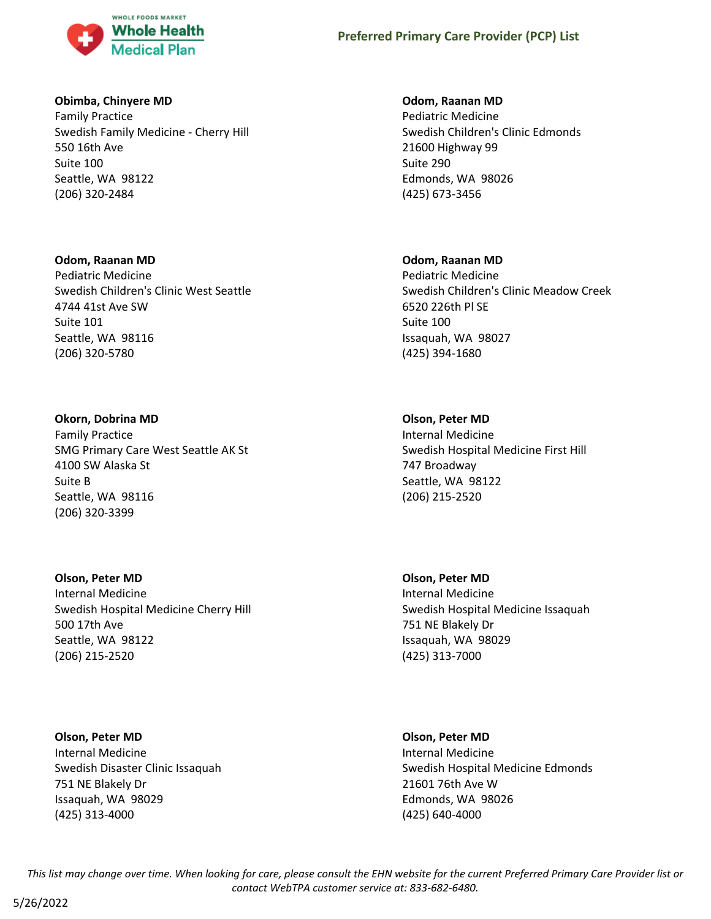**Obimba, Chinyere MD**
Family Practice
Swedish Family Medicine - Cherry Hill
550 16th Ave
Suite 100
Seattle, WA 98122
(206) 320-2484

**Odom, Raanan MD**
Pediatric Medicine
Swedish Children's Clinic Edmonds
21600 Highway 99
Suite 290
Edmonds, WA 98026
(425) 673-3456

**Odom, Raanan MD**
Pediatric Medicine
Swedish Children's Clinic West Seattle
4744 41st Ave SW
Suite 101
Seattle, WA 98116
(206) 320-5780

**Odom, Raanan MD**
Pediatric Medicine
Swedish Children's Clinic Meadow Creek
6520 226th Pl SE
Suite 100
Issaquah, WA 98027
(425) 394-1680

**Okorn, Dobrina MD**
Family Practice
SMG Primary Care West Seattle AK St
4100 SW Alaska St
Suite B
Seattle, WA 98116
(206) 320-3399

**Olson, Peter MD**
Internal Medicine
Swedish Hospital Medicine First Hill
747 Broadway
Seattle, WA 98122
(206) 215-2520

**Olson, Peter MD**
Internal Medicine
Swedish Hospital Medicine Cherry Hill
500 17th Ave
Seattle, WA 98122
(206) 215-2520

**Olson, Peter MD**
Internal Medicine
Swedish Hospital Medicine Issaquah
751 NE Blakely Dr
Issaquah, WA 98029
(425) 313-7000

**Olson, Peter MD**
Internal Medicine
Swedish Disaster Clinic Issaquah
751 NE Blakely Dr
Issaquah, WA 98029
(425) 313-4000

**Olson, Peter MD**
Internal Medicine
Swedish Hospital Medicine Edmonds
21601 76th Ave W
Edmonds, WA 98026
(425) 640-4000

*This list may change over time. When looking for care, please consult the EHN website for the current Preferred Primary Care Provider list or contact WebTPA customer service at: 833-682-6480.*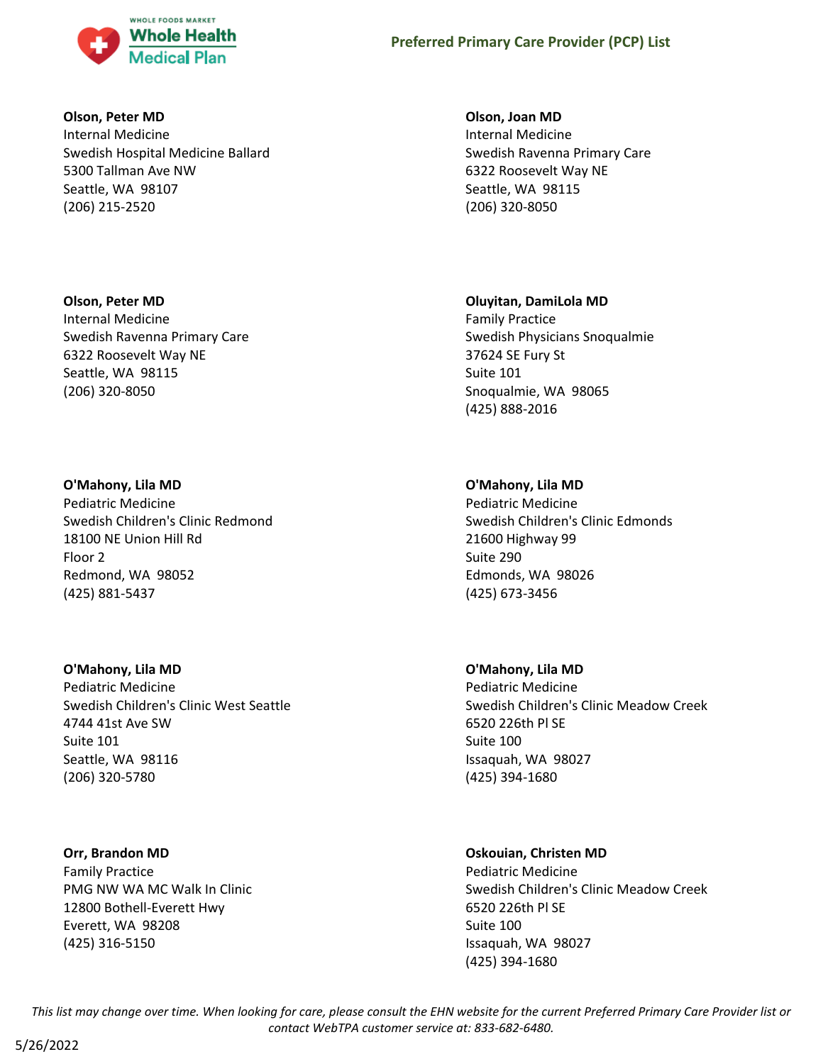**Olson, Peter MD**
Internal Medicine
Swedish Hospital Medicine Ballard
5300 Tallman Ave NW
Seattle, WA 98107
(206) 215-2520

**Olson, Joan MD**
Internal Medicine
Swedish Ravenna Primary Care
6322 Roosevelt Way NE
Seattle, WA 98115
(206) 320-8050

**Olson, Peter MD**
Internal Medicine
Swedish Ravenna Primary Care
6322 Roosevelt Way NE
Seattle, WA 98115
(206) 320-8050

**Oluyitan, DamiLola MD**
Family Practice
Swedish Physicians Snoqualmie
37624 SE Fury St
Suite 101
Snoqualmie, WA 98065
(425) 888-2016

**O'Mahony, Lila MD**
Pediatric Medicine
Swedish Children's Clinic Redmond
18100 NE Union Hill Rd
Floor 2
Redmond, WA 98052
(425) 881-5437

**O'Mahony, Lila MD**
Pediatric Medicine
Swedish Children's Clinic Edmonds
21600 Highway 99
Suite 290
Edmonds, WA 98026
(425) 673-3456

**O'Mahony, Lila MD**
Pediatric Medicine
Swedish Children's Clinic West Seattle
4744 41st Ave SW
Suite 101
Seattle, WA 98116
(206) 320-5780

**O'Mahony, Lila MD**
Pediatric Medicine
Swedish Children's Clinic Meadow Creek
6520 226th Pl SE
Suite 100
Issaquah, WA 98027
(425) 394-1680

**Orr, Brandon MD**
Family Practice
PMG NW WA MC Walk In Clinic
12800 Bothell-Everett Hwy
Everett, WA 98208
(425) 316-5150

**Oskouian, Christen MD**
Pediatric Medicine
Swedish Children's Clinic Meadow Creek
6520 226th Pl SE
Suite 100
Issaquah, WA 98027
(425) 394-1680

*This list may change over time. When looking for care, please consult the EHN website for the current Preferred Primary Care Provider list or contact WebTPA customer service at: 833-682-6480.*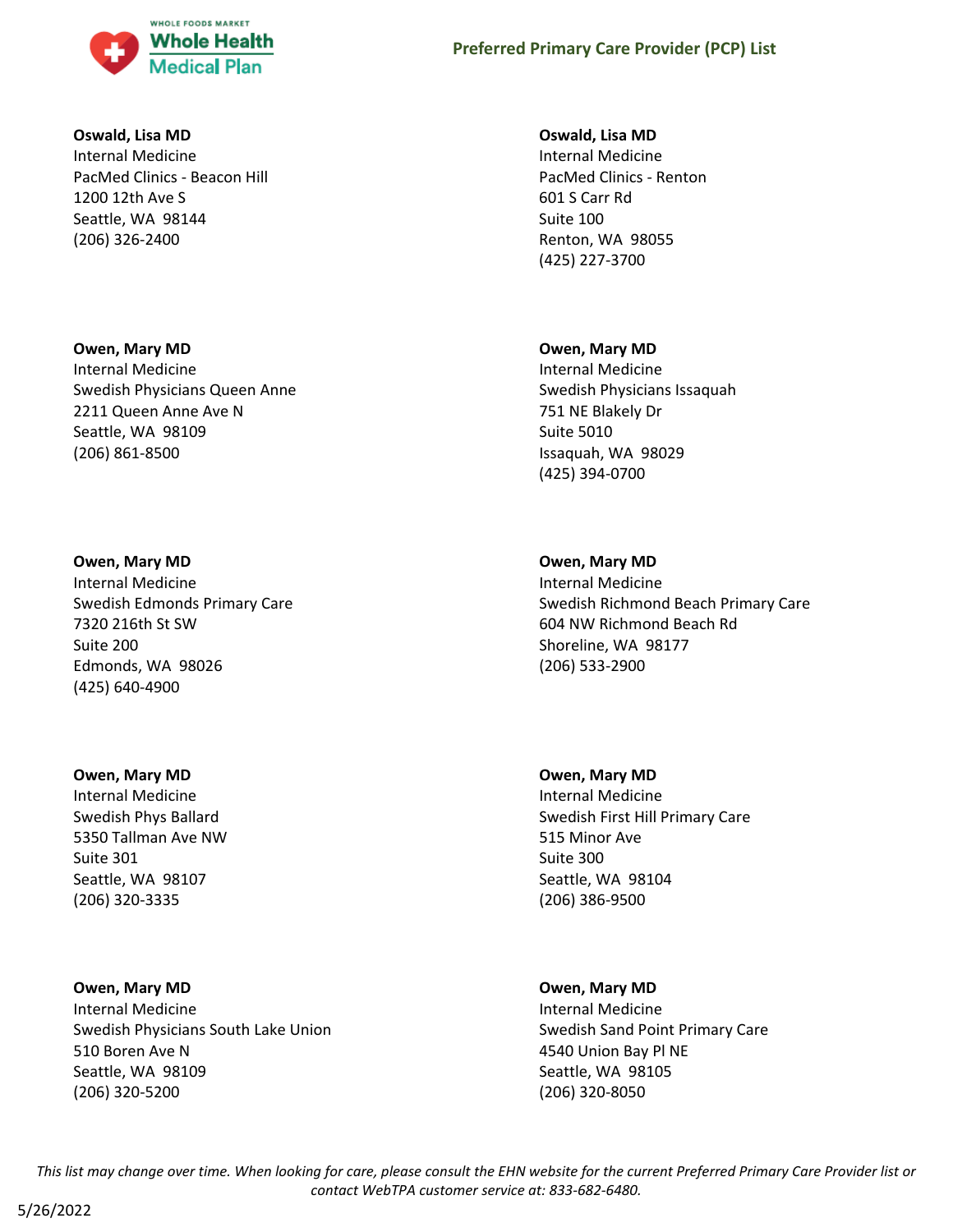**Oswald, Lisa MD**
Internal Medicine
PacMed Clinics - Beacon Hill
1200 12th Ave S
Seattle, WA 98144
(206) 326-2400

**Oswald, Lisa MD**
Internal Medicine
PacMed Clinics - Renton
601 S Carr Rd
Suite 100
Renton, WA 98055
(425) 227-3700

**Owen, Mary MD**
Internal Medicine
Swedish Physicians Queen Anne
2211 Queen Anne Ave N
Seattle, WA 98109
(206) 861-8500

**Owen, Mary MD**
Internal Medicine
Swedish Physicians Issaquah
751 NE Blakely Dr
Suite 5010
Issaquah, WA 98029
(425) 394-0700

**Owen, Mary MD**
Internal Medicine
Swedish Edmonds Primary Care
7320 216th St SW
Suite 200
Edmonds, WA 98026
(425) 640-4900

**Owen, Mary MD**
Internal Medicine
Swedish Richmond Beach Primary Care
604 NW Richmond Beach Rd
Shoreline, WA 98177
(206) 533-2900

**Owen, Mary MD**
Internal Medicine
Swedish Phys Ballard
5350 Tallman Ave NW
Suite 301
Seattle, WA 98107
(206) 320-3335

**Owen, Mary MD**
Internal Medicine
Swedish First Hill Primary Care
515 Minor Ave
Suite 300
Seattle, WA 98104
(206) 386-9500

**Owen, Mary MD**
Internal Medicine
Swedish Physicians South Lake Union
510 Boren Ave N
Seattle, WA 98109
(206) 320-5200

**Owen, Mary MD**
Internal Medicine
Swedish Sand Point Primary Care
4540 Union Bay Pl NE
Seattle, WA 98105
(206) 320-8050

*This list may change over time. When looking for care, please consult the EHN website for the current Preferred Primary Care Provider list or contact WebTPA customer service at: 833-682-6480.*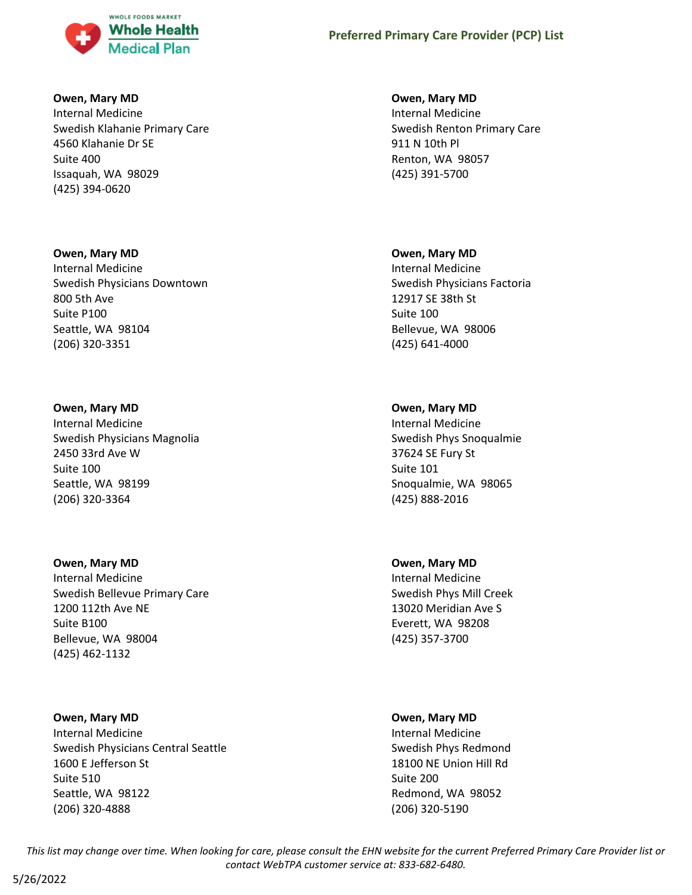**Owen, Mary MD**
Internal Medicine
Swedish Klahanie Primary Care
4560 Klahanie Dr SE
Suite 400
Issaquah, WA 98029
(425) 394-0620

**Owen, Mary MD**
Internal Medicine
Swedish Physicians Downtown
800 5th Ave
Suite P100
Seattle, WA 98104
(206) 320-3351

**Owen, Mary MD**
Internal Medicine
Swedish Physicians Magnolia
2450 33rd Ave W
Suite 100
Seattle, WA 98199
(206) 320-3364

**Owen, Mary MD**
Internal Medicine
Swedish Bellevue Primary Care
1200 112th Ave NE
Suite B100
Bellevue, WA 98004
(425) 462-1132

**Owen, Mary MD**
Internal Medicine
Swedish Physicians Central Seattle
1600 E Jefferson St
Suite 510
Seattle, WA 98122
(206) 320-4888

**Owen, Mary MD**
Internal Medicine
Swedish Renton Primary Care
911 N 10th Pl
Renton, WA 98057
(425) 391-5700

**Owen, Mary MD**
Internal Medicine
Swedish Physicians Factoria
12917 SE 38th St
Suite 100
Bellevue, WA 98006
(425) 641-4000

**Owen, Mary MD**
Internal Medicine
Swedish Phys Snoqualmie
37624 SE Fury St
Suite 101
Snoqualmie, WA 98065
(425) 888-2016

**Owen, Mary MD**
Internal Medicine
Swedish Phys Mill Creek
13020 Meridian Ave S
Everett, WA 98208
(425) 357-3700

**Owen, Mary MD**
Internal Medicine
Swedish Phys Redmond
18100 NE Union Hill Rd
Suite 200
Redmond, WA 98052
(206) 320-5190

*This list may change over time. When looking for care, please consult the EHN website for the current Preferred Primary Care Provider list or contact WebTPA customer service at: 833-682-6480.*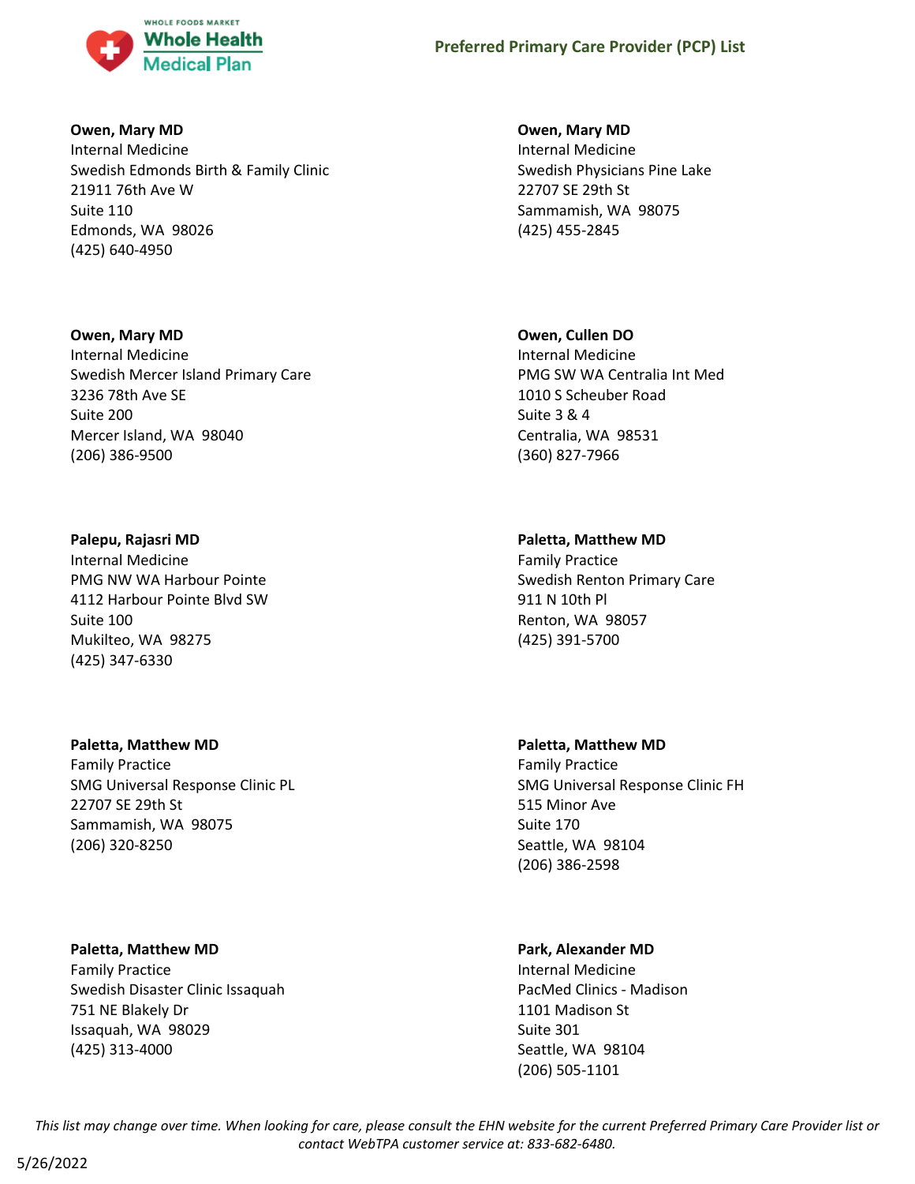**Owen, Mary MD**
Internal Medicine
Swedish Edmonds Birth & Family Clinic
21911 76th Ave W
Suite 110
Edmonds, WA 98026
(425) 640-4950

**Owen, Mary MD**
Internal Medicine
Swedish Physicians Pine Lake
22707 SE 29th St
Sammamish, WA 98075
(425) 455-2845

**Owen, Mary MD**
Internal Medicine
Swedish Mercer Island Primary Care
3236 78th Ave SE
Suite 200
Mercer Island, WA 98040
(206) 386-9500

**Owen, Cullen DO**
Internal Medicine
PMG SW WA Centralia Int Med
1010 S Scheuber Road
Suite 3 & 4
Centralia, WA 98531
(360) 827-7966

**Palepu, Rajasri MD**
Internal Medicine
PMG NW WA Harbour Pointe
4112 Harbour Pointe Blvd SW
Suite 100
Mukilteo, WA 98275
(425) 347-6330

**Paletta, Matthew MD**
Family Practice
Swedish Renton Primary Care
911 N 10th Pl
Renton, WA 98057
(425) 391-5700

**Paletta, Matthew MD**
Family Practice
SMG Universal Response Clinic PL
22707 SE 29th St
Sammamish, WA 98075
(206) 320-8250

**Paletta, Matthew MD**
Family Practice
SMG Universal Response Clinic FH
515 Minor Ave
Suite 170
Seattle, WA 98104
(206) 386-2598

**Paletta, Matthew MD**
Family Practice
Swedish Disaster Clinic Issaquah
751 NE Blakely Dr
Issaquah, WA 98029
(425) 313-4000

**Park, Alexander MD**
Internal Medicine
PacMed Clinics - Madison
1101 Madison St
Suite 301
Seattle, WA 98104
(206) 505-1101

*This list may change over time. When looking for care, please consult the EHN website for the current Preferred Primary Care Provider list or contact WebTPA customer service at: 833-682-6480.*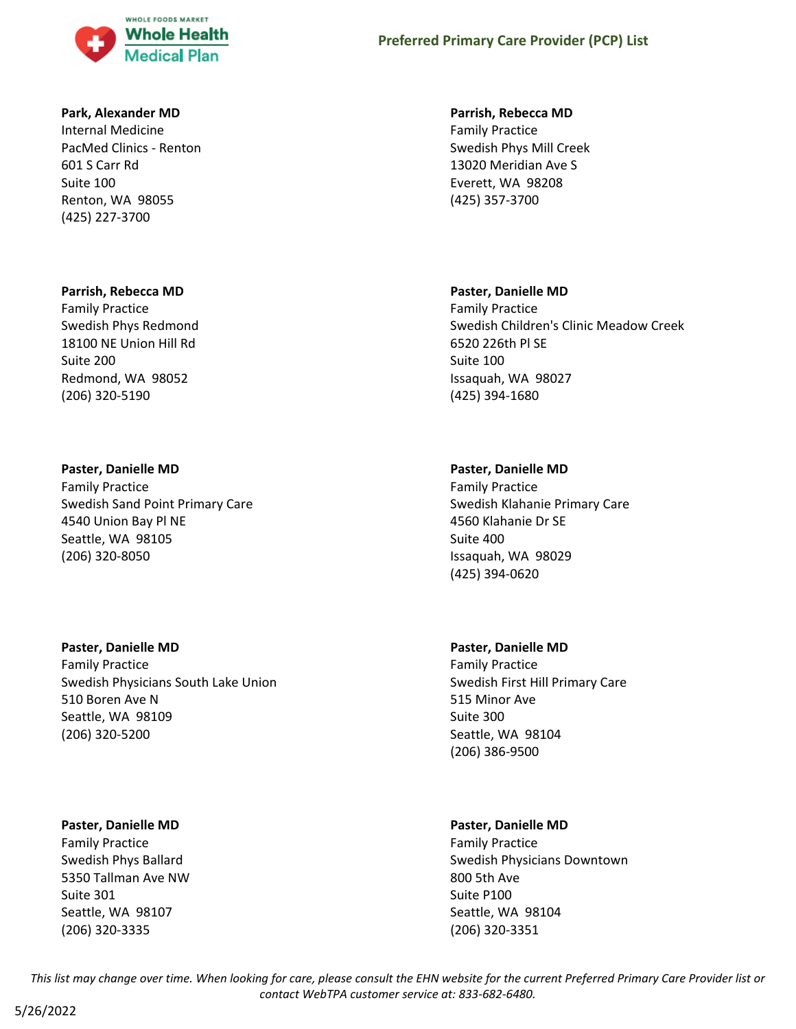**Park, Alexander MD**
Internal Medicine
PacMed Clinics - Renton
601 S Carr Rd
Suite 100
Renton, WA 98055
(425) 227-3700

**Parrish, Rebecca MD**
Family Practice
Swedish Phys Mill Creek
13020 Meridian Ave S
Everett, WA 98208
(425) 357-3700

**Parrish, Rebecca MD**
Family Practice
Swedish Phys Redmond
18100 NE Union Hill Rd
Suite 200
Redmond, WA 98052
(206) 320-5190

**Paster, Danielle MD**
Family Practice
Swedish Children's Clinic Meadow Creek
6520 226th Pl SE
Suite 100
Issaquah, WA 98027
(425) 394-1680

**Paster, Danielle MD**
Family Practice
Swedish Sand Point Primary Care
4540 Union Bay Pl NE
Seattle, WA 98105
(206) 320-8050

**Paster, Danielle MD**
Family Practice
Swedish Klahanie Primary Care
4560 Klahanie Dr SE
Suite 400
Issaquah, WA 98029
(425) 394-0620

**Paster, Danielle MD**
Family Practice
Swedish Physicians South Lake Union
510 Boren Ave N
Seattle, WA 98109
(206) 320-5200

**Paster, Danielle MD**
Family Practice
Swedish First Hill Primary Care
515 Minor Ave
Suite 300
Seattle, WA 98104
(206) 386-9500

**Paster, Danielle MD**
Family Practice
Swedish Phys Ballard
5350 Tallman Ave NW
Suite 301
Seattle, WA 98107
(206) 320-3335

**Paster, Danielle MD**
Family Practice
Swedish Physicians Downtown
800 5th Ave
Suite P100
Seattle, WA 98104
(206) 320-3351

*This list may change over time. When looking for care, please consult the EHN website for the current Preferred Primary Care Provider list or contact WebTPA customer service at: 833-682-6480.*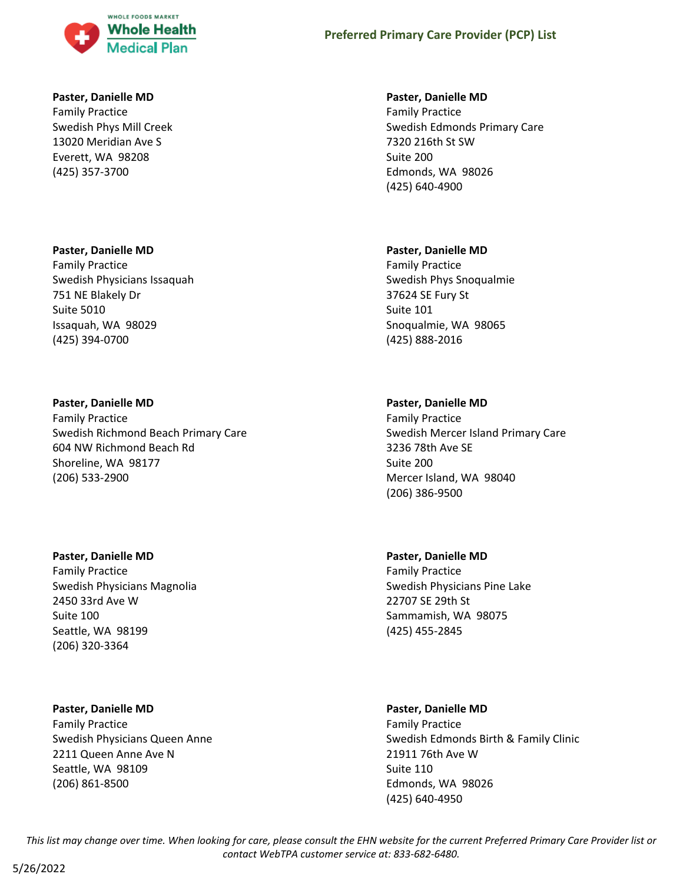**Paster, Danielle MD**
Family Practice
Swedish Phys Mill Creek
13020 Meridian Ave S
Everett, WA 98208
(425) 357-3700

**Paster, Danielle MD**
Family Practice
Swedish Physicians Issaquah
751 NE Blakely Dr
Suite 5010
Issaquah, WA 98029
(425) 394-0700

**Paster, Danielle MD**
Family Practice
Swedish Richmond Beach Primary Care
604 NW Richmond Beach Rd
Shoreline, WA 98177
(206) 533-2900

**Paster, Danielle MD**
Family Practice
Swedish Physicians Magnolia
2450 33rd Ave W
Suite 100
Seattle, WA 98199
(206) 320-3364

**Paster, Danielle MD**
Family Practice
Swedish Physicians Queen Anne
2211 Queen Anne Ave N
Seattle, WA 98109
(206) 861-8500

**Paster, Danielle MD**
Family Practice
Swedish Edmonds Primary Care
7320 216th St SW
Suite 200
Edmonds, WA 98026
(425) 640-4900

**Paster, Danielle MD**
Family Practice
Swedish Phys Snoqualmie
37624 SE Fury St
Suite 101
Snoqualmie, WA 98065
(425) 888-2016

**Paster, Danielle MD**
Family Practice
Swedish Mercer Island Primary Care
3236 78th Ave SE
Suite 200
Mercer Island, WA 98040
(206) 386-9500

**Paster, Danielle MD**
Family Practice
Swedish Physicians Pine Lake
22707 SE 29th St
Sammamish, WA 98075
(425) 455-2845

**Paster, Danielle MD**
Family Practice
Swedish Edmonds Birth & Family Clinic
21911 76th Ave W
Suite 110
Edmonds, WA 98026
(425) 640-4950

*This list may change over time. When looking for care, please consult the EHN website for the current Preferred Primary Care Provider list or contact WebTPA customer service at: 833-682-6480.*

5/26/2022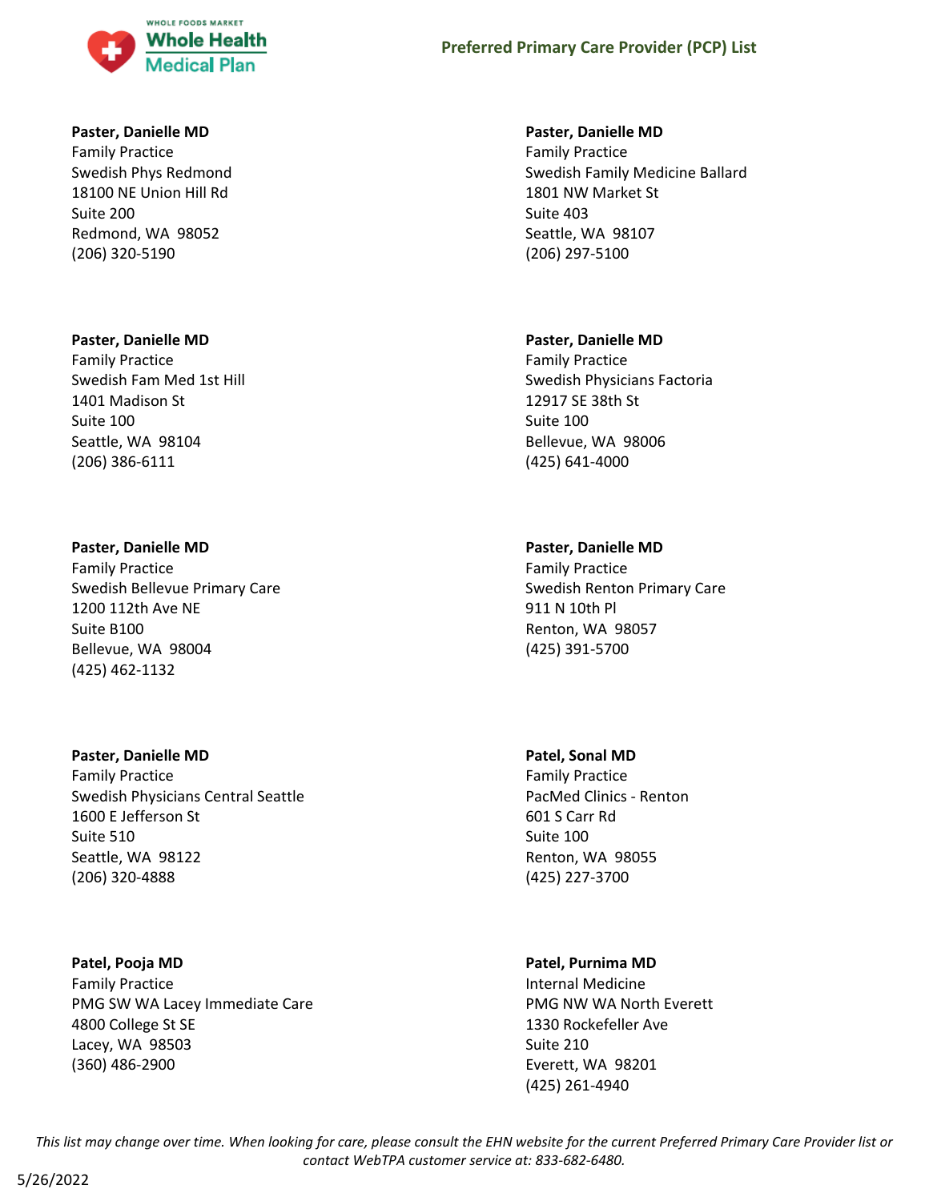**Paster, Danielle MD**
Family Practice
Swedish Phys Redmond
18100 NE Union Hill Rd
Suite 200
Redmond, WA 98052
(206) 320-5190

**Paster, Danielle MD**
Family Practice
Swedish Family Medicine Ballard
1801 NW Market St
Suite 403
Seattle, WA 98107
(206) 297-5100

**Paster, Danielle MD**
Family Practice
Swedish Fam Med 1st Hill
1401 Madison St
Suite 100
Seattle, WA 98104
(206) 386-6111

**Paster, Danielle MD**
Family Practice
Swedish Physicians Factoria
12917 SE 38th St
Suite 100
Bellevue, WA 98006
(425) 641-4000

**Paster, Danielle MD**
Family Practice
Swedish Bellevue Primary Care
1200 112th Ave NE
Suite B100
Bellevue, WA 98004
(425) 462-1132

**Paster, Danielle MD**
Family Practice
Swedish Renton Primary Care
911 N 10th Pl
Renton, WA 98057
(425) 391-5700

**Paster, Danielle MD**
Family Practice
Swedish Physicians Central Seattle
1600 E Jefferson St
Suite 510
Seattle, WA 98122
(206) 320-4888

**Patel, Sonal MD**
Family Practice
PacMed Clinics - Renton
601 S Carr Rd
Suite 100
Renton, WA 98055
(425) 227-3700

**Patel, Pooja MD**
Family Practice
PMG SW WA Lacey Immediate Care
4800 College St SE
Lacey, WA 98503
(360) 486-2900

**Patel, Purnima MD**
Internal Medicine
PMG NW WA North Everett
1330 Rockefeller Ave
Suite 210
Everett, WA 98201
(425) 261-4940

*This list may change over time. When looking for care, please consult the EHN website for the current Preferred Primary Care Provider list or contact WebTPA customer service at: 833-682-6480.*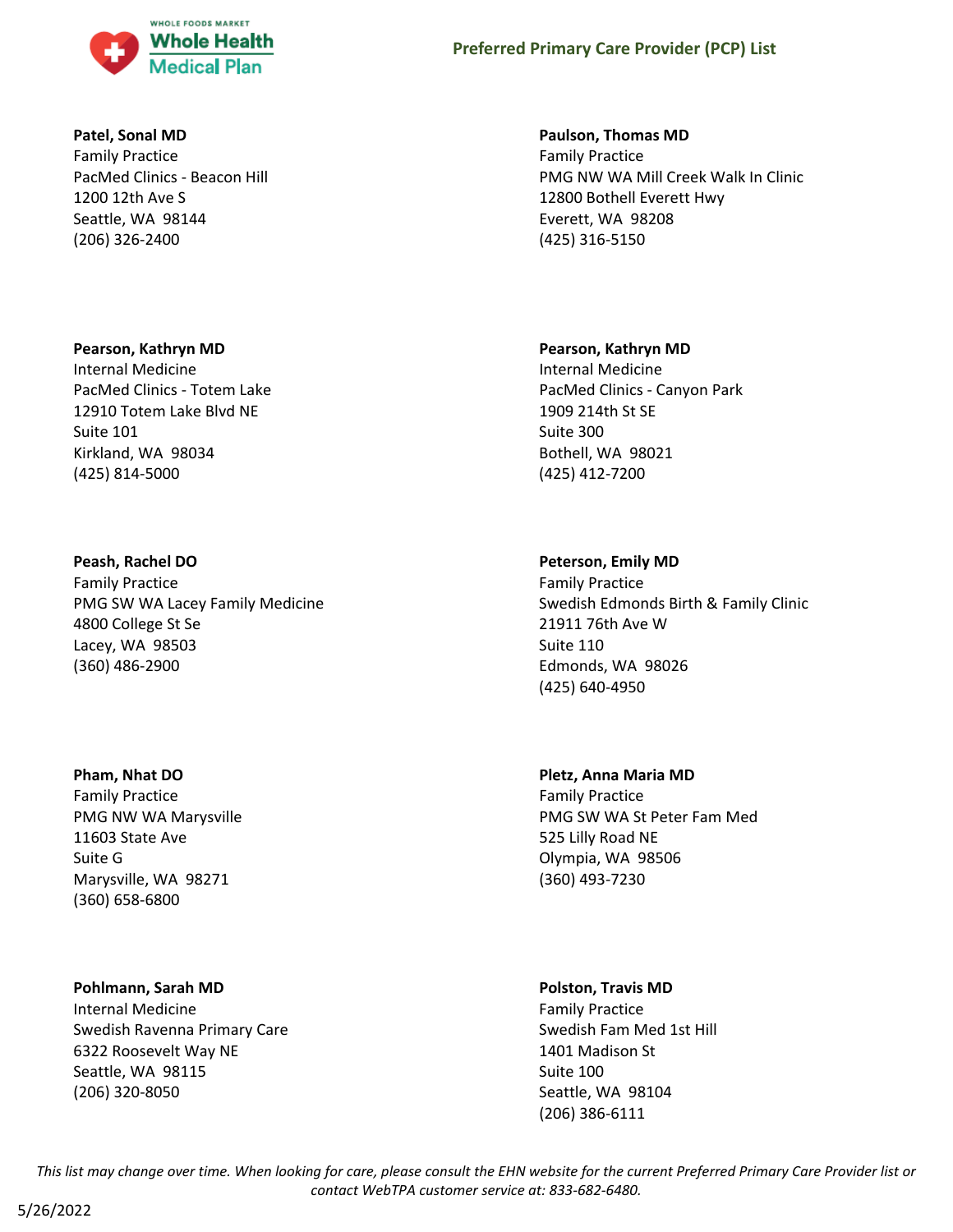**Patel, Sonal MD**
Family Practice
PacMed Clinics - Beacon Hill
1200 12th Ave S
Seattle, WA 98144
(206) 326-2400

**Paulson, Thomas MD**
Family Practice
PMG NW WA Mill Creek Walk In Clinic
12800 Bothell Everett Hwy
Everett, WA 98208
(425) 316-5150

**Pearson, Kathryn MD**
Internal Medicine
PacMed Clinics - Totem Lake
12910 Totem Lake Blvd NE
Suite 101
Kirkland, WA 98034
(425) 814-5000

**Pearson, Kathryn MD**
Internal Medicine
PacMed Clinics - Canyon Park
1909 214th St SE
Suite 300
Bothell, WA 98021
(425) 412-7200

**Peash, Rachel DO**
Family Practice
PMG SW WA Lacey Family Medicine
4800 College St Se
Lacey, WA 98503
(360) 486-2900

**Peterson, Emily MD**
Family Practice
Swedish Edmonds Birth & Family Clinic
21911 76th Ave W
Suite 110
Edmonds, WA 98026
(425) 640-4950

**Pham, Nhat DO**
Family Practice
PMG NW WA Marysville
11603 State Ave
Suite G
Marysville, WA 98271
(360) 658-6800

**Pletz, Anna Maria MD**
Family Practice
PMG SW WA St Peter Fam Med
525 Lilly Road NE
Olympia, WA 98506
(360) 493-7230

**Pohlmann, Sarah MD**
Internal Medicine
Swedish Ravenna Primary Care
6322 Roosevelt Way NE
Seattle, WA 98115
(206) 320-8050

**Polston, Travis MD**
Family Practice
Swedish Fam Med 1st Hill
1401 Madison St
Suite 100
Seattle, WA 98104
(206) 386-6111

*This list may change over time. When looking for care, please consult the EHN website for the current Preferred Primary Care Provider list or contact WebTPA customer service at: 833-682-6480.*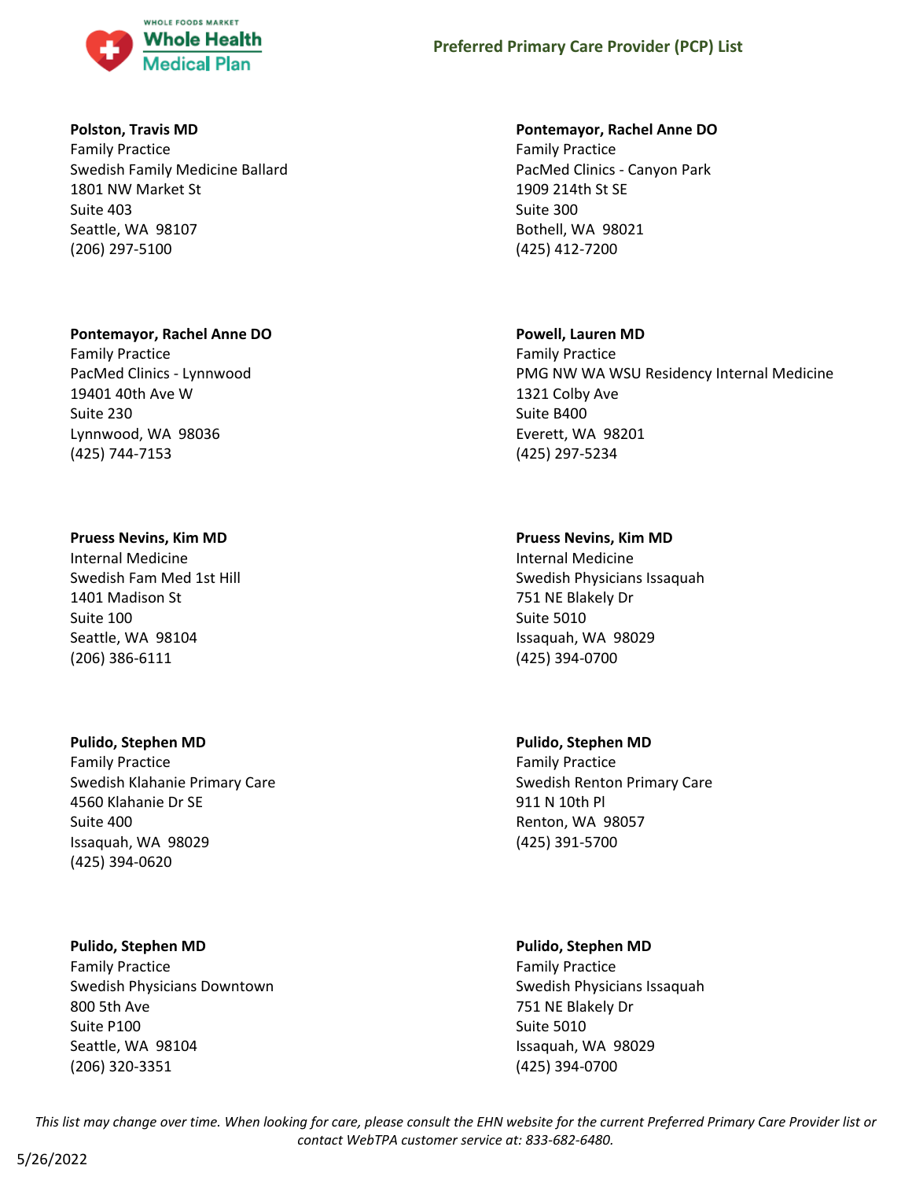**Polston, Travis MD**
Family Practice
Swedish Family Medicine Ballard
1801 NW Market St
Suite 403
Seattle, WA 98107
(206) 297-5100

**Pontemayor, Rachel Anne DO**
Family Practice
PacMed Clinics - Canyon Park
1909 214th St SE
Suite 300
Bothell, WA 98021
(425) 412-7200

**Pontemayor, Rachel Anne DO**
Family Practice
PacMed Clinics - Lynnwood
19401 40th Ave W
Suite 230
Lynnwood, WA 98036
(425) 744-7153

**Powell, Lauren MD**
Family Practice
PMG NW WA WSU Residency Internal Medicine
1321 Colby Ave
Suite B400
Everett, WA 98201
(425) 297-5234

**Pruess Nevins, Kim MD**
Internal Medicine
Swedish Fam Med 1st Hill
1401 Madison St
Suite 100
Seattle, WA 98104
(206) 386-6111

**Pruess Nevins, Kim MD**
Internal Medicine
Swedish Physicians Issaquah
751 NE Blakely Dr
Suite 5010
Issaquah, WA 98029
(425) 394-0700

**Pulido, Stephen MD**
Family Practice
Swedish Klahanie Primary Care
4560 Klahanie Dr SE
Suite 400
Issaquah, WA 98029
(425) 394-0620

**Pulido, Stephen MD**
Family Practice
Swedish Renton Primary Care
911 N 10th Pl
Renton, WA 98057
(425) 391-5700

**Pulido, Stephen MD**
Family Practice
Swedish Physicians Downtown
800 5th Ave
Suite P100
Seattle, WA 98104
(206) 320-3351

**Pulido, Stephen MD**
Family Practice
Swedish Physicians Issaquah
751 NE Blakely Dr
Suite 5010
Issaquah, WA 98029
(425) 394-0700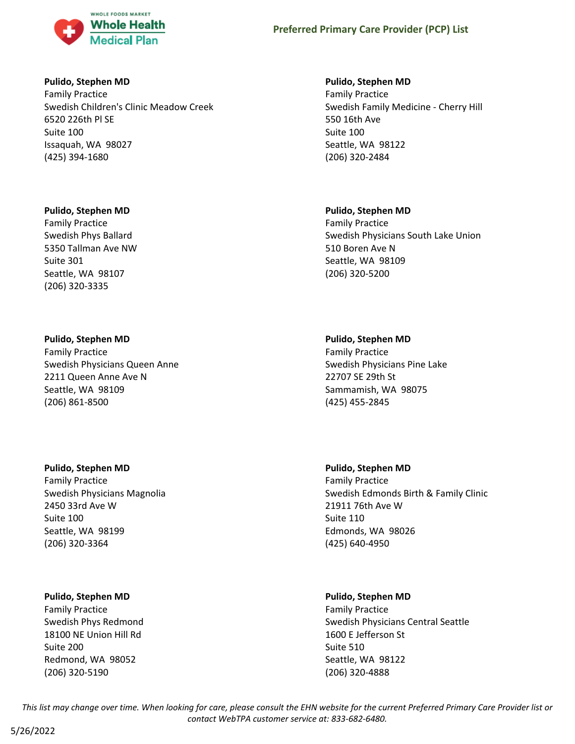**Pulido, Stephen MD**
Family Practice
Swedish Children's Clinic Meadow Creek
6520 226th Pl SE
Suite 100
Issaquah, WA 98027
(425) 394-1680

**Pulido, Stephen MD**
Family Practice
Swedish Family Medicine - Cherry Hill
550 16th Ave
Suite 100
Seattle, WA 98122
(206) 320-2484

**Pulido, Stephen MD**
Family Practice
Swedish Phys Ballard
5350 Tallman Ave NW
Suite 301
Seattle, WA 98107
(206) 320-3335

**Pulido, Stephen MD**
Family Practice
Swedish Physicians South Lake Union
510 Boren Ave N
Seattle, WA 98109
(206) 320-5200

**Pulido, Stephen MD**
Family Practice
Swedish Physicians Queen Anne
2211 Queen Anne Ave N
Seattle, WA 98109
(206) 861-8500

**Pulido, Stephen MD**
Family Practice
Swedish Physicians Pine Lake
22707 SE 29th St
Sammamish, WA 98075
(425) 455-2845

**Pulido, Stephen MD**
Family Practice
Swedish Physicians Magnolia
2450 33rd Ave W
Suite 100
Seattle, WA 98199
(206) 320-3364

**Pulido, Stephen MD**
Family Practice
Swedish Edmonds Birth & Family Clinic
21911 76th Ave W
Suite 110
Edmonds, WA 98026
(425) 640-4950

**Pulido, Stephen MD**
Family Practice
Swedish Phys Redmond
18100 NE Union Hill Rd
Suite 200
Redmond, WA 98052
(206) 320-5190

**Pulido, Stephen MD**
Family Practice
Swedish Physicians Central Seattle
1600 E Jefferson St
Suite 510
Seattle, WA 98122
(206) 320-4888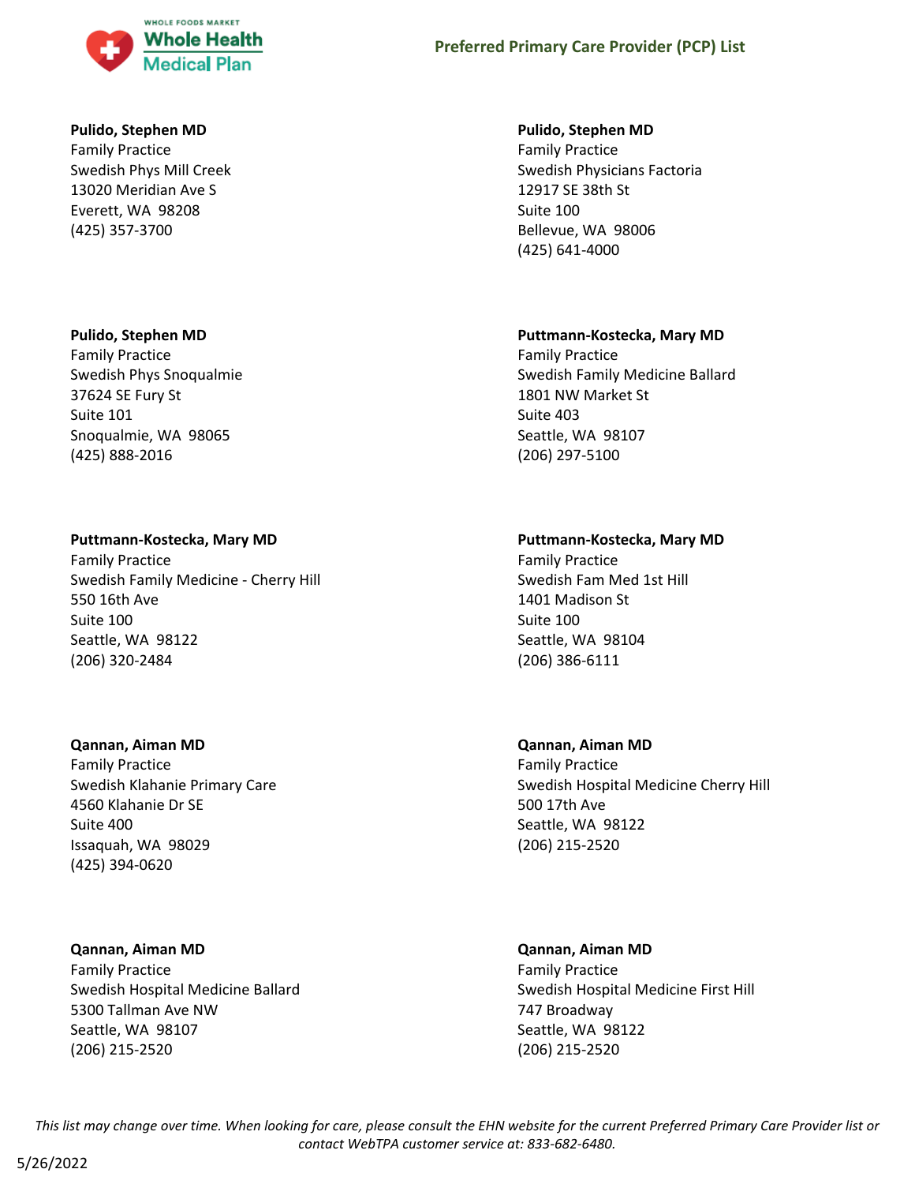**Pulido, Stephen MD**
Family Practice
Swedish Phys Mill Creek
13020 Meridian Ave S
Everett, WA 98208
(425) 357-3700

**Pulido, Stephen MD**
Family Practice
Swedish Physicians Factoria
12917 SE 38th St
Suite 100
Bellevue, WA 98006
(425) 641-4000

**Pulido, Stephen MD**
Family Practice
Swedish Phys Snoqualmie
37624 SE Fury St
Suite 101
Snoqualmie, WA 98065
(425) 888-2016

**Puttmann-Kostecka, Mary MD**
Family Practice
Swedish Family Medicine Ballard
1801 NW Market St
Suite 403
Seattle, WA 98107
(206) 297-5100

**Puttmann-Kostecka, Mary MD**
Family Practice
Swedish Family Medicine - Cherry Hill
550 16th Ave
Suite 100
Seattle, WA 98122
(206) 320-2484

**Puttmann-Kostecka, Mary MD**
Family Practice
Swedish Fam Med 1st Hill
1401 Madison St
Suite 100
Seattle, WA 98104
(206) 386-6111

**Qannan, Aiman MD**
Family Practice
Swedish Klahanie Primary Care
4560 Klahanie Dr SE
Suite 400
Issaquah, WA 98029
(425) 394-0620

**Qannan, Aiman MD**
Family Practice
Swedish Hospital Medicine Cherry Hill
500 17th Ave
Seattle, WA 98122
(206) 215-2520

**Qannan, Aiman MD**
Family Practice
Swedish Hospital Medicine Ballard
5300 Tallman Ave NW
Seattle, WA 98107
(206) 215-2520

**Qannan, Aiman MD**
Family Practice
Swedish Hospital Medicine First Hill
747 Broadway
Seattle, WA 98122
(206) 215-2520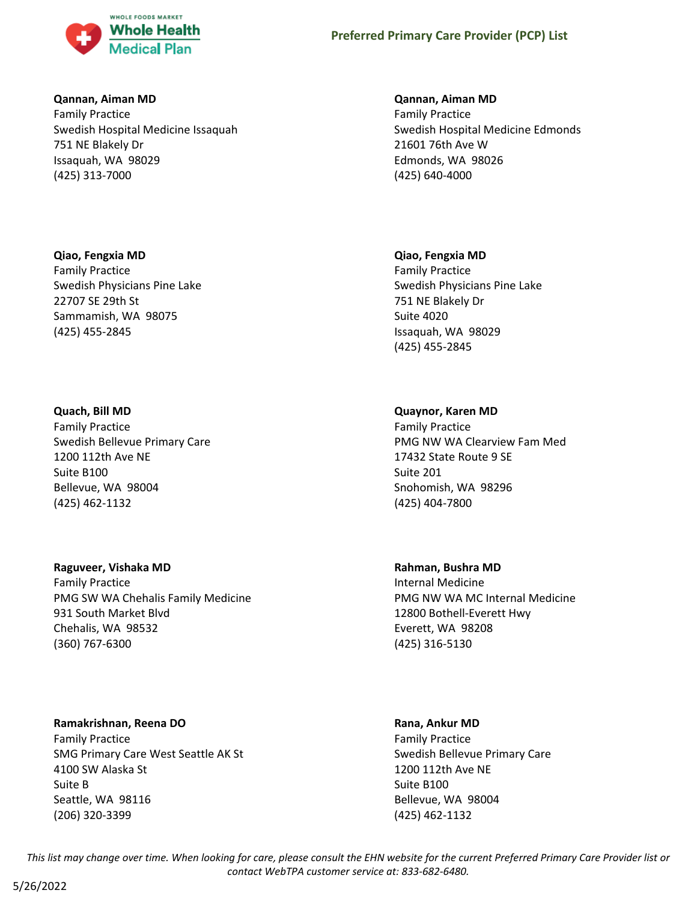**Qannan, Aiman MD**
Family Practice
Swedish Hospital Medicine Issaquah
751 NE Blakely Dr
Issaquah, WA 98029
(425) 313-7000

**Qannan, Aiman MD**
Family Practice
Swedish Hospital Medicine Edmonds
21601 76th Ave W
Edmonds, WA 98026
(425) 640-4000

**Qiao, Fengxia MD**
Family Practice
Swedish Physicians Pine Lake
22707 SE 29th St
Sammamish, WA 98075
(425) 455-2845

**Qiao, Fengxia MD**
Family Practice
Swedish Physicians Pine Lake
751 NE Blakely Dr
Suite 4020
Issaquah, WA 98029
(425) 455-2845

**Quach, Bill MD**
Family Practice
Swedish Bellevue Primary Care
1200 112th Ave NE
Suite B100
Bellevue, WA 98004
(425) 462-1132

**Quaynor, Karen MD**
Family Practice
PMG NW WA Clearview Fam Med
17432 State Route 9 SE
Suite 201
Snohomish, WA 98296
(425) 404-7800

**Raguveer, Vishaka MD**
Family Practice
PMG SW WA Chehalis Family Medicine
931 South Market Blvd
Chehalis, WA 98532
(360) 767-6300

**Rahman, Bushra MD**
Internal Medicine
PMG NW WA MC Internal Medicine
12800 Bothell-Everett Hwy
Everett, WA 98208
(425) 316-5130

**Ramakrishnan, Reena DO**
Family Practice
SMG Primary Care West Seattle AK St
4100 SW Alaska St
Suite B
Seattle, WA 98116
(206) 320-3399

**Rana, Ankur MD**
Family Practice
Swedish Bellevue Primary Care
1200 112th Ave NE
Suite B100
Bellevue, WA 98004
(425) 462-1132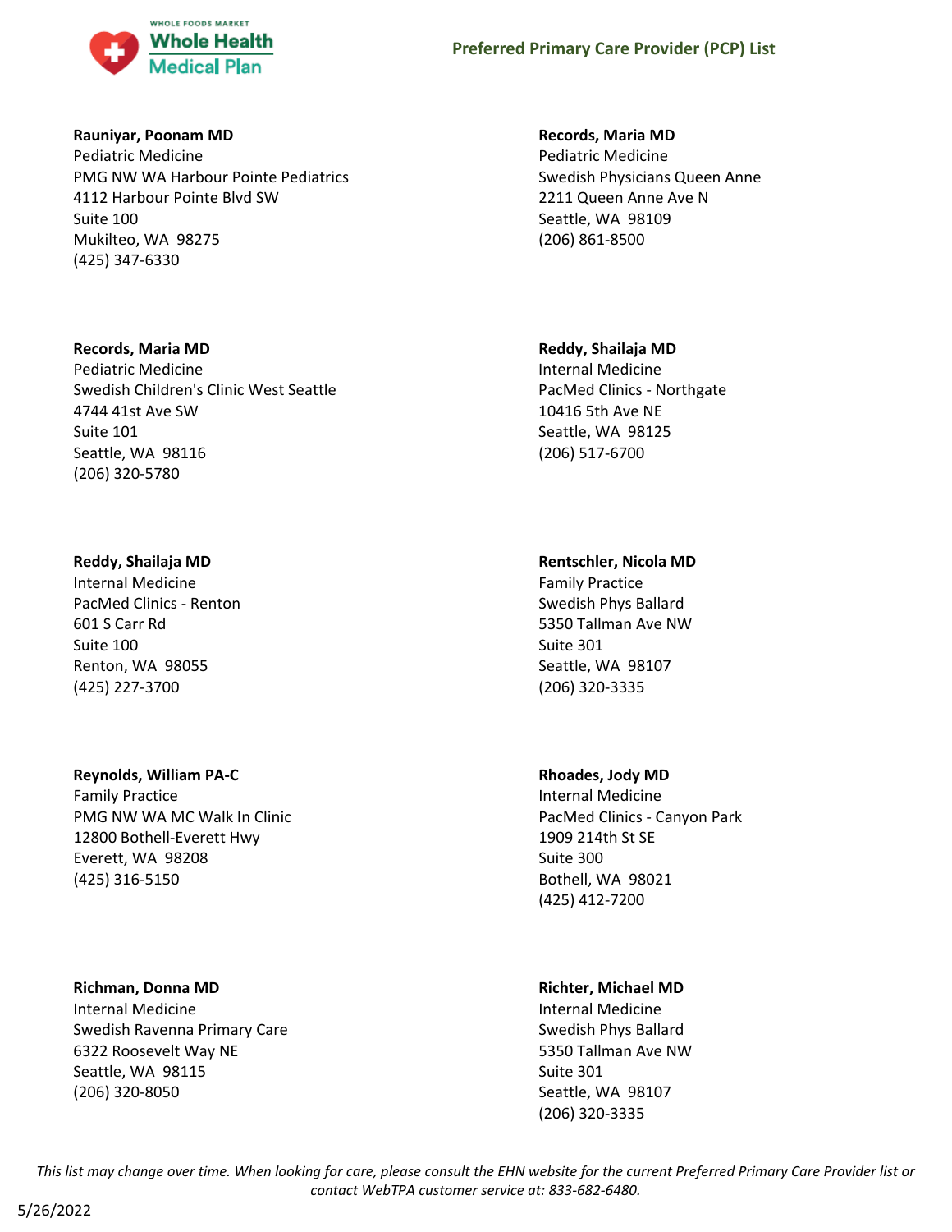**Rauniyar, Poonam MD**
Pediatric Medicine
PMG NW WA Harbour Pointe Pediatrics
4112 Harbour Pointe Blvd SW
Suite 100
Mukilteo, WA 98275
(425) 347-6330

**Records, Maria MD**
Pediatric Medicine
Swedish Physicians Queen Anne
2211 Queen Anne Ave N
Seattle, WA 98109
(206) 861-8500

**Records, Maria MD**
Pediatric Medicine
Swedish Children's Clinic West Seattle
4744 41st Ave SW
Suite 101
Seattle, WA 98116
(206) 320-5780

**Reddy, Shailaja MD**
Internal Medicine
PacMed Clinics - Northgate
10416 5th Ave NE
Seattle, WA 98125
(206) 517-6700

**Reddy, Shailaja MD**
Internal Medicine
PacMed Clinics - Renton
601 S Carr Rd
Suite 100
Renton, WA 98055
(425) 227-3700

**Rentschler, Nicola MD**
Family Practice
Swedish Phys Ballard
5350 Tallman Ave NW
Suite 301
Seattle, WA 98107
(206) 320-3335

**Reynolds, William PA-C**
Family Practice
PMG NW WA MC Walk In Clinic
12800 Bothell-Everett Hwy
Everett, WA 98208
(425) 316-5150

**Rhoades, Jody MD**
Internal Medicine
PacMed Clinics - Canyon Park
1909 214th St SE
Suite 300
Bothell, WA 98021
(425) 412-7200

**Richman, Donna MD**
Internal Medicine
Swedish Ravenna Primary Care
6322 Roosevelt Way NE
Seattle, WA 98115
(206) 320-8050

**Richter, Michael MD**
Internal Medicine
Swedish Phys Ballard
5350 Tallman Ave NW
Suite 301
Seattle, WA 98107
(206) 320-3335

*This list may change over time. When looking for care, please consult the EHN website for the current Preferred Primary Care Provider list or contact WebTPA customer service at: 833-682-6480.*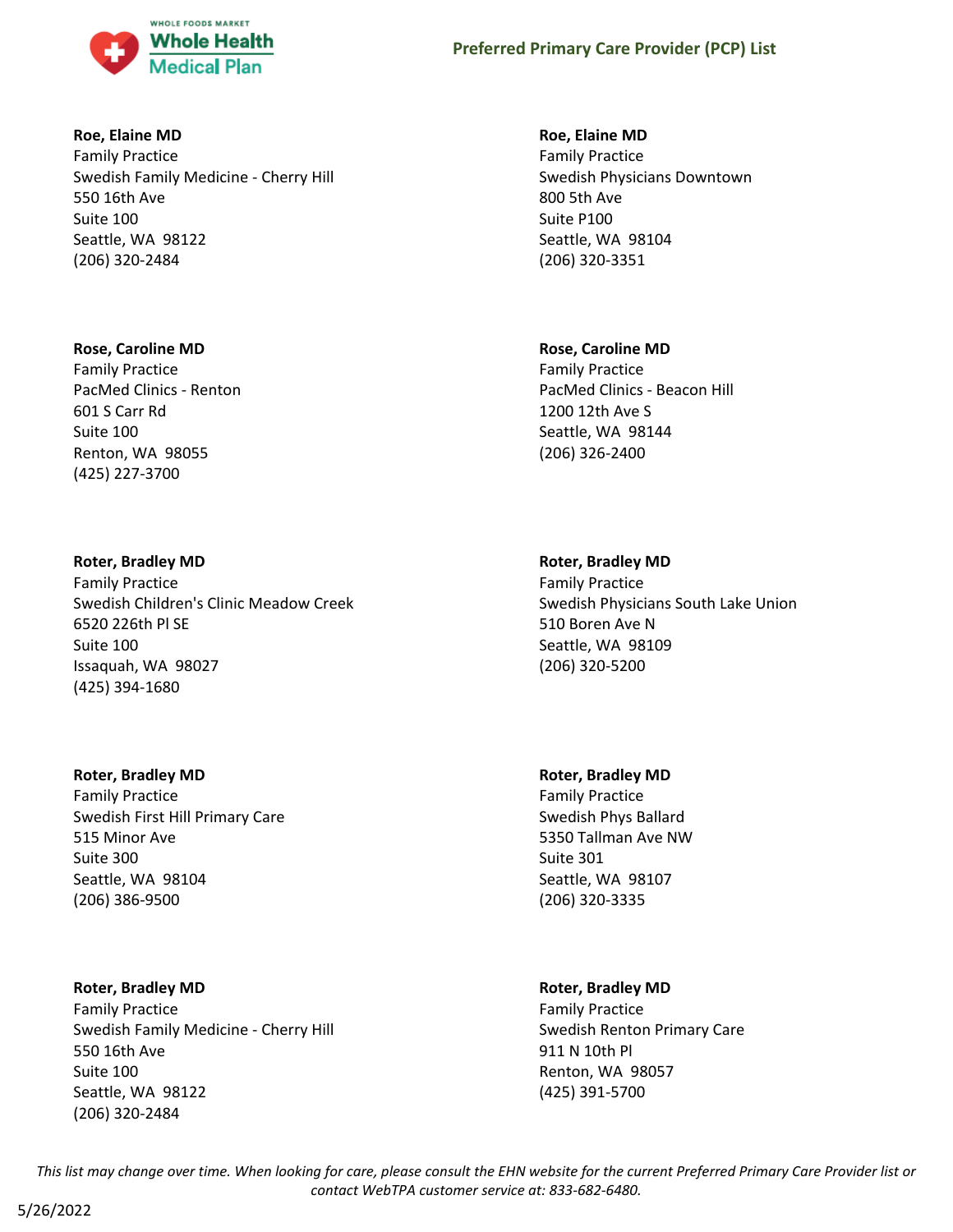**Roe, Elaine MD**
Family Practice
Swedish Family Medicine - Cherry Hill
550 16th Ave
Suite 100
Seattle, WA 98122
(206) 320-2484

**Roe, Elaine MD**
Family Practice
Swedish Physicians Downtown
800 5th Ave
Suite P100
Seattle, WA 98104
(206) 320-3351

**Rose, Caroline MD**
Family Practice
PacMed Clinics - Renton
601 S Carr Rd
Suite 100
Renton, WA 98055
(425) 227-3700

**Rose, Caroline MD**
Family Practice
PacMed Clinics - Beacon Hill
1200 12th Ave S
Seattle, WA 98144
(206) 326-2400

**Roter, Bradley MD**
Family Practice
Swedish Children's Clinic Meadow Creek
6520 226th Pl SE
Suite 100
Issaquah, WA 98027
(425) 394-1680

**Roter, Bradley MD**
Family Practice
Swedish Physicians South Lake Union
510 Boren Ave N
Seattle, WA 98109
(206) 320-5200

**Roter, Bradley MD**
Family Practice
Swedish First Hill Primary Care
515 Minor Ave
Suite 300
Seattle, WA 98104
(206) 386-9500

**Roter, Bradley MD**
Family Practice
Swedish Phys Ballard
5350 Tallman Ave NW
Suite 301
Seattle, WA 98107
(206) 320-3335

**Roter, Bradley MD**
Family Practice
Swedish Family Medicine - Cherry Hill
550 16th Ave
Suite 100
Seattle, WA 98122
(206) 320-2484

**Roter, Bradley MD**
Family Practice
Swedish Renton Primary Care
911 N 10th Pl
Renton, WA 98057
(425) 391-5700

*This list may change over time. When looking for care, please consult the EHN website for the current Preferred Primary Care Provider list or contact WebTPA customer service at: 833-682-6480.*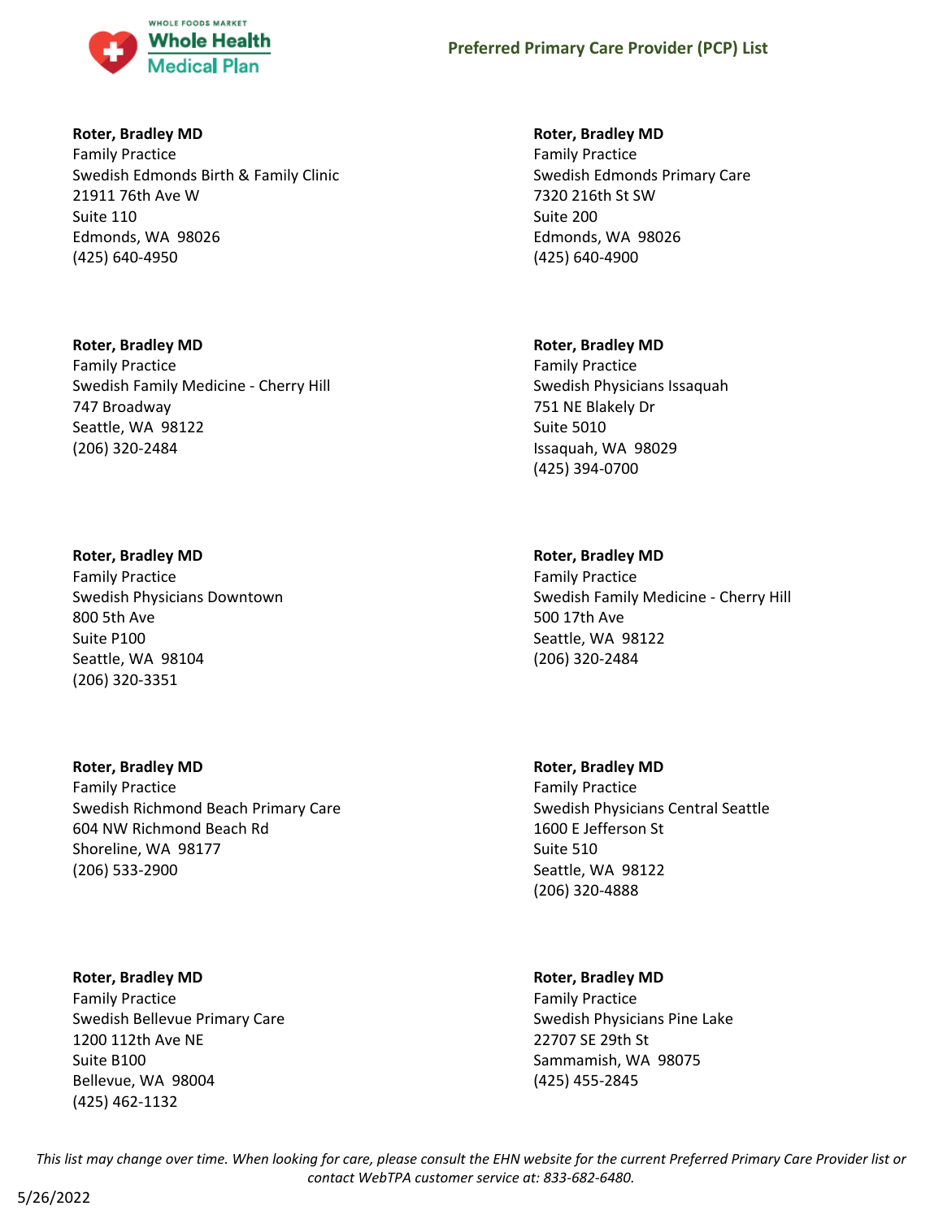**Roter, Bradley MD**
Family Practice
Swedish Edmonds Birth & Family Clinic
21911 76th Ave W
Suite 110
Edmonds, WA 98026
(425) 640-4950

**Roter, Bradley MD**
Family Practice
Swedish Edmonds Primary Care
7320 216th St SW
Suite 200
Edmonds, WA 98026
(425) 640-4900

**Roter, Bradley MD**
Family Practice
Swedish Family Medicine - Cherry Hill
747 Broadway
Seattle, WA 98122
(206) 320-2484

**Roter, Bradley MD**
Family Practice
Swedish Physicians Issaquah
751 NE Blakely Dr
Suite 5010
Issaquah, WA 98029
(425) 394-0700

**Roter, Bradley MD**
Family Practice
Swedish Physicians Downtown
800 5th Ave
Suite P100
Seattle, WA 98104
(206) 320-3351

**Roter, Bradley MD**
Family Practice
Swedish Family Medicine - Cherry Hill
500 17th Ave
Seattle, WA 98122
(206) 320-2484

**Roter, Bradley MD**
Family Practice
Swedish Richmond Beach Primary Care
604 NW Richmond Beach Rd
Shoreline, WA 98177
(206) 533-2900

**Roter, Bradley MD**
Family Practice
Swedish Physicians Central Seattle
1600 E Jefferson St
Suite 510
Seattle, WA 98122
(206) 320-4888

**Roter, Bradley MD**
Family Practice
Swedish Bellevue Primary Care
1200 112th Ave NE
Suite B100
Bellevue, WA 98004
(425) 462-1132

**Roter, Bradley MD**
Family Practice
Swedish Physicians Pine Lake
22707 SE 29th St
Sammamish, WA 98075
(425) 455-2845

*This list may change over time. When looking for care, please consult the EHN website for the current Preferred Primary Care Provider list or contact WebTPA customer service at: 833-682-6480.*

5/26/2022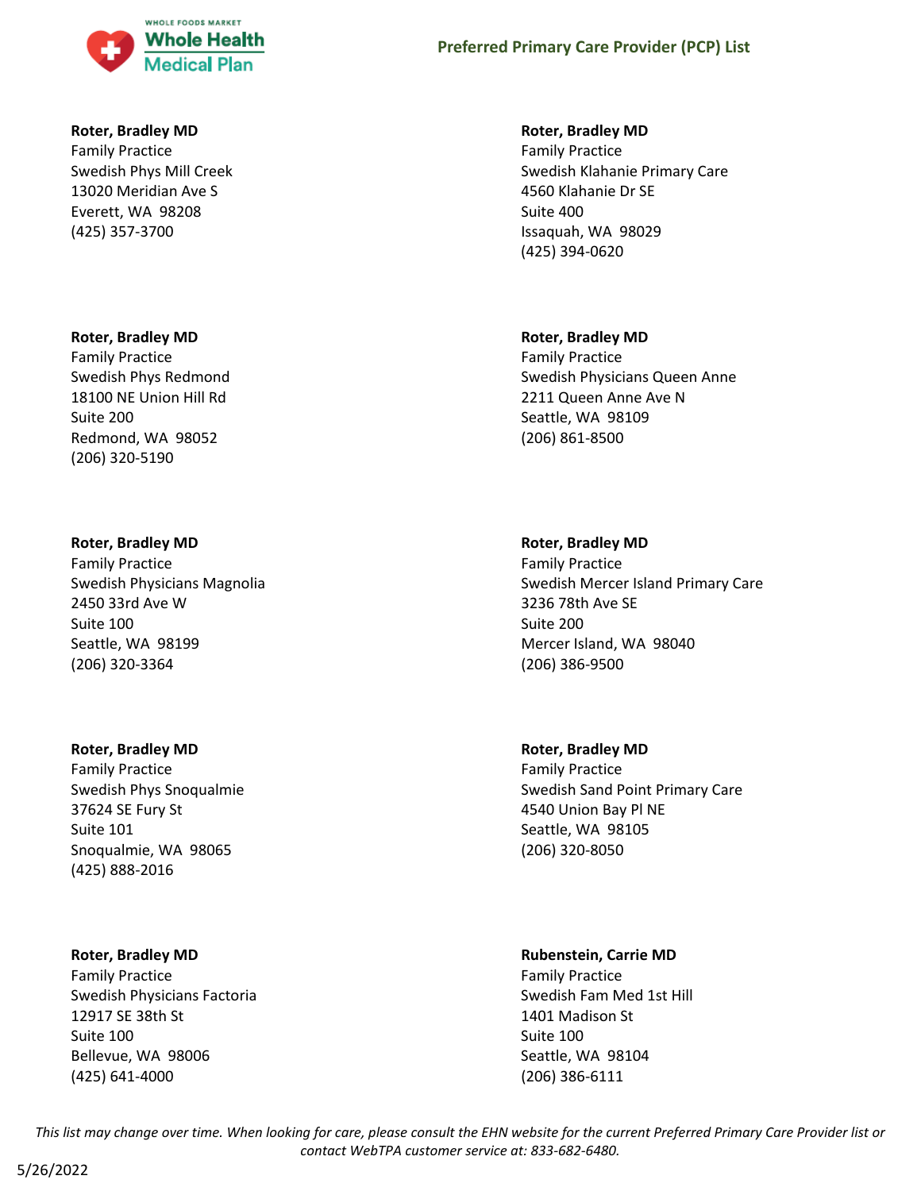**Roter, Bradley MD**
Family Practice
Swedish Phys Mill Creek
13020 Meridian Ave S
Everett, WA 98208
(425) 357-3700

**Roter, Bradley MD**
Family Practice
Swedish Phys Redmond
18100 NE Union Hill Rd
Suite 200
Redmond, WA 98052
(206) 320-5190

**Roter, Bradley MD**
Family Practice
Swedish Physicians Magnolia
2450 33rd Ave W
Suite 100
Seattle, WA 98199
(206) 320-3364

**Roter, Bradley MD**
Family Practice
Swedish Phys Snoqualmie
37624 SE Fury St
Suite 101
Snoqualmie, WA 98065
(425) 888-2016

**Roter, Bradley MD**
Family Practice
Swedish Physicians Factoria
12917 SE 38th St
Suite 100
Bellevue, WA 98006
(425) 641-4000

**Roter, Bradley MD**
Family Practice
Swedish Klahanie Primary Care
4560 Klahanie Dr SE
Suite 400
Issaquah, WA 98029
(425) 394-0620

**Roter, Bradley MD**
Family Practice
Swedish Physicians Queen Anne
2211 Queen Anne Ave N
Seattle, WA 98109
(206) 861-8500

**Roter, Bradley MD**
Family Practice
Swedish Mercer Island Primary Care
3236 78th Ave SE
Suite 200
Mercer Island, WA 98040
(206) 386-9500

**Roter, Bradley MD**
Family Practice
Swedish Sand Point Primary Care
4540 Union Bay Pl NE
Seattle, WA 98105
(206) 320-8050

**Rubenstein, Carrie MD**
Family Practice
Swedish Fam Med 1st Hill
1401 Madison St
Suite 100
Seattle, WA 98104
(206) 386-6111

*This list may change over time. When looking for care, please consult the EHN website for the current Preferred Primary Care Provider list or contact WebTPA customer service at: 833-682-6480.*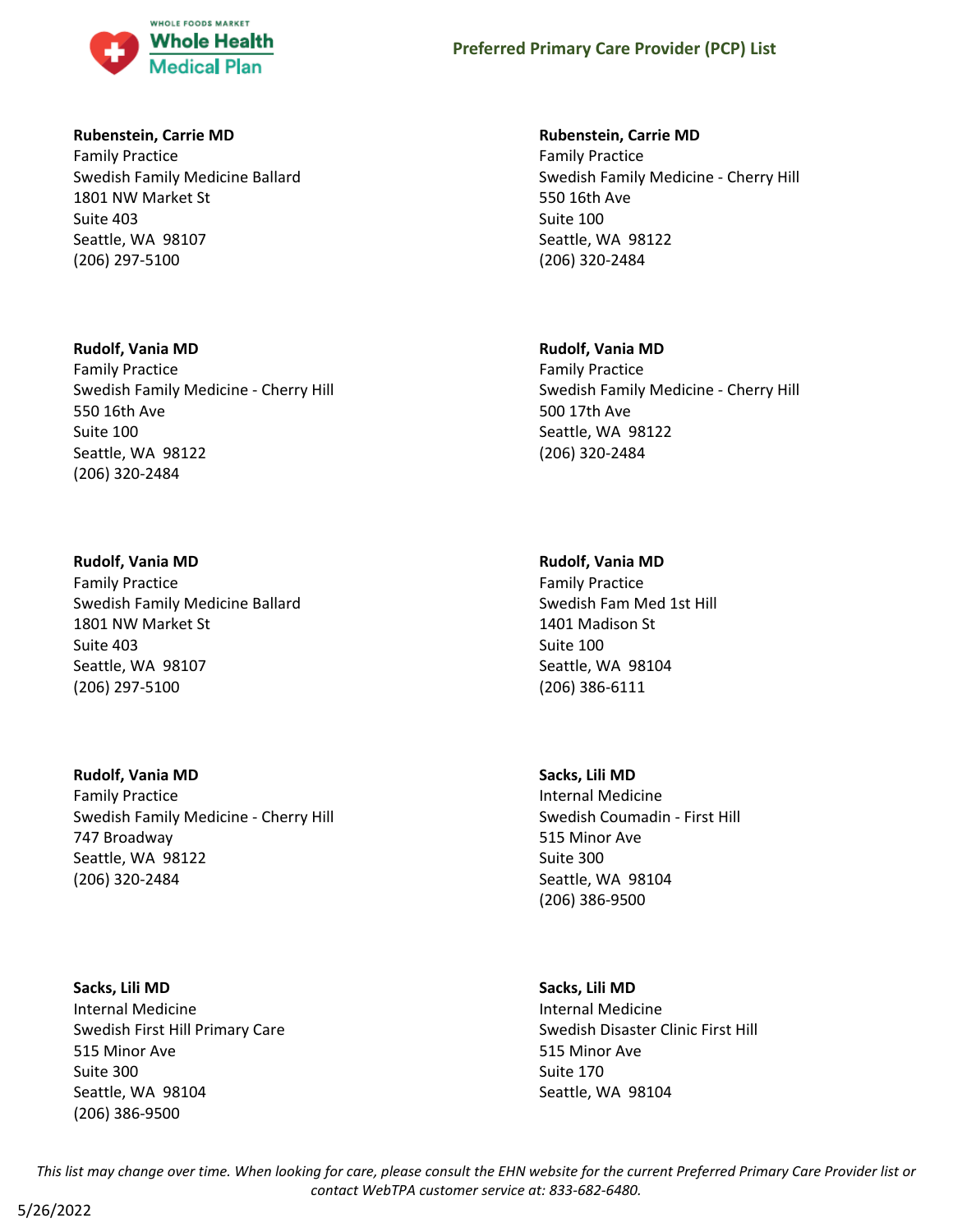**Rubenstein, Carrie MD**
Family Practice
Swedish Family Medicine Ballard
1801 NW Market St
Suite 403
Seattle, WA 98107
(206) 297-5100

**Rubenstein, Carrie MD**
Family Practice
Swedish Family Medicine - Cherry Hill
550 16th Ave
Suite 100
Seattle, WA 98122
(206) 320-2484

**Rudolf, Vania MD**
Family Practice
Swedish Family Medicine - Cherry Hill
550 16th Ave
Suite 100
Seattle, WA 98122
(206) 320-2484

**Rudolf, Vania MD**
Family Practice
Swedish Family Medicine - Cherry Hill
500 17th Ave
Seattle, WA 98122
(206) 320-2484

**Rudolf, Vania MD**
Family Practice
Swedish Family Medicine Ballard
1801 NW Market St
Suite 403
Seattle, WA 98107
(206) 297-5100

**Rudolf, Vania MD**
Family Practice
Swedish Fam Med 1st Hill
1401 Madison St
Suite 100
Seattle, WA 98104
(206) 386-6111

**Rudolf, Vania MD**
Family Practice
Swedish Family Medicine - Cherry Hill
747 Broadway
Seattle, WA 98122
(206) 320-2484

**Sacks, Lili MD**
Internal Medicine
Swedish Coumadin - First Hill
515 Minor Ave
Suite 300
Seattle, WA 98104
(206) 386-9500

**Sacks, Lili MD**
Internal Medicine
Swedish First Hill Primary Care
515 Minor Ave
Suite 300
Seattle, WA 98104
(206) 386-9500

**Sacks, Lili MD**
Internal Medicine
Swedish Disaster Clinic First Hill
515 Minor Ave
Suite 170
Seattle, WA 98104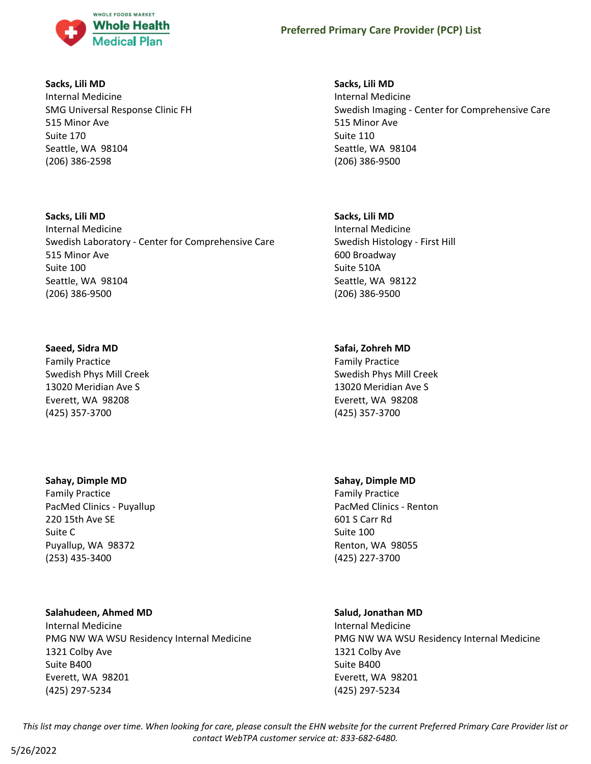**Sacks, Lili MD**
Internal Medicine
SMG Universal Response Clinic FH
515 Minor Ave
Suite 170
Seattle, WA 98104
(206) 386-2598

**Sacks, Lili MD**
Internal Medicine
Swedish Imaging - Center for Comprehensive Care
515 Minor Ave
Suite 110
Seattle, WA 98104
(206) 386-9500

**Sacks, Lili MD**
Internal Medicine
Swedish Laboratory - Center for Comprehensive Care
515 Minor Ave
Suite 100
Seattle, WA 98104
(206) 386-9500

**Sacks, Lili MD**
Internal Medicine
Swedish Histology - First Hill
600 Broadway
Suite 510A
Seattle, WA 98122
(206) 386-9500

**Saeed, Sidra MD**
Family Practice
Swedish Phys Mill Creek
13020 Meridian Ave S
Everett, WA 98208
(425) 357-3700

**Safai, Zohreh MD**
Family Practice
Swedish Phys Mill Creek
13020 Meridian Ave S
Everett, WA 98208
(425) 357-3700

**Sahay, Dimple MD**
Family Practice
PacMed Clinics - Puyallup
220 15th Ave SE
Suite C
Puyallup, WA 98372
(253) 435-3400

**Sahay, Dimple MD**
Family Practice
PacMed Clinics - Renton
601 S Carr Rd
Suite 100
Renton, WA 98055
(425) 227-3700

**Salahudeen, Ahmed MD**
Internal Medicine
PMG NW WA WSU Residency Internal Medicine
1321 Colby Ave
Suite B400
Everett, WA 98201
(425) 297-5234

**Salud, Jonathan MD**
Internal Medicine
PMG NW WA WSU Residency Internal Medicine
1321 Colby Ave
Suite B400
Everett, WA 98201
(425) 297-5234

*This list may change over time. When looking for care, please consult the EHN website for the current Preferred Primary Care Provider list or contact WebTPA customer service at: 833-682-6480.*

5/26/2022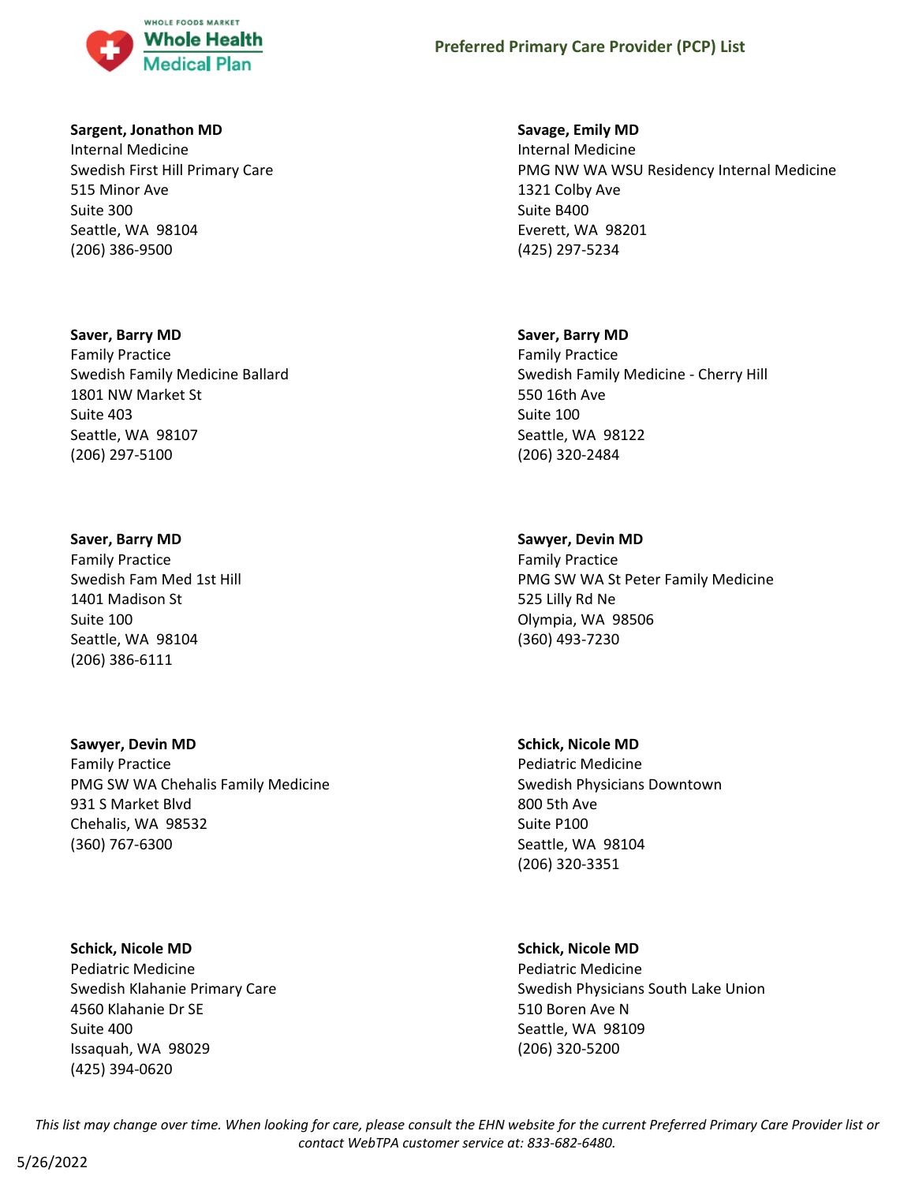**Sargent, Jonathon MD**
Internal Medicine
Swedish First Hill Primary Care
515 Minor Ave
Suite 300
Seattle, WA 98104
(206) 386-9500

**Savage, Emily MD**
Internal Medicine
PMG NW WA WSU Residency Internal Medicine
1321 Colby Ave
Suite B400
Everett, WA 98201
(425) 297-5234

**Saver, Barry MD**
Family Practice
Swedish Family Medicine Ballard
1801 NW Market St
Suite 403
Seattle, WA 98107
(206) 297-5100

**Saver, Barry MD**
Family Practice
Swedish Family Medicine - Cherry Hill
550 16th Ave
Suite 100
Seattle, WA 98122
(206) 320-2484

**Saver, Barry MD**
Family Practice
Swedish Fam Med 1st Hill
1401 Madison St
Suite 100
Seattle, WA 98104
(206) 386-6111

**Sawyer, Devin MD**
Family Practice
PMG SW WA St Peter Family Medicine
525 Lilly Rd Ne
Olympia, WA 98506
(360) 493-7230

**Sawyer, Devin MD**
Family Practice
PMG SW WA Chehalis Family Medicine
931 S Market Blvd
Chehalis, WA 98532
(360) 767-6300

**Schick, Nicole MD**
Pediatric Medicine
Swedish Physicians Downtown
800 5th Ave
Suite P100
Seattle, WA 98104
(206) 320-3351

**Schick, Nicole MD**
Pediatric Medicine
Swedish Klahanie Primary Care
4560 Klahanie Dr SE
Suite 400
Issaquah, WA 98029
(425) 394-0620

**Schick, Nicole MD**
Pediatric Medicine
Swedish Physicians South Lake Union
510 Boren Ave N
Seattle, WA 98109
(206) 320-5200

*This list may change over time. When looking for care, please consult the EHN website for the current Preferred Primary Care Provider list or contact WebTPA customer service at: 833-682-6480.*

5/26/2022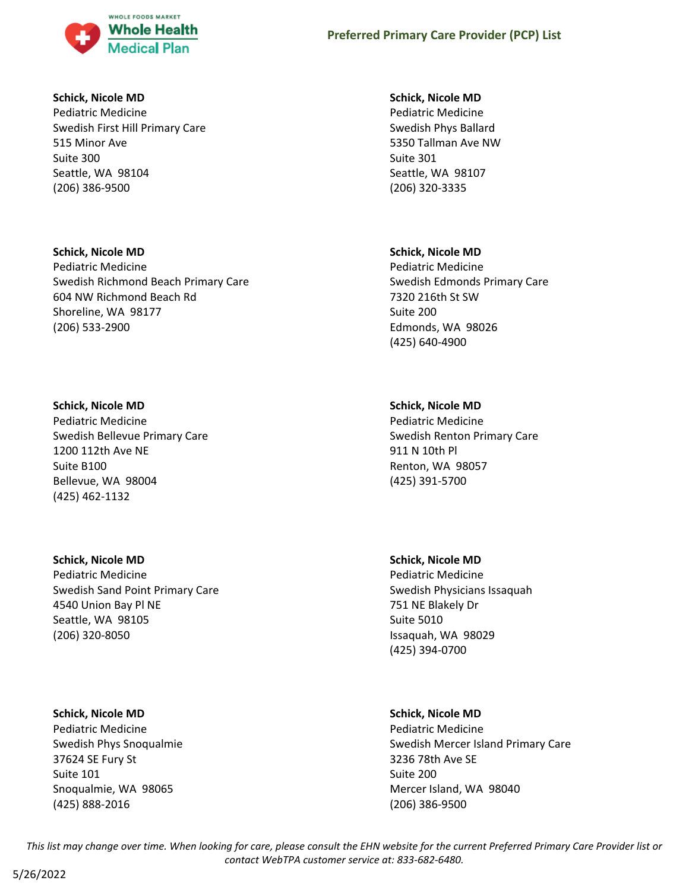**Schick, Nicole MD**
Pediatric Medicine
Swedish First Hill Primary Care
515 Minor Ave
Suite 300
Seattle, WA 98104
(206) 386-9500

**Schick, Nicole MD**
Pediatric Medicine
Swedish Phys Ballard
5350 Tallman Ave NW
Suite 301
Seattle, WA 98107
(206) 320-3335

**Schick, Nicole MD**
Pediatric Medicine
Swedish Richmond Beach Primary Care
604 NW Richmond Beach Rd
Shoreline, WA 98177
(206) 533-2900

**Schick, Nicole MD**
Pediatric Medicine
Swedish Edmonds Primary Care
7320 216th St SW
Suite 200
Edmonds, WA 98026
(425) 640-4900

**Schick, Nicole MD**
Pediatric Medicine
Swedish Bellevue Primary Care
1200 112th Ave NE
Suite B100
Bellevue, WA 98004
(425) 462-1132

**Schick, Nicole MD**
Pediatric Medicine
Swedish Renton Primary Care
911 N 10th Pl
Renton, WA 98057
(425) 391-5700

**Schick, Nicole MD**
Pediatric Medicine
Swedish Sand Point Primary Care
4540 Union Bay Pl NE
Seattle, WA 98105
(206) 320-8050

**Schick, Nicole MD**
Pediatric Medicine
Swedish Physicians Issaquah
751 NE Blakely Dr
Suite 5010
Issaquah, WA 98029
(425) 394-0700

**Schick, Nicole MD**
Pediatric Medicine
Swedish Phys Snoqualmie
37624 SE Fury St
Suite 101
Snoqualmie, WA 98065
(425) 888-2016

**Schick, Nicole MD**
Pediatric Medicine
Swedish Mercer Island Primary Care
3236 78th Ave SE
Suite 200
Mercer Island, WA 98040
(206) 386-9500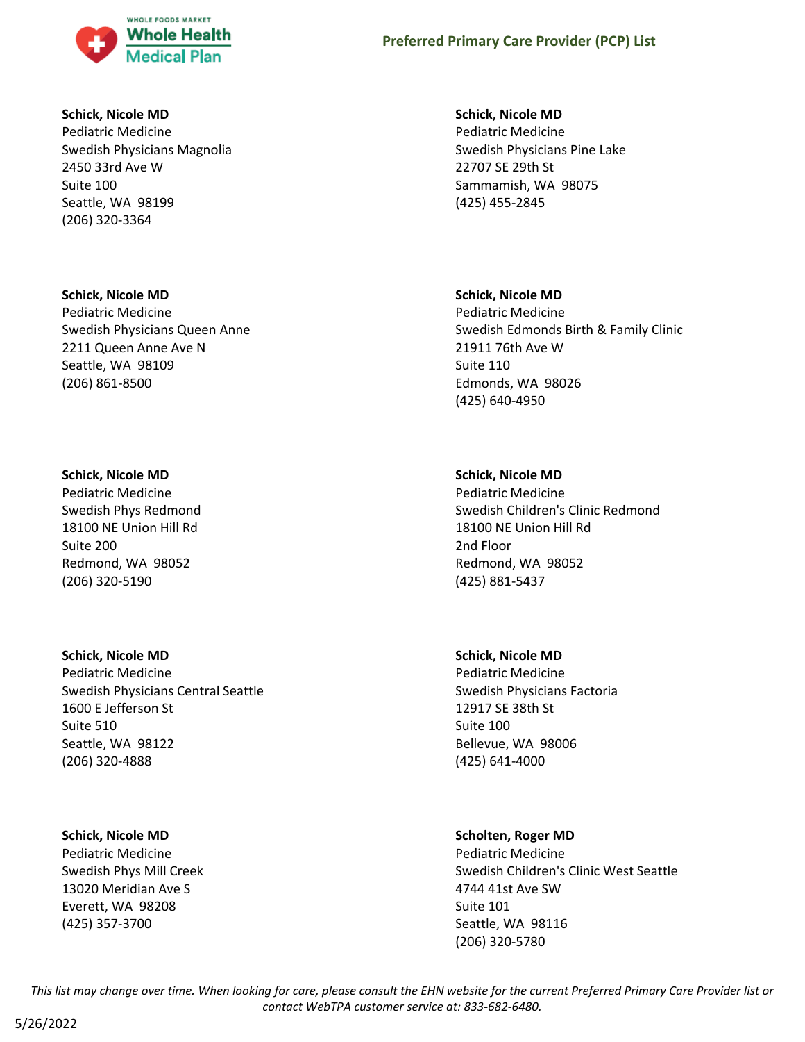**Schick, Nicole MD**
Pediatric Medicine
Swedish Physicians Magnolia
2450 33rd Ave W
Suite 100
Seattle, WA 98199
(206) 320-3364

**Schick, Nicole MD**
Pediatric Medicine
Swedish Physicians Queen Anne
2211 Queen Anne Ave N
Seattle, WA 98109
(206) 861-8500

**Schick, Nicole MD**
Pediatric Medicine
Swedish Phys Redmond
18100 NE Union Hill Rd
Suite 200
Redmond, WA 98052
(206) 320-5190

**Schick, Nicole MD**
Pediatric Medicine
Swedish Physicians Central Seattle
1600 E Jefferson St
Suite 510
Seattle, WA 98122
(206) 320-4888

**Schick, Nicole MD**
Pediatric Medicine
Swedish Phys Mill Creek
13020 Meridian Ave S
Everett, WA 98208
(425) 357-3700

**Schick, Nicole MD**
Pediatric Medicine
Swedish Physicians Pine Lake
22707 SE 29th St
Sammamish, WA 98075
(425) 455-2845

**Schick, Nicole MD**
Pediatric Medicine
Swedish Edmonds Birth & Family Clinic
21911 76th Ave W
Suite 110
Edmonds, WA 98026
(425) 640-4950

**Schick, Nicole MD**
Pediatric Medicine
Swedish Children's Clinic Redmond
18100 NE Union Hill Rd
2nd Floor
Redmond, WA 98052
(425) 881-5437

**Schick, Nicole MD**
Pediatric Medicine
Swedish Physicians Factoria
12917 SE 38th St
Suite 100
Bellevue, WA 98006
(425) 641-4000

**Scholten, Roger MD**
Pediatric Medicine
Swedish Children's Clinic West Seattle
4744 41st Ave SW
Suite 101
Seattle, WA 98116
(206) 320-5780

*This list may change over time. When looking for care, please consult the EHN website for the current Preferred Primary Care Provider list or contact WebTPA customer service at: 833-682-6480.*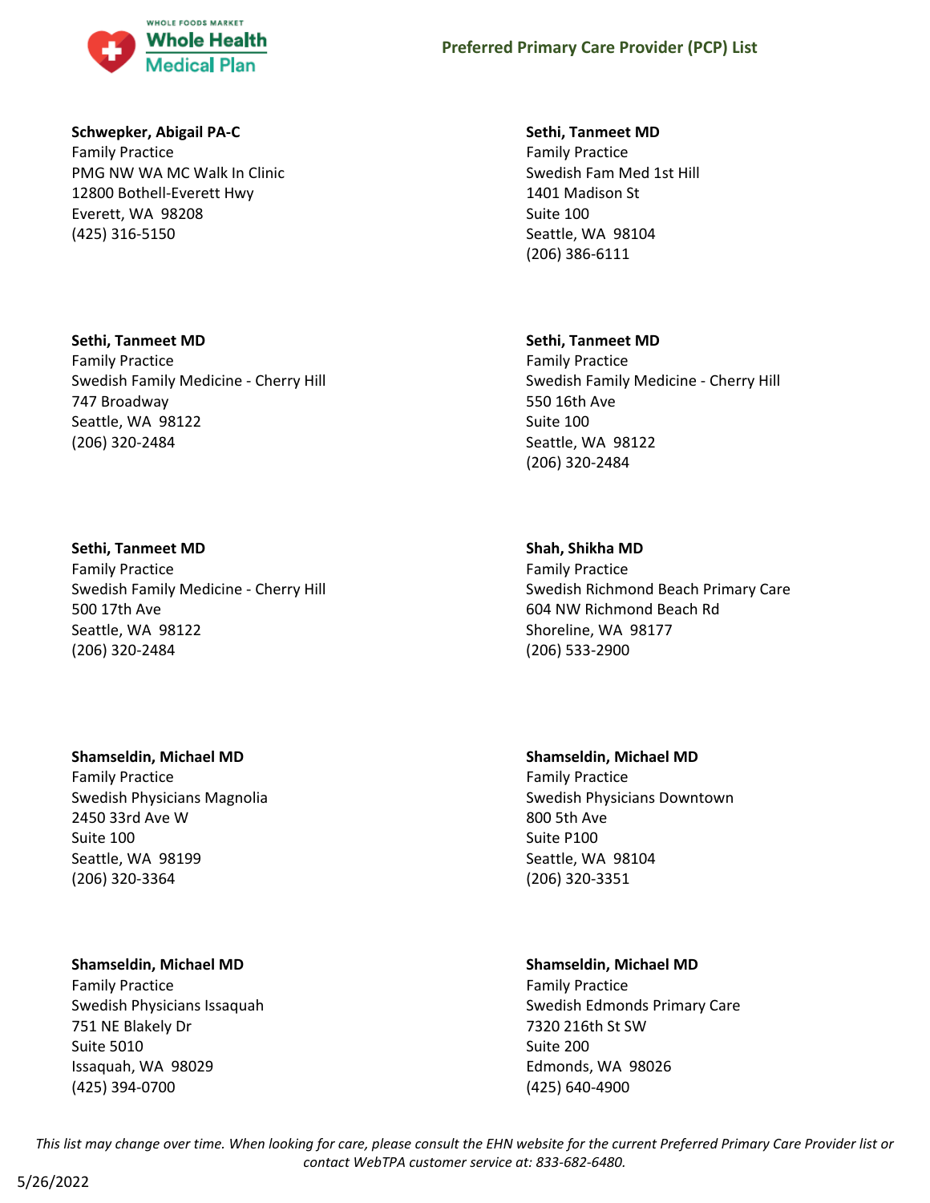**Schwepker, Abigail PA-C**
Family Practice
PMG NW WA MC Walk In Clinic
12800 Bothell-Everett Hwy
Everett, WA 98208
(425) 316-5150

**Sethi, Tanmeet MD**
Family Practice
Swedish Fam Med 1st Hill
1401 Madison St
Suite 100
Seattle, WA 98104
(206) 386-6111

**Sethi, Tanmeet MD**
Family Practice
Swedish Family Medicine - Cherry Hill
747 Broadway
Seattle, WA 98122
(206) 320-2484

**Sethi, Tanmeet MD**
Family Practice
Swedish Family Medicine - Cherry Hill
550 16th Ave
Suite 100
Seattle, WA 98122
(206) 320-2484

**Sethi, Tanmeet MD**
Family Practice
Swedish Family Medicine - Cherry Hill
500 17th Ave
Seattle, WA 98122
(206) 320-2484

**Shah, Shikha MD**
Family Practice
Swedish Richmond Beach Primary Care
604 NW Richmond Beach Rd
Shoreline, WA 98177
(206) 533-2900

**Shamseldin, Michael MD**
Family Practice
Swedish Physicians Magnolia
2450 33rd Ave W
Suite 100
Seattle, WA 98199
(206) 320-3364

**Shamseldin, Michael MD**
Family Practice
Swedish Physicians Downtown
800 5th Ave
Suite P100
Seattle, WA 98104
(206) 320-3351

**Shamseldin, Michael MD**
Family Practice
Swedish Physicians Issaquah
751 NE Blakely Dr
Suite 5010
Issaquah, WA 98029
(425) 394-0700

**Shamseldin, Michael MD**
Family Practice
Swedish Edmonds Primary Care
7320 216th St SW
Suite 200
Edmonds, WA 98026
(425) 640-4900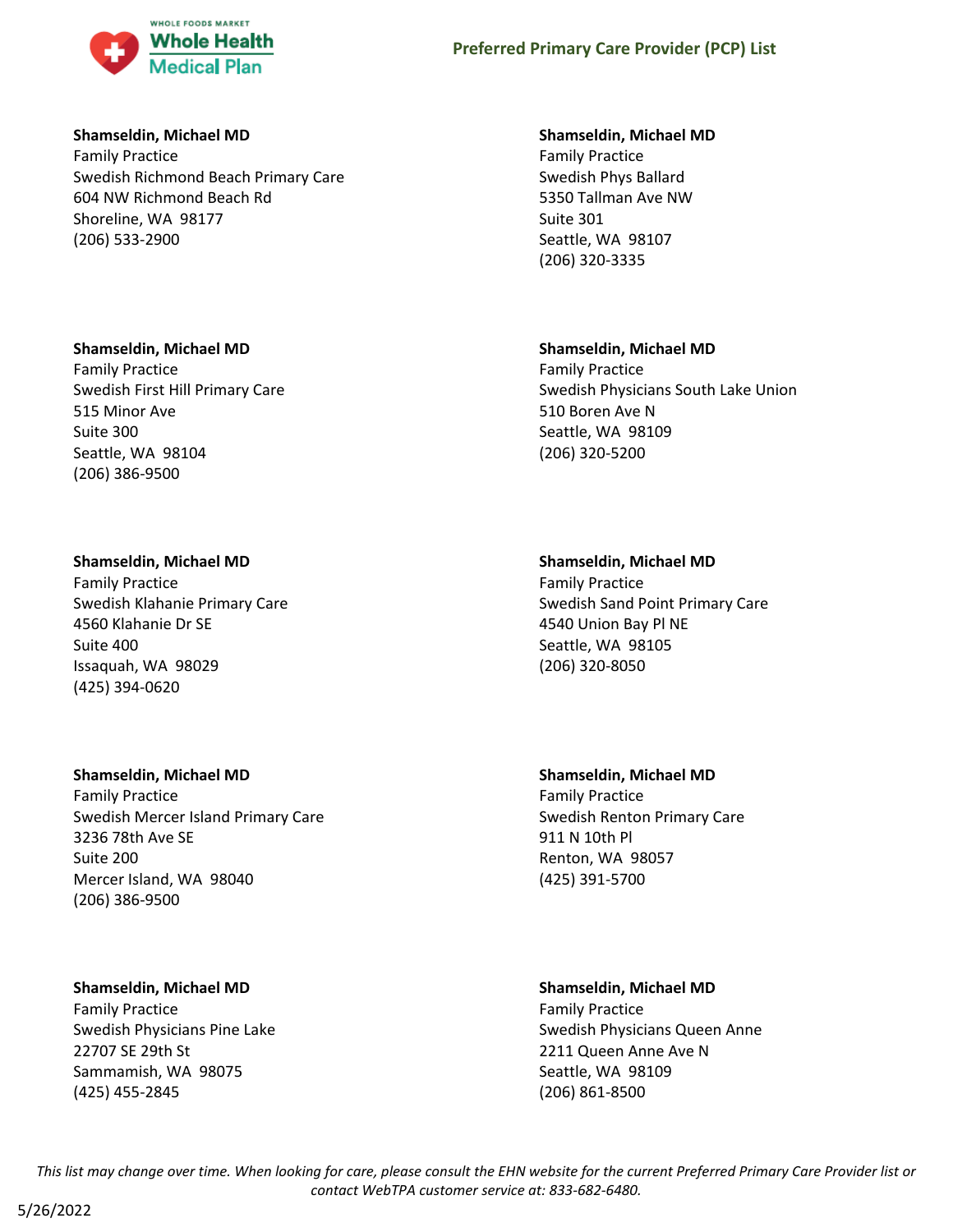**Shamseldin, Michael MD**
Family Practice
Swedish Richmond Beach Primary Care
604 NW Richmond Beach Rd
Shoreline, WA 98177
(206) 533-2900

**Shamseldin, Michael MD**
Family Practice
Swedish First Hill Primary Care
515 Minor Ave
Suite 300
Seattle, WA 98104
(206) 386-9500

**Shamseldin, Michael MD**
Family Practice
Swedish Klahanie Primary Care
4560 Klahanie Dr SE
Suite 400
Issaquah, WA 98029
(425) 394-0620

**Shamseldin, Michael MD**
Family Practice
Swedish Mercer Island Primary Care
3236 78th Ave SE
Suite 200
Mercer Island, WA 98040
(206) 386-9500

**Shamseldin, Michael MD**
Family Practice
Swedish Physicians Pine Lake
22707 SE 29th St
Sammamish, WA 98075
(425) 455-2845

**Shamseldin, Michael MD**
Family Practice
Swedish Phys Ballard
5350 Tallman Ave NW
Suite 301
Seattle, WA 98107
(206) 320-3335

**Shamseldin, Michael MD**
Family Practice
Swedish Physicians South Lake Union
510 Boren Ave N
Seattle, WA 98109
(206) 320-5200

**Shamseldin, Michael MD**
Family Practice
Swedish Sand Point Primary Care
4540 Union Bay Pl NE
Seattle, WA 98105
(206) 320-8050

**Shamseldin, Michael MD**
Family Practice
Swedish Renton Primary Care
911 N 10th Pl
Renton, WA 98057
(425) 391-5700

**Shamseldin, Michael MD**
Family Practice
Swedish Physicians Queen Anne
2211 Queen Anne Ave N
Seattle, WA 98109
(206) 861-8500

*This list may change over time. When looking for care, please consult the EHN website for the current Preferred Primary Care Provider list or contact WebTPA customer service at: 833-682-6480.*

5/26/2022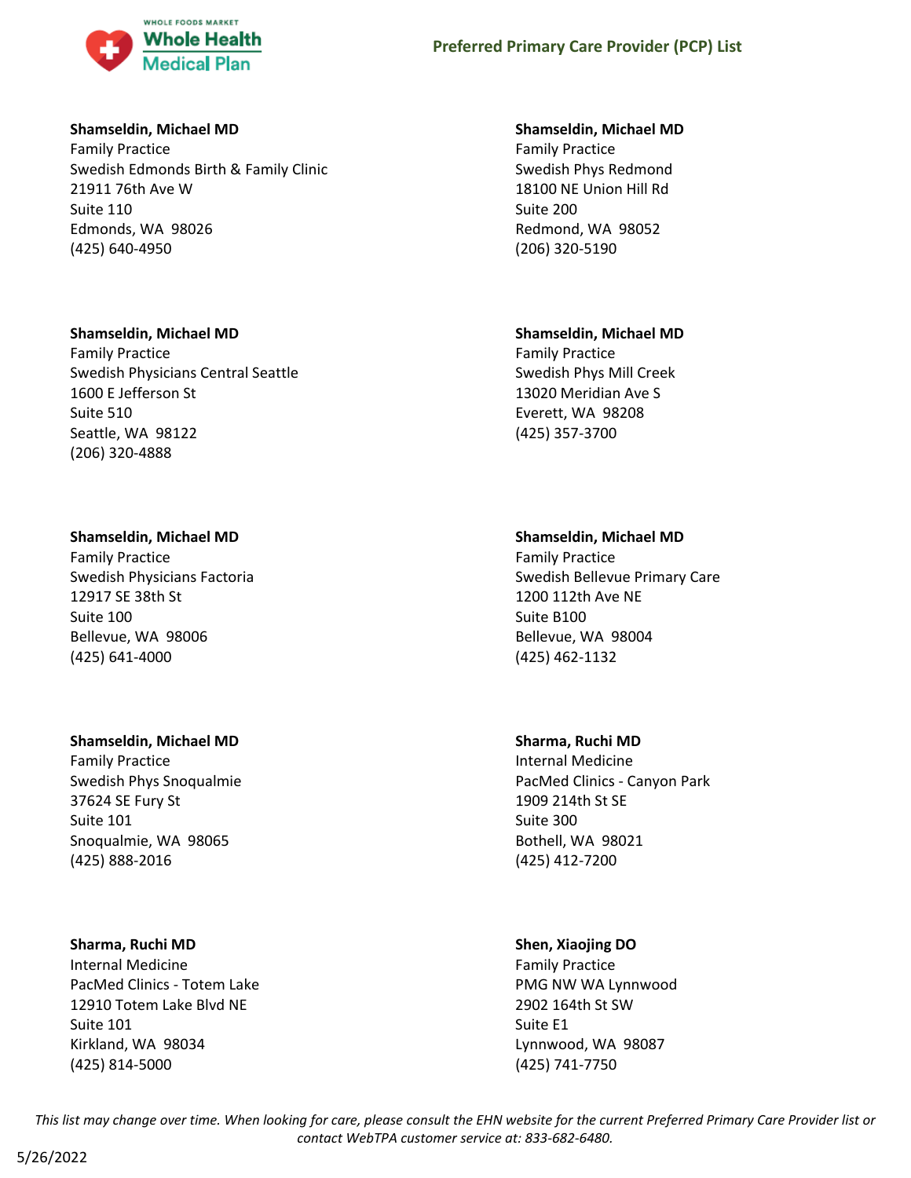**Shamseldin, Michael MD**
Family Practice
Swedish Edmonds Birth & Family Clinic
21911 76th Ave W
Suite 110
Edmonds, WA 98026
(425) 640-4950

**Shamseldin, Michael MD**
Family Practice
Swedish Physicians Central Seattle
1600 E Jefferson St
Suite 510
Seattle, WA 98122
(206) 320-4888

**Shamseldin, Michael MD**
Family Practice
Swedish Physicians Factoria
12917 SE 38th St
Suite 100
Bellevue, WA 98006
(425) 641-4000

**Shamseldin, Michael MD**
Family Practice
Swedish Phys Snoqualmie
37624 SE Fury St
Suite 101
Snoqualmie, WA 98065
(425) 888-2016

**Sharma, Ruchi MD**
Internal Medicine
PacMed Clinics - Totem Lake
12910 Totem Lake Blvd NE
Suite 101
Kirkland, WA 98034
(425) 814-5000

**Shamseldin, Michael MD**
Family Practice
Swedish Phys Redmond
18100 NE Union Hill Rd
Suite 200
Redmond, WA 98052
(206) 320-5190

**Shamseldin, Michael MD**
Family Practice
Swedish Phys Mill Creek
13020 Meridian Ave S
Everett, WA 98208
(425) 357-3700

**Shamseldin, Michael MD**
Family Practice
Swedish Bellevue Primary Care
1200 112th Ave NE
Suite B100
Bellevue, WA 98004
(425) 462-1132

**Sharma, Ruchi MD**
Internal Medicine
PacMed Clinics - Canyon Park
1909 214th St SE
Suite 300
Bothell, WA 98021
(425) 412-7200

**Shen, Xiaojing DO**
Family Practice
PMG NW WA Lynnwood
2902 164th St SW
Suite E1
Lynnwood, WA 98087
(425) 741-7750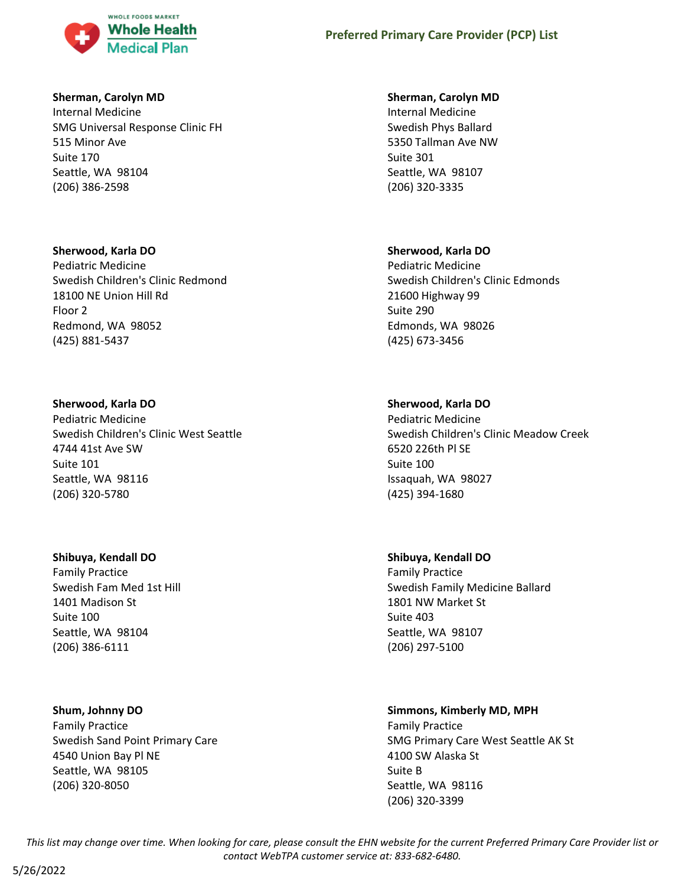**Sherman, Carolyn MD**
Internal Medicine
SMG Universal Response Clinic FH
515 Minor Ave
Suite 170
Seattle, WA 98104
(206) 386-2598

**Sherman, Carolyn MD**
Internal Medicine
Swedish Phys Ballard
5350 Tallman Ave NW
Suite 301
Seattle, WA 98107
(206) 320-3335

**Sherwood, Karla DO**
Pediatric Medicine
Swedish Children's Clinic Redmond
18100 NE Union Hill Rd
Floor 2
Redmond, WA 98052
(425) 881-5437

**Sherwood, Karla DO**
Pediatric Medicine
Swedish Children's Clinic Edmonds
21600 Highway 99
Suite 290
Edmonds, WA 98026
(425) 673-3456

**Sherwood, Karla DO**
Pediatric Medicine
Swedish Children's Clinic West Seattle
4744 41st Ave SW
Suite 101
Seattle, WA 98116
(206) 320-5780

**Sherwood, Karla DO**
Pediatric Medicine
Swedish Children's Clinic Meadow Creek
6520 226th Pl SE
Suite 100
Issaquah, WA 98027
(425) 394-1680

**Shibuya, Kendall DO**
Family Practice
Swedish Fam Med 1st Hill
1401 Madison St
Suite 100
Seattle, WA 98104
(206) 386-6111

**Shibuya, Kendall DO**
Family Practice
Swedish Family Medicine Ballard
1801 NW Market St
Suite 403
Seattle, WA 98107
(206) 297-5100

**Shum, Johnny DO**
Family Practice
Swedish Sand Point Primary Care
4540 Union Bay Pl NE
Seattle, WA 98105
(206) 320-8050

**Simmons, Kimberly MD, MPH**
Family Practice
SMG Primary Care West Seattle AK St
4100 SW Alaska St
Suite B
Seattle, WA 98116
(206) 320-3399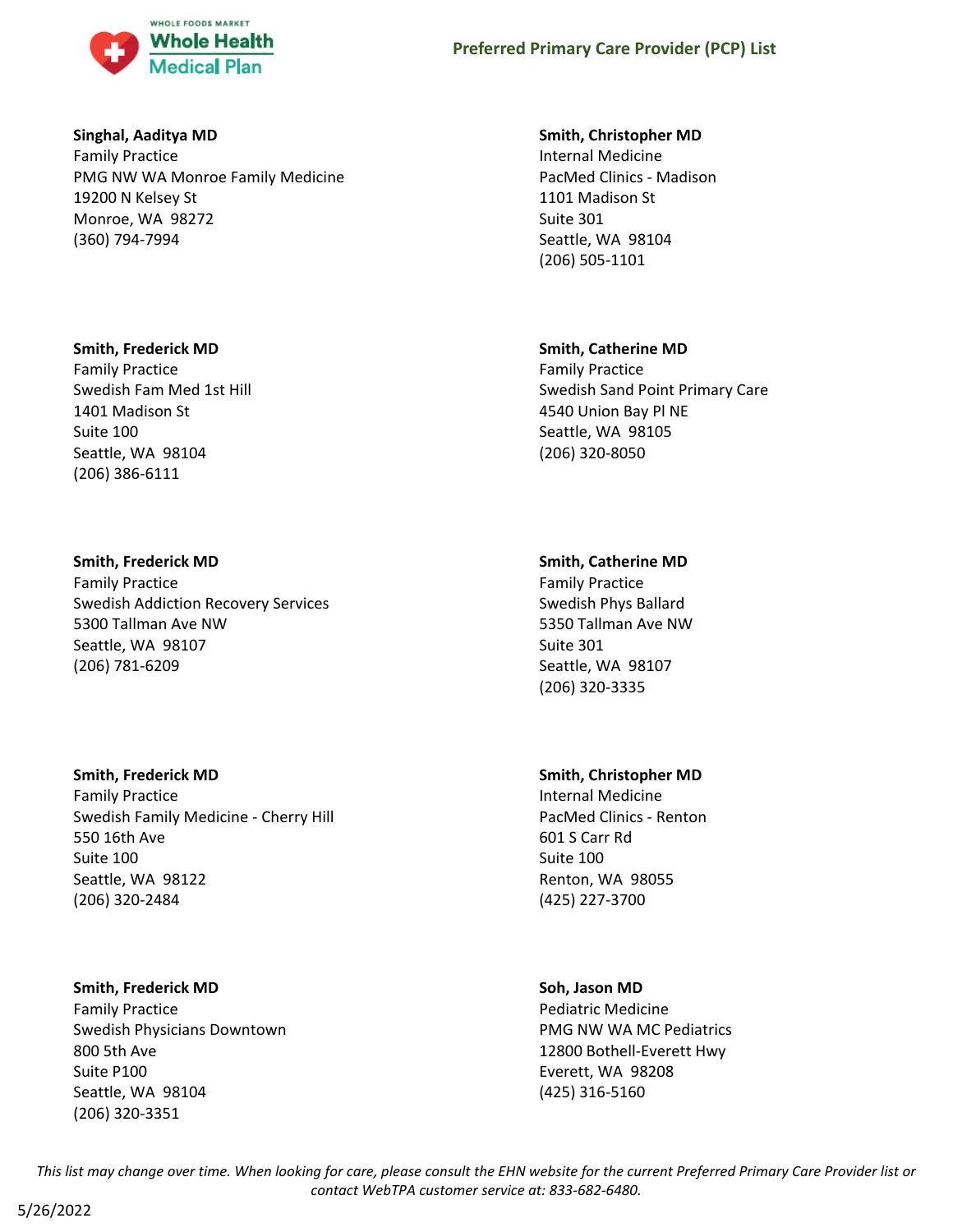**Singhal, Aaditya MD**
Family Practice
PMG NW WA Monroe Family Medicine
19200 N Kelsey St
Monroe, WA 98272
(360) 794-7994

**Smith, Frederick MD**
Family Practice
Swedish Fam Med 1st Hill
1401 Madison St
Suite 100
Seattle, WA 98104
(206) 386-6111

**Smith, Frederick MD**
Family Practice
Swedish Addiction Recovery Services
5300 Tallman Ave NW
Seattle, WA 98107
(206) 781-6209

**Smith, Frederick MD**
Family Practice
Swedish Family Medicine - Cherry Hill
550 16th Ave
Suite 100
Seattle, WA 98122
(206) 320-2484

**Smith, Frederick MD**
Family Practice
Swedish Physicians Downtown
800 5th Ave
Suite P100
Seattle, WA 98104
(206) 320-3351

**Smith, Christopher MD**
Internal Medicine
PacMed Clinics - Madison
1101 Madison St
Suite 301
Seattle, WA 98104
(206) 505-1101

**Smith, Catherine MD**
Family Practice
Swedish Sand Point Primary Care
4540 Union Bay Pl NE
Seattle, WA 98105
(206) 320-8050

**Smith, Catherine MD**
Family Practice
Swedish Phys Ballard
5350 Tallman Ave NW
Suite 301
Seattle, WA 98107
(206) 320-3335

**Smith, Christopher MD**
Internal Medicine
PacMed Clinics - Renton
601 S Carr Rd
Suite 100
Renton, WA 98055
(425) 227-3700

**Soh, Jason MD**
Pediatric Medicine
PMG NW WA MC Pediatrics
12800 Bothell-Everett Hwy
Everett, WA 98208
(425) 316-5160

*This list may change over time. When looking for care, please consult the EHN website for the current Preferred Primary Care Provider list or contact WebTPA customer service at: 833-682-6480.*

5/26/2022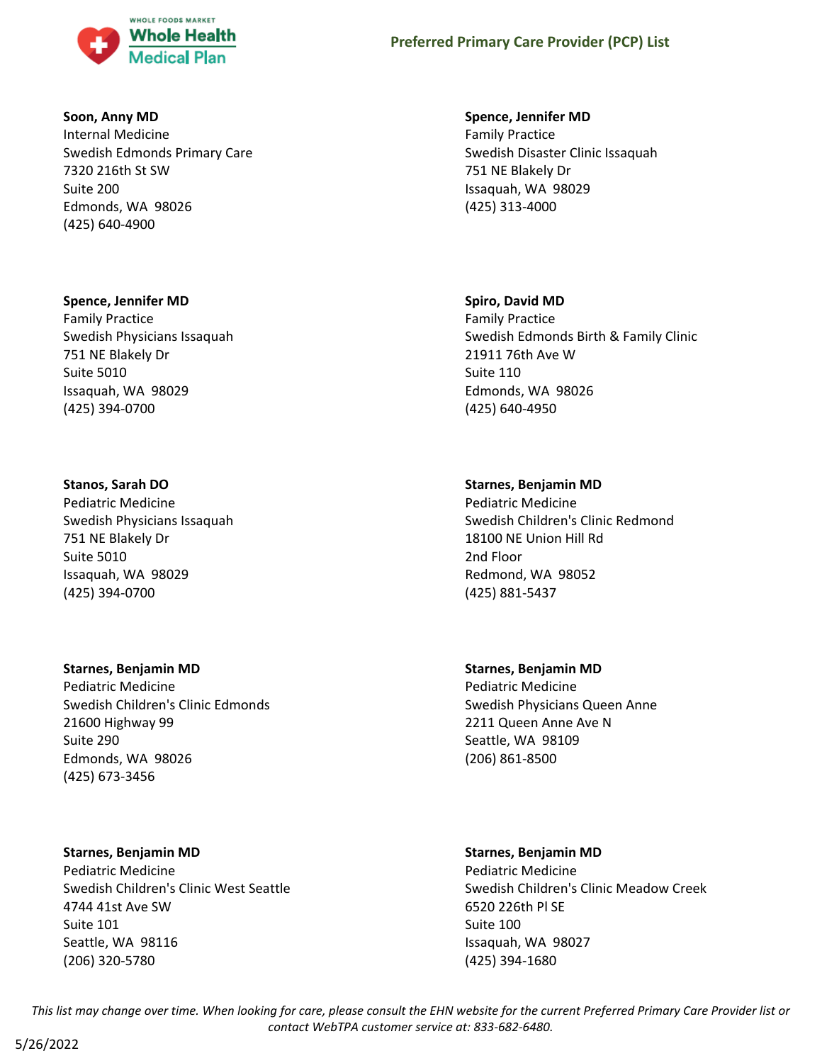**Soon, Anny MD**
Internal Medicine
Swedish Edmonds Primary Care
7320 216th St SW
Suite 200
Edmonds, WA 98026
(425) 640-4900

**Spence, Jennifer MD**
Family Practice
Swedish Disaster Clinic Issaquah
751 NE Blakely Dr
Issaquah, WA 98029
(425) 313-4000

**Spence, Jennifer MD**
Family Practice
Swedish Physicians Issaquah
751 NE Blakely Dr
Suite 5010
Issaquah, WA 98029
(425) 394-0700

**Spiro, David MD**
Family Practice
Swedish Edmonds Birth & Family Clinic
21911 76th Ave W
Suite 110
Edmonds, WA 98026
(425) 640-4950

**Stanos, Sarah DO**
Pediatric Medicine
Swedish Physicians Issaquah
751 NE Blakely Dr
Suite 5010
Issaquah, WA 98029
(425) 394-0700

**Starnes, Benjamin MD**
Pediatric Medicine
Swedish Children's Clinic Redmond
18100 NE Union Hill Rd
2nd Floor
Redmond, WA 98052
(425) 881-5437

**Starnes, Benjamin MD**
Pediatric Medicine
Swedish Children's Clinic Edmonds
21600 Highway 99
Suite 290
Edmonds, WA 98026
(425) 673-3456

**Starnes, Benjamin MD**
Pediatric Medicine
Swedish Physicians Queen Anne
2211 Queen Anne Ave N
Seattle, WA 98109
(206) 861-8500

**Starnes, Benjamin MD**
Pediatric Medicine
Swedish Children's Clinic West Seattle
4744 41st Ave SW
Suite 101
Seattle, WA 98116
(206) 320-5780

**Starnes, Benjamin MD**
Pediatric Medicine
Swedish Children's Clinic Meadow Creek
6520 226th Pl SE
Suite 100
Issaquah, WA 98027
(425) 394-1680

*This list may change over time. When looking for care, please consult the EHN website for the current Preferred Primary Care Provider list or contact WebTPA customer service at: 833-682-6480.*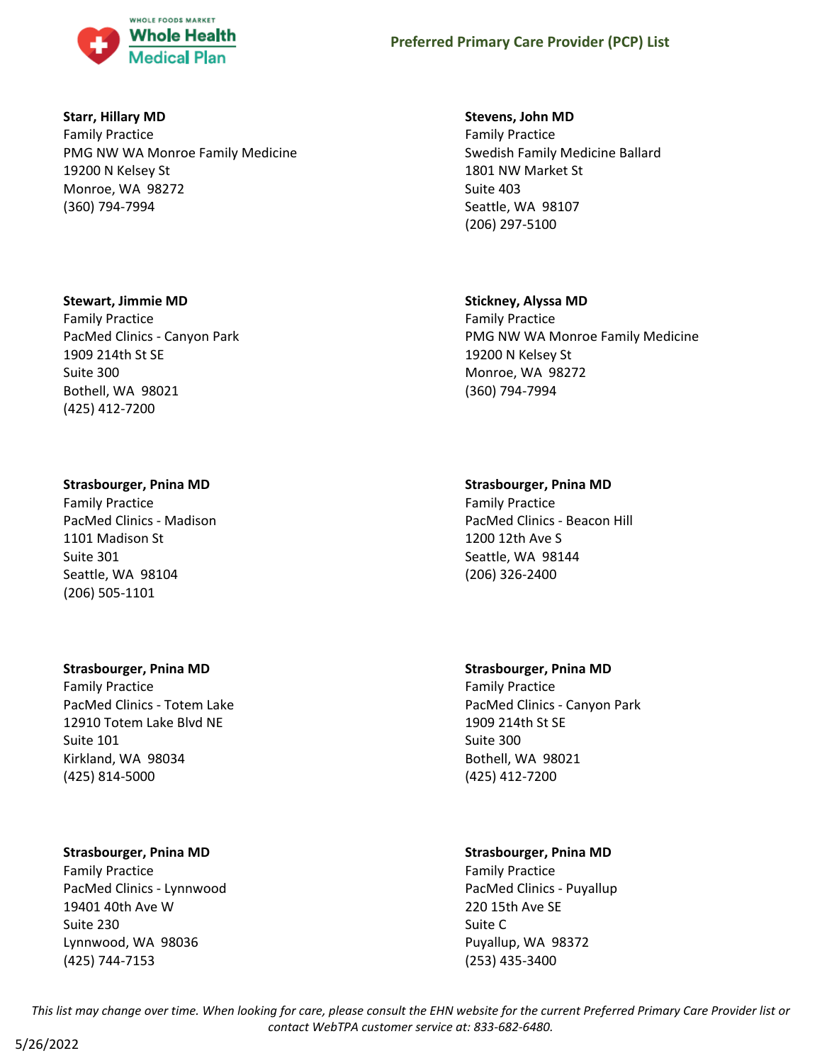**Starr, Hillary MD**
Family Practice
PMG NW WA Monroe Family Medicine
19200 N Kelsey St
Monroe, WA 98272
(360) 794-7994

**Stevens, John MD**
Family Practice
Swedish Family Medicine Ballard
1801 NW Market St
Suite 403
Seattle, WA 98107
(206) 297-5100

**Stewart, Jimmie MD**
Family Practice
PacMed Clinics - Canyon Park
1909 214th St SE
Suite 300
Bothell, WA 98021
(425) 412-7200

**Stickney, Alyssa MD**
Family Practice
PMG NW WA Monroe Family Medicine
19200 N Kelsey St
Monroe, WA 98272
(360) 794-7994

**Strasbourger, Pnina MD**
Family Practice
PacMed Clinics - Madison
1101 Madison St
Suite 301
Seattle, WA 98104
(206) 505-1101

**Strasbourger, Pnina MD**
Family Practice
PacMed Clinics - Beacon Hill
1200 12th Ave S
Seattle, WA 98144
(206) 326-2400

**Strasbourger, Pnina MD**
Family Practice
PacMed Clinics - Totem Lake
12910 Totem Lake Blvd NE
Suite 101
Kirkland, WA 98034
(425) 814-5000

**Strasbourger, Pnina MD**
Family Practice
PacMed Clinics - Canyon Park
1909 214th St SE
Suite 300
Bothell, WA 98021
(425) 412-7200

**Strasbourger, Pnina MD**
Family Practice
PacMed Clinics - Lynnwood
19401 40th Ave W
Suite 230
Lynnwood, WA 98036
(425) 744-7153

**Strasbourger, Pnina MD**
Family Practice
PacMed Clinics - Puyallup
220 15th Ave SE
Suite C
Puyallup, WA 98372
(253) 435-3400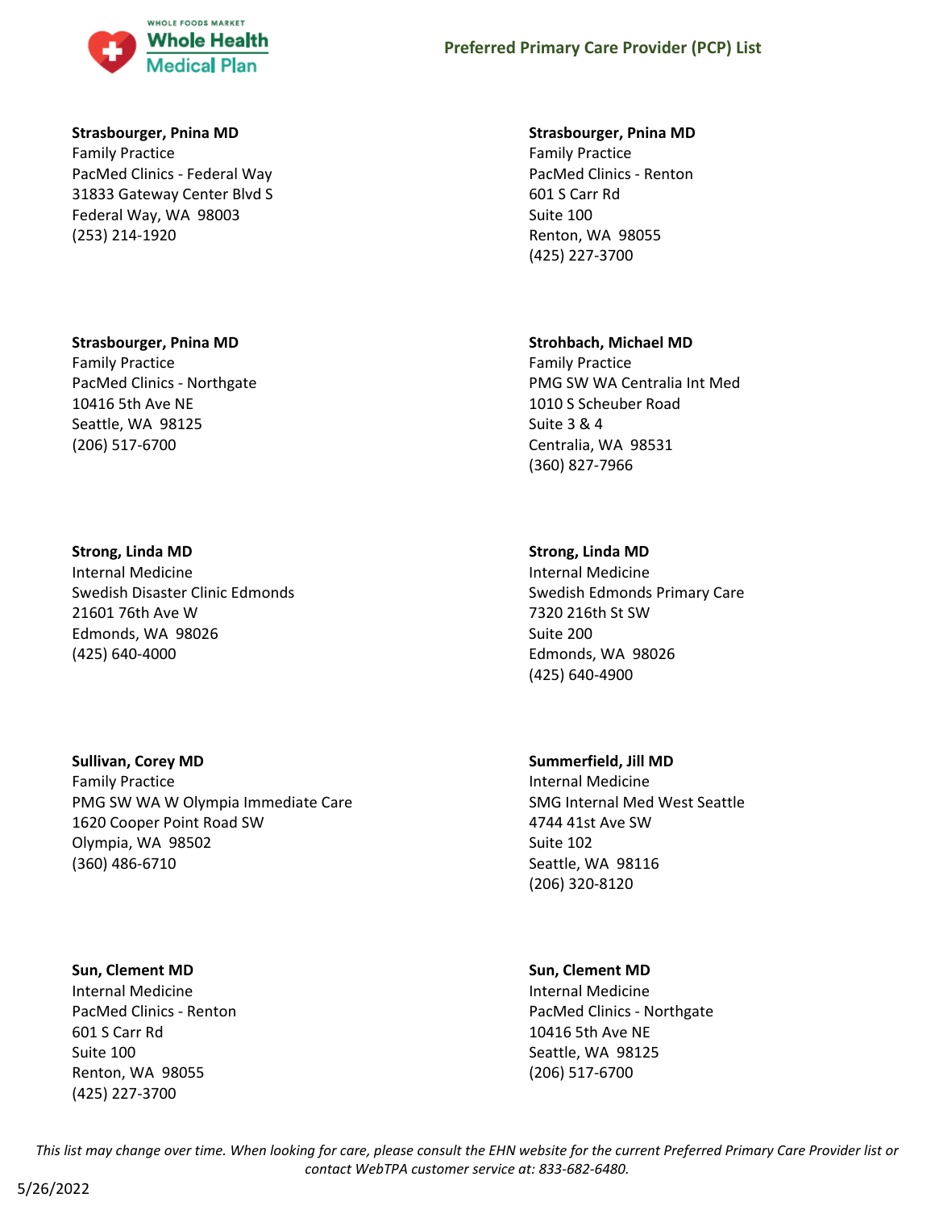**Strasbourger, Pnina MD**
Family Practice
PacMed Clinics - Federal Way
31833 Gateway Center Blvd S
Federal Way, WA 98003
(253) 214-1920

**Strasbourger, Pnina MD**
Family Practice
PacMed Clinics - Renton
601 S Carr Rd
Suite 100
Renton, WA 98055
(425) 227-3700

**Strasbourger, Pnina MD**
Family Practice
PacMed Clinics - Northgate
10416 5th Ave NE
Seattle, WA 98125
(206) 517-6700

**Strohbach, Michael MD**
Family Practice
PMG SW WA Centralia Int Med
1010 S Scheuber Road
Suite 3 & 4
Centralia, WA 98531
(360) 827-7966

**Strong, Linda MD**
Internal Medicine
Swedish Disaster Clinic Edmonds
21601 76th Ave W
Edmonds, WA 98026
(425) 640-4000

**Strong, Linda MD**
Internal Medicine
Swedish Edmonds Primary Care
7320 216th St SW
Suite 200
Edmonds, WA 98026
(425) 640-4900

**Sullivan, Corey MD**
Family Practice
PMG SW WA W Olympia Immediate Care
1620 Cooper Point Road SW
Olympia, WA 98502
(360) 486-6710

**Summerfield, Jill MD**
Internal Medicine
SMG Internal Med West Seattle
4744 41st Ave SW
Suite 102
Seattle, WA 98116
(206) 320-8120

**Sun, Clement MD**
Internal Medicine
PacMed Clinics - Renton
601 S Carr Rd
Suite 100
Renton, WA 98055
(425) 227-3700

**Sun, Clement MD**
Internal Medicine
PacMed Clinics - Northgate
10416 5th Ave NE
Seattle, WA 98125
(206) 517-6700

*This list may change over time. When looking for care, please consult the EHN website for the current Preferred Primary Care Provider list or contact WebTPA customer service at: 833-682-6480.*

5/26/2022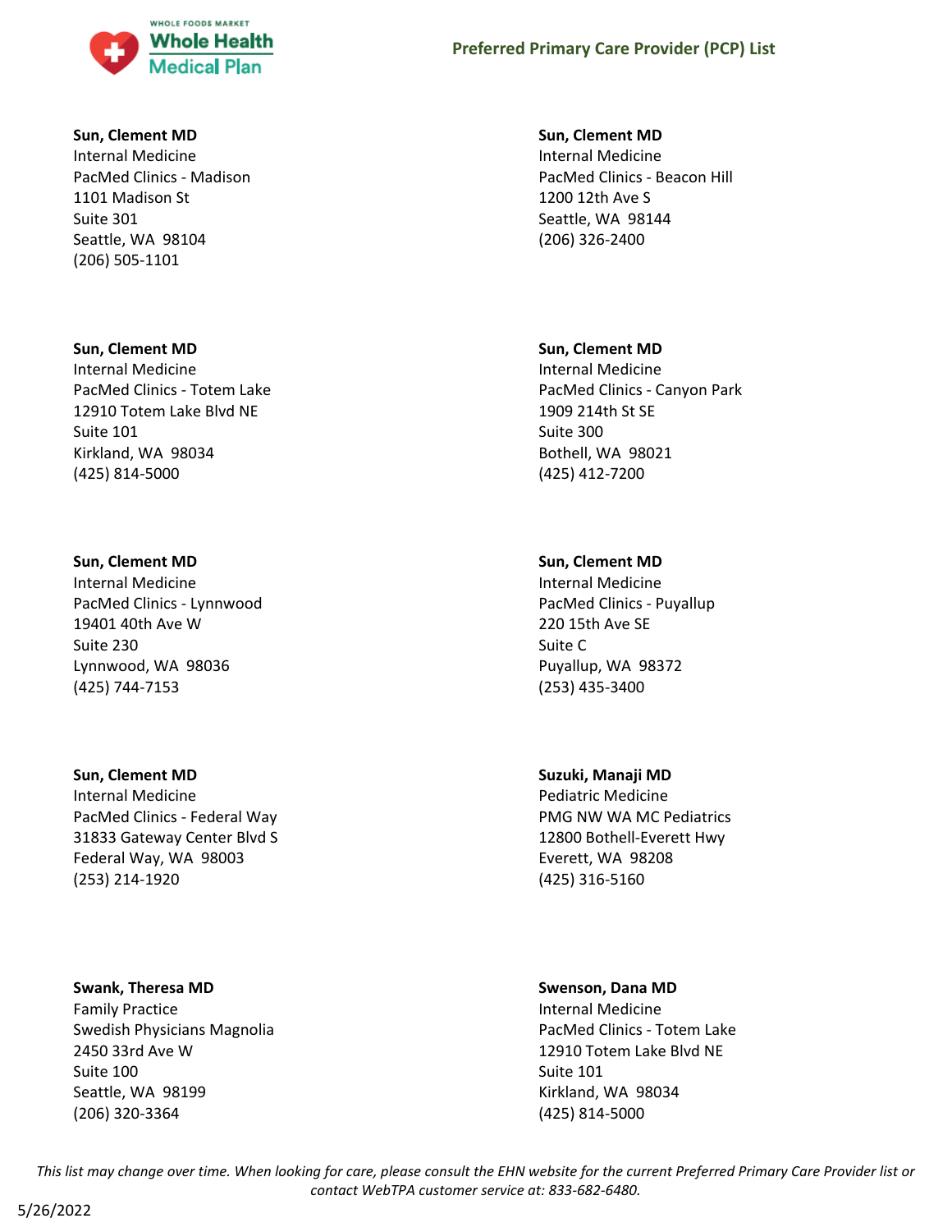**Sun, Clement MD**
Internal Medicine
PacMed Clinics - Madison
1101 Madison St
Suite 301
Seattle, WA 98104
(206) 505-1101

**Sun, Clement MD**
Internal Medicine
PacMed Clinics - Beacon Hill
1200 12th Ave S
Seattle, WA 98144
(206) 326-2400

**Sun, Clement MD**
Internal Medicine
PacMed Clinics - Totem Lake
12910 Totem Lake Blvd NE
Suite 101
Kirkland, WA 98034
(425) 814-5000

**Sun, Clement MD**
Internal Medicine
PacMed Clinics - Canyon Park
1909 214th St SE
Suite 300
Bothell, WA 98021
(425) 412-7200

**Sun, Clement MD**
Internal Medicine
PacMed Clinics - Lynnwood
19401 40th Ave W
Suite 230
Lynnwood, WA 98036
(425) 744-7153

**Sun, Clement MD**
Internal Medicine
PacMed Clinics - Puyallup
220 15th Ave SE
Suite C
Puyallup, WA 98372
(253) 435-3400

**Sun, Clement MD**
Internal Medicine
PacMed Clinics - Federal Way
31833 Gateway Center Blvd S
Federal Way, WA 98003
(253) 214-1920

**Suzuki, Manaji MD**
Pediatric Medicine
PMG NW WA MC Pediatrics
12800 Bothell-Everett Hwy
Everett, WA 98208
(425) 316-5160

**Swank, Theresa MD**
Family Practice
Swedish Physicians Magnolia
2450 33rd Ave W
Suite 100
Seattle, WA 98199
(206) 320-3364

**Swenson, Dana MD**
Internal Medicine
PacMed Clinics - Totem Lake
12910 Totem Lake Blvd NE
Suite 101
Kirkland, WA 98034
(425) 814-5000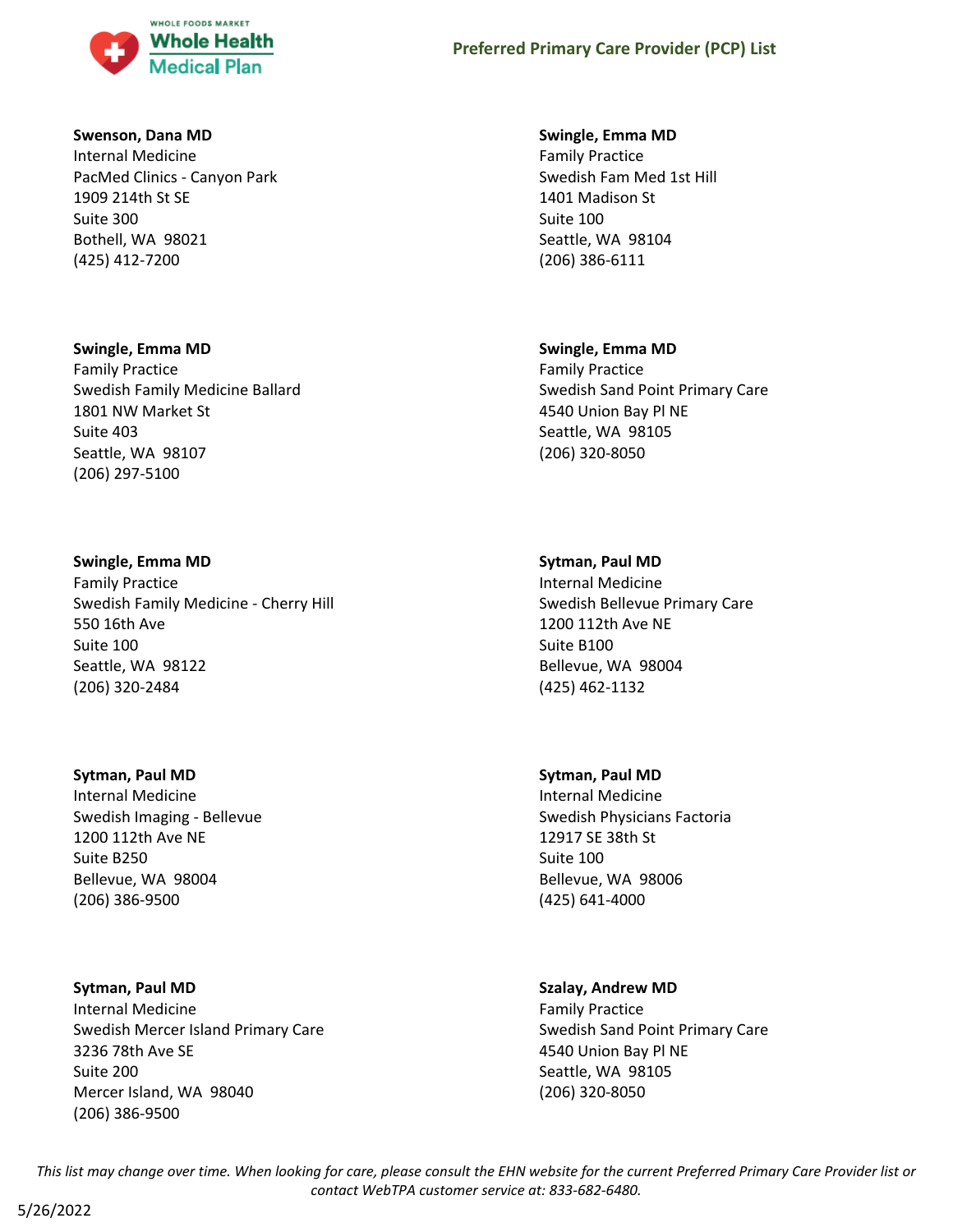**Swenson, Dana MD**
Internal Medicine
PacMed Clinics - Canyon Park
1909 214th St SE
Suite 300
Bothell, WA 98021
(425) 412-7200

**Swingle, Emma MD**
Family Practice
Swedish Fam Med 1st Hill
1401 Madison St
Suite 100
Seattle, WA 98104
(206) 386-6111

**Swingle, Emma MD**
Family Practice
Swedish Family Medicine Ballard
1801 NW Market St
Suite 403
Seattle, WA 98107
(206) 297-5100

**Swingle, Emma MD**
Family Practice
Swedish Sand Point Primary Care
4540 Union Bay Pl NE
Seattle, WA 98105
(206) 320-8050

**Swingle, Emma MD**
Family Practice
Swedish Family Medicine - Cherry Hill
550 16th Ave
Suite 100
Seattle, WA 98122
(206) 320-2484

**Sytman, Paul MD**
Internal Medicine
Swedish Bellevue Primary Care
1200 112th Ave NE
Suite B100
Bellevue, WA 98004
(425) 462-1132

**Sytman, Paul MD**
Internal Medicine
Swedish Imaging - Bellevue
1200 112th Ave NE
Suite B250
Bellevue, WA 98004
(206) 386-9500

**Sytman, Paul MD**
Internal Medicine
Swedish Physicians Factoria
12917 SE 38th St
Suite 100
Bellevue, WA 98006
(425) 641-4000

**Sytman, Paul MD**
Internal Medicine
Swedish Mercer Island Primary Care
3236 78th Ave SE
Suite 200
Mercer Island, WA 98040
(206) 386-9500

**Szalay, Andrew MD**
Family Practice
Swedish Sand Point Primary Care
4540 Union Bay Pl NE
Seattle, WA 98105
(206) 320-8050

*This list may change over time. When looking for care, please consult the EHN website for the current Preferred Primary Care Provider list or contact WebTPA customer service at: 833-682-6480.*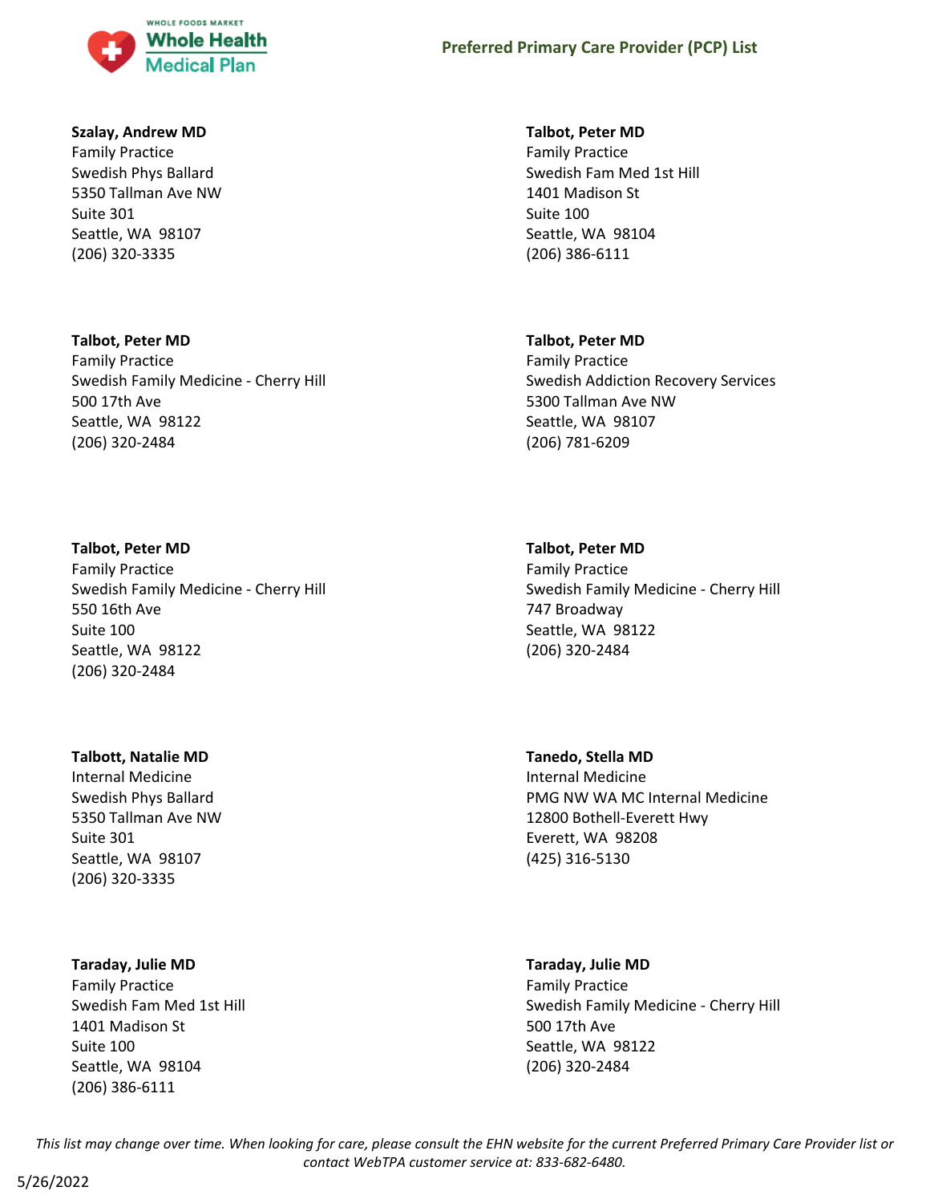**Szalay, Andrew MD**
Family Practice
Swedish Phys Ballard
5350 Tallman Ave NW
Suite 301
Seattle, WA 98107
(206) 320-3335

**Talbot, Peter MD**
Family Practice
Swedish Fam Med 1st Hill
1401 Madison St
Suite 100
Seattle, WA 98104
(206) 386-6111

**Talbot, Peter MD**
Family Practice
Swedish Family Medicine - Cherry Hill
500 17th Ave
Seattle, WA 98122
(206) 320-2484

**Talbot, Peter MD**
Family Practice
Swedish Addiction Recovery Services
5300 Tallman Ave NW
Seattle, WA 98107
(206) 781-6209

**Talbot, Peter MD**
Family Practice
Swedish Family Medicine - Cherry Hill
550 16th Ave
Suite 100
Seattle, WA 98122
(206) 320-2484

**Talbot, Peter MD**
Family Practice
Swedish Family Medicine - Cherry Hill
747 Broadway
Seattle, WA 98122
(206) 320-2484

**Talbott, Natalie MD**
Internal Medicine
Swedish Phys Ballard
5350 Tallman Ave NW
Suite 301
Seattle, WA 98107
(206) 320-3335

**Tanedo, Stella MD**
Internal Medicine
PMG NW WA MC Internal Medicine
12800 Bothell-Everett Hwy
Everett, WA 98208
(425) 316-5130

**Taraday, Julie MD**
Family Practice
Swedish Fam Med 1st Hill
1401 Madison St
Suite 100
Seattle, WA 98104
(206) 386-6111

**Taraday, Julie MD**
Family Practice
Swedish Family Medicine - Cherry Hill
500 17th Ave
Seattle, WA 98122
(206) 320-2484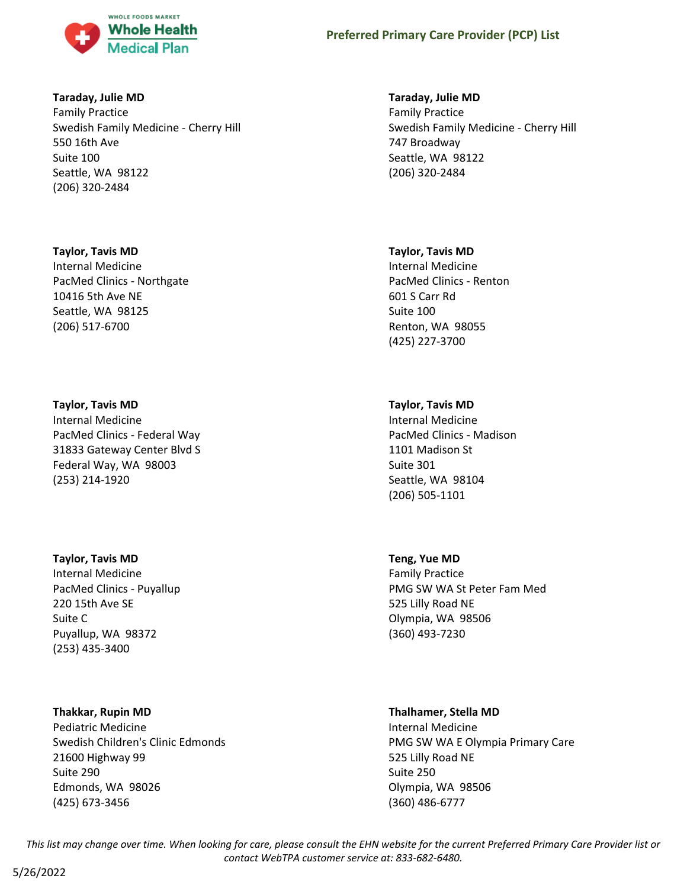**Taraday, Julie MD**
Family Practice
Swedish Family Medicine - Cherry Hill
550 16th Ave
Suite 100
Seattle, WA 98122
(206) 320-2484

**Taraday, Julie MD**
Family Practice
Swedish Family Medicine - Cherry Hill
747 Broadway
Seattle, WA 98122
(206) 320-2484

**Taylor, Tavis MD**
Internal Medicine
PacMed Clinics - Northgate
10416 5th Ave NE
Seattle, WA 98125
(206) 517-6700

**Taylor, Tavis MD**
Internal Medicine
PacMed Clinics - Renton
601 S Carr Rd
Suite 100
Renton, WA 98055
(425) 227-3700

**Taylor, Tavis MD**
Internal Medicine
PacMed Clinics - Federal Way
31833 Gateway Center Blvd S
Federal Way, WA 98003
(253) 214-1920

**Taylor, Tavis MD**
Internal Medicine
PacMed Clinics - Madison
1101 Madison St
Suite 301
Seattle, WA 98104
(206) 505-1101

**Taylor, Tavis MD**
Internal Medicine
PacMed Clinics - Puyallup
220 15th Ave SE
Suite C
Puyallup, WA 98372
(253) 435-3400

**Teng, Yue MD**
Family Practice
PMG SW WA St Peter Fam Med
525 Lilly Road NE
Olympia, WA 98506
(360) 493-7230

**Thakkar, Rupin MD**
Pediatric Medicine
Swedish Children's Clinic Edmonds
21600 Highway 99
Suite 290
Edmonds, WA 98026
(425) 673-3456

**Thalhamer, Stella MD**
Internal Medicine
PMG SW WA E Olympia Primary Care
525 Lilly Road NE
Suite 250
Olympia, WA 98506
(360) 486-6777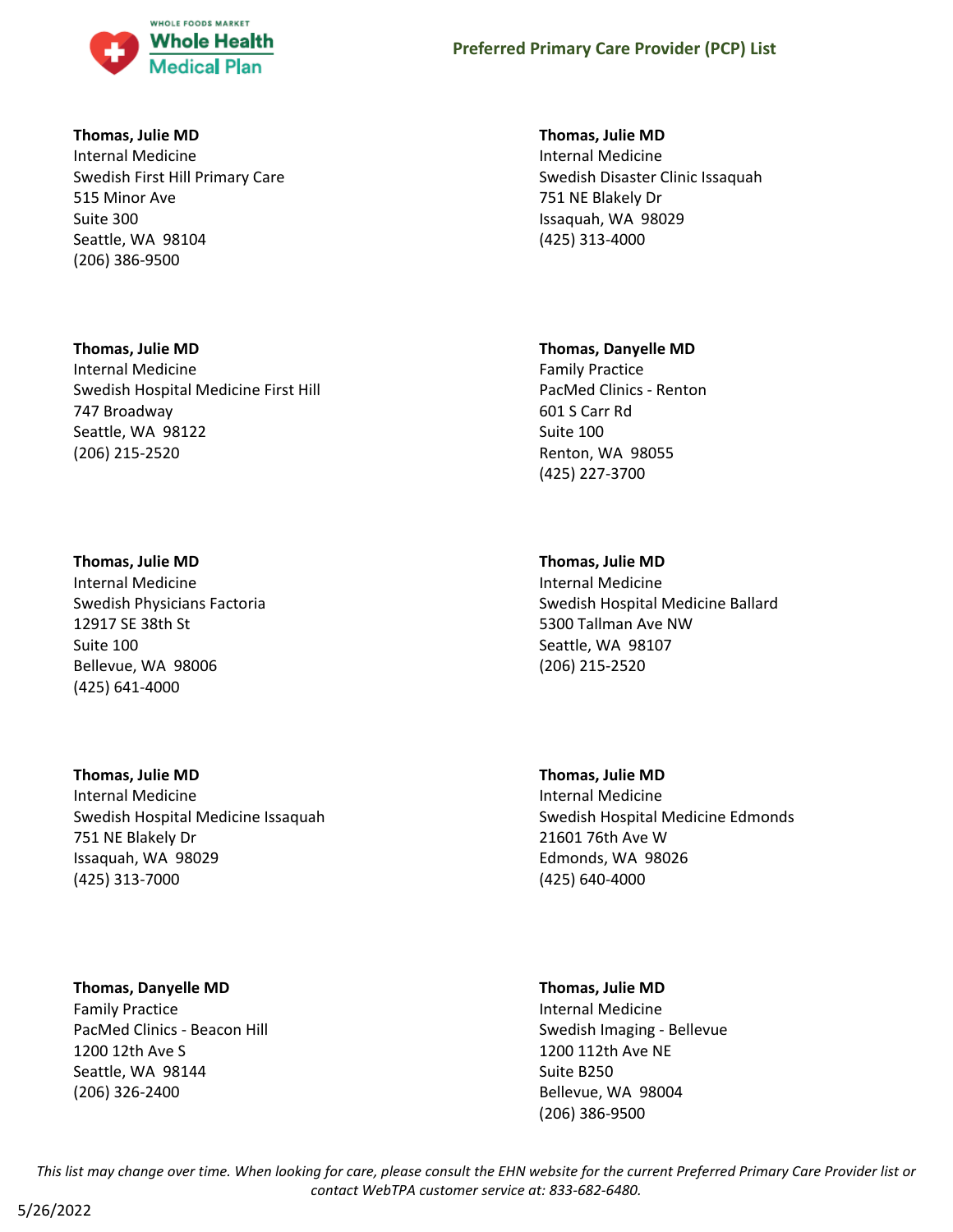**Thomas, Julie MD**
Internal Medicine
Swedish First Hill Primary Care
515 Minor Ave
Suite 300
Seattle, WA 98104
(206) 386-9500

**Thomas, Julie MD**
Internal Medicine
Swedish Disaster Clinic Issaquah
751 NE Blakely Dr
Issaquah, WA 98029
(425) 313-4000

**Thomas, Julie MD**
Internal Medicine
Swedish Hospital Medicine First Hill
747 Broadway
Seattle, WA 98122
(206) 215-2520

**Thomas, Danyelle MD**
Family Practice
PacMed Clinics - Renton
601 S Carr Rd
Suite 100
Renton, WA 98055
(425) 227-3700

**Thomas, Julie MD**
Internal Medicine
Swedish Physicians Factoria
12917 SE 38th St
Suite 100
Bellevue, WA 98006
(425) 641-4000

**Thomas, Julie MD**
Internal Medicine
Swedish Hospital Medicine Ballard
5300 Tallman Ave NW
Seattle, WA 98107
(206) 215-2520

**Thomas, Julie MD**
Internal Medicine
Swedish Hospital Medicine Issaquah
751 NE Blakely Dr
Issaquah, WA 98029
(425) 313-7000

**Thomas, Julie MD**
Internal Medicine
Swedish Hospital Medicine Edmonds
21601 76th Ave W
Edmonds, WA 98026
(425) 640-4000

**Thomas, Danyelle MD**
Family Practice
PacMed Clinics - Beacon Hill
1200 12th Ave S
Seattle, WA 98144
(206) 326-2400

**Thomas, Julie MD**
Internal Medicine
Swedish Imaging - Bellevue
1200 112th Ave NE
Suite B250
Bellevue, WA 98004
(206) 386-9500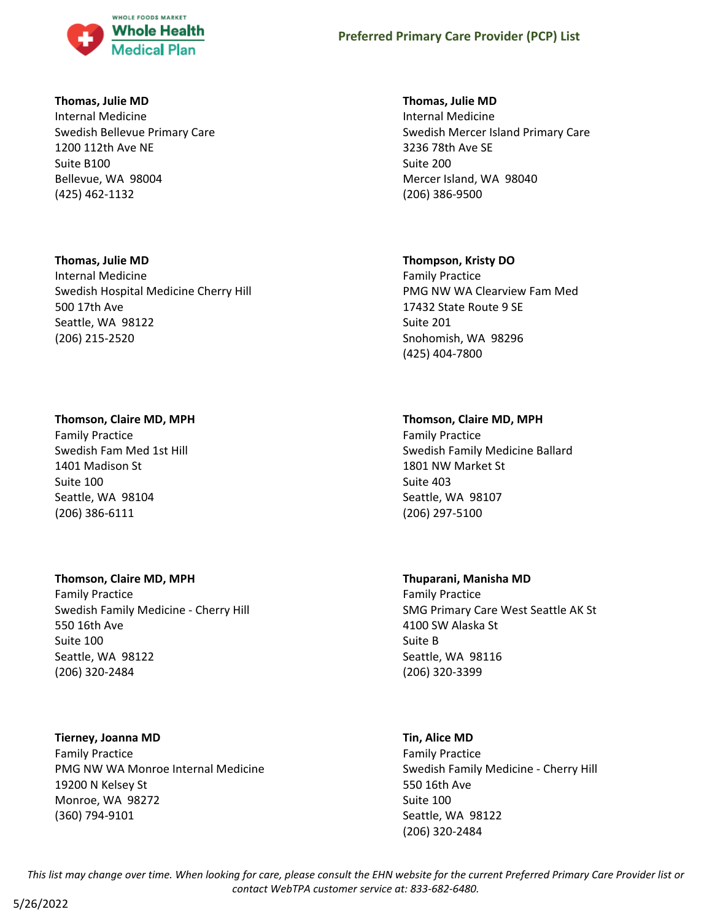**Thomas, Julie MD**
Internal Medicine
Swedish Bellevue Primary Care
1200 112th Ave NE
Suite B100
Bellevue, WA 98004
(425) 462-1132

**Thomas, Julie MD**
Internal Medicine
Swedish Mercer Island Primary Care
3236 78th Ave SE
Suite 200
Mercer Island, WA 98040
(206) 386-9500

**Thomas, Julie MD**
Internal Medicine
Swedish Hospital Medicine Cherry Hill
500 17th Ave
Seattle, WA 98122
(206) 215-2520

**Thompson, Kristy DO**
Family Practice
PMG NW WA Clearview Fam Med
17432 State Route 9 SE
Suite 201
Snohomish, WA 98296
(425) 404-7800

**Thomson, Claire MD, MPH**
Family Practice
Swedish Fam Med 1st Hill
1401 Madison St
Suite 100
Seattle, WA 98104
(206) 386-6111

**Thomson, Claire MD, MPH**
Family Practice
Swedish Family Medicine Ballard
1801 NW Market St
Suite 403
Seattle, WA 98107
(206) 297-5100

**Thomson, Claire MD, MPH**
Family Practice
Swedish Family Medicine - Cherry Hill
550 16th Ave
Suite 100
Seattle, WA 98122
(206) 320-2484

**Thuparani, Manisha MD**
Family Practice
SMG Primary Care West Seattle AK St
4100 SW Alaska St
Suite B
Seattle, WA 98116
(206) 320-3399

**Tierney, Joanna MD**
Family Practice
PMG NW WA Monroe Internal Medicine
19200 N Kelsey St
Monroe, WA 98272
(360) 794-9101

**Tin, Alice MD**
Family Practice
Swedish Family Medicine - Cherry Hill
550 16th Ave
Suite 100
Seattle, WA 98122
(206) 320-2484

*This list may change over time. When looking for care, please consult the EHN website for the current Preferred Primary Care Provider list or contact WebTPA customer service at: 833-682-6480.*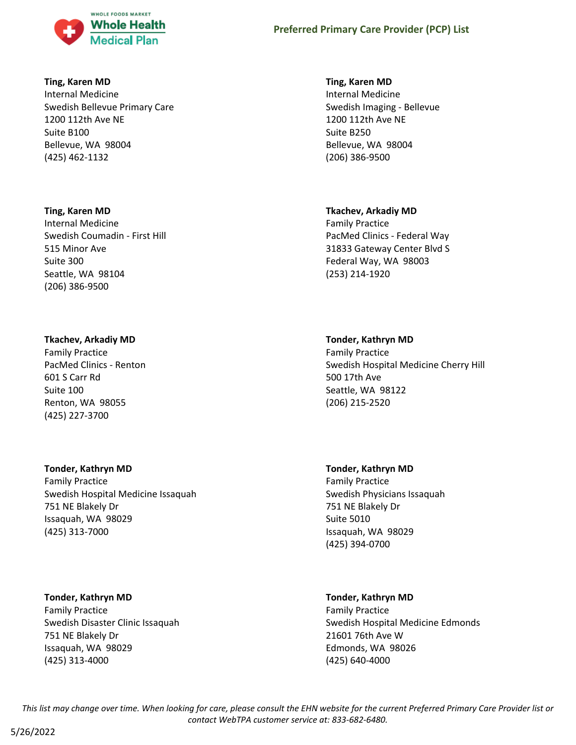**Ting, Karen MD**
Internal Medicine
Swedish Bellevue Primary Care
1200 112th Ave NE
Suite B100
Bellevue, WA 98004
(425) 462-1132

**Ting, Karen MD**
Internal Medicine
Swedish Imaging - Bellevue
1200 112th Ave NE
Suite B250
Bellevue, WA 98004
(206) 386-9500

**Ting, Karen MD**
Internal Medicine
Swedish Coumadin - First Hill
515 Minor Ave
Suite 300
Seattle, WA 98104
(206) 386-9500

**Tkachev, Arkadiy MD**
Family Practice
PacMed Clinics - Federal Way
31833 Gateway Center Blvd S
Federal Way, WA 98003
(253) 214-1920

**Tkachev, Arkadiy MD**
Family Practice
PacMed Clinics - Renton
601 S Carr Rd
Suite 100
Renton, WA 98055
(425) 227-3700

**Tonder, Kathryn MD**
Family Practice
Swedish Hospital Medicine Cherry Hill
500 17th Ave
Seattle, WA 98122
(206) 215-2520

**Tonder, Kathryn MD**
Family Practice
Swedish Hospital Medicine Issaquah
751 NE Blakely Dr
Issaquah, WA 98029
(425) 313-7000

**Tonder, Kathryn MD**
Family Practice
Swedish Physicians Issaquah
751 NE Blakely Dr
Suite 5010
Issaquah, WA 98029
(425) 394-0700

**Tonder, Kathryn MD**
Family Practice
Swedish Disaster Clinic Issaquah
751 NE Blakely Dr
Issaquah, WA 98029
(425) 313-4000

**Tonder, Kathryn MD**
Family Practice
Swedish Hospital Medicine Edmonds
21601 76th Ave W
Edmonds, WA 98026
(425) 640-4000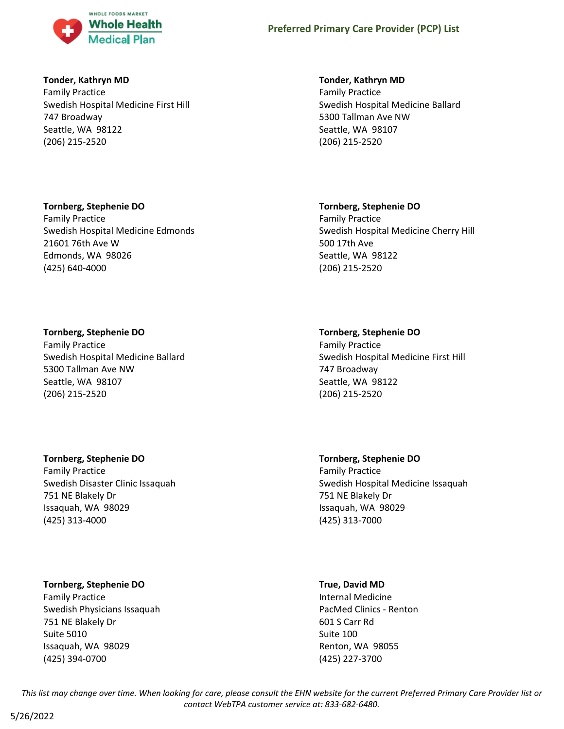**Tonder, Kathryn MD**
Family Practice
Swedish Hospital Medicine First Hill
747 Broadway
Seattle, WA 98122
(206) 215-2520

**Tonder, Kathryn MD**
Family Practice
Swedish Hospital Medicine Ballard
5300 Tallman Ave NW
Seattle, WA 98107
(206) 215-2520

**Tornberg, Stephenie DO**
Family Practice
Swedish Hospital Medicine Edmonds
21601 76th Ave W
Edmonds, WA 98026
(425) 640-4000

**Tornberg, Stephenie DO**
Family Practice
Swedish Hospital Medicine Cherry Hill
500 17th Ave
Seattle, WA 98122
(206) 215-2520

**Tornberg, Stephenie DO**
Family Practice
Swedish Hospital Medicine Ballard
5300 Tallman Ave NW
Seattle, WA 98107
(206) 215-2520

**Tornberg, Stephenie DO**
Family Practice
Swedish Hospital Medicine First Hill
747 Broadway
Seattle, WA 98122
(206) 215-2520

**Tornberg, Stephenie DO**
Family Practice
Swedish Disaster Clinic Issaquah
751 NE Blakely Dr
Issaquah, WA 98029
(425) 313-4000

**Tornberg, Stephenie DO**
Family Practice
Swedish Hospital Medicine Issaquah
751 NE Blakely Dr
Issaquah, WA 98029
(425) 313-7000

**Tornberg, Stephenie DO**
Family Practice
Swedish Physicians Issaquah
751 NE Blakely Dr
Suite 5010
Issaquah, WA 98029
(425) 394-0700

**True, David MD**
Internal Medicine
PacMed Clinics - Renton
601 S Carr Rd
Suite 100
Renton, WA 98055
(425) 227-3700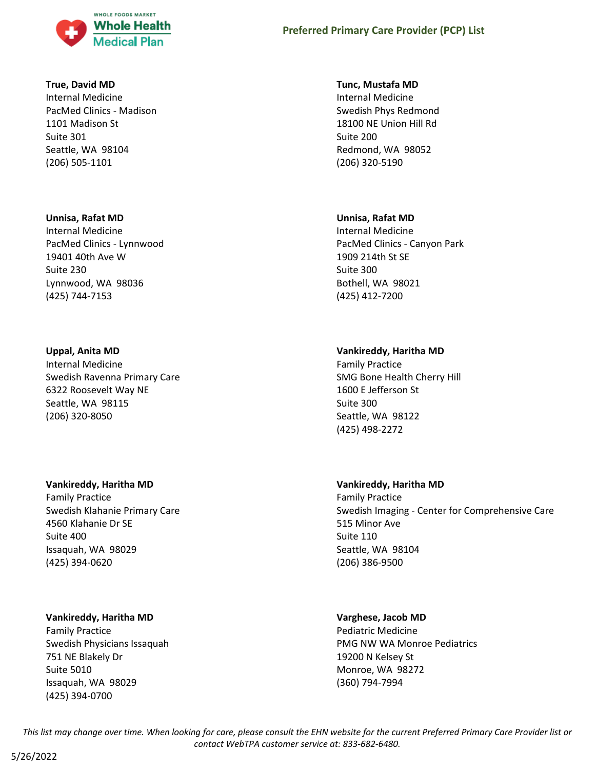**True, David MD**
Internal Medicine
PacMed Clinics - Madison
1101 Madison St
Suite 301
Seattle, WA 98104
(206) 505-1101

**Tunc, Mustafa MD**
Internal Medicine
Swedish Phys Redmond
18100 NE Union Hill Rd
Suite 200
Redmond, WA 98052
(206) 320-5190

**Unnisa, Rafat MD**
Internal Medicine
PacMed Clinics - Lynnwood
19401 40th Ave W
Suite 230
Lynnwood, WA 98036
(425) 744-7153

**Unnisa, Rafat MD**
Internal Medicine
PacMed Clinics - Canyon Park
1909 214th St SE
Suite 300
Bothell, WA 98021
(425) 412-7200

**Uppal, Anita MD**
Internal Medicine
Swedish Ravenna Primary Care
6322 Roosevelt Way NE
Seattle, WA 98115
(206) 320-8050

**Vankireddy, Haritha MD**
Family Practice
SMG Bone Health Cherry Hill
1600 E Jefferson St
Suite 300
Seattle, WA 98122
(425) 498-2272

**Vankireddy, Haritha MD**
Family Practice
Swedish Klahanie Primary Care
4560 Klahanie Dr SE
Suite 400
Issaquah, WA 98029
(425) 394-0620

**Vankireddy, Haritha MD**
Family Practice
Swedish Imaging - Center for Comprehensive Care
515 Minor Ave
Suite 110
Seattle, WA 98104
(206) 386-9500

**Vankireddy, Haritha MD**
Family Practice
Swedish Physicians Issaquah
751 NE Blakely Dr
Suite 5010
Issaquah, WA 98029
(425) 394-0700

**Varghese, Jacob MD**
Pediatric Medicine
PMG NW WA Monroe Pediatrics
19200 N Kelsey St
Monroe, WA 98272
(360) 794-7994

*This list may change over time. When looking for care, please consult the EHN website for the current Preferred Primary Care Provider list or contact WebTPA customer service at: 833-682-6480.*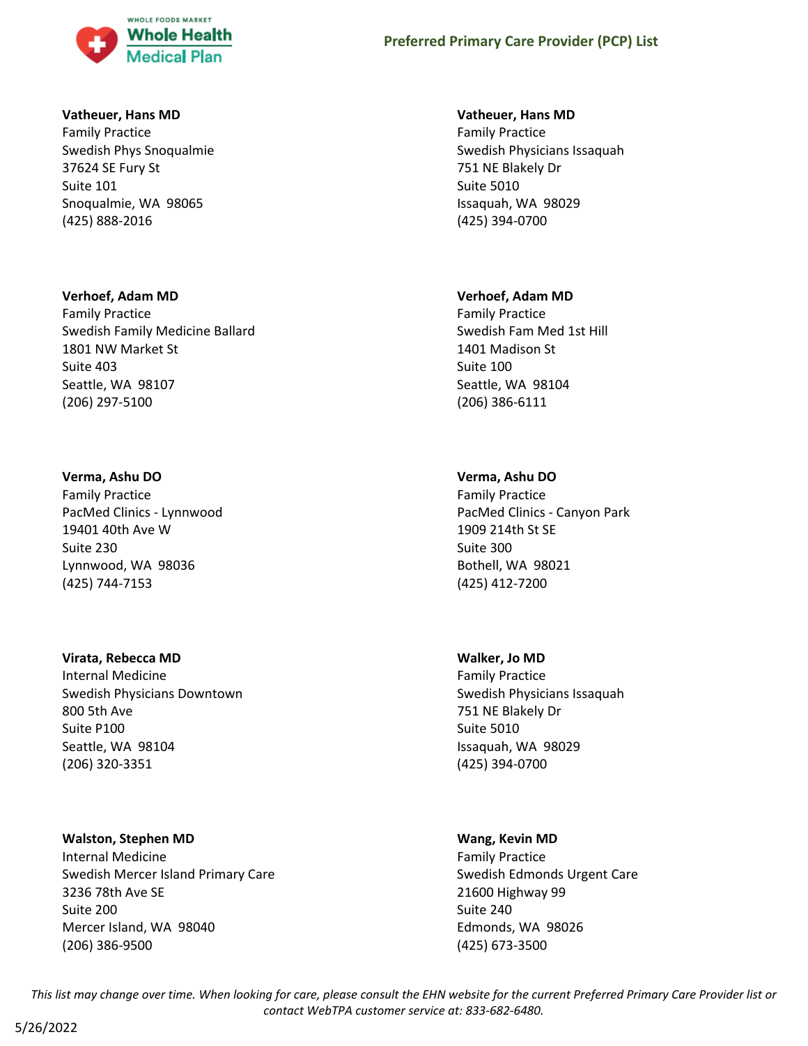**Vatheuer, Hans MD**
Family Practice
Swedish Phys Snoqualmie
37624 SE Fury St
Suite 101
Snoqualmie, WA 98065
(425) 888-2016

**Vatheuer, Hans MD**
Family Practice
Swedish Physicians Issaquah
751 NE Blakely Dr
Suite 5010
Issaquah, WA 98029
(425) 394-0700

**Verhoef, Adam MD**
Family Practice
Swedish Family Medicine Ballard
1801 NW Market St
Suite 403
Seattle, WA 98107
(206) 297-5100

**Verhoef, Adam MD**
Family Practice
Swedish Fam Med 1st Hill
1401 Madison St
Suite 100
Seattle, WA 98104
(206) 386-6111

**Verma, Ashu DO**
Family Practice
PacMed Clinics - Lynnwood
19401 40th Ave W
Suite 230
Lynnwood, WA 98036
(425) 744-7153

**Verma, Ashu DO**
Family Practice
PacMed Clinics - Canyon Park
1909 214th St SE
Suite 300
Bothell, WA 98021
(425) 412-7200

**Virata, Rebecca MD**
Internal Medicine
Swedish Physicians Downtown
800 5th Ave
Suite P100
Seattle, WA 98104
(206) 320-3351

**Walker, Jo MD**
Family Practice
Swedish Physicians Issaquah
751 NE Blakely Dr
Suite 5010
Issaquah, WA 98029
(425) 394-0700

**Walston, Stephen MD**
Internal Medicine
Swedish Mercer Island Primary Care
3236 78th Ave SE
Suite 200
Mercer Island, WA 98040
(206) 386-9500

**Wang, Kevin MD**
Family Practice
Swedish Edmonds Urgent Care
21600 Highway 99
Suite 240
Edmonds, WA 98026
(425) 673-3500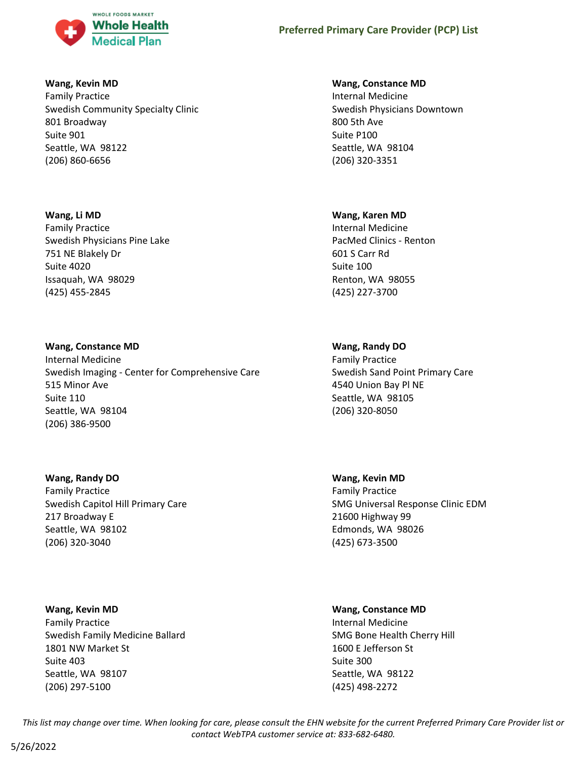**Wang, Kevin MD**
Family Practice
Swedish Community Specialty Clinic
801 Broadway
Suite 901
Seattle, WA 98122
(206) 860-6656

**Wang, Li MD**
Family Practice
Swedish Physicians Pine Lake
751 NE Blakely Dr
Suite 4020
Issaquah, WA 98029
(425) 455-2845

**Wang, Constance MD**
Internal Medicine
Swedish Imaging - Center for Comprehensive Care
515 Minor Ave
Suite 110
Seattle, WA 98104
(206) 386-9500

**Wang, Randy DO**
Family Practice
Swedish Capitol Hill Primary Care
217 Broadway E
Seattle, WA 98102
(206) 320-3040

**Wang, Kevin MD**
Family Practice
Swedish Family Medicine Ballard
1801 NW Market St
Suite 403
Seattle, WA 98107
(206) 297-5100

**Wang, Constance MD**
Internal Medicine
Swedish Physicians Downtown
800 5th Ave
Suite P100
Seattle, WA 98104
(206) 320-3351

**Wang, Karen MD**
Internal Medicine
PacMed Clinics - Renton
601 S Carr Rd
Suite 100
Renton, WA 98055
(425) 227-3700

**Wang, Randy DO**
Family Practice
Swedish Sand Point Primary Care
4540 Union Bay Pl NE
Seattle, WA 98105
(206) 320-8050

**Wang, Kevin MD**
Family Practice
SMG Universal Response Clinic EDM
21600 Highway 99
Edmonds, WA 98026
(425) 673-3500

**Wang, Constance MD**
Internal Medicine
SMG Bone Health Cherry Hill
1600 E Jefferson St
Suite 300
Seattle, WA 98122
(425) 498-2272

*This list may change over time. When looking for care, please consult the EHN website for the current Preferred Primary Care Provider list or contact WebTPA customer service at: 833-682-6480.*

5/26/2022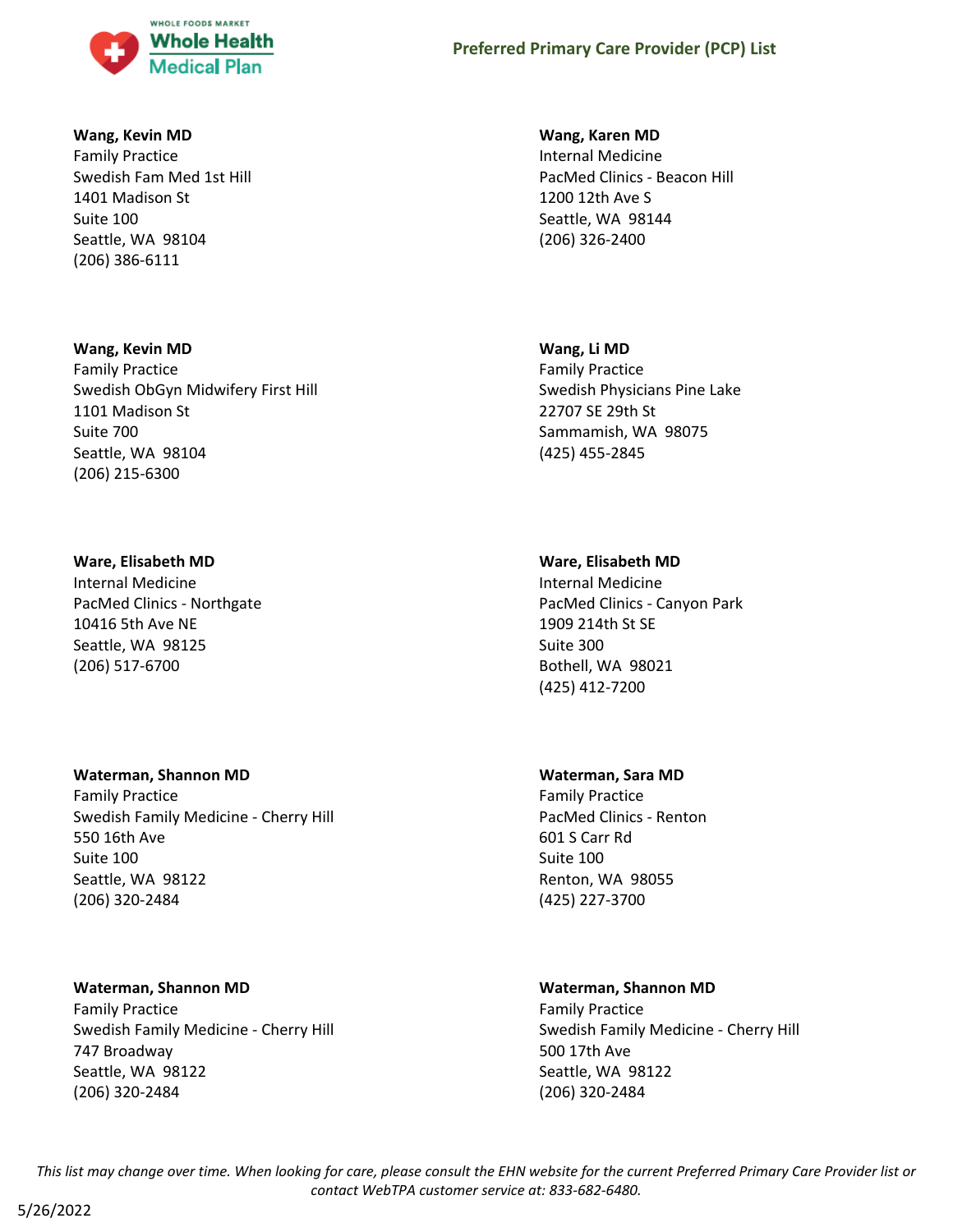**Wang, Kevin MD**
Family Practice
Swedish Fam Med 1st Hill
1401 Madison St
Suite 100
Seattle, WA 98104
(206) 386-6111

**Wang, Karen MD**
Internal Medicine
PacMed Clinics - Beacon Hill
1200 12th Ave S
Seattle, WA 98144
(206) 326-2400

**Wang, Kevin MD**
Family Practice
Swedish ObGyn Midwifery First Hill
1101 Madison St
Suite 700
Seattle, WA 98104
(206) 215-6300

**Wang, Li MD**
Family Practice
Swedish Physicians Pine Lake
22707 SE 29th St
Sammamish, WA 98075
(425) 455-2845

**Ware, Elisabeth MD**
Internal Medicine
PacMed Clinics - Northgate
10416 5th Ave NE
Seattle, WA 98125
(206) 517-6700

**Ware, Elisabeth MD**
Internal Medicine
PacMed Clinics - Canyon Park
1909 214th St SE
Suite 300
Bothell, WA 98021
(425) 412-7200

**Waterman, Shannon MD**
Family Practice
Swedish Family Medicine - Cherry Hill
550 16th Ave
Suite 100
Seattle, WA 98122
(206) 320-2484

**Waterman, Sara MD**
Family Practice
PacMed Clinics - Renton
601 S Carr Rd
Suite 100
Renton, WA 98055
(425) 227-3700

**Waterman, Shannon MD**
Family Practice
Swedish Family Medicine - Cherry Hill
747 Broadway
Seattle, WA 98122
(206) 320-2484

**Waterman, Shannon MD**
Family Practice
Swedish Family Medicine - Cherry Hill
500 17th Ave
Seattle, WA 98122
(206) 320-2484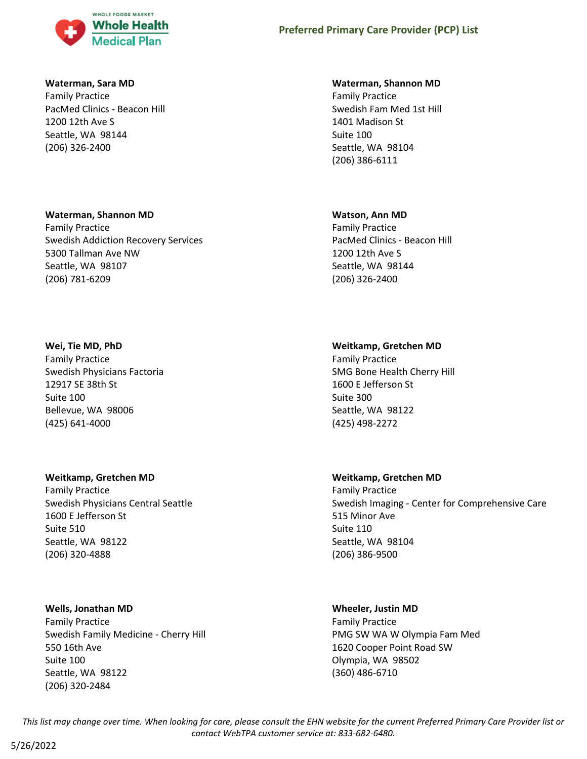**Waterman, Sara MD**
Family Practice
PacMed Clinics - Beacon Hill
1200 12th Ave S
Seattle, WA 98144
(206) 326-2400

**Waterman, Shannon MD**
Family Practice
Swedish Fam Med 1st Hill
1401 Madison St
Suite 100
Seattle, WA 98104
(206) 386-6111

**Waterman, Shannon MD**
Family Practice
Swedish Addiction Recovery Services
5300 Tallman Ave NW
Seattle, WA 98107
(206) 781-6209

**Watson, Ann MD**
Family Practice
PacMed Clinics - Beacon Hill
1200 12th Ave S
Seattle, WA 98144
(206) 326-2400

**Wei, Tie MD, PhD**
Family Practice
Swedish Physicians Factoria
12917 SE 38th St
Suite 100
Bellevue, WA 98006
(425) 641-4000

**Weitkamp, Gretchen MD**
Family Practice
SMG Bone Health Cherry Hill
1600 E Jefferson St
Suite 300
Seattle, WA 98122
(425) 498-2272

**Weitkamp, Gretchen MD**
Family Practice
Swedish Physicians Central Seattle
1600 E Jefferson St
Suite 510
Seattle, WA 98122
(206) 320-4888

**Weitkamp, Gretchen MD**
Family Practice
Swedish Imaging - Center for Comprehensive Care
515 Minor Ave
Suite 110
Seattle, WA 98104
(206) 386-9500

**Wells, Jonathan MD**
Family Practice
Swedish Family Medicine - Cherry Hill
550 16th Ave
Suite 100
Seattle, WA 98122
(206) 320-2484

**Wheeler, Justin MD**
Family Practice
PMG SW WA W Olympia Fam Med
1620 Cooper Point Road SW
Olympia, WA 98502
(360) 486-6710

*This list may change over time. When looking for care, please consult the EHN website for the current Preferred Primary Care Provider list or contact WebTPA customer service at: 833-682-6480.*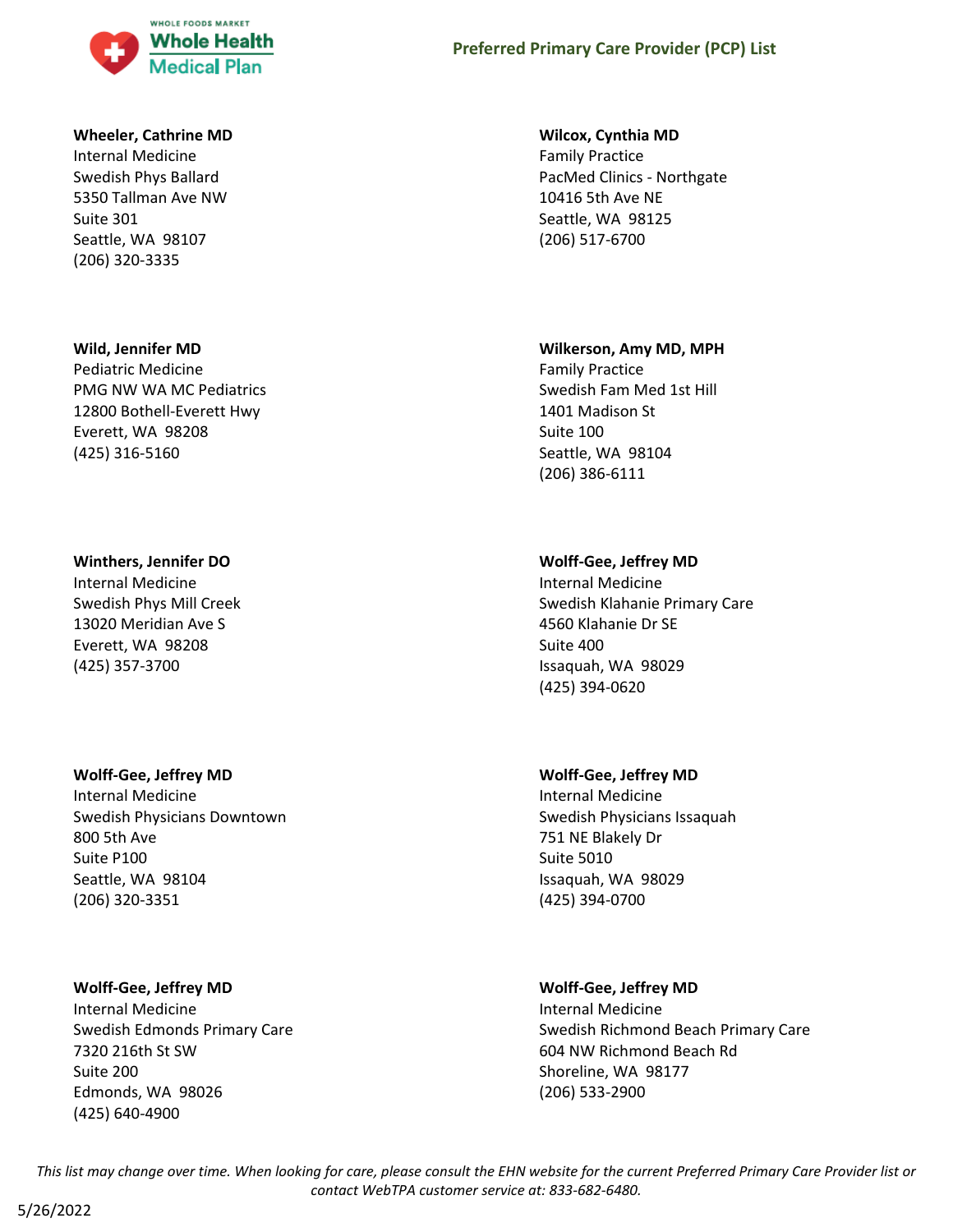**Wheeler, Cathrine MD**
Internal Medicine
Swedish Phys Ballard
5350 Tallman Ave NW
Suite 301
Seattle, WA 98107
(206) 320-3335

**Wild, Jennifer MD**
Pediatric Medicine
PMG NW WA MC Pediatrics
12800 Bothell-Everett Hwy
Everett, WA 98208
(425) 316-5160

**Winthers, Jennifer DO**
Internal Medicine
Swedish Phys Mill Creek
13020 Meridian Ave S
Everett, WA 98208
(425) 357-3700

**Wolff-Gee, Jeffrey MD**
Internal Medicine
Swedish Physicians Downtown
800 5th Ave
Suite P100
Seattle, WA 98104
(206) 320-3351

**Wolff-Gee, Jeffrey MD**
Internal Medicine
Swedish Edmonds Primary Care
7320 216th St SW
Suite 200
Edmonds, WA 98026
(425) 640-4900

**Wilcox, Cynthia MD**
Family Practice
PacMed Clinics - Northgate
10416 5th Ave NE
Seattle, WA 98125
(206) 517-6700

**Wilkerson, Amy MD, MPH**
Family Practice
Swedish Fam Med 1st Hill
1401 Madison St
Suite 100
Seattle, WA 98104
(206) 386-6111

**Wolff-Gee, Jeffrey MD**
Internal Medicine
Swedish Klahanie Primary Care
4560 Klahanie Dr SE
Suite 400
Issaquah, WA 98029
(425) 394-0620

**Wolff-Gee, Jeffrey MD**
Internal Medicine
Swedish Physicians Issaquah
751 NE Blakely Dr
Suite 5010
Issaquah, WA 98029
(425) 394-0700

**Wolff-Gee, Jeffrey MD**
Internal Medicine
Swedish Richmond Beach Primary Care
604 NW Richmond Beach Rd
Shoreline, WA 98177
(206) 533-2900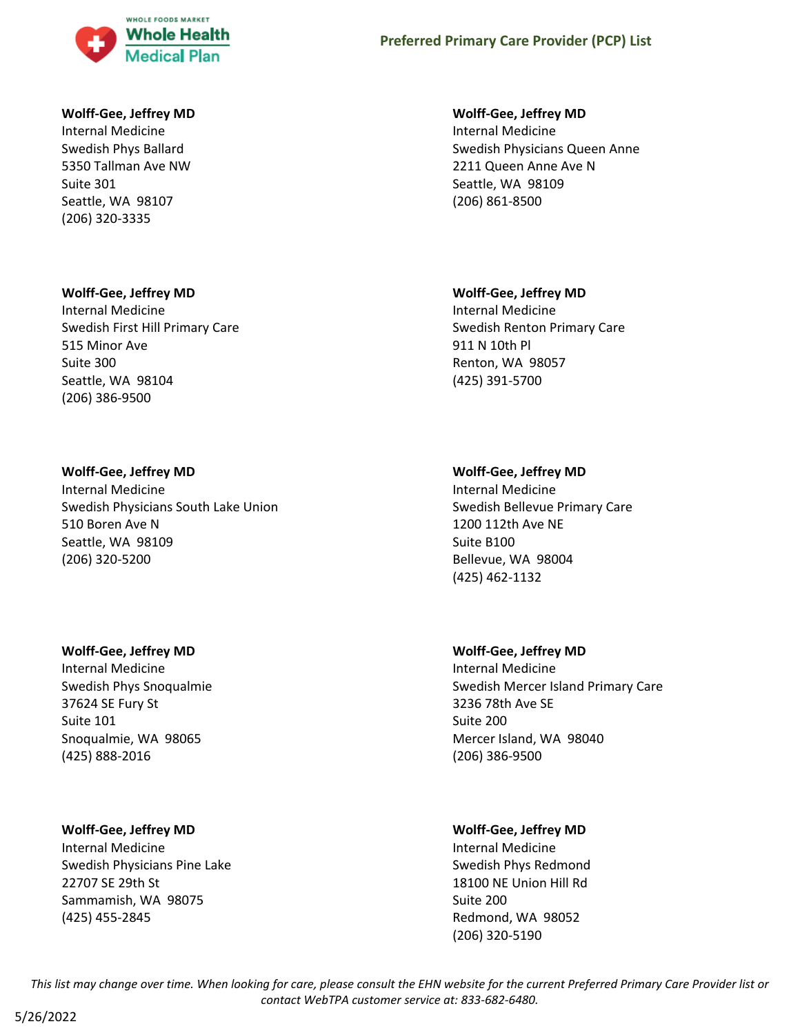**Wolff-Gee, Jeffrey MD**
Internal Medicine
Swedish Phys Ballard
5350 Tallman Ave NW
Suite 301
Seattle, WA 98107
(206) 320-3335

**Wolff-Gee, Jeffrey MD**
Internal Medicine
Swedish First Hill Primary Care
515 Minor Ave
Suite 300
Seattle, WA 98104
(206) 386-9500

**Wolff-Gee, Jeffrey MD**
Internal Medicine
Swedish Physicians South Lake Union
510 Boren Ave N
Seattle, WA 98109
(206) 320-5200

**Wolff-Gee, Jeffrey MD**
Internal Medicine
Swedish Phys Snoqualmie
37624 SE Fury St
Suite 101
Snoqualmie, WA 98065
(425) 888-2016

**Wolff-Gee, Jeffrey MD**
Internal Medicine
Swedish Physicians Pine Lake
22707 SE 29th St
Sammamish, WA 98075
(425) 455-2845

**Wolff-Gee, Jeffrey MD**
Internal Medicine
Swedish Physicians Queen Anne
2211 Queen Anne Ave N
Seattle, WA 98109
(206) 861-8500

**Wolff-Gee, Jeffrey MD**
Internal Medicine
Swedish Renton Primary Care
911 N 10th Pl
Renton, WA 98057
(425) 391-5700

**Wolff-Gee, Jeffrey MD**
Internal Medicine
Swedish Bellevue Primary Care
1200 112th Ave NE
Suite B100
Bellevue, WA 98004
(425) 462-1132

**Wolff-Gee, Jeffrey MD**
Internal Medicine
Swedish Mercer Island Primary Care
3236 78th Ave SE
Suite 200
Mercer Island, WA 98040
(206) 386-9500

**Wolff-Gee, Jeffrey MD**
Internal Medicine
Swedish Phys Redmond
18100 NE Union Hill Rd
Suite 200
Redmond, WA 98052
(206) 320-5190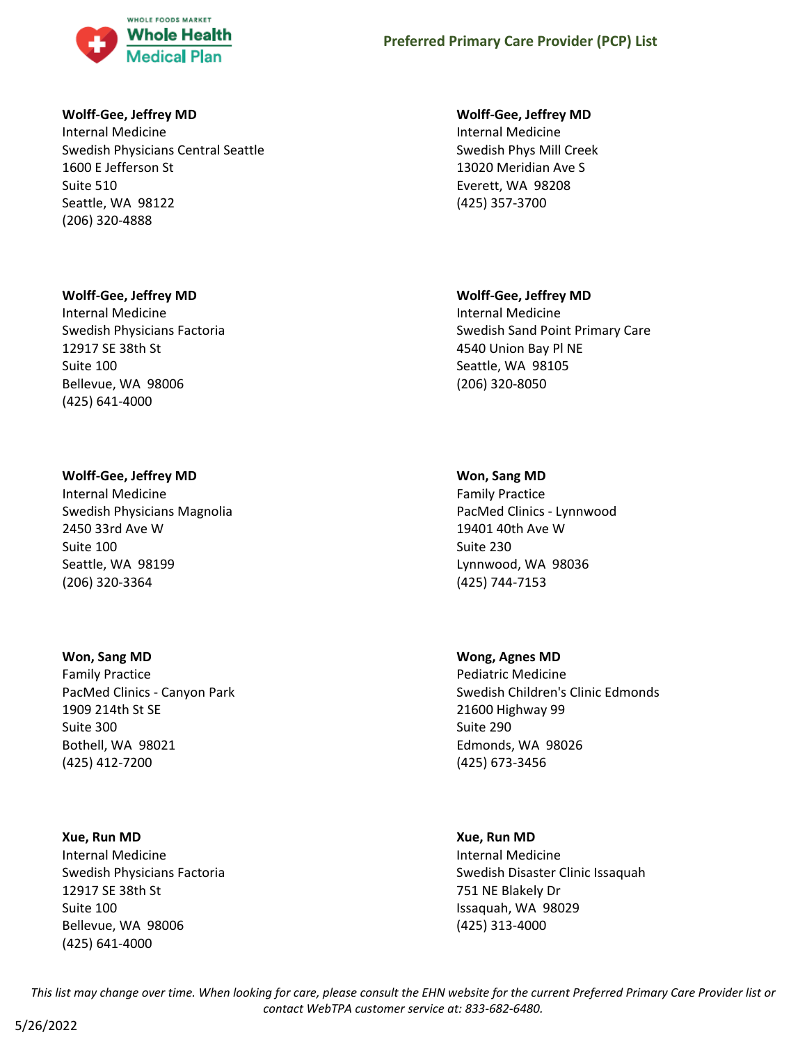**Wolff-Gee, Jeffrey MD**
Internal Medicine
Swedish Physicians Central Seattle
1600 E Jefferson St
Suite 510
Seattle, WA 98122
(206) 320-4888

**Wolff-Gee, Jeffrey MD**
Internal Medicine
Swedish Phys Mill Creek
13020 Meridian Ave S
Everett, WA 98208
(425) 357-3700

**Wolff-Gee, Jeffrey MD**
Internal Medicine
Swedish Physicians Factoria
12917 SE 38th St
Suite 100
Bellevue, WA 98006
(425) 641-4000

**Wolff-Gee, Jeffrey MD**
Internal Medicine
Swedish Sand Point Primary Care
4540 Union Bay Pl NE
Seattle, WA 98105
(206) 320-8050

**Wolff-Gee, Jeffrey MD**
Internal Medicine
Swedish Physicians Magnolia
2450 33rd Ave W
Suite 100
Seattle, WA 98199
(206) 320-3364

**Won, Sang MD**
Family Practice
PacMed Clinics - Lynnwood
19401 40th Ave W
Suite 230
Lynnwood, WA 98036
(425) 744-7153

**Won, Sang MD**
Family Practice
PacMed Clinics - Canyon Park
1909 214th St SE
Suite 300
Bothell, WA 98021
(425) 412-7200

**Wong, Agnes MD**
Pediatric Medicine
Swedish Children's Clinic Edmonds
21600 Highway 99
Suite 290
Edmonds, WA 98026
(425) 673-3456

**Xue, Run MD**
Internal Medicine
Swedish Physicians Factoria
12917 SE 38th St
Suite 100
Bellevue, WA 98006
(425) 641-4000

**Xue, Run MD**
Internal Medicine
Swedish Disaster Clinic Issaquah
751 NE Blakely Dr
Issaquah, WA 98029
(425) 313-4000

*This list may change over time. When looking for care, please consult the EHN website for the current Preferred Primary Care Provider list or contact WebTPA customer service at: 833-682-6480.*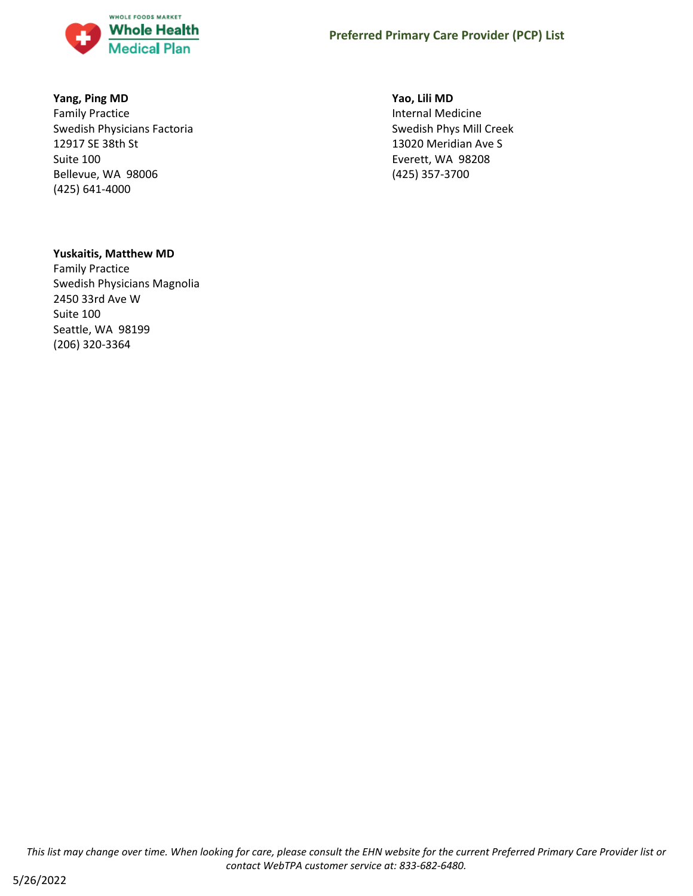**Yang, Ping MD**
Family Practice
Swedish Physicians Factoria
12917 SE 38th St
Suite 100
Bellevue, WA 98006
(425) 641-4000

**Yao, Lili MD**
Internal Medicine
Swedish Phys Mill Creek
13020 Meridian Ave S
Everett, WA 98208
(425) 357-3700

**Yuskaitis, Matthew MD**
Family Practice
Swedish Physicians Magnolia
2450 33rd Ave W
Suite 100
Seattle, WA 98199
(206) 320-3364

*This list may change over time. When looking for care, please consult the EHN website for the current Preferred Primary Care Provider list or contact WebTPA customer service at: 833-682-6480.*

5/26/2022